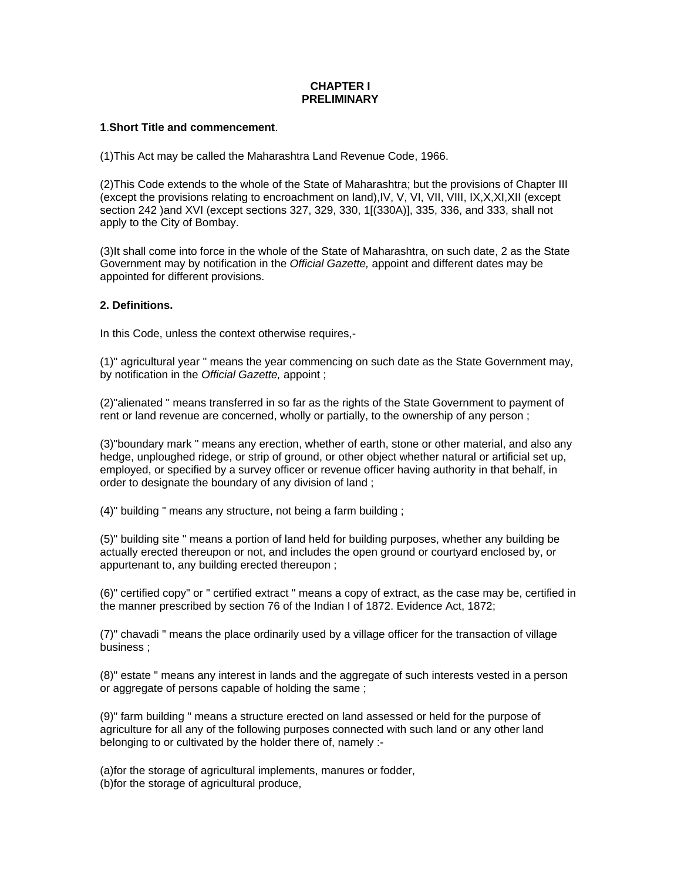# CHAPTER I
# PRELIMINARY

**1**.**Short Title and commencement**.

(1)This Act may be called the Maharashtra Land Revenue Code, 1966.

(2)This Code extends to the whole of the State of Maharashtra; but the provisions of Chapter III (except the provisions relating to encroachment on land),IV, V, VI, VII, VIII, IX,X,XI,XII (except section 242 )and XVI (except sections 327, 329, 330, 1[(330A)], 335, 336, and 333, shall not apply to the City of Bombay.

(3)It shall come into force in the whole of the State of Maharashtra, on such date, 2 as the State Government may by notification in the *Official Gazette,* appoint and different dates may be appointed for different provisions.

**2. Definitions.**

In this Code, unless the context otherwise requires,-

(1)" agricultural year " means the year commencing on such date as the State Government may, by notification in the *Official Gazette,* appoint ;

(2)"alienated " means transferred in so far as the rights of the State Government to payment of rent or land revenue are concerned, wholly or partially, to the ownership of any person ;

(3)"boundary mark " means any erection, whether of earth, stone or other material, and also any hedge, unploughed ridege, or strip of ground, or other object whether natural or artificial set up, employed, or specified by a survey officer or revenue officer having authority in that behalf, in order to designate the boundary of any division of land ;

(4)" building " means any structure, not being a farm building ;

(5)" building site " means a portion of land held for building purposes, whether any building be actually erected thereupon or not, and includes the open ground or courtyard enclosed by, or appurtenant to, any building erected thereupon ;

(6)" certified copy" or " certified extract " means a copy of extract, as the case may be, certified in the manner prescribed by section 76 of the Indian I of 1872. Evidence Act, 1872;

(7)" chavadi " means the place ordinarily used by a village officer for the transaction of village business ;

(8)" estate " means any interest in lands and the aggregate of such interests vested in a person or aggregate of persons capable of holding the same ;

(9)" farm building " means a structure erected on land assessed or held for the purpose of agriculture for all any of the following purposes connected with such land or any other land belonging to or cultivated by the holder there of, namely :-

(a)for the storage of agricultural implements, manures or fodder,
(b)for the storage of agricultural produce,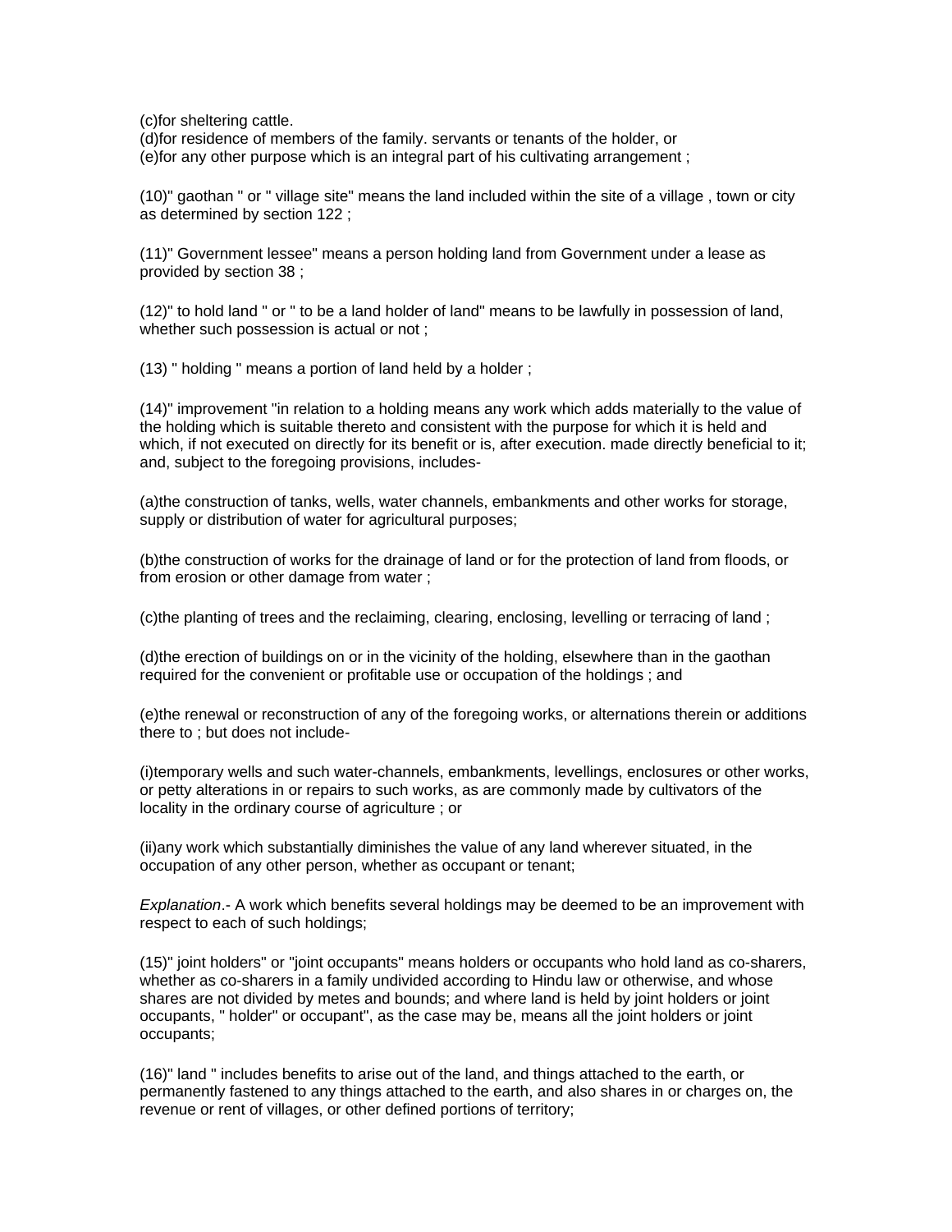(c)for sheltering cattle.
(d)for residence of members of the family. servants or tenants of the holder, or
(e)for any other purpose which is an integral part of his cultivating arrangement ;

(10)" gaothan " or " village site" means the land included within the site of a village , town or city as determined by section 122 ;

(11)" Government lessee" means a person holding land from Government under a lease as provided by section 38 ;

(12)" to hold land " or " to be a land holder of land" means to be lawfully in possession of land, whether such possession is actual or not ;

(13) " holding " means a portion of land held by a holder ;

(14)" improvement "in relation to a holding means any work which adds materially to the value of the holding which is suitable thereto and consistent with the purpose for which it is held and which, if not executed on directly for its benefit or is, after execution. made directly beneficial to it; and, subject to the foregoing provisions, includes-

(a)the construction of tanks, wells, water channels, embankments and other works for storage, supply or distribution of water for agricultural purposes;

(b)the construction of works for the drainage of land or for the protection of land from floods, or from erosion or other damage from water ;

(c)the planting of trees and the reclaiming, clearing, enclosing, levelling or terracing of land ;

(d)the erection of buildings on or in the vicinity of the holding, elsewhere than in the gaothan required for the convenient or profitable use or occupation of the holdings ; and

(e)the renewal or reconstruction of any of the foregoing works, or alternations therein or additions there to ; but does not include-

(i)temporary wells and such water-channels, embankments, levellings, enclosures or other works, or petty alterations in or repairs to such works, as are commonly made by cultivators of the locality in the ordinary course of agriculture ; or

(ii)any work which substantially diminishes the value of any land wherever situated, in the occupation of any other person, whether as occupant or tenant;

*Explanation*.- A work which benefits several holdings may be deemed to be an improvement with respect to each of such holdings;

(15)" joint holders" or "joint occupants" means holders or occupants who hold land as co-sharers, whether as co-sharers in a family undivided according to Hindu law or otherwise, and whose shares are not divided by metes and bounds; and where land is held by joint holders or joint occupants, " holder" or occupant", as the case may be, means all the joint holders or joint occupants;

(16)" land " includes benefits to arise out of the land, and things attached to the earth, or permanently fastened to any things attached to the earth, and also shares in or charges on, the revenue or rent of villages, or other defined portions of territory;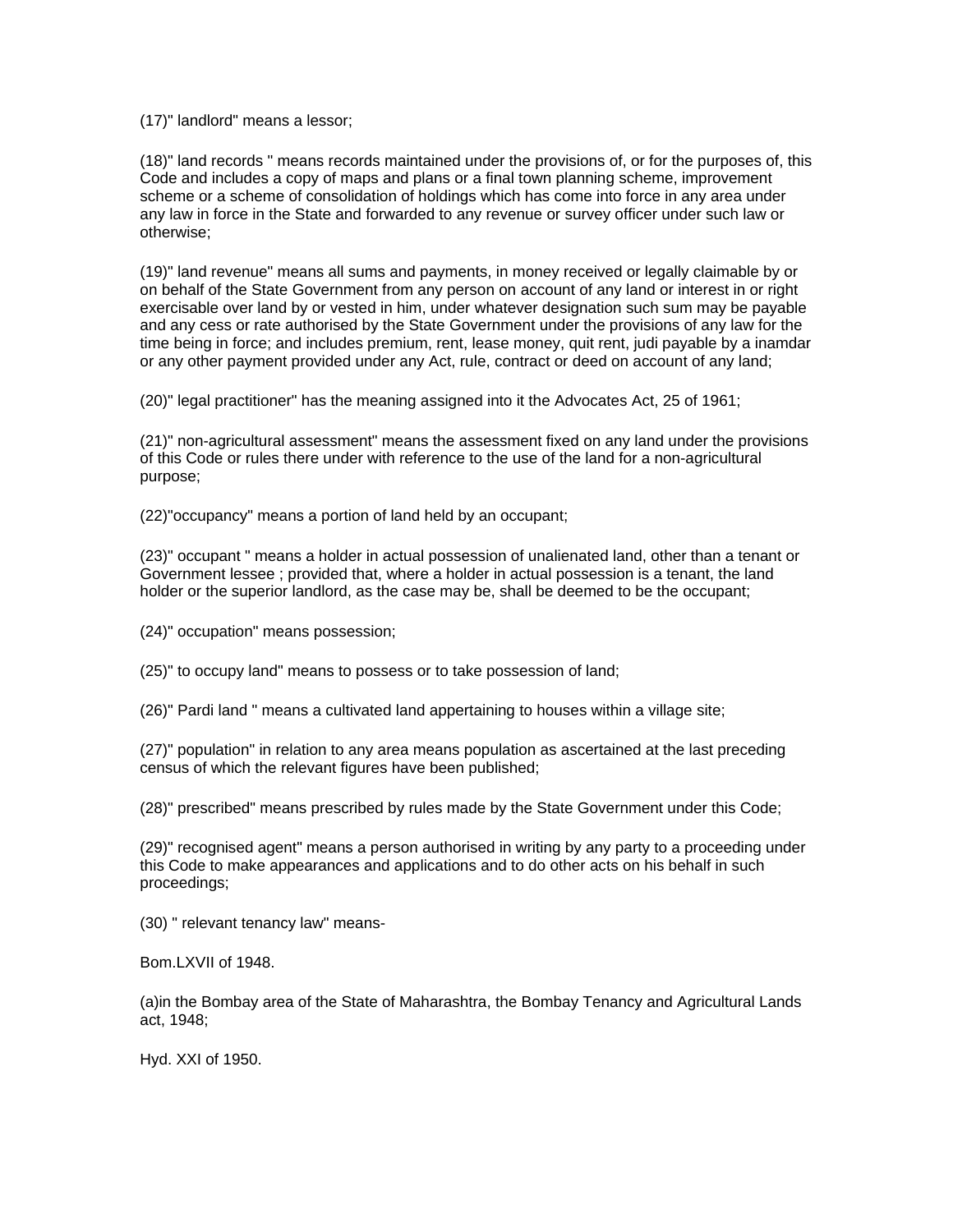(17)" landlord" means a lessor;

(18)" land records " means records maintained under the provisions of, or for the purposes of, this Code and includes a copy of maps and plans or a final town planning scheme, improvement scheme or a scheme of consolidation of holdings which has come into force in any area under any law in force in the State and forwarded to any revenue or survey officer under such law or otherwise;

(19)" land revenue" means all sums and payments, in money received or legally claimable by or on behalf of the State Government from any person on account of any land or interest in or right exercisable over land by or vested in him, under whatever designation such sum may be payable and any cess or rate authorised by the State Government under the provisions of any law for the time being in force; and includes premium, rent, lease money, quit rent, judi payable by a inamdar or any other payment provided under any Act, rule, contract or deed on account of any land;

(20)" legal practitioner" has the meaning assigned into it the Advocates Act, 25 of 1961;

(21)" non-agricultural assessment" means the assessment fixed on any land under the provisions of this Code or rules there under with reference to the use of the land for a non-agricultural purpose;

(22)"occupancy" means a portion of land held by an occupant;

(23)" occupant " means a holder in actual possession of unalienated land, other than a tenant or Government lessee ; provided that, where a holder in actual possession is a tenant, the land holder or the superior landlord, as the case may be, shall be deemed to be the occupant;

(24)" occupation" means possession;

(25)" to occupy land" means to possess or to take possession of land;

(26)" Pardi land " means a cultivated land appertaining to houses within a village site;

(27)" population" in relation to any area means population as ascertained at the last preceding census of which the relevant figures have been published;

(28)" prescribed" means prescribed by rules made by the State Government under this Code;

(29)" recognised agent" means a person authorised in writing by any party to a proceeding under this Code to make appearances and applications and to do other acts on his behalf in such proceedings;

(30) " relevant tenancy law" means-

Bom.LXVII of 1948.

(a)in the Bombay area of the State of Maharashtra, the Bombay Tenancy and Agricultural Lands act, 1948;

Hyd. XXI of 1950.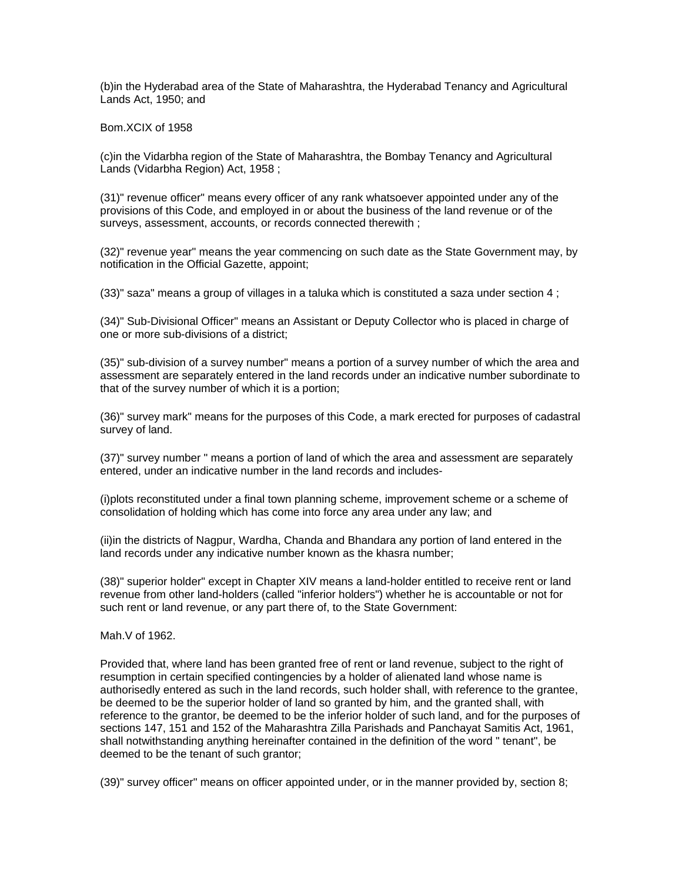(b)in the Hyderabad area of the State of Maharashtra, the Hyderabad Tenancy and Agricultural Lands Act, 1950; and

Bom.XCIX of 1958

(c)in the Vidarbha region of the State of Maharashtra, the Bombay Tenancy and Agricultural Lands (Vidarbha Region) Act, 1958 ;

(31)" revenue officer" means every officer of any rank whatsoever appointed under any of the provisions of this Code, and employed in or about the business of the land revenue or of the surveys, assessment, accounts, or records connected therewith ;

(32)" revenue year" means the year commencing on such date as the State Government may, by notification in the Official Gazette, appoint;

(33)" saza" means a group of villages in a taluka which is constituted a saza under section 4 ;

(34)" Sub-Divisional Officer" means an Assistant or Deputy Collector who is placed in charge of one or more sub-divisions of a district;

(35)" sub-division of a survey number" means a portion of a survey number of which the area and assessment are separately entered in the land records under an indicative number subordinate to that of the survey number of which it is a portion;

(36)" survey mark" means for the purposes of this Code, a mark erected for purposes of cadastral survey of land.

(37)" survey number " means a portion of land of which the area and assessment are separately entered, under an indicative number in the land records and includes-

(i)plots reconstituted under a final town planning scheme, improvement scheme or a scheme of consolidation of holding which has come into force any area under any law; and

(ii)in the districts of Nagpur, Wardha, Chanda and Bhandara any portion of land entered in the land records under any indicative number known as the khasra number;

(38)" superior holder" except in Chapter XIV means a land-holder entitled to receive rent or land revenue from other land-holders (called "inferior holders") whether he is accountable or not for such rent or land revenue, or any part there of, to the State Government:

Mah.V of 1962.

Provided that, where land has been granted free of rent or land revenue, subject to the right of resumption in certain specified contingencies by a holder of alienated land whose name is authorisedly entered as such in the land records, such holder shall, with reference to the grantee, be deemed to be the superior holder of land so granted by him, and the granted shall, with reference to the grantor, be deemed to be the inferior holder of such land, and for the purposes of sections 147, 151 and 152 of the Maharashtra Zilla Parishads and Panchayat Samitis Act, 1961, shall notwithstanding anything hereinafter contained in the definition of the word " tenant", be deemed to be the tenant of such grantor;

(39)" survey officer" means on officer appointed under, or in the manner provided by, section 8;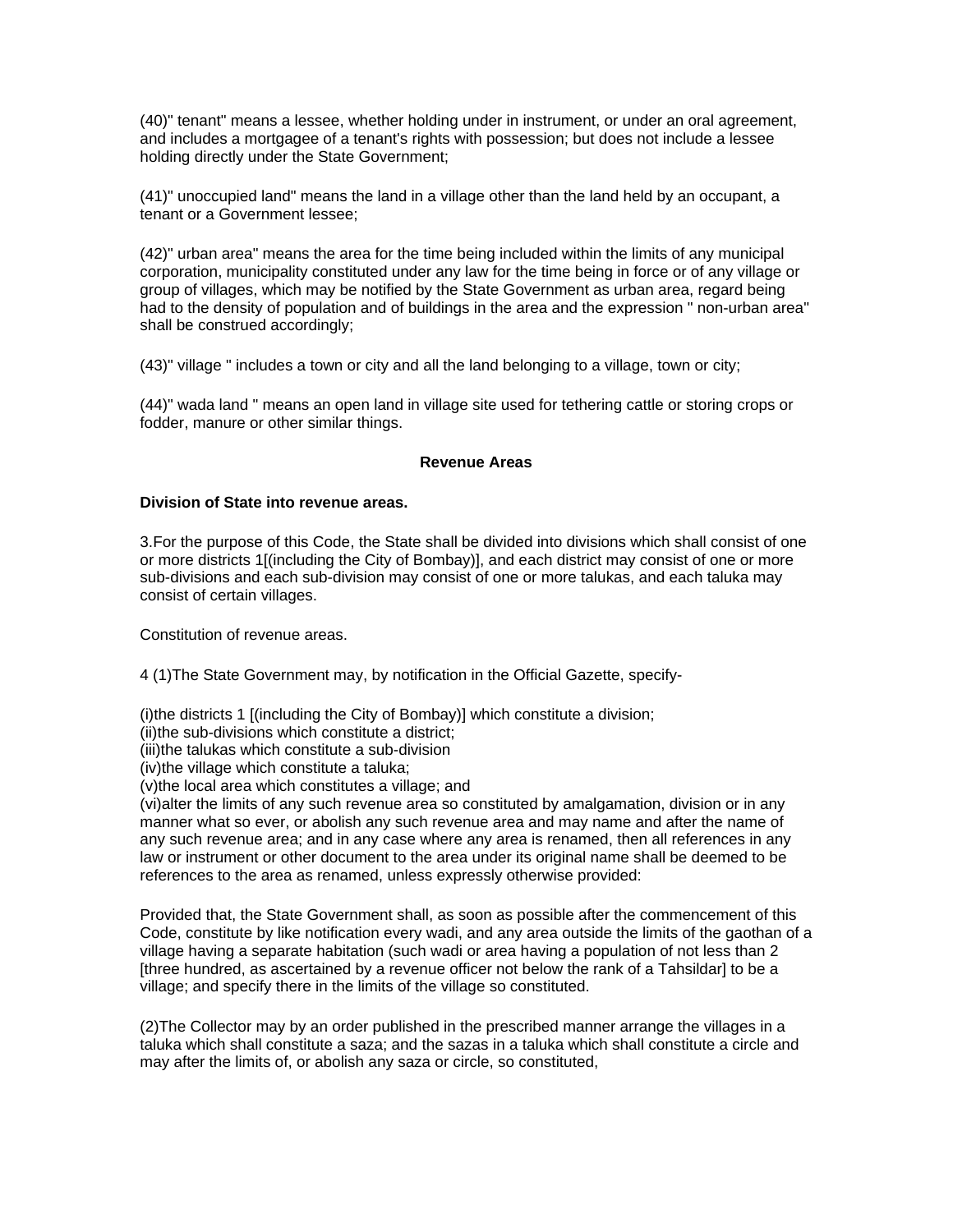(40)" tenant" means a lessee, whether holding under in instrument, or under an oral agreement, and includes a mortgagee of a tenant's rights with possession; but does not include a lessee holding directly under the State Government;

(41)" unoccupied land" means the land in a village other than the land held by an occupant, a tenant or a Government lessee;

(42)" urban area" means the area for the time being included within the limits of any municipal corporation, municipality constituted under any law for the time being in force or of any village or group of villages, which may be notified by the State Government as urban area, regard being had to the density of population and of buildings in the area and the expression " non-urban area" shall be construed accordingly;

(43)" village " includes a town or city and all the land belonging to a village, town or city;

(44)" wada land " means an open land in village site used for tethering cattle or storing crops or fodder, manure or other similar things.

**Revenue Areas**

**Division of State into revenue areas.**

3.For the purpose of this Code, the State shall be divided into divisions which shall consist of one or more districts 1[(including the City of Bombay)], and each district may consist of one or more sub-divisions and each sub-division may consist of one or more talukas, and each taluka may consist of certain villages.

Constitution of revenue areas.

4 (1)The State Government may, by notification in the Official Gazette, specify-

(i)the districts 1 [(including the City of Bombay)] which constitute a division;
(ii)the sub-divisions which constitute a district;
(iii)the talukas which constitute a sub-division
(iv)the village which constitute a taluka;
(v)the local area which constitutes a village; and
(vi)alter the limits of any such revenue area so constituted by amalgamation, division or in any manner what so ever, or abolish any such revenue area and may name and after the name of any such revenue area; and in any case where any area is renamed, then all references in any law or instrument or other document to the area under its original name shall be deemed to be references to the area as renamed, unless expressly otherwise provided:

Provided that, the State Government shall, as soon as possible after the commencement of this Code, constitute by like notification every wadi, and any area outside the limits of the gaothan of a village having a separate habitation (such wadi or area having a population of not less than 2 [three hundred, as ascertained by a revenue officer not below the rank of a Tahsildar] to be a village; and specify there in the limits of the village so constituted.

(2)The Collector may by an order published in the prescribed manner arrange the villages in a taluka which shall constitute a saza; and the sazas in a taluka which shall constitute a circle and may after the limits of, or abolish any saza or circle, so constituted,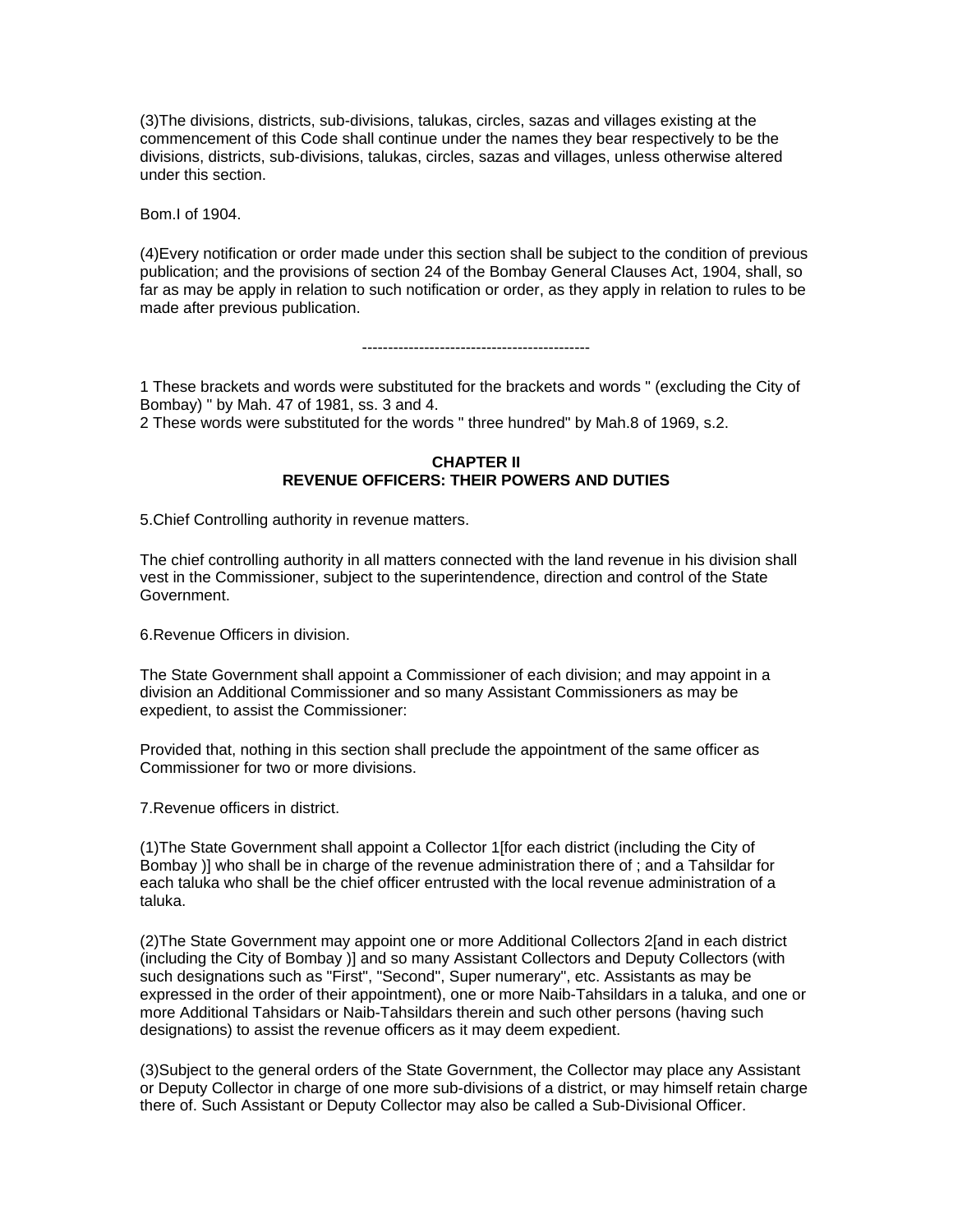(3)The divisions, districts, sub-divisions, talukas, circles, sazas and villages existing at the commencement of this Code shall continue under the names they bear respectively to be the divisions, districts, sub-divisions, talukas, circles, sazas and villages, unless otherwise altered under this section.

Bom.I of 1904.

(4)Every notification or order made under this section shall be subject to the condition of previous publication; and the provisions of section 24 of the Bombay General Clauses Act, 1904, shall, so far as may be apply in relation to such notification or order, as they apply in relation to rules to be made after previous publication.

--------------------------------------------

1 These brackets and words were substituted for the brackets and words " (excluding the City of Bombay) " by Mah. 47 of 1981, ss. 3 and 4.
2 These words were substituted for the words " three hundred" by Mah.8 of 1969, s.2.

## CHAPTER II
## REVENUE OFFICERS: THEIR POWERS AND DUTIES

5.Chief Controlling authority in revenue matters.

The chief controlling authority in all matters connected with the land revenue in his division shall vest in the Commissioner, subject to the superintendence, direction and control of the State Government.

6.Revenue Officers in division.

The State Government shall appoint a Commissioner of each division; and may appoint in a division an Additional Commissioner and so many Assistant Commissioners as may be expedient, to assist the Commissioner:

Provided that, nothing in this section shall preclude the appointment of the same officer as Commissioner for two or more divisions.

7.Revenue officers in district.

(1)The State Government shall appoint a Collector 1[for each district (including the City of Bombay )] who shall be in charge of the revenue administration there of ; and a Tahsildar for each taluka who shall be the chief officer entrusted with the local revenue administration of a taluka.

(2)The State Government may appoint one or more Additional Collectors 2[and in each district (including the City of Bombay )] and so many Assistant Collectors and Deputy Collectors (with such designations such as "First", "Second", Super numerary", etc. Assistants as may be expressed in the order of their appointment), one or more Naib-Tahsildars in a taluka, and one or more Additional Tahsidars or Naib-Tahsildars therein and such other persons (having such designations) to assist the revenue officers as it may deem expedient.

(3)Subject to the general orders of the State Government, the Collector may place any Assistant or Deputy Collector in charge of one more sub-divisions of a district, or may himself retain charge there of. Such Assistant or Deputy Collector may also be called a Sub-Divisional Officer.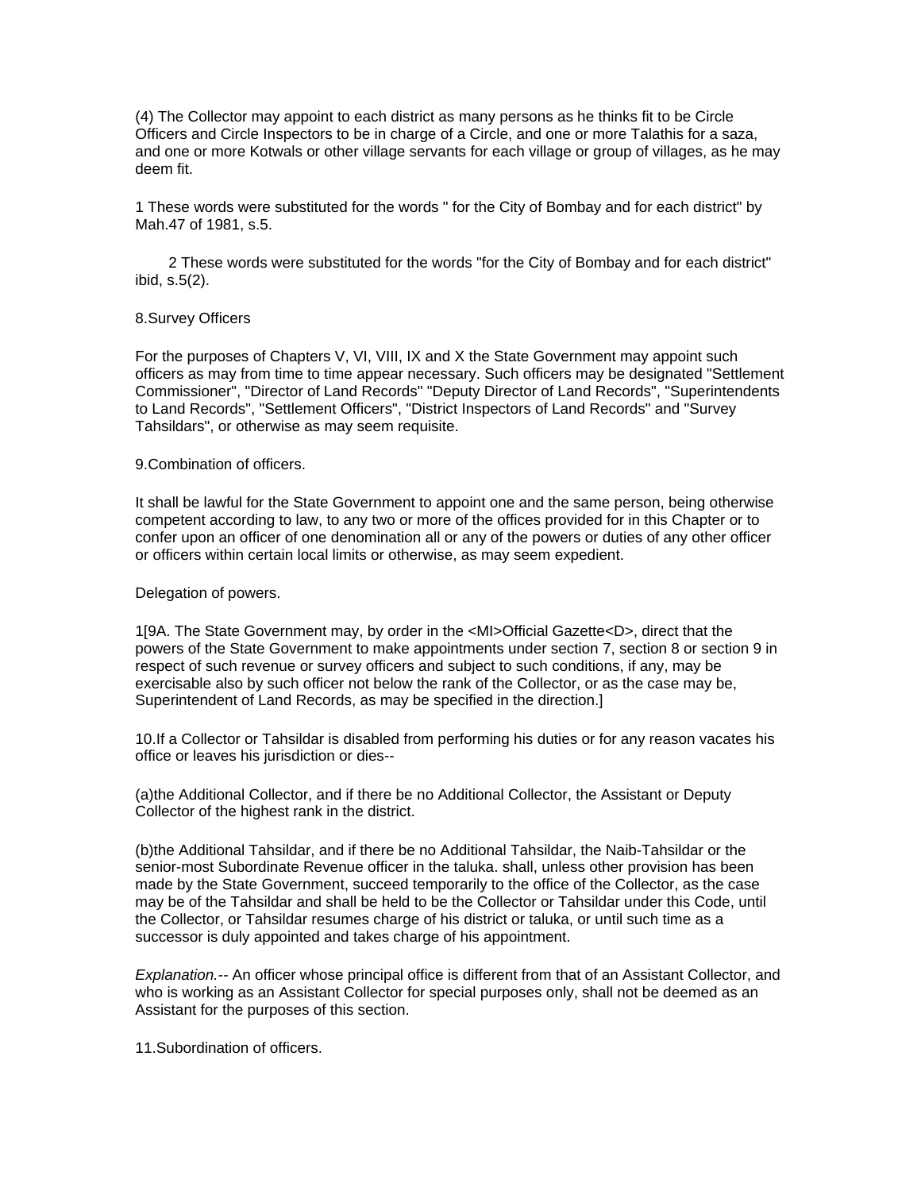(4) The Collector may appoint to each district as many persons as he thinks fit to be Circle Officers and Circle Inspectors to be in charge of a Circle, and one or more Talathis for a saza, and one or more Kotwals or other village servants for each village or group of villages, as he may deem fit.

1 These words were substituted for the words " for the City of Bombay and for each district" by Mah.47 of 1981, s.5.

2 These words were substituted for the words "for the City of Bombay and for each district" ibid, s.5(2).

8.Survey Officers

For the purposes of Chapters V, VI, VIII, IX and X the State Government may appoint such officers as may from time to time appear necessary. Such officers may be designated "Settlement Commissioner", "Director of Land Records" "Deputy Director of Land Records", "Superintendents to Land Records", "Settlement Officers", "District Inspectors of Land Records" and "Survey Tahsildars", or otherwise as may seem requisite.

9.Combination of officers.

It shall be lawful for the State Government to appoint one and the same person, being otherwise competent according to law, to any two or more of the offices provided for in this Chapter or to confer upon an officer of one denomination all or any of the powers or duties of any other officer or officers within certain local limits or otherwise, as may seem expedient.

Delegation of powers.

1[9A. The State Government may, by order in the <MI>Official Gazette<D>, direct that the powers of the State Government to make appointments under section 7, section 8 or section 9 in respect of such revenue or survey officers and subject to such conditions, if any, may be exercisable also by such officer not below the rank of the Collector, or as the case may be, Superintendent of Land Records, as may be specified in the direction.]

10.If a Collector or Tahsildar is disabled from performing his duties or for any reason vacates his office or leaves his jurisdiction or dies--

(a)the Additional Collector, and if there be no Additional Collector, the Assistant or Deputy Collector of the highest rank in the district.

(b)the Additional Tahsildar, and if there be no Additional Tahsildar, the Naib-Tahsildar or the senior-most Subordinate Revenue officer in the taluka. shall, unless other provision has been made by the State Government, succeed temporarily to the office of the Collector, as the case may be of the Tahsildar and shall be held to be the Collector or Tahsildar under this Code, until the Collector, or Tahsildar resumes charge of his district or taluka, or until such time as a successor is duly appointed and takes charge of his appointment.

*Explanation.*-- An officer whose principal office is different from that of an Assistant Collector, and who is working as an Assistant Collector for special purposes only, shall not be deemed as an Assistant for the purposes of this section.

11.Subordination of officers.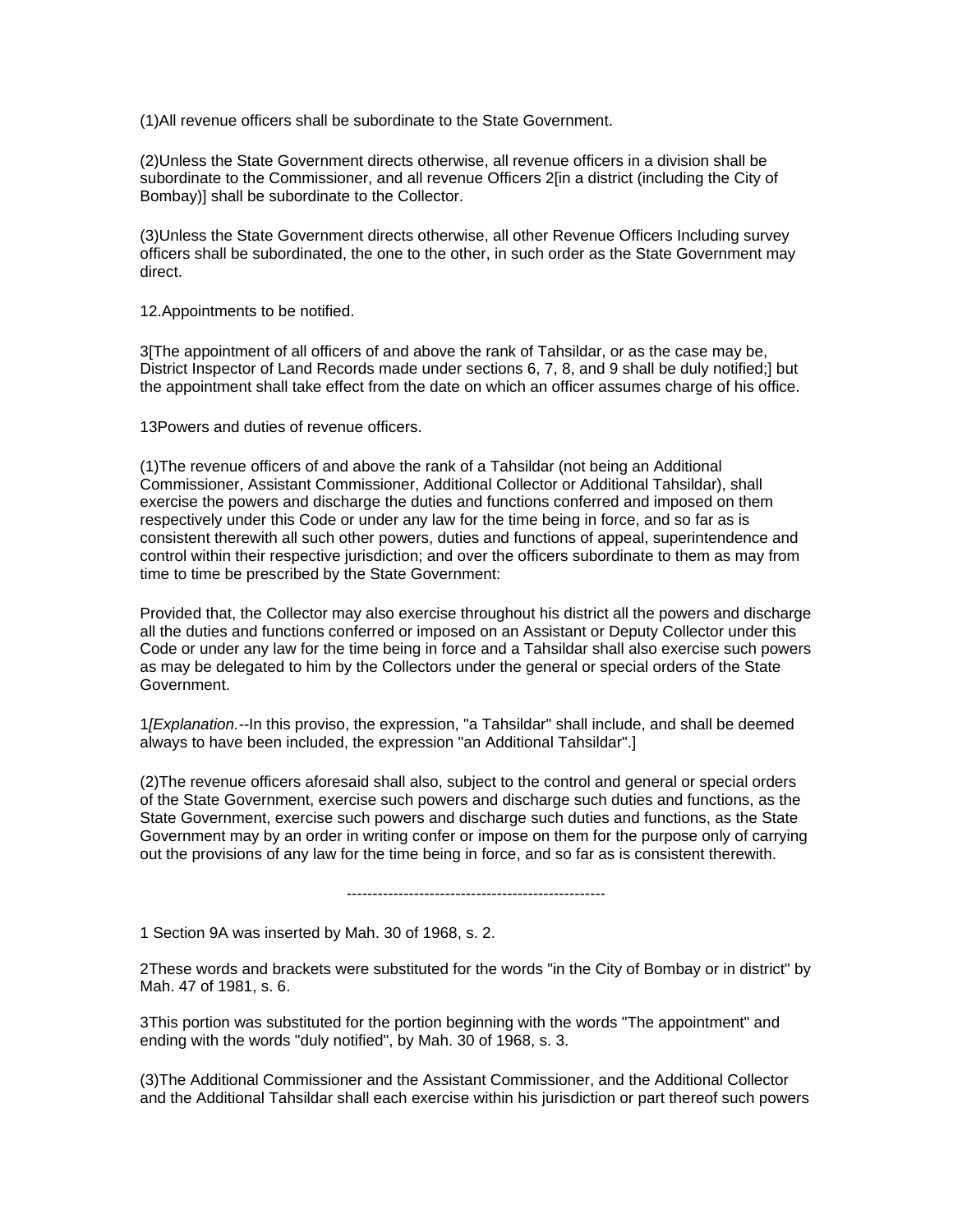(1)All revenue officers shall be subordinate to the State Government.

(2)Unless the State Government directs otherwise, all revenue officers in a division shall be subordinate to the Commissioner, and all revenue Officers 2[in a district (including the City of Bombay)] shall be subordinate to the Collector.

(3)Unless the State Government directs otherwise, all other Revenue Officers Including survey officers shall be subordinated, the one to the other, in such order as the State Government may direct.

12.Appointments to be notified.

3[The appointment of all officers of and above the rank of Tahsildar, or as the case may be, District Inspector of Land Records made under sections 6, 7, 8, and 9 shall be duly notified;] but the appointment shall take effect from the date on which an officer assumes charge of his office.

13Powers and duties of revenue officers.

(1)The revenue officers of and above the rank of a Tahsildar (not being an Additional Commissioner, Assistant Commissioner, Additional Collector or Additional Tahsildar), shall exercise the powers and discharge the duties and functions conferred and imposed on them respectively under this Code or under any law for the time being in force, and so far as is consistent therewith all such other powers, duties and functions of appeal, superintendence and control within their respective jurisdiction; and over the officers subordinate to them as may from time to time be prescribed by the State Government:

Provided that, the Collector may also exercise throughout his district all the powers and discharge all the duties and functions conferred or imposed on an Assistant or Deputy Collector under this Code or under any law for the time being in force and a Tahsildar shall also exercise such powers as may be delegated to him by the Collectors under the general or special orders of the State Government.

1*[Explanation.*--In this proviso, the expression, "a Tahsildar" shall include, and shall be deemed always to have been included, the expression "an Additional Tahsildar".]

(2)The revenue officers aforesaid shall also, subject to the control and general or special orders of the State Government, exercise such powers and discharge such duties and functions, as the State Government, exercise such powers and discharge such duties and functions, as the State Government may by an order in writing confer or impose on them for the purpose only of carrying out the provisions of any law for the time being in force, and so far as is consistent therewith.

---

1 Section 9A was inserted by Mah. 30 of 1968, s. 2.

2These words and brackets were substituted for the words "in the City of Bombay or in district" by Mah. 47 of 1981, s. 6.

3This portion was substituted for the portion beginning with the words "The appointment" and ending with the words "duly notified", by Mah. 30 of 1968, s. 3.

(3)The Additional Commissioner and the Assistant Commissioner, and the Additional Collector and the Additional Tahsildar shall each exercise within his jurisdiction or part thereof such powers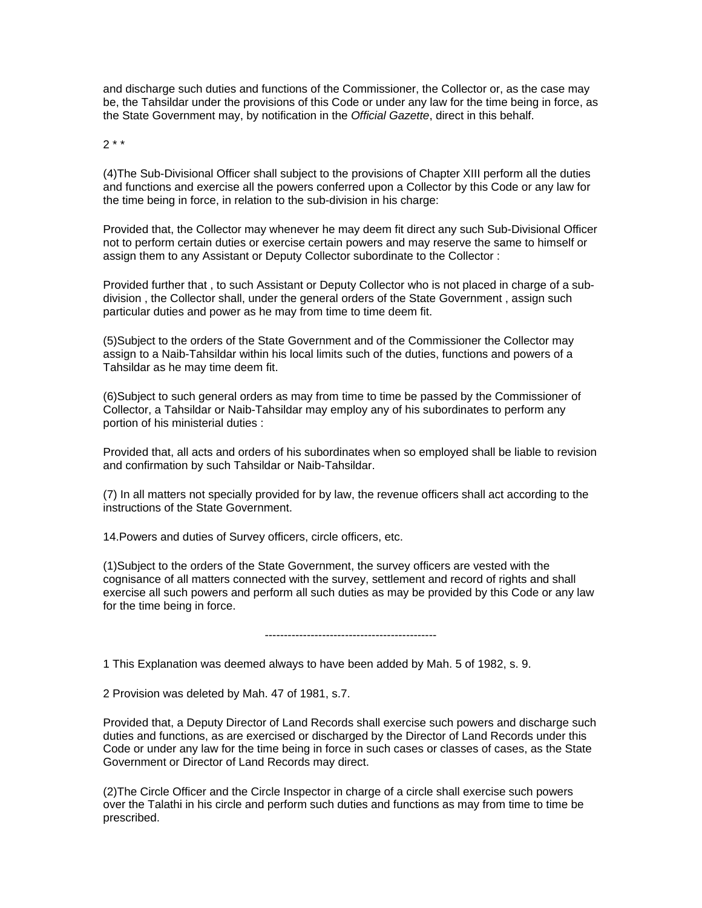and discharge such duties and functions of the Commissioner, the Collector or, as the case may be, the Tahsildar under the provisions of this Code or under any law for the time being in force, as the State Government may, by notification in the *Official Gazette*, direct in this behalf.

2 * *

(4)The Sub-Divisional Officer shall subject to the provisions of Chapter XIII perform all the duties and functions and exercise all the powers conferred upon a Collector by this Code or any law for the time being in force, in relation to the sub-division in his charge:

Provided that, the Collector may whenever he may deem fit direct any such Sub-Divisional Officer not to perform certain duties or exercise certain powers and may reserve the same to himself or assign them to any Assistant or Deputy Collector subordinate to the Collector :

Provided further that , to such Assistant or Deputy Collector who is not placed in charge of a sub-division , the Collector shall, under the general orders of the State Government , assign such particular duties and power as he may from time to time deem fit.

(5)Subject to the orders of the State Government and of the Commissioner the Collector may assign to a Naib-Tahsildar within his local limits such of the duties, functions and powers of a Tahsildar as he may time deem fit.

(6)Subject to such general orders as may from time to time be passed by the Commissioner of Collector, a Tahsildar or Naib-Tahsildar may employ any of his subordinates to perform any portion of his ministerial duties :

Provided that, all acts and orders of his subordinates when so employed shall be liable to revision and confirmation by such Tahsildar or Naib-Tahsildar.

(7) In all matters not specially provided for by law, the revenue officers shall act according to the instructions of the State Government.

14.Powers and duties of Survey officers, circle officers, etc.

(1)Subject to the orders of the State Government, the survey officers are vested with the cognisance of all matters connected with the survey, settlement and record of rights and shall exercise all such powers and perform all such duties as may be provided by this Code or any law for the time being in force.

---------------------------------------------

1 This Explanation was deemed always to have been added by Mah. 5 of 1982, s. 9.

2 Provision was deleted by Mah. 47 of 1981, s.7.

Provided that, a Deputy Director of Land Records shall exercise such powers and discharge such duties and functions, as are exercised or discharged by the Director of Land Records under this Code or under any law for the time being in force in such cases or classes of cases, as the State Government or Director of Land Records may direct.

(2)The Circle Officer and the Circle Inspector in charge of a circle shall exercise such powers over the Talathi in his circle and perform such duties and functions as may from time to time be prescribed.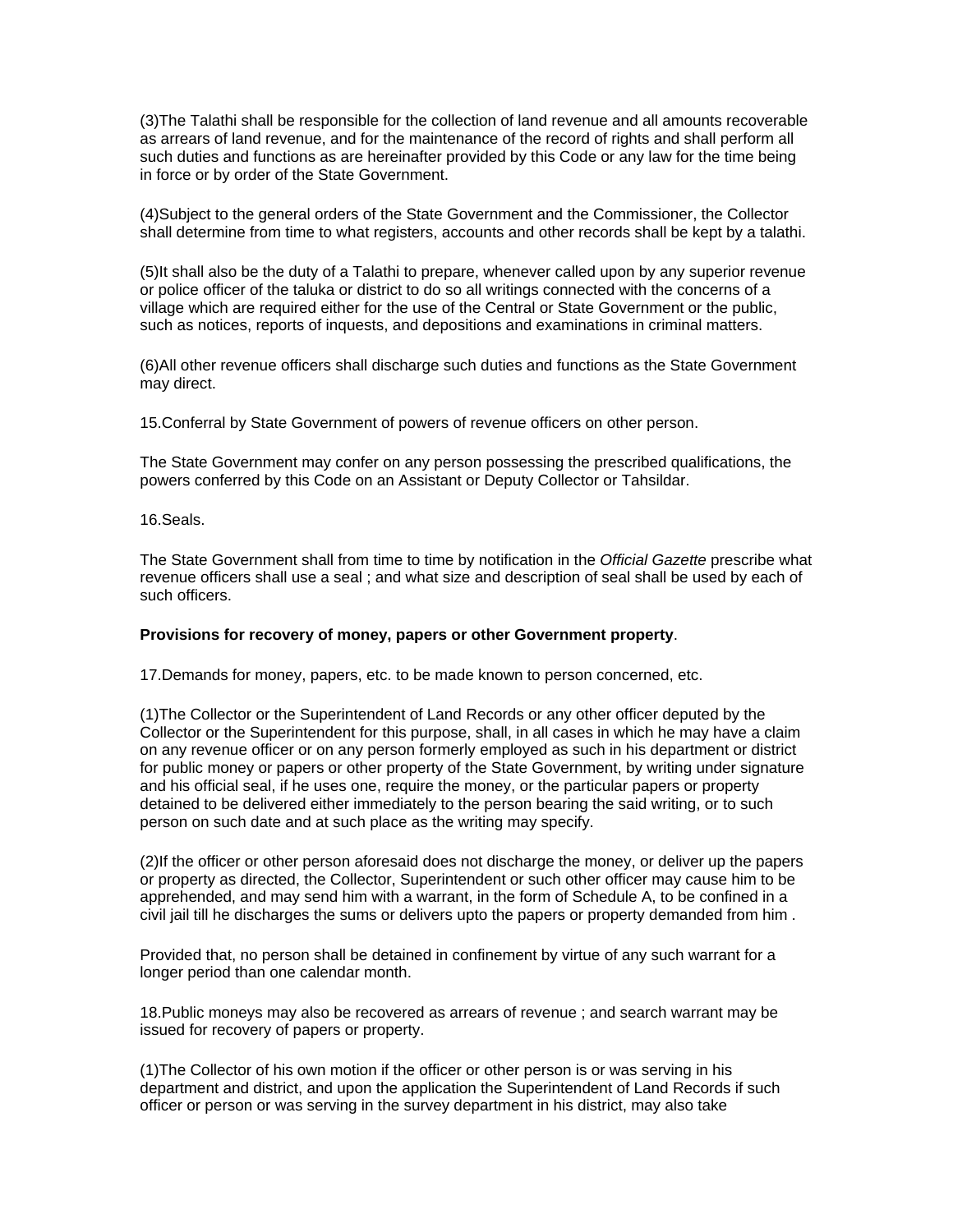(3)The Talathi shall be responsible for the collection of land revenue and all amounts recoverable as arrears of land revenue, and for the maintenance of the record of rights and shall perform all such duties and functions as are hereinafter provided by this Code or any law for the time being in force or by order of the State Government.

(4)Subject to the general orders of the State Government and the Commissioner, the Collector shall determine from time to what registers, accounts and other records shall be kept by a talathi.

(5)It shall also be the duty of a Talathi to prepare, whenever called upon by any superior revenue or police officer of the taluka or district to do so all writings connected with the concerns of a village which are required either for the use of the Central or State Government or the public, such as notices, reports of inquests, and depositions and examinations in criminal matters.

(6)All other revenue officers shall discharge such duties and functions as the State Government may direct.

15.Conferral by State Government of powers of revenue officers on other person.

The State Government may confer on any person possessing the prescribed qualifications, the powers conferred by this Code on an Assistant or Deputy Collector or Tahsildar.

16.Seals.

The State Government shall from time to time by notification in the *Official Gazette* prescribe what revenue officers shall use a seal ; and what size and description of seal shall be used by each of such officers.

**Provisions for recovery of money, papers or other Government property**.

17.Demands for money, papers, etc. to be made known to person concerned, etc.

(1)The Collector or the Superintendent of Land Records or any other officer deputed by the Collector or the Superintendent for this purpose, shall, in all cases in which he may have a claim on any revenue officer or on any person formerly employed as such in his department or district for public money or papers or other property of the State Government, by writing under signature and his official seal, if he uses one, require the money, or the particular papers or property detained to be delivered either immediately to the person bearing the said writing, or to such person on such date and at such place as the writing may specify.

(2)If the officer or other person aforesaid does not discharge the money, or deliver up the papers or property as directed, the Collector, Superintendent or such other officer may cause him to be apprehended, and may send him with a warrant, in the form of Schedule A, to be confined in a civil jail till he discharges the sums or delivers upto the papers or property demanded from him .

Provided that, no person shall be detained in confinement by virtue of any such warrant for a longer period than one calendar month.

18.Public moneys may also be recovered as arrears of revenue ; and search warrant may be issued for recovery of papers or property.

(1)The Collector of his own motion if the officer or other person is or was serving in his department and district, and upon the application the Superintendent of Land Records if such officer or person or was serving in the survey department in his district, may also take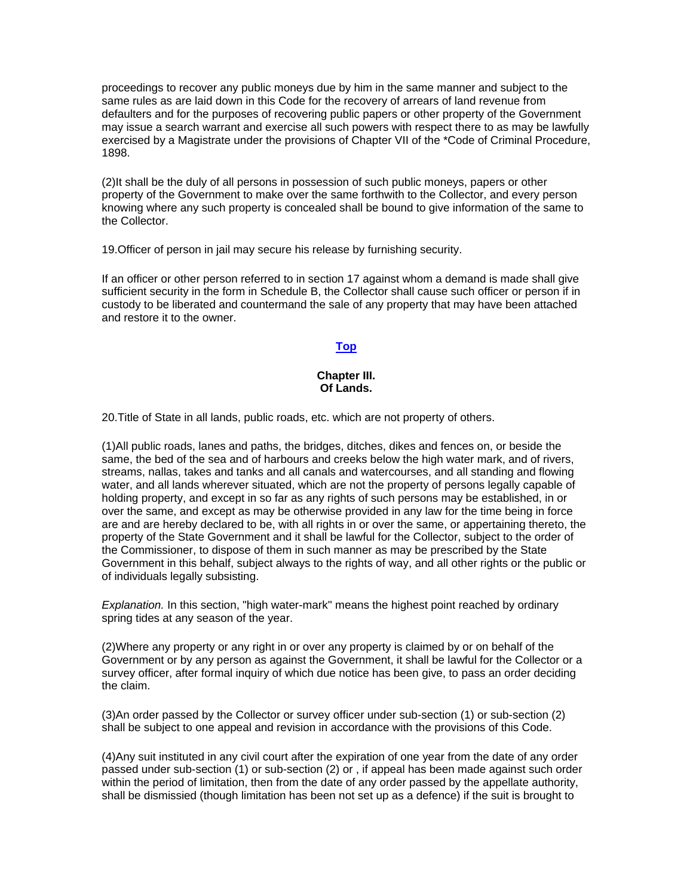proceedings to recover any public moneys due by him in the same manner and subject to the same rules as are laid down in this Code for the recovery of arrears of land revenue from defaulters and for the purposes of recovering public papers or other property of the Government may issue a search warrant and exercise all such powers with respect there to as may be lawfully exercised by a Magistrate under the provisions of Chapter VII of the *Code of Criminal Procedure, 1898.

(2)It shall be the duly of all persons in possession of such public moneys, papers or other property of the Government to make over the same forthwith to the Collector, and every person knowing where any such property is concealed shall be bound to give information of the same to the Collector.

19.Officer of person in jail may secure his release by furnishing security.

If an officer or other person referred to in section 17 against whom a demand is made shall give sufficient security in the form in Schedule B, the Collector shall cause such officer or person if in custody to be liberated and countermand the sale of any property that may have been attached and restore it to the owner.

**Top**

## Chapter III.
## Of Lands.

20.Title of State in all lands, public roads, etc. which are not property of others.

(1)All public roads, lanes and paths, the bridges, ditches, dikes and fences on, or beside the same, the bed of the sea and of harbours and creeks below the high water mark, and of rivers, streams, nallas, takes and tanks and all canals and watercourses, and all standing and flowing water, and all lands wherever situated, which are not the property of persons legally capable of holding property, and except in so far as any rights of such persons may be established, in or over the same, and except as may be otherwise provided in any law for the time being in force are and are hereby declared to be, with all rights in or over the same, or appertaining thereto, the property of the State Government and it shall be lawful for the Collector, subject to the order of the Commissioner, to dispose of them in such manner as may be prescribed by the State Government in this behalf, subject always to the rights of way, and all other rights or the public or of individuals legally subsisting.

*Explanation.* In this section, "high water-mark" means the highest point reached by ordinary spring tides at any season of the year.

(2)Where any property or any right in or over any property is claimed by or on behalf of the Government or by any person as against the Government, it shall be lawful for the Collector or a survey officer, after formal inquiry of which due notice has been give, to pass an order deciding the claim.

(3)An order passed by the Collector or survey officer under sub-section (1) or sub-section (2) shall be subject to one appeal and revision in accordance with the provisions of this Code.

(4)Any suit instituted in any civil court after the expiration of one year from the date of any order passed under sub-section (1) or sub-section (2) or , if appeal has been made against such order within the period of limitation, then from the date of any order passed by the appellate authority, shall be dismissied (though limitation has been not set up as a defence) if the suit is brought to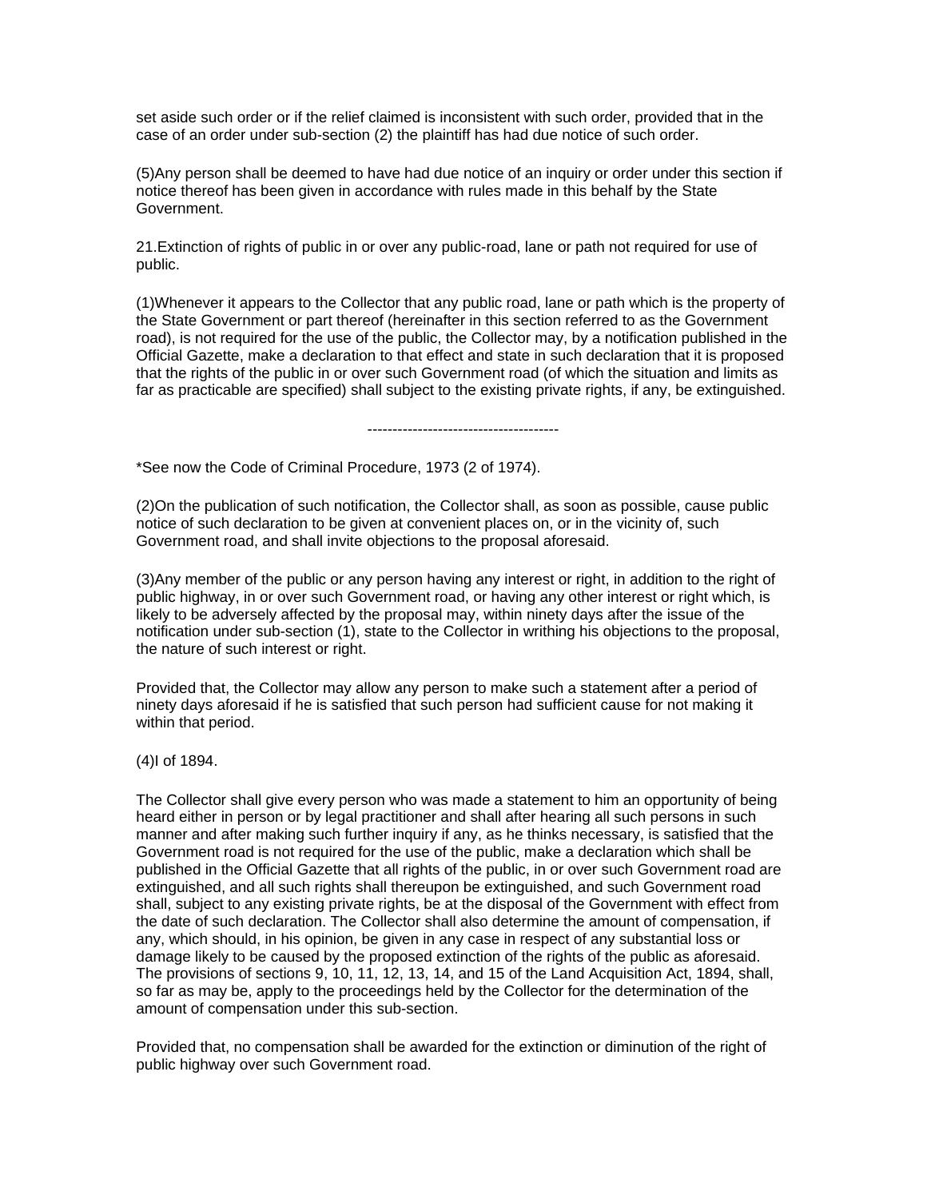set aside such order or if the relief claimed is inconsistent with such order, provided that in the case of an order under sub-section (2) the plaintiff has had due notice of such order.

(5)Any person shall be deemed to have had due notice of an inquiry or order under this section if notice thereof has been given in accordance with rules made in this behalf by the State Government.

21.Extinction of rights of public in or over any public-road, lane or path not required for use of public.

(1)Whenever it appears to the Collector that any public road, lane or path which is the property of the State Government or part thereof (hereinafter in this section referred to as the Government road), is not required for the use of the public, the Collector may, by a notification published in the Official Gazette, make a declaration to that effect and state in such declaration that it is proposed that the rights of the public in or over such Government road (of which the situation and limits as far as practicable are specified) shall subject to the existing private rights, if any, be extinguished.

--------------------------------------

*See now the Code of Criminal Procedure, 1973 (2 of 1974).

(2)On the publication of such notification, the Collector shall, as soon as possible, cause public notice of such declaration to be given at convenient places on, or in the vicinity of, such Government road, and shall invite objections to the proposal aforesaid.

(3)Any member of the public or any person having any interest or right, in addition to the right of public highway, in or over such Government road, or having any other interest or right which, is likely to be adversely affected by the proposal may, within ninety days after the issue of the notification under sub-section (1), state to the Collector in writhing his objections to the proposal, the nature of such interest or right.

Provided that, the Collector may allow any person to make such a statement after a period of ninety days aforesaid if he is satisfied that such person had sufficient cause for not making it within that period.

(4)I of 1894.

The Collector shall give every person who was made a statement to him an opportunity of being heard either in person or by legal practitioner and shall after hearing all such persons in such manner and after making such further inquiry if any, as he thinks necessary, is satisfied that the Government road is not required for the use of the public, make a declaration which shall be published in the Official Gazette that all rights of the public, in or over such Government road are extinguished, and all such rights shall thereupon be extinguished, and such Government road shall, subject to any existing private rights, be at the disposal of the Government with effect from the date of such declaration. The Collector shall also determine the amount of compensation, if any, which should, in his opinion, be given in any case in respect of any substantial loss or damage likely to be caused by the proposed extinction of the rights of the public as aforesaid. The provisions of sections 9, 10, 11, 12, 13, 14, and 15 of the Land Acquisition Act, 1894, shall, so far as may be, apply to the proceedings held by the Collector for the determination of the amount of compensation under this sub-section.

Provided that, no compensation shall be awarded for the extinction or diminution of the right of public highway over such Government road.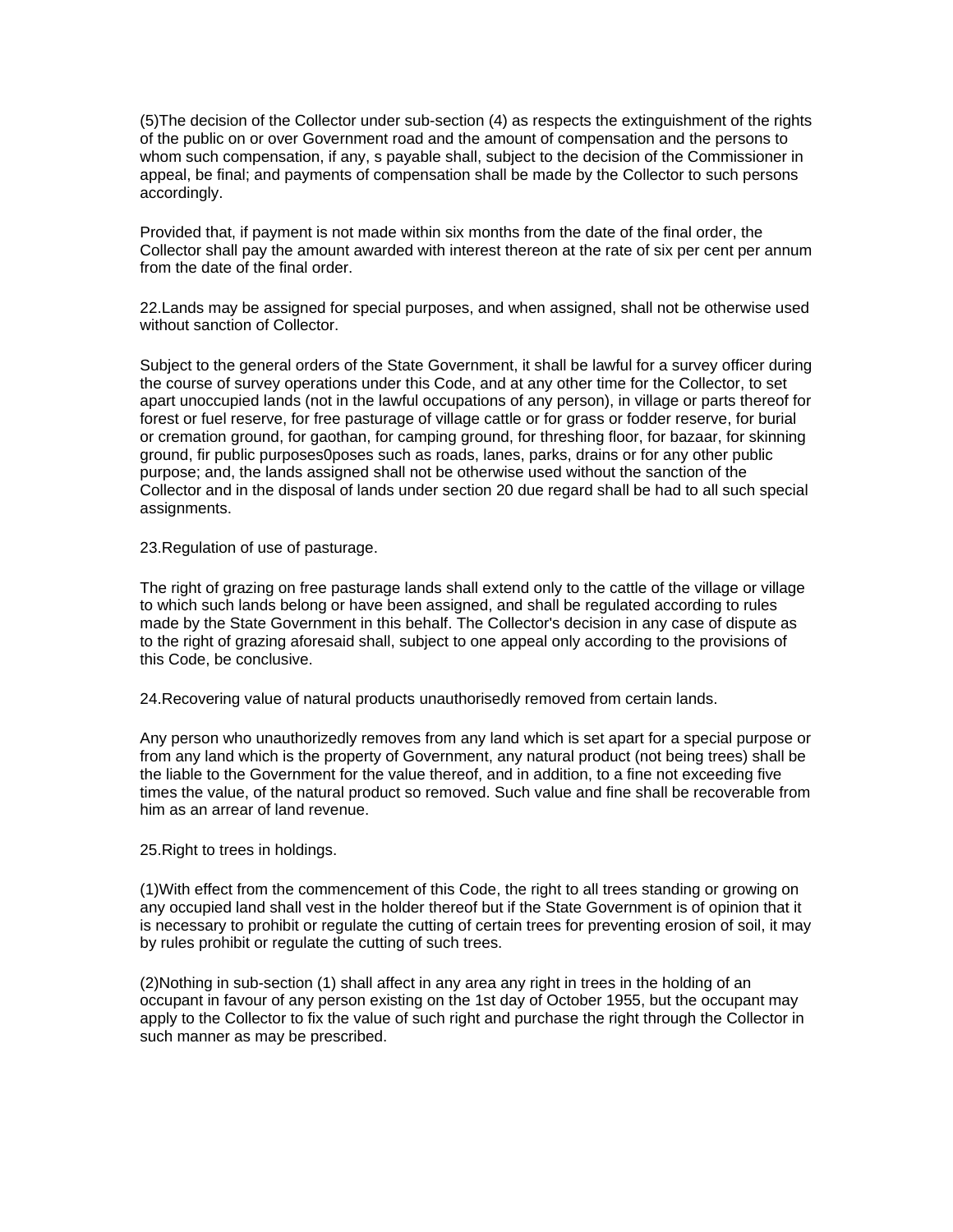(5)The decision of the Collector under sub-section (4) as respects the extinguishment of the rights of the public on or over Government road and the amount of compensation and the persons to whom such compensation, if any, s payable shall, subject to the decision of the Commissioner in appeal, be final; and payments of compensation shall be made by the Collector to such persons accordingly.

Provided that, if payment is not made within six months from the date of the final order, the Collector shall pay the amount awarded with interest thereon at the rate of six per cent per annum from the date of the final order.

22.Lands may be assigned for special purposes, and when assigned, shall not be otherwise used without sanction of Collector.

Subject to the general orders of the State Government, it shall be lawful for a survey officer during the course of survey operations under this Code, and at any other time for the Collector, to set apart unoccupied lands (not in the lawful occupations of any person), in village or parts thereof for forest or fuel reserve, for free pasturage of village cattle or for grass or fodder reserve, for burial or cremation ground, for gaothan, for camping ground, for threshing floor, for bazaar, for skinning ground, fir public purposes0poses such as roads, lanes, parks, drains or for any other public purpose; and, the lands assigned shall not be otherwise used without the sanction of the Collector and in the disposal of lands under section 20 due regard shall be had to all such special assignments.

23.Regulation of use of pasturage.

The right of grazing on free pasturage lands shall extend only to the cattle of the village or village to which such lands belong or have been assigned, and shall be regulated according to rules made by the State Government in this behalf. The Collector's decision in any case of dispute as to the right of grazing aforesaid shall, subject to one appeal only according to the provisions of this Code, be conclusive.

24.Recovering value of natural products unauthorisedly removed from certain lands.

Any person who unauthorizedly removes from any land which is set apart for a special purpose or from any land which is the property of Government, any natural product (not being trees) shall be the liable to the Government for the value thereof, and in addition, to a fine not exceeding five times the value, of the natural product so removed. Such value and fine shall be recoverable from him as an arrear of land revenue.

25.Right to trees in holdings.

(1)With effect from the commencement of this Code, the right to all trees standing or growing on any occupied land shall vest in the holder thereof but if the State Government is of opinion that it is necessary to prohibit or regulate the cutting of certain trees for preventing erosion of soil, it may by rules prohibit or regulate the cutting of such trees.

(2)Nothing in sub-section (1) shall affect in any area any right in trees in the holding of an occupant in favour of any person existing on the 1st day of October 1955, but the occupant may apply to the Collector to fix the value of such right and purchase the right through the Collector in such manner as may be prescribed.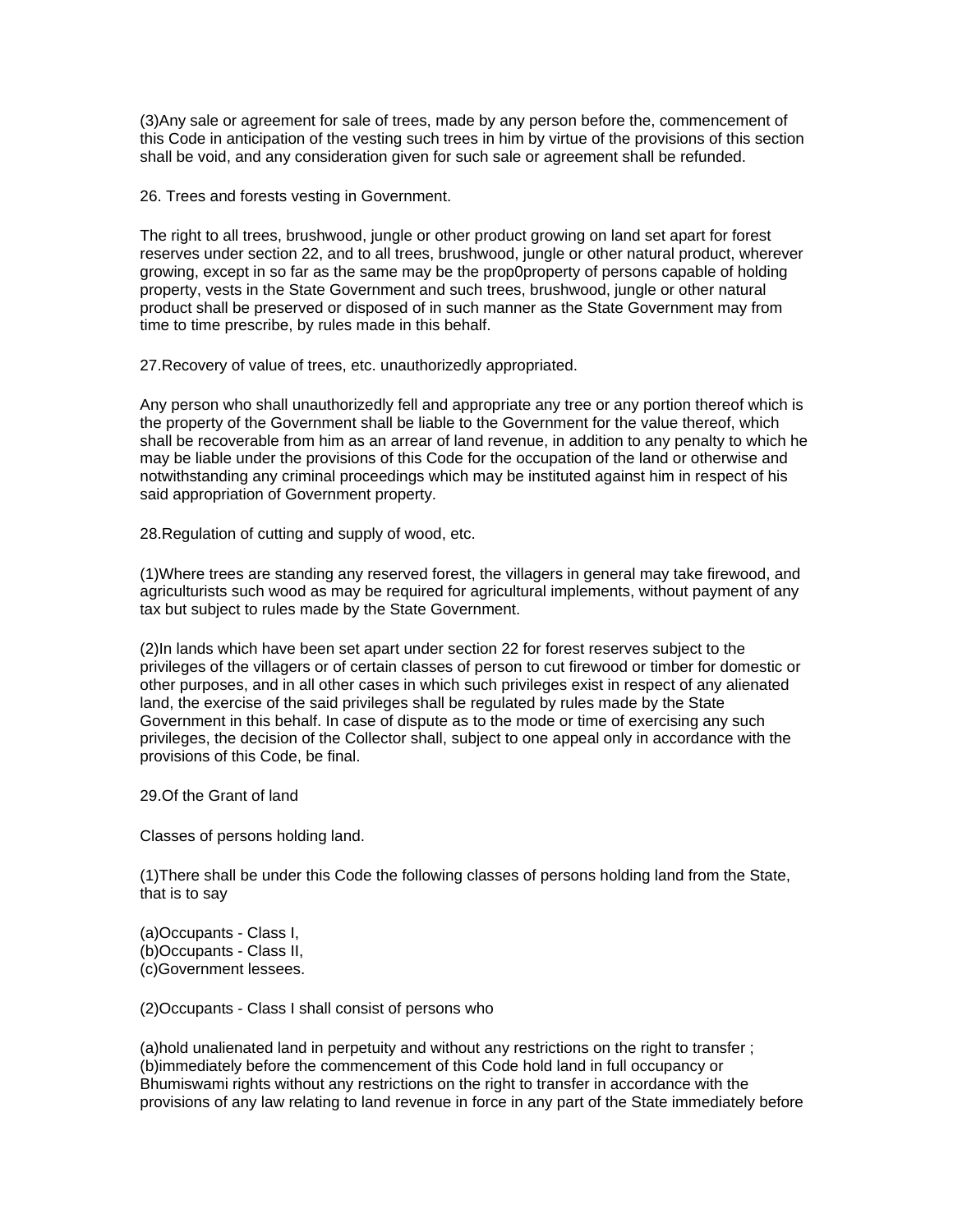(3)Any sale or agreement for sale of trees, made by any person before the, commencement of this Code in anticipation of the vesting such trees in him by virtue of the provisions of this section shall be void, and any consideration given for such sale or agreement shall be refunded.

26. Trees and forests vesting in Government.

The right to all trees, brushwood, jungle or other product growing on land set apart for forest reserves under section 22, and to all trees, brushwood, jungle or other natural product, wherever growing, except in so far as the same may be the prop0property of persons capable of holding property, vests in the State Government and such trees, brushwood, jungle or other natural product shall be preserved or disposed of in such manner as the State Government may from time to time prescribe, by rules made in this behalf.

27.Recovery of value of trees, etc. unauthorizedly appropriated.

Any person who shall unauthorizedly fell and appropriate any tree or any portion thereof which is the property of the Government shall be liable to the Government for the value thereof, which shall be recoverable from him as an arrear of land revenue, in addition to any penalty to which he may be liable under the provisions of this Code for the occupation of the land or otherwise and notwithstanding any criminal proceedings which may be instituted against him in respect of his said appropriation of Government property.

28.Regulation of cutting and supply of wood, etc.

(1)Where trees are standing any reserved forest, the villagers in general may take firewood, and agriculturists such wood as may be required for agricultural implements, without payment of any tax but subject to rules made by the State Government.

(2)In lands which have been set apart under section 22 for forest reserves subject to the privileges of the villagers or of certain classes of person to cut firewood or timber for domestic or other purposes, and in all other cases in which such privileges exist in respect of any alienated land, the exercise of the said privileges shall be regulated by rules made by the State Government in this behalf. In case of dispute as to the mode or time of exercising any such privileges, the decision of the Collector shall, subject to one appeal only in accordance with the provisions of this Code, be final.

29.Of the Grant of land

Classes of persons holding land.

(1)There shall be under this Code the following classes of persons holding land from the State, that is to say

(a)Occupants - Class I,
(b)Occupants - Class II,
(c)Government lessees.

(2)Occupants - Class I shall consist of persons who

(a)hold unalienated land in perpetuity and without any restrictions on the right to transfer ;
(b)immediately before the commencement of this Code hold land in full occupancy or Bhumiswami rights without any restrictions on the right to transfer in accordance with the provisions of any law relating to land revenue in force in any part of the State immediately before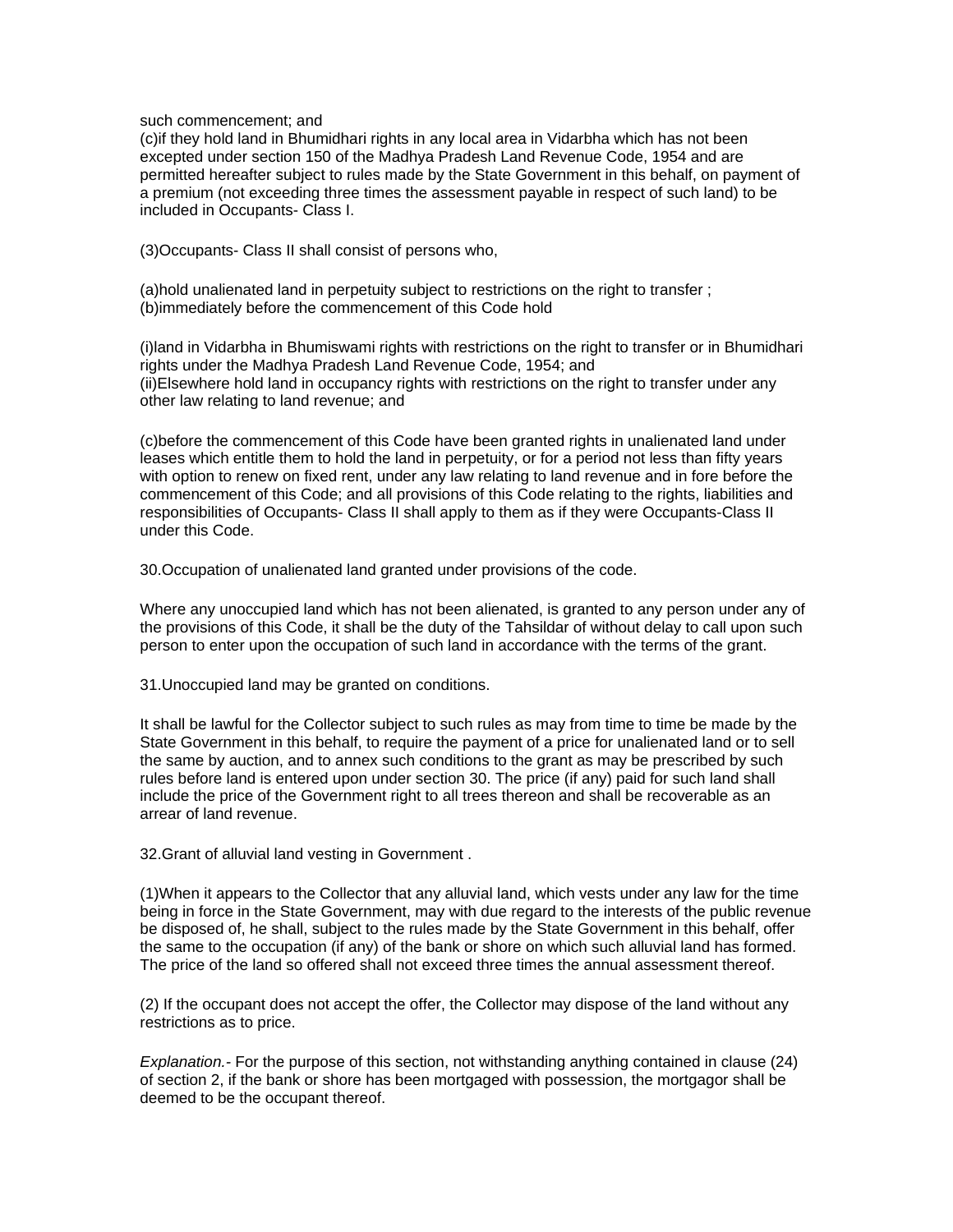such commencement; and

(c)if they hold land in Bhumidhari rights in any local area in Vidarbha which has not been excepted under section 150 of the Madhya Pradesh Land Revenue Code, 1954 and are permitted hereafter subject to rules made by the State Government in this behalf, on payment of a premium (not exceeding three times the assessment payable in respect of such land) to be included in Occupants- Class I.

(3)Occupants- Class II shall consist of persons who,

(a)hold unalienated land in perpetuity subject to restrictions on the right to transfer ;
(b)immediately before the commencement of this Code hold

(i)land in Vidarbha in Bhumiswami rights with restrictions on the right to transfer or in Bhumidhari rights under the Madhya Pradesh Land Revenue Code, 1954; and
(ii)Elsewhere hold land in occupancy rights with restrictions on the right to transfer under any other law relating to land revenue; and

(c)before the commencement of this Code have been granted rights in unalienated land under leases which entitle them to hold the land in perpetuity, or for a period not less than fifty years with option to renew on fixed rent, under any law relating to land revenue and in fore before the commencement of this Code; and all provisions of this Code relating to the rights, liabilities and responsibilities of Occupants- Class II shall apply to them as if they were Occupants-Class II under this Code.

30.Occupation of unalienated land granted under provisions of the code.

Where any unoccupied land which has not been alienated, is granted to any person under any of the provisions of this Code, it shall be the duty of the Tahsildar of without delay to call upon such person to enter upon the occupation of such land in accordance with the terms of the grant.

31.Unoccupied land may be granted on conditions.

It shall be lawful for the Collector subject to such rules as may from time to time be made by the State Government in this behalf, to require the payment of a price for unalienated land or to sell the same by auction, and to annex such conditions to the grant as may be prescribed by such rules before land is entered upon under section 30. The price (if any) paid for such land shall include the price of the Government right to all trees thereon and shall be recoverable as an arrear of land revenue.

32.Grant of alluvial land vesting in Government .

(1)When it appears to the Collector that any alluvial land, which vests under any law for the time being in force in the State Government, may with due regard to the interests of the public revenue be disposed of, he shall, subject to the rules made by the State Government in this behalf, offer the same to the occupation (if any) of the bank or shore on which such alluvial land has formed. The price of the land so offered shall not exceed three times the annual assessment thereof.

(2) If the occupant does not accept the offer, the Collector may dispose of the land without any restrictions as to price.

*Explanation.*- For the purpose of this section, not withstanding anything contained in clause (24) of section 2, if the bank or shore has been mortgaged with possession, the mortgagor shall be deemed to be the occupant thereof.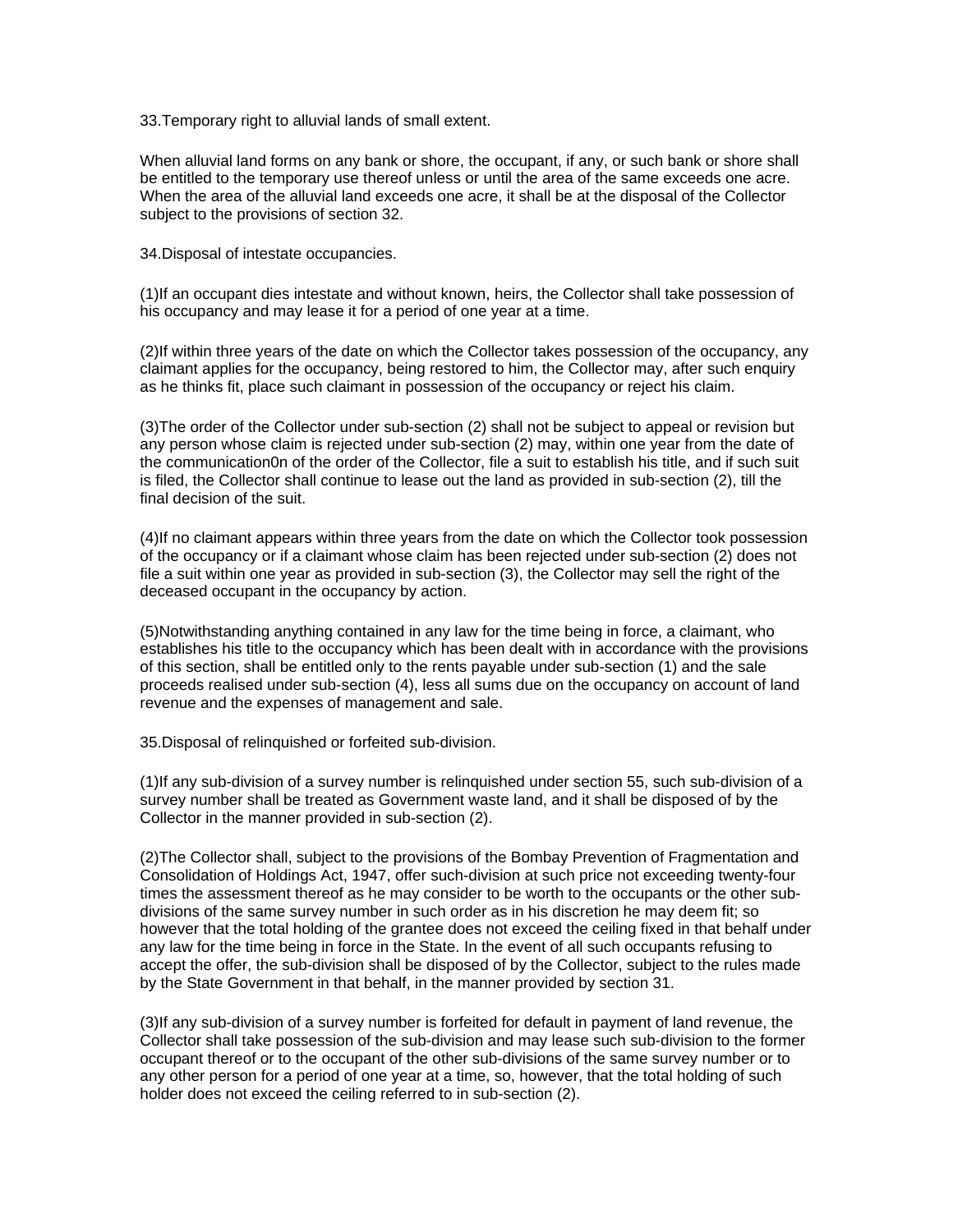33.Temporary right to alluvial lands of small extent.

When alluvial land forms on any bank or shore, the occupant, if any, or such bank or shore shall be entitled to the temporary use thereof unless or until the area of the same exceeds one acre. When the area of the alluvial land exceeds one acre, it shall be at the disposal of the Collector subject to the provisions of section 32.

34.Disposal of intestate occupancies.

(1)If an occupant dies intestate and without known, heirs, the Collector shall take possession of his occupancy and may lease it for a period of one year at a time.

(2)If within three years of the date on which the Collector takes possession of the occupancy, any claimant applies for the occupancy, being restored to him, the Collector may, after such enquiry as he thinks fit, place such claimant in possession of the occupancy or reject his claim.

(3)The order of the Collector under sub-section (2) shall not be subject to appeal or revision but any person whose claim is rejected under sub-section (2) may, within one year from the date of the communication0n of the order of the Collector, file a suit to establish his title, and if such suit is filed, the Collector shall continue to lease out the land as provided in sub-section (2), till the final decision of the suit.

(4)If no claimant appears within three years from the date on which the Collector took possession of the occupancy or if a claimant whose claim has been rejected under sub-section (2) does not file a suit within one year as provided in sub-section (3), the Collector may sell the right of the deceased occupant in the occupancy by action.

(5)Notwithstanding anything contained in any law for the time being in force, a claimant, who establishes his title to the occupancy which has been dealt with in accordance with the provisions of this section, shall be entitled only to the rents payable under sub-section (1) and the sale proceeds realised under sub-section (4), less all sums due on the occupancy on account of land revenue and the expenses of management and sale.

35.Disposal of relinquished or forfeited sub-division.

(1)If any sub-division of a survey number is relinquished under section 55, such sub-division of a survey number shall be treated as Government waste land, and it shall be disposed of by the Collector in the manner provided in sub-section (2).

(2)The Collector shall, subject to the provisions of the Bombay Prevention of Fragmentation and Consolidation of Holdings Act, 1947, offer such-division at such price not exceeding twenty-four times the assessment thereof as he may consider to be worth to the occupants or the other sub-divisions of the same survey number in such order as in his discretion he may deem fit; so however that the total holding of the grantee does not exceed the ceiling fixed in that behalf under any law for the time being in force in the State. In the event of all such occupants refusing to accept the offer, the sub-division shall be disposed of by the Collector, subject to the rules made by the State Government in that behalf, in the manner provided by section 31.

(3)If any sub-division of a survey number is forfeited for default in payment of land revenue, the Collector shall take possession of the sub-division and may lease such sub-division to the former occupant thereof or to the occupant of the other sub-divisions of the same survey number or to any other person for a period of one year at a time, so, however, that the total holding of such holder does not exceed the ceiling referred to in sub-section (2).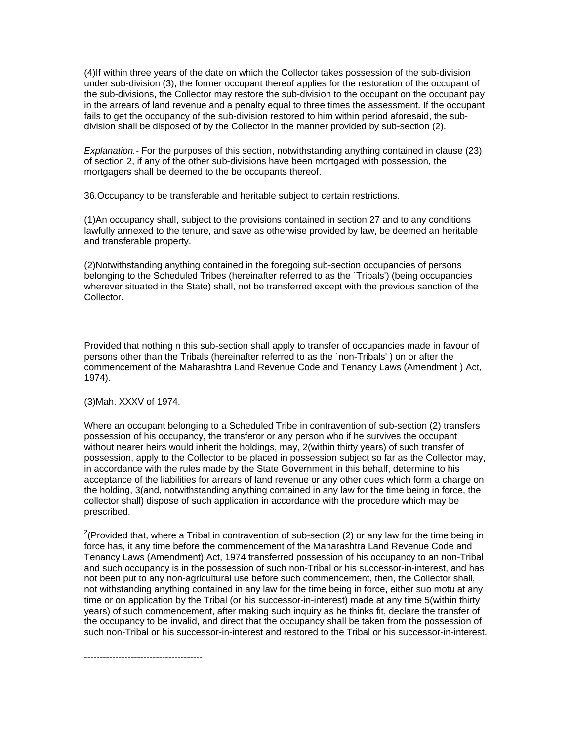(4)If within three years of the date on which the Collector takes possession of the sub-division under sub-division (3), the former occupant thereof applies for the restoration of the occupant of the sub-divisions, the Collector may restore the sub-division to the occupant on the occupant pay in the arrears of land revenue and a penalty equal to three times the assessment. If the occupant fails to get the occupancy of the sub-division restored to him within period aforesaid, the sub-division shall be disposed of by the Collector in the manner provided by sub-section (2).

*Explanation.-* For the purposes of this section, notwithstanding anything contained in clause (23) of section 2, if any of the other sub-divisions have been mortgaged with possession, the mortgagers shall be deemed to the be occupants thereof.

36.Occupancy to be transferable and heritable subject to certain restrictions.

(1)An occupancy shall, subject to the provisions contained in section 27 and to any conditions lawfully annexed to the tenure, and save as otherwise provided by law, be deemed an heritable and transferable property.

(2)Notwithstanding anything contained in the foregoing sub-section occupancies of persons belonging to the Scheduled Tribes (hereinafter referred to as the `Tribals') (being occupancies wherever situated in the State) shall, not be transferred except with the previous sanction of the Collector.

Provided that nothing n this sub-section shall apply to transfer of occupancies made in favour of persons other than the Tribals (hereinafter referred to as the `non-Tribals' ) on or after the commencement of the Maharashtra Land Revenue Code and Tenancy Laws (Amendment ) Act, 1974).

(3)Mah. XXXV of 1974.

Where an occupant belonging to a Scheduled Tribe in contravention of sub-section (2) transfers possession of his occupancy, the transferor or any person who if he survives the occupant without nearer heirs would inherit the holdings, may, 2(within thirty years) of such transfer of possession, apply to the Collector to be placed in possession subject so far as the Collector may, in accordance with the rules made by the State Government in this behalf, determine to his acceptance of the liabilities for arrears of land revenue or any other dues which form a charge on the holding, 3(and, notwithstanding anything contained in any law for the time being in force, the collector shall) dispose of such application in accordance with the procedure which may be prescribed.

[2](Provided that, where a Tribal in contravention of sub-section (2) or any law for the time being in force has, it any time before the commencement of the Maharashtra Land Revenue Code and Tenancy Laws (Amendment) Act, 1974 transferred possession of his occupancy to an non-Tribal and such occupancy is in the possession of such non-Tribal or his successor-in-interest, and has not been put to any non-agricultural use before such commencement, then, the Collector shall, not withstanding anything contained in any law for the time being in force, either suo motu at any time or on application by the Tribal (or his successor-in-interest) made at any time 5(within thirty years) of such commencement, after making such inquiry as he thinks fit, declare the transfer of the occupancy to be invalid, and direct that the occupancy shall be taken from the possession of such non-Tribal or his successor-in-interest and restored to the Tribal or his successor-in-interest.

--------------------------------------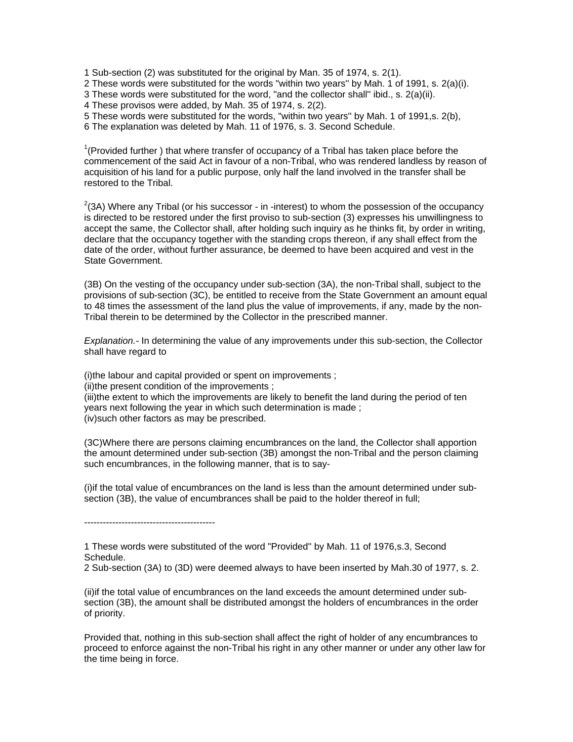1 Sub-section (2) was substituted for the original by Man. 35 of 1974, s. 2(1).
2 These words were substituted for the words "within two years'' by Mah. 1 of 1991, s. 2(a)(i).
3 These words were substituted for the word, "and the collector shall'' ibid., s. 2(a)(ii).
4 These provisos were added, by Mah. 35 of 1974, s. 2(2).
5 These words were substituted for the words, "within two years'' by Mah. 1 of 1991,s. 2(b),
6 The explanation was deleted by Mah. 11 of 1976, s. 3. Second Schedule.

[1](Provided further ) that where transfer of occupancy of a Tribal has taken place before the commencement of the said Act in favour of a non-Tribal, who was rendered landless by reason of acquisition of his land for a public purpose, only half the land involved in the transfer shall be restored to the Tribal.

[2](3A) Where any Tribal (or his successor - in -interest) to whom the possession of the occupancy is directed to be restored under the first proviso to sub-section (3) expresses his unwillingness to accept the same, the Collector shall, after holding such inquiry as he thinks fit, by order in writing, declare that the occupancy together with the standing crops thereon, if any shall effect from the date of the order, without further assurance, be deemed to have been acquired and vest in the State Government.

(3B) On the vesting of the occupancy under sub-section (3A), the non-Tribal shall, subject to the provisions of sub-section (3C), be entitled to receive from the State Government an amount equal to 48 times the assessment of the land plus the value of improvements, if any, made by the non-Tribal therein to be determined by the Collector in the prescribed manner.

*Explanation.-* In determining the value of any improvements under this sub-section, the Collector shall have regard to

(i)the labour and capital provided or spent on improvements ;
(ii)the present condition of the improvements ;
(iii)the extent to which the improvements are likely to benefit the land during the period of ten years next following the year in which such determination is made ;
(iv)such other factors as may be prescribed.

(3C)Where there are persons claiming encumbrances on the land, the Collector shall apportion the amount determined under sub-section (3B) amongst the non-Tribal and the person claiming such encumbrances, in the following manner, that is to say-

(i)if the total value of encumbrances on the land is less than the amount determined under sub-section (3B), the value of encumbrances shall be paid to the holder thereof in full;

-----------------------------------------

1 These words were substituted of the word "Provided'' by Mah. 11 of 1976,s.3, Second Schedule.
2 Sub-section (3A) to (3D) were deemed always to have been inserted by Mah.30 of 1977, s. 2.

(ii)if the total value of encumbrances on the land exceeds the amount determined under sub-section (3B), the amount shall be distributed amongst the holders of encumbrances in the order of priority.

Provided that, nothing in this sub-section shall affect the right of holder of any encumbrances to proceed to enforce against the non-Tribal his right in any other manner or under any other law for the time being in force.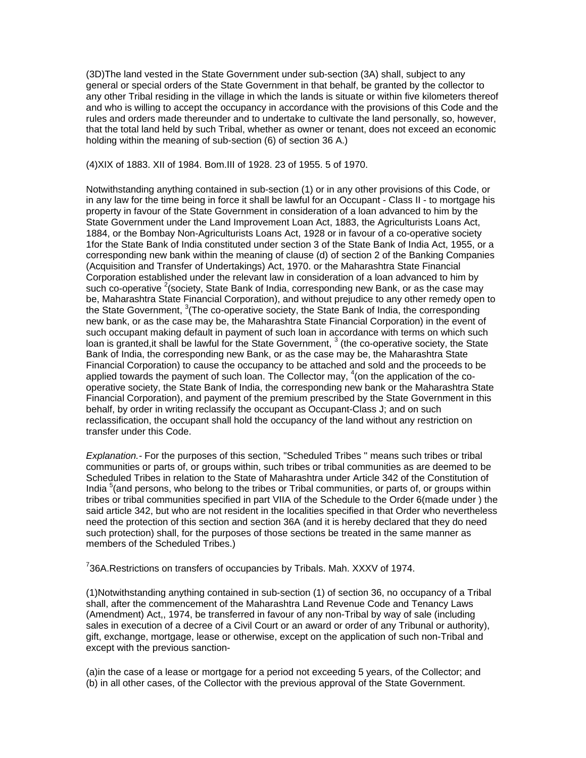(3D)The land vested in the State Government under sub-section (3A) shall, subject to any general or special orders of the State Government in that behalf, be granted by the collector to any other Tribal residing in the village in which the lands is situate or within five kilometers thereof and who is willing to accept the occupancy in accordance with the provisions of this Code and the rules and orders made thereunder and to undertake to cultivate the land personally, so, however, that the total land held by such Tribal, whether as owner or tenant, does not exceed an economic holding within the meaning of sub-section (6) of section 36 A.)

(4)XIX of 1883. XII of 1984. Bom.III of 1928. 23 of 1955. 5 of 1970.

Notwithstanding anything contained in sub-section (1) or in any other provisions of this Code, or in any law for the time being in force it shall be lawful for an Occupant - Class II - to mortgage his property in favour of the State Government in consideration of a loan advanced to him by the State Government under the Land Improvement Loan Act, 1883, the Agriculturists Loans Act, 1884, or the Bombay Non-Agriculturists Loans Act, 1928 or in favour of a co-operative society 1for the State Bank of India constituted under section 3 of the State Bank of India Act, 1955, or a corresponding new bank within the meaning of clause (d) of section 2 of the Banking Companies (Acquisition and Transfer of Undertakings) Act, 1970. or the Maharashtra State Financial Corporation established under the relevant law in consideration of a loan advanced to him by such co-operative [2](society, State Bank of India, corresponding new Bank, or as the case may be, Maharashtra State Financial Corporation), and without prejudice to any other remedy open to the State Government, [3](The co-operative society, the State Bank of India, the corresponding new bank, or as the case may be, the Maharashtra State Financial Corporation) in the event of such occupant making default in payment of such loan in accordance with terms on which such loan is granted,it shall be lawful for the State Government, [3] (the co-operative society, the State Bank of India, the corresponding new Bank, or as the case may be, the Maharashtra State Financial Corporation) to cause the occupancy to be attached and sold and the proceeds to be applied towards the payment of such loan. The Collector may, [4](on the application of the co-operative society, the State Bank of India, the corresponding new bank or the Maharashtra State Financial Corporation), and payment of the premium prescribed by the State Government in this behalf, by order in writing reclassify the occupant as Occupant-Class J; and on such reclassification, the occupant shall hold the occupancy of the land without any restriction on transfer under this Code.

*Explanation.-* For the purposes of this section, "Scheduled Tribes " means such tribes or tribal communities or parts of, or groups within, such tribes or tribal communities as are deemed to be Scheduled Tribes in relation to the State of Maharashtra under Article 342 of the Constitution of India [5](and persons, who belong to the tribes or Tribal communities, or parts of, or groups within tribes or tribal communities specified in part VIIA of the Schedule to the Order 6(made under ) the said article 342, but who are not resident in the localities specified in that Order who nevertheless need the protection of this section and section 36A (and it is hereby declared that they do need such protection) shall, for the purposes of those sections be treated in the same manner as members of the Scheduled Tribes.)

[7]36A.Restrictions on transfers of occupancies by Tribals. Mah. XXXV of 1974.

(1)Notwithstanding anything contained in sub-section (1) of section 36, no occupancy of a Tribal shall, after the commencement of the Maharashtra Land Revenue Code and Tenancy Laws (Amendment) Act,, 1974, be transferred in favour of any non-Tribal by way of sale (including sales in execution of a decree of a Civil Court or an award or order of any Tribunal or authority), gift, exchange, mortgage, lease or otherwise, except on the application of such non-Tribal and except with the previous sanction-

(a)in the case of a lease or mortgage for a period not exceeding 5 years, of the Collector; and
(b) in all other cases, of the Collector with the previous approval of the State Government.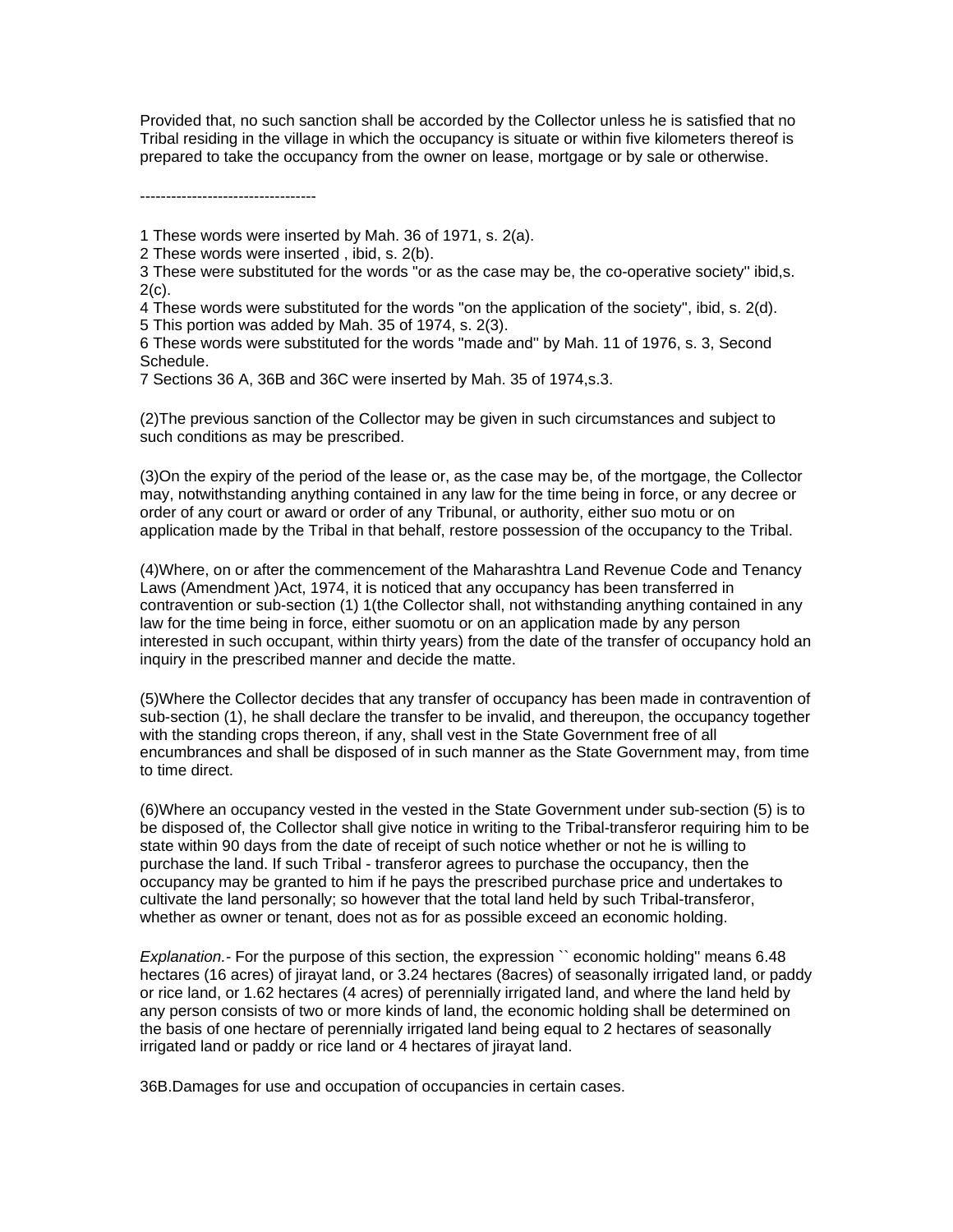Provided that, no such sanction shall be accorded by the Collector unless he is satisfied that no Tribal residing in the village in which the occupancy is situate or within five kilometers thereof is prepared to take the occupancy from the owner on lease, mortgage or by sale or otherwise.

----------------------------------

1 These words were inserted by Mah. 36 of 1971, s. 2(a).
2 These words were inserted , ibid, s. 2(b).
3 These were substituted for the words "or as the case may be, the co-operative society'' ibid,s. 2(c).
4 These words were substituted for the words "on the application of the society", ibid, s. 2(d).
5 This portion was added by Mah. 35 of 1974, s. 2(3).
6 These words were substituted for the words "made and'' by Mah. 11 of 1976, s. 3, Second Schedule.
7 Sections 36 A, 36B and 36C were inserted by Mah. 35 of 1974,s.3.

(2)The previous sanction of the Collector may be given in such circumstances and subject to such conditions as may be prescribed.

(3)On the expiry of the period of the lease or, as the case may be, of the mortgage, the Collector may, notwithstanding anything contained in any law for the time being in force, or any decree or order of any court or award or order of any Tribunal, or authority, either suo motu or on application made by the Tribal in that behalf, restore possession of the occupancy to the Tribal.

(4)Where, on or after the commencement of the Maharashtra Land Revenue Code and Tenancy Laws (Amendment )Act, 1974, it is noticed that any occupancy has been transferred in contravention or sub-section (1) 1(the Collector shall, not withstanding anything contained in any law for the time being in force, either suomotu or on an application made by any person interested in such occupant, within thirty years) from the date of the transfer of occupancy hold an inquiry in the prescribed manner and decide the matte.

(5)Where the Collector decides that any transfer of occupancy has been made in contravention of sub-section (1), he shall declare the transfer to be invalid, and thereupon, the occupancy together with the standing crops thereon, if any, shall vest in the State Government free of all encumbrances and shall be disposed of in such manner as the State Government may, from time to time direct.

(6)Where an occupancy vested in the vested in the State Government under sub-section (5) is to be disposed of, the Collector shall give notice in writing to the Tribal-transferor requiring him to be state within 90 days from the date of receipt of such notice whether or not he is willing to purchase the land. If such Tribal - transferor agrees to purchase the occupancy, then the occupancy may be granted to him if he pays the prescribed purchase price and undertakes to cultivate the land personally; so however that the total land held by such Tribal-transferor, whether as owner or tenant, does not as for as possible exceed an economic holding.

*Explanation.-* For the purpose of this section, the expression `` economic holding'' means 6.48 hectares (16 acres) of jirayat land, or 3.24 hectares (8acres) of seasonally irrigated land, or paddy or rice land, or 1.62 hectares (4 acres) of perennially irrigated land, and where the land held by any person consists of two or more kinds of land, the economic holding shall be determined on the basis of one hectare of perennially irrigated land being equal to 2 hectares of seasonally irrigated land or paddy or rice land or 4 hectares of jirayat land.

36B.Damages for use and occupation of occupancies in certain cases.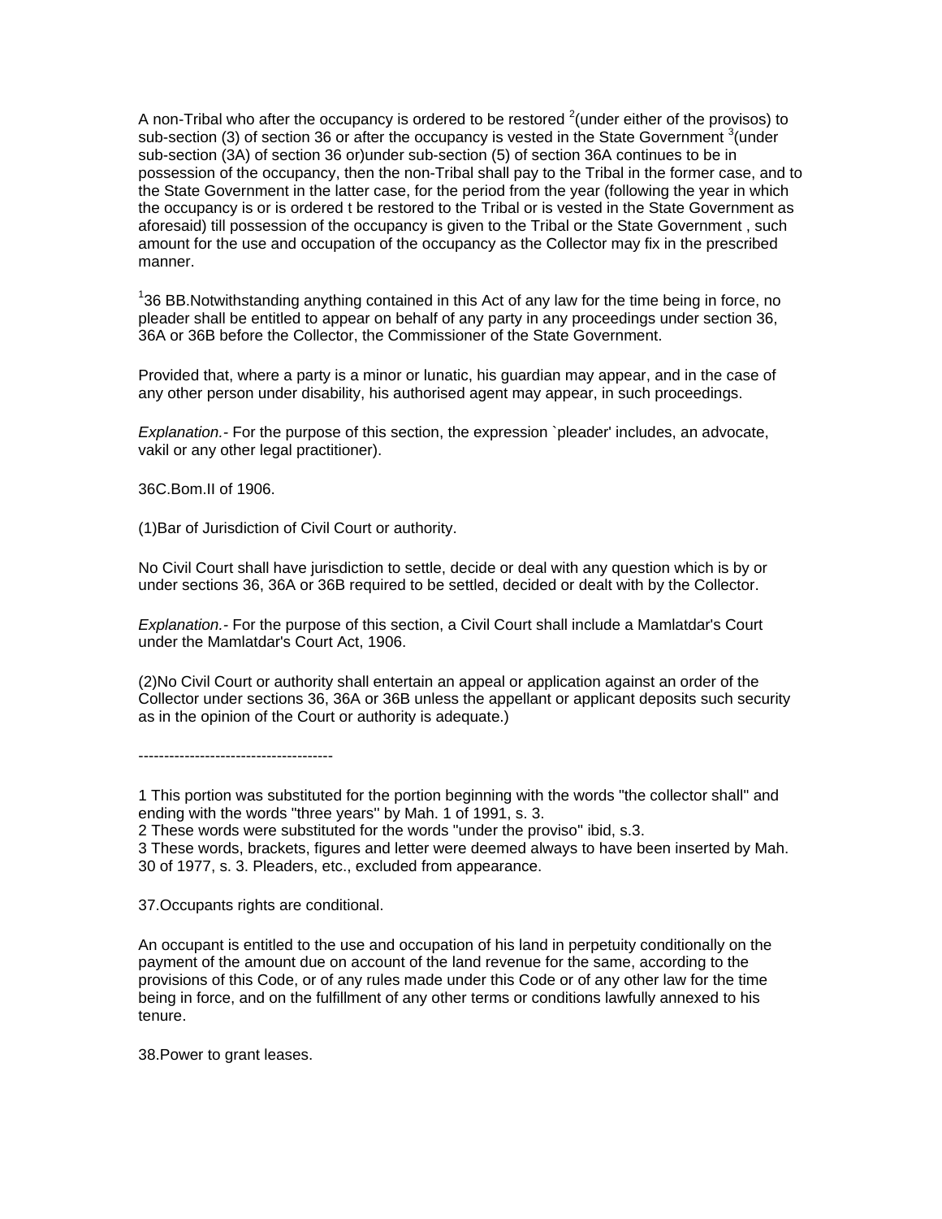A non-Tribal who after the occupancy is ordered to be restored [2](under either of the provisos) to sub-section (3) of section 36 or after the occupancy is vested in the State Government [3](under sub-section (3A) of section 36 or)under sub-section (5) of section 36A continues to be in possession of the occupancy, then the non-Tribal shall pay to the Tribal in the former case, and to the State Government in the latter case, for the period from the year (following the year in which the occupancy is or is ordered t be restored to the Tribal or is vested in the State Government as aforesaid) till possession of the occupancy is given to the Tribal or the State Government , such amount for the use and occupation of the occupancy as the Collector may fix in the prescribed manner.

[1]36 BB.Notwithstanding anything contained in this Act of any law for the time being in force, no pleader shall be entitled to appear on behalf of any party in any proceedings under section 36, 36A or 36B before the Collector, the Commissioner of the State Government.

Provided that, where a party is a minor or lunatic, his guardian may appear, and in the case of any other person under disability, his authorised agent may appear, in such proceedings.

*Explanation.-* For the purpose of this section, the expression `pleader' includes, an advocate, vakil or any other legal practitioner).

36C.Bom.II of 1906.

(1)Bar of Jurisdiction of Civil Court or authority.

No Civil Court shall have jurisdiction to settle, decide or deal with any question which is by or under sections 36, 36A or 36B required to be settled, decided or dealt with by the Collector.

*Explanation.-* For the purpose of this section, a Civil Court shall include a Mamlatdar's Court under the Mamlatdar's Court Act, 1906.

(2)No Civil Court or authority shall entertain an appeal or application against an order of the Collector under sections 36, 36A or 36B unless the appellant or applicant deposits such security as in the opinion of the Court or authority is adequate.)

-------------------------------------

1 This portion was substituted for the portion beginning with the words "the collector shall" and ending with the words "three years" by Mah. 1 of 1991, s. 3.
2 These words were substituted for the words "under the proviso" ibid, s.3.
3 These words, brackets, figures and letter were deemed always to have been inserted by Mah. 30 of 1977, s. 3. Pleaders, etc., excluded from appearance.

37.Occupants rights are conditional.

An occupant is entitled to the use and occupation of his land in perpetuity conditionally on the payment of the amount due on account of the land revenue for the same, according to the provisions of this Code, or of any rules made under this Code or of any other law for the time being in force, and on the fulfillment of any other terms or conditions lawfully annexed to his tenure.

38.Power to grant leases.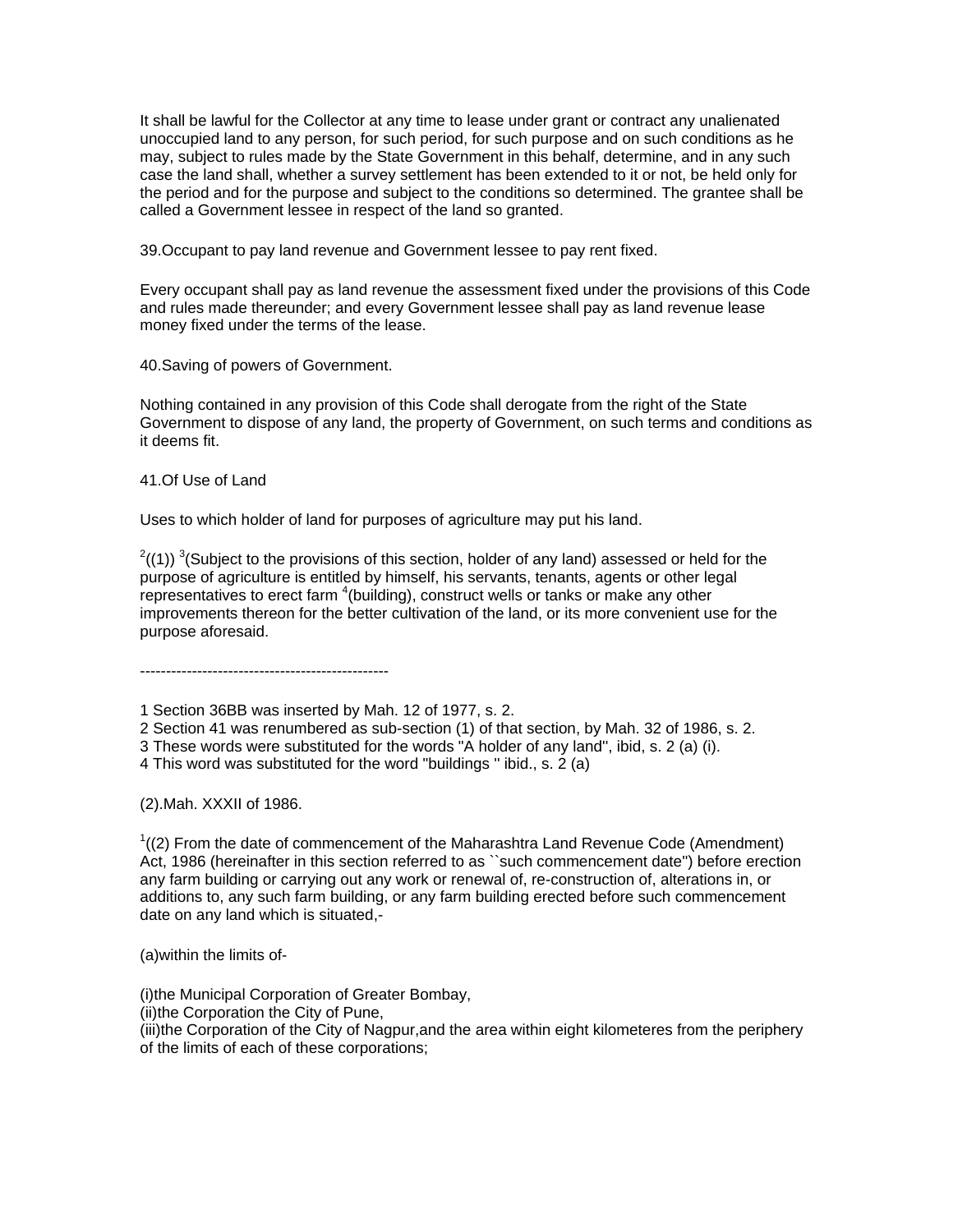It shall be lawful for the Collector at any time to lease under grant or contract any unalienated unoccupied land to any person, for such period, for such purpose and on such conditions as he may, subject to rules made by the State Government in this behalf, determine, and in any such case the land shall, whether a survey settlement has been extended to it or not, be held only for the period and for the purpose and subject to the conditions so determined. The grantee shall be called a Government lessee in respect of the land so granted.

39.Occupant to pay land revenue and Government lessee to pay rent fixed.

Every occupant shall pay as land revenue the assessment fixed under the provisions of this Code and rules made thereunder; and every Government lessee shall pay as land revenue lease money fixed under the terms of the lease.

40.Saving of powers of Government.

Nothing contained in any provision of this Code shall derogate from the right of the State Government to dispose of any land, the property of Government, on such terms and conditions as it deems fit.

41.Of Use of Land

Uses to which holder of land for purposes of agriculture may put his land.

[2]((1)) [3](Subject to the provisions of this section, holder of any land) assessed or held for the purpose of agriculture is entitled by himself, his servants, tenants, agents or other legal representatives to erect farm [4](building), construct wells or tanks or make any other improvements thereon for the better cultivation of the land, or its more convenient use for the purpose aforesaid.

------------------------------------------------

1 Section 36BB was inserted by Mah. 12 of 1977, s. 2.
2 Section 41 was renumbered as sub-section (1) of that section, by Mah. 32 of 1986, s. 2.
3 These words were substituted for the words "A holder of any land", ibid, s. 2 (a) (i).
4 This word was substituted for the word "buildings " ibid., s. 2 (a)

(2).Mah. XXXII of 1986.

[1]((2) From the date of commencement of the Maharashtra Land Revenue Code (Amendment) Act, 1986 (hereinafter in this section referred to as ``such commencement date") before erection any farm building or carrying out any work or renewal of, re-construction of, alterations in, or additions to, any such farm building, or any farm building erected before such commencement date on any land which is situated,-

(a)within the limits of-

(i)the Municipal Corporation of Greater Bombay,
(ii)the Corporation the City of Pune,
(iii)the Corporation of the City of Nagpur,and the area within eight kilometeres from the periphery of the limits of each of these corporations;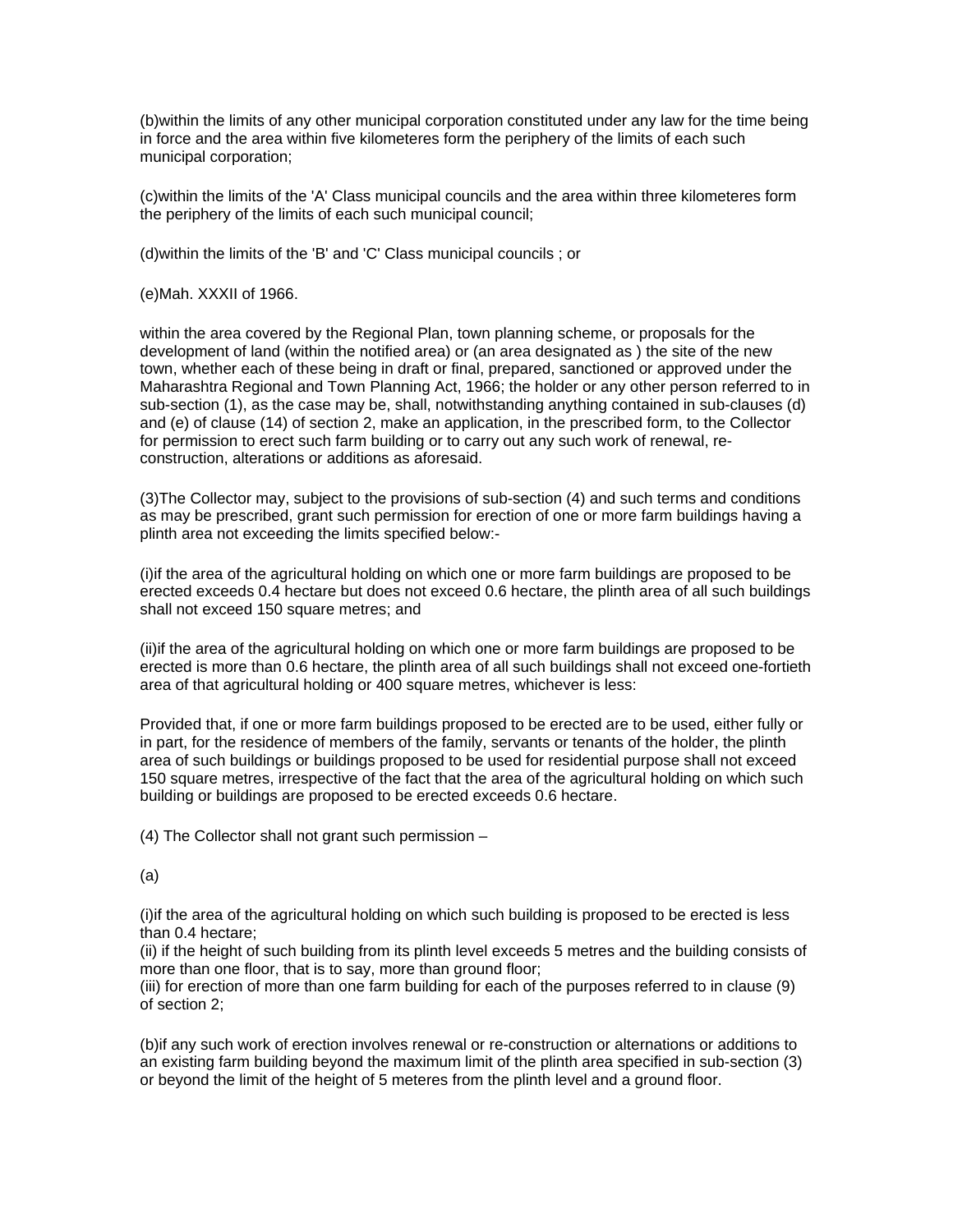(b)within the limits of any other municipal corporation constituted under any law for the time being in force and the area within five kilometeres form the periphery of the limits of each such municipal corporation;

(c)within the limits of the 'A' Class municipal councils and the area within three kilometeres form the periphery of the limits of each such municipal council;

(d)within the limits of the 'B' and 'C' Class municipal councils ; or

(e)Mah. XXXII of 1966.

within the area covered by the Regional Plan, town planning scheme, or proposals for the development of land (within the notified area) or (an area designated as ) the site of the new town, whether each of these being in draft or final, prepared, sanctioned or approved under the Maharashtra Regional and Town Planning Act, 1966; the holder or any other person referred to in sub-section (1), as the case may be, shall, notwithstanding anything contained in sub-clauses (d) and (e) of clause (14) of section 2, make an application, in the prescribed form, to the Collector for permission to erect such farm building or to carry out any such work of renewal, re-construction, alterations or additions as aforesaid.

(3)The Collector may, subject to the provisions of sub-section (4) and such terms and conditions as may be prescribed, grant such permission for erection of one or more farm buildings having a plinth area not exceeding the limits specified below:-

(i)if the area of the agricultural holding on which one or more farm buildings are proposed to be erected exceeds 0.4 hectare but does not exceed 0.6 hectare, the plinth area of all such buildings shall not exceed 150 square metres; and

(ii)if the area of the agricultural holding on which one or more farm buildings are proposed to be erected is more than 0.6 hectare, the plinth area of all such buildings shall not exceed one-fortieth area of that agricultural holding or 400 square metres, whichever is less:

Provided that, if one or more farm buildings proposed to be erected are to be used, either fully or in part, for the residence of members of the family, servants or tenants of the holder, the plinth area of such buildings or buildings proposed to be used for residential purpose shall not exceed 150 square metres, irrespective of the fact that the area of the agricultural holding on which such building or buildings are proposed to be erected exceeds 0.6 hectare.

(4) The Collector shall not grant such permission –

(a)

(i)if the area of the agricultural holding on which such building is proposed to be erected is less than 0.4 hectare;
(ii) if the height of such building from its plinth level exceeds 5 metres and the building consists of more than one floor, that is to say, more than ground floor;
(iii) for erection of more than one farm building for each of the purposes referred to in clause (9) of section 2;

(b)if any such work of erection involves renewal or re-construction or alternations or additions to an existing farm building beyond the maximum limit of the plinth area specified in sub-section (3) or beyond the limit of the height of 5 meteres from the plinth level and a ground floor.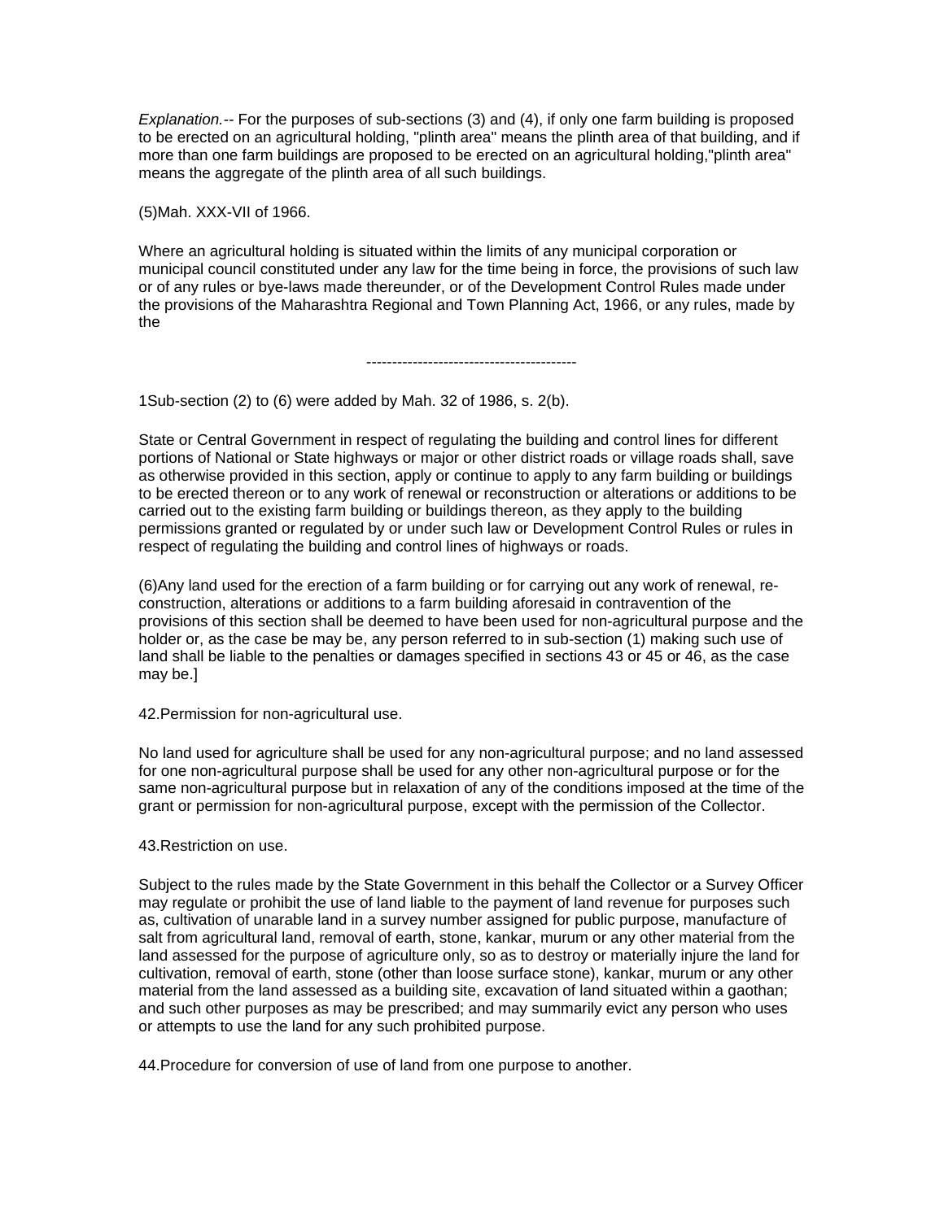*Explanation.*-- For the purposes of sub-sections (3) and (4), if only one farm building is proposed to be erected on an agricultural holding, "plinth area" means the plinth area of that building, and if more than one farm buildings are proposed to be erected on an agricultural holding,"plinth area" means the aggregate of the plinth area of all such buildings.

(5)Mah. XXX-VII of 1966.

Where an agricultural holding is situated within the limits of any municipal corporation or municipal council constituted under any law for the time being in force, the provisions of such law or of any rules or bye-laws made thereunder, or of the Development Control Rules made under the provisions of the Maharashtra Regional and Town Planning Act, 1966, or any rules, made by the

-----------------------------------------

1Sub-section (2) to (6) were added by Mah. 32 of 1986, s. 2(b).

State or Central Government in respect of regulating the building and control lines for different portions of National or State highways or major or other district roads or village roads shall, save as otherwise provided in this section, apply or continue to apply to any farm building or buildings to be erected thereon or to any work of renewal or reconstruction or alterations or additions to be carried out to the existing farm building or buildings thereon, as they apply to the building permissions granted or regulated by or under such law or Development Control Rules or rules in respect of regulating the building and control lines of highways or roads.

(6)Any land used for the erection of a farm building or for carrying out any work of renewal, re-construction, alterations or additions to a farm building aforesaid in contravention of the provisions of this section shall be deemed to have been used for non-agricultural purpose and the holder or, as the case be may be, any person referred to in sub-section (1) making such use of land shall be liable to the penalties or damages specified in sections 43 or 45 or 46, as the case may be.]

42.Permission for non-agricultural use.

No land used for agriculture shall be used for any non-agricultural purpose; and no land assessed for one non-agricultural purpose shall be used for any other non-agricultural purpose or for the same non-agricultural purpose but in relaxation of any of the conditions imposed at the time of the grant or permission for non-agricultural purpose, except with the permission of the Collector.

43.Restriction on use.

Subject to the rules made by the State Government in this behalf the Collector or a Survey Officer may regulate or prohibit the use of land liable to the payment of land revenue for purposes such as, cultivation of unarable land in a survey number assigned for public purpose, manufacture of salt from agricultural land, removal of earth, stone, kankar, murum or any other material from the land assessed for the purpose of agriculture only, so as to destroy or materially injure the land for cultivation, removal of earth, stone (other than loose surface stone), kankar, murum or any other material from the land assessed as a building site, excavation of land situated within a gaothan; and such other purposes as may be prescribed; and may summarily evict any person who uses or attempts to use the land for any such prohibited purpose.

44.Procedure for conversion of use of land from one purpose to another.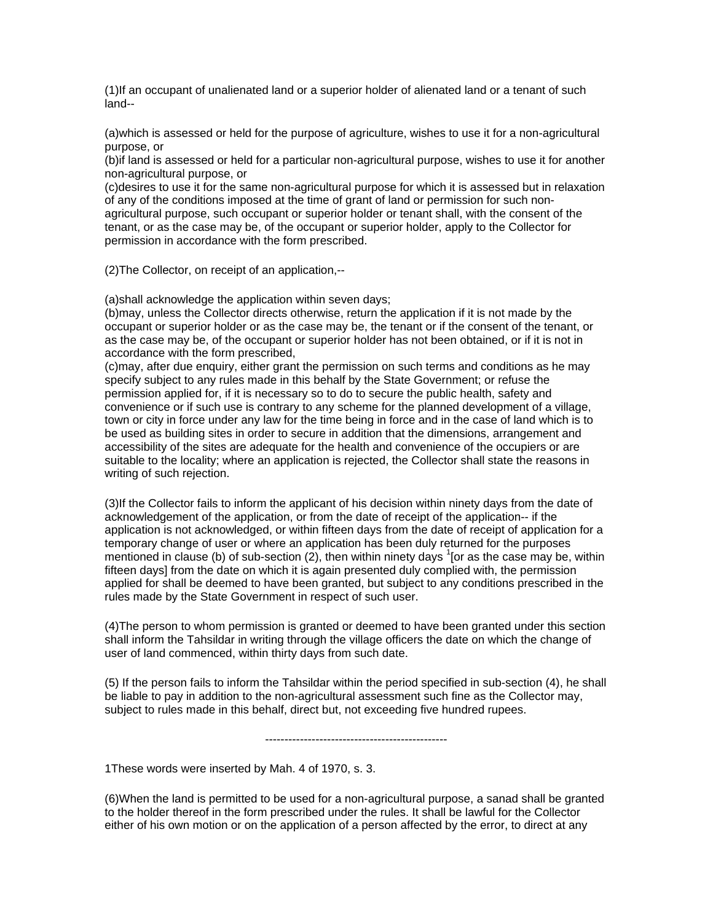(1)If an occupant of unalienated land or a superior holder of alienated land or a tenant of such land--

(a)which is assessed or held for the purpose of agriculture, wishes to use it for a non-agricultural purpose, or
(b)if land is assessed or held for a particular non-agricultural purpose, wishes to use it for another non-agricultural purpose, or
(c)desires to use it for the same non-agricultural purpose for which it is assessed but in relaxation of any of the conditions imposed at the time of grant of land or permission for such non-agricultural purpose, such occupant or superior holder or tenant shall, with the consent of the tenant, or as the case may be, of the occupant or superior holder, apply to the Collector for permission in accordance with the form prescribed.

(2)The Collector, on receipt of an application,--

(a)shall acknowledge the application within seven days;
(b)may, unless the Collector directs otherwise, return the application if it is not made by the occupant or superior holder or as the case may be, the tenant or if the consent of the tenant, or as the case may be, of the occupant or superior holder has not been obtained, or if it is not in accordance with the form prescribed,
(c)may, after due enquiry, either grant the permission on such terms and conditions as he may specify subject to any rules made in this behalf by the State Government; or refuse the permission applied for, if it is necessary so to do to secure the public health, safety and convenience or if such use is contrary to any scheme for the planned development of a village, town or city in force under any law for the time being in force and in the case of land which is to be used as building sites in order to secure in addition that the dimensions, arrangement and accessibility of the sites are adequate for the health and convenience of the occupiers or are suitable to the locality; where an application is rejected, the Collector shall state the reasons in writing of such rejection.

(3)If the Collector fails to inform the applicant of his decision within ninety days from the date of acknowledgement of the application, or from the date of receipt of the application-- if the application is not acknowledged, or within fifteen days from the date of receipt of application for a temporary change of user or where an application has been duly returned for the purposes mentioned in clause (b) of sub-section (2), then within ninety days [1][or as the case may be, within fifteen days] from the date on which it is again presented duly complied with, the permission applied for shall be deemed to have been granted, but subject to any conditions prescribed in the rules made by the State Government in respect of such user.

(4)The person to whom permission is granted or deemed to have been granted under this section shall inform the Tahsildar in writing through the village officers the date on which the change of user of land commenced, within thirty days from such date.

(5) If the person fails to inform the Tahsildar within the period specified in sub-section (4), he shall be liable to pay in addition to the non-agricultural assessment such fine as the Collector may, subject to rules made in this behalf, direct but, not exceeding five hundred rupees.

-----------------------------------------------

1These words were inserted by Mah. 4 of 1970, s. 3.

(6)When the land is permitted to be used for a non-agricultural purpose, a sanad shall be granted to the holder thereof in the form prescribed under the rules. It shall be lawful for the Collector either of his own motion or on the application of a person affected by the error, to direct at any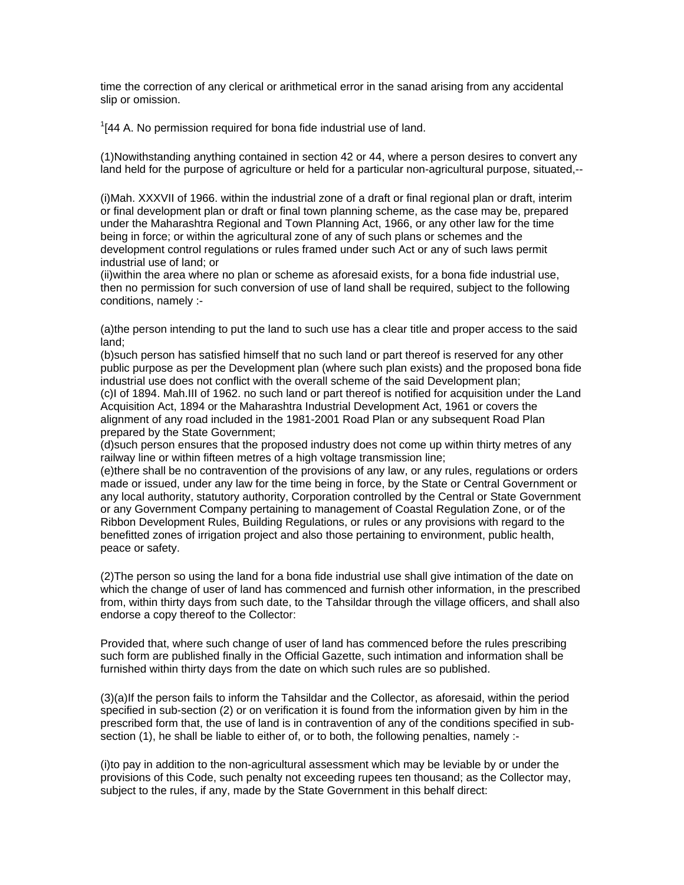time the correction of any clerical or arithmetical error in the sanad arising from any accidental slip or omission.

[1][44 A. No permission required for bona fide industrial use of land.

(1)Nowithstanding anything contained in section 42 or 44, where a person desires to convert any land held for the purpose of agriculture or held for a particular non-agricultural purpose, situated,--

(i)Mah. XXXVII of 1966. within the industrial zone of a draft or final regional plan or draft, interim or final development plan or draft or final town planning scheme, as the case may be, prepared under the Maharashtra Regional and Town Planning Act, 1966, or any other law for the time being in force; or within the agricultural zone of any of such plans or schemes and the development control regulations or rules framed under such Act or any of such laws permit industrial use of land; or
(ii)within the area where no plan or scheme as aforesaid exists, for a bona fide industrial use, then no permission for such conversion of use of land shall be required, subject to the following conditions, namely :-

(a)the person intending to put the land to such use has a clear title and proper access to the said land;
(b)such person has satisfied himself that no such land or part thereof is reserved for any other public purpose as per the Development plan (where such plan exists) and the proposed bona fide industrial use does not conflict with the overall scheme of the said Development plan;
(c)I of 1894. Mah.III of 1962. no such land or part thereof is notified for acquisition under the Land Acquisition Act, 1894 or the Maharashtra Industrial Development Act, 1961 or covers the alignment of any road included in the 1981-2001 Road Plan or any subsequent Road Plan prepared by the State Government;
(d)such person ensures that the proposed industry does not come up within thirty metres of any railway line or within fifteen metres of a high voltage transmission line;
(e)there shall be no contravention of the provisions of any law, or any rules, regulations or orders made or issued, under any law for the time being in force, by the State or Central Government or any local authority, statutory authority, Corporation controlled by the Central or State Government or any Government Company pertaining to management of Coastal Regulation Zone, or of the Ribbon Development Rules, Building Regulations, or rules or any provisions with regard to the benefitted zones of irrigation project and also those pertaining to environment, public health, peace or safety.

(2)The person so using the land for a bona fide industrial use shall give intimation of the date on which the change of user of land has commenced and furnish other information, in the prescribed from, within thirty days from such date, to the Tahsildar through the village officers, and shall also endorse a copy thereof to the Collector:

Provided that, where such change of user of land has commenced before the rules prescribing such form are published finally in the Official Gazette, such intimation and information shall be furnished within thirty days from the date on which such rules are so published.

(3)(a)If the person fails to inform the Tahsildar and the Collector, as aforesaid, within the period specified in sub-section (2) or on verification it is found from the information given by him in the prescribed form that, the use of land is in contravention of any of the conditions specified in sub-section (1), he shall be liable to either of, or to both, the following penalties, namely :-

(i)to pay in addition to the non-agricultural assessment which may be leviable by or under the provisions of this Code, such penalty not exceeding rupees ten thousand; as the Collector may, subject to the rules, if any, made by the State Government in this behalf direct: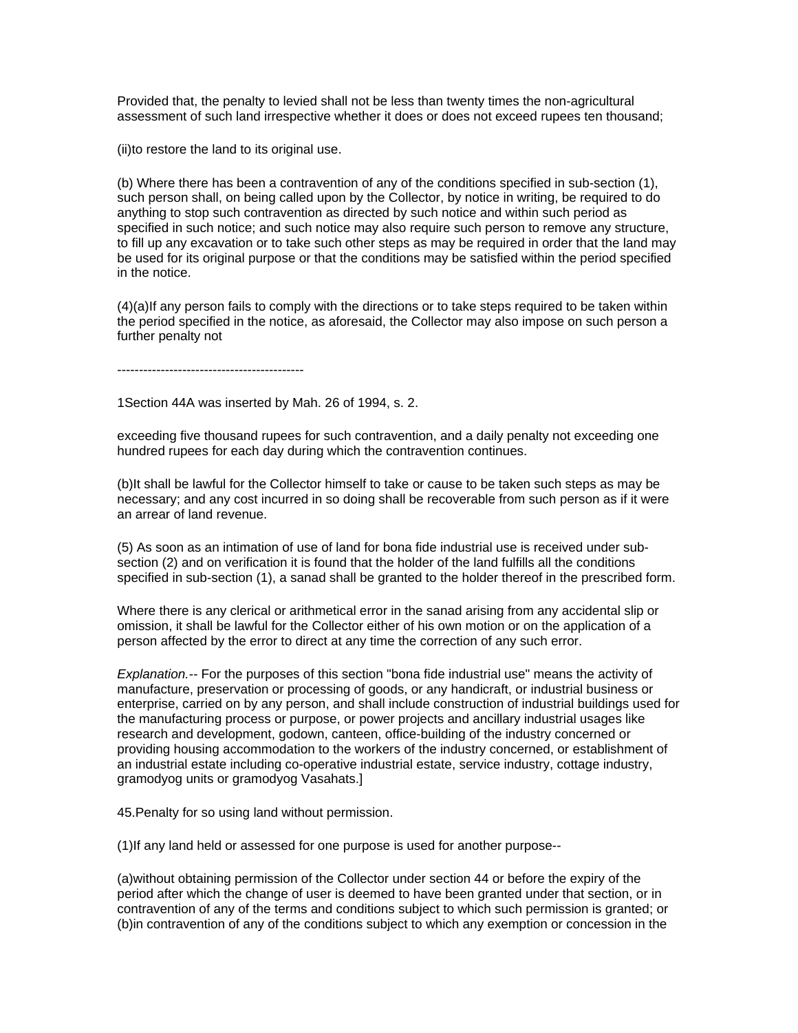Provided that, the penalty to levied shall not be less than twenty times the non-agricultural assessment of such land irrespective whether it does or does not exceed rupees ten thousand;

(ii)to restore the land to its original use.

(b) Where there has been a contravention of any of the conditions specified in sub-section (1), such person shall, on being called upon by the Collector, by notice in writing, be required to do anything to stop such contravention as directed by such notice and within such period as specified in such notice; and such notice may also require such person to remove any structure, to fill up any excavation or to take such other steps as may be required in order that the land may be used for its original purpose or that the conditions may be satisfied within the period specified in the notice.

(4)(a)If any person fails to comply with the directions or to take steps required to be taken within the period specified in the notice, as aforesaid, the Collector may also impose on such person a further penalty not

-------------------------------------------

1Section 44A was inserted by Mah. 26 of 1994, s. 2.

exceeding five thousand rupees for such contravention, and a daily penalty not exceeding one hundred rupees for each day during which the contravention continues.

(b)It shall be lawful for the Collector himself to take or cause to be taken such steps as may be necessary; and any cost incurred in so doing shall be recoverable from such person as if it were an arrear of land revenue.

(5) As soon as an intimation of use of land for bona fide industrial use is received under sub-section (2) and on verification it is found that the holder of the land fulfills all the conditions specified in sub-section (1), a sanad shall be granted to the holder thereof in the prescribed form.

Where there is any clerical or arithmetical error in the sanad arising from any accidental slip or omission, it shall be lawful for the Collector either of his own motion or on the application of a person affected by the error to direct at any time the correction of any such error.

*Explanation.*-- For the purposes of this section "bona fide industrial use" means the activity of manufacture, preservation or processing of goods, or any handicraft, or industrial business or enterprise, carried on by any person, and shall include construction of industrial buildings used for the manufacturing process or purpose, or power projects and ancillary industrial usages like research and development, godown, canteen, office-building of the industry concerned or providing housing accommodation to the workers of the industry concerned, or establishment of an industrial estate including co-operative industrial estate, service industry, cottage industry, gramodyog units or gramodyog Vasahats.]

45.Penalty for so using land without permission.

(1)If any land held or assessed for one purpose is used for another purpose--

(a)without obtaining permission of the Collector under section 44 or before the expiry of the period after which the change of user is deemed to have been granted under that section, or in contravention of any of the terms and conditions subject to which such permission is granted; or (b)in contravention of any of the conditions subject to which any exemption or concession in the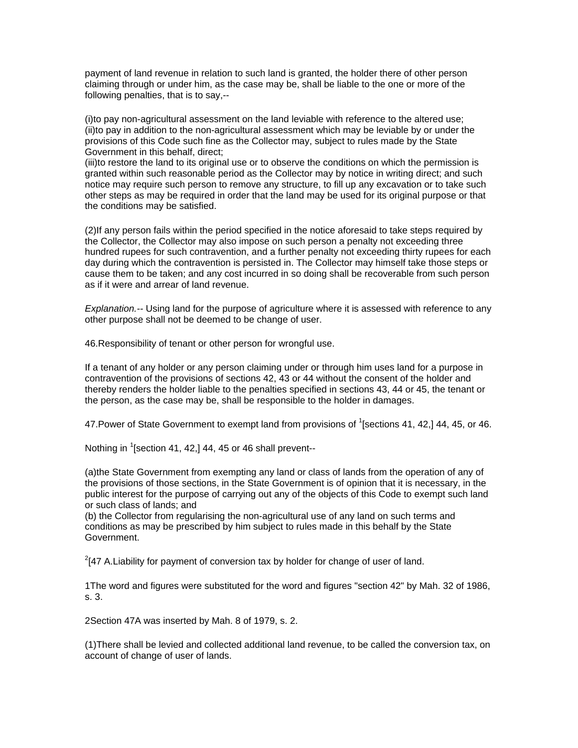payment of land revenue in relation to such land is granted, the holder there of other person claiming through or under him, as the case may be, shall be liable to the one or more of the following penalties, that is to say,--

(i)to pay non-agricultural assessment on the land leviable with reference to the altered use;
(ii)to pay in addition to the non-agricultural assessment which may be leviable by or under the provisions of this Code such fine as the Collector may, subject to rules made by the State Government in this behalf, direct;
(iii)to restore the land to its original use or to observe the conditions on which the permission is granted within such reasonable period as the Collector may by notice in writing direct; and such notice may require such person to remove any structure, to fill up any excavation or to take such other steps as may be required in order that the land may be used for its original purpose or that the conditions may be satisfied.

(2)If any person fails within the period specified in the notice aforesaid to take steps required by the Collector, the Collector may also impose on such person a penalty not exceeding three hundred rupees for such contravention, and a further penalty not exceeding thirty rupees for each day during which the contravention is persisted in. The Collector may himself take those steps or cause them to be taken; and any cost incurred in so doing shall be recoverable from such person as if it were and arrear of land revenue.

*Explanation.*-- Using land for the purpose of agriculture where it is assessed with reference to any other purpose shall not be deemed to be change of user.

46.Responsibility of tenant or other person for wrongful use.

If a tenant of any holder or any person claiming under or through him uses land for a purpose in contravention of the provisions of sections 42, 43 or 44 without the consent of the holder and thereby renders the holder liable to the penalties specified in sections 43, 44 or 45, the tenant or the person, as the case may be, shall be responsible to the holder in damages.

47.Power of State Government to exempt land from provisions of [1][sections 41, 42,] 44, 45, or 46.

Nothing in [1][section 41, 42,] 44, 45 or 46 shall prevent--

(a)the State Government from exempting any land or class of lands from the operation of any of the provisions of those sections, in the State Government is of opinion that it is necessary, in the public interest for the purpose of carrying out any of the objects of this Code to exempt such land or such class of lands; and
(b) the Collector from regularising the non-agricultural use of any land on such terms and conditions as may be prescribed by him subject to rules made in this behalf by the State Government.

[2][47 A.Liability for payment of conversion tax by holder for change of user of land.

1The word and figures were substituted for the word and figures "section 42" by Mah. 32 of 1986, s. 3.

2Section 47A was inserted by Mah. 8 of 1979, s. 2.

(1)There shall be levied and collected additional land revenue, to be called the conversion tax, on account of change of user of lands.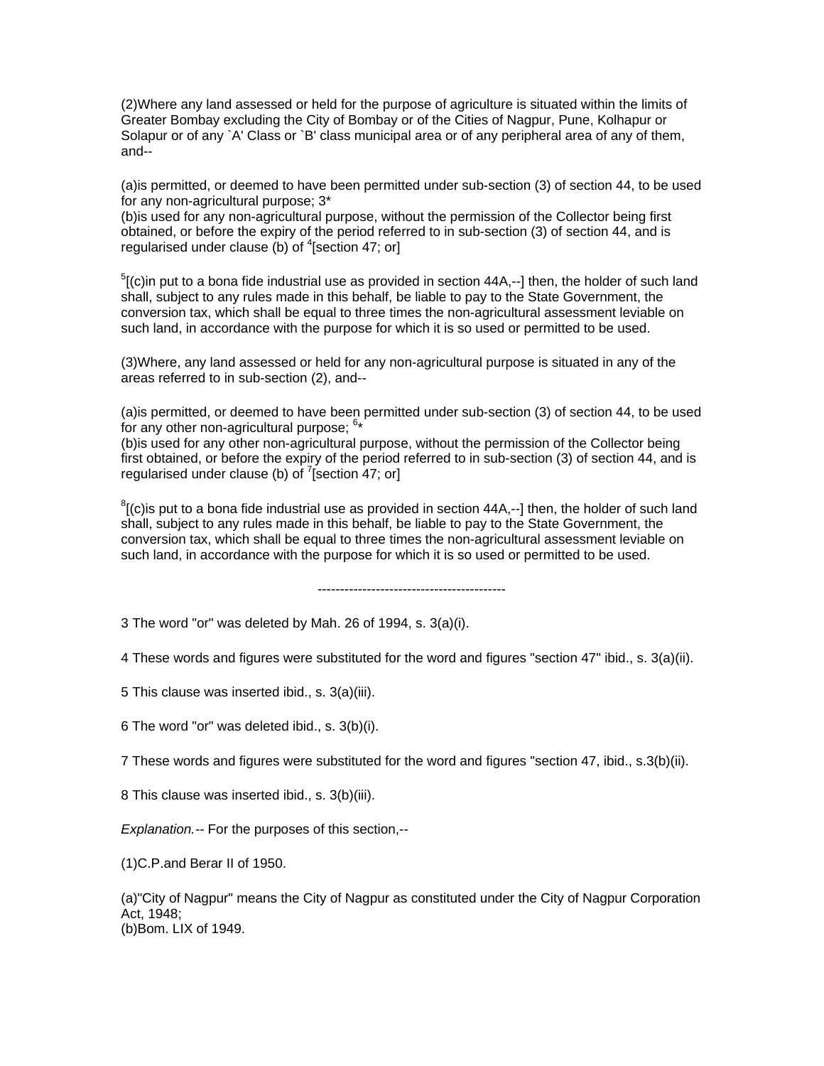(2)Where any land assessed or held for the purpose of agriculture is situated within the limits of Greater Bombay excluding the City of Bombay or of the Cities of Nagpur, Pune, Kolhapur or Solapur or of any `A' Class or `B' class municipal area or of any peripheral area of any of them, and--

(a)is permitted, or deemed to have been permitted under sub-section (3) of section 44, to be used for any non-agricultural purpose; 3*
(b)is used for any non-agricultural purpose, without the permission of the Collector being first obtained, or before the expiry of the period referred to in sub-section (3) of section 44, and is regularised under clause (b) of [4][section 47; or]

[5][(c)in put to a bona fide industrial use as provided in section 44A,--] then, the holder of such land shall, subject to any rules made in this behalf, be liable to pay to the State Government, the conversion tax, which shall be equal to three times the non-agricultural assessment leviable on such land, in accordance with the purpose for which it is so used or permitted to be used.

(3)Where, any land assessed or held for any non-agricultural purpose is situated in any of the areas referred to in sub-section (2), and--

(a)is permitted, or deemed to have been permitted under sub-section (3) of section 44, to be used for any other non-agricultural purpose; [6]*
(b)is used for any other non-agricultural purpose, without the permission of the Collector being first obtained, or before the expiry of the period referred to in sub-section (3) of section 44, and is regularised under clause (b) of [7][section 47; or]

[8][(c)is put to a bona fide industrial use as provided in section 44A,--] then, the holder of such land shall, subject to any rules made in this behalf, be liable to pay to the State Government, the conversion tax, which shall be equal to three times the non-agricultural assessment leviable on such land, in accordance with the purpose for which it is so used or permitted to be used.

------------------------------------------

3 The word "or" was deleted by Mah. 26 of 1994, s. 3(a)(i).

4 These words and figures were substituted for the word and figures "section 47" ibid., s. 3(a)(ii).

5 This clause was inserted ibid., s. 3(a)(iii).

6 The word "or" was deleted ibid., s. 3(b)(i).

7 These words and figures were substituted for the word and figures "section 47, ibid., s.3(b)(ii).

8 This clause was inserted ibid., s. 3(b)(iii).

*Explanation.--* For the purposes of this section,--

(1)C.P.and Berar II of 1950.

(a)"City of Nagpur" means the City of Nagpur as constituted under the City of Nagpur Corporation Act, 1948;
(b)Bom. LIX of 1949.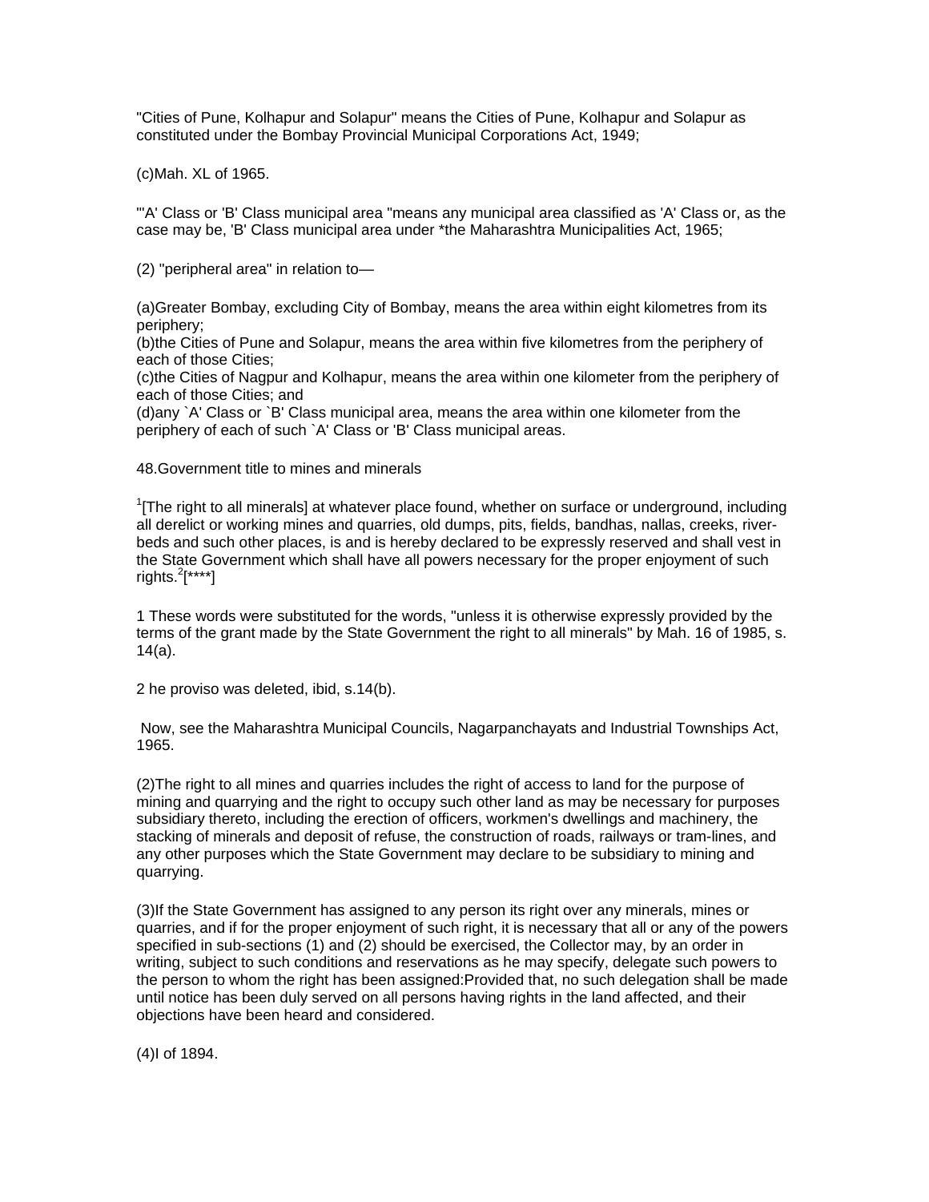"Cities of Pune, Kolhapur and Solapur" means the Cities of Pune, Kolhapur and Solapur as constituted under the Bombay Provincial Municipal Corporations Act, 1949;

(c)Mah. XL of 1965.

"'A' Class or 'B' Class municipal area "means any municipal area classified as 'A' Class or, as the case may be, 'B' Class municipal area under *the Maharashtra Municipalities Act, 1965;

(2) "peripheral area" in relation to—

(a)Greater Bombay, excluding City of Bombay, means the area within eight kilometres from its periphery;
(b)the Cities of Pune and Solapur, means the area within five kilometres from the periphery of each of those Cities;
(c)the Cities of Nagpur and Kolhapur, means the area within one kilometer from the periphery of each of those Cities; and
(d)any `A' Class or `B' Class municipal area, means the area within one kilometer from the periphery of each of such `A' Class or 'B' Class municipal areas.

48.Government title to mines and minerals

[1][The right to all minerals] at whatever place found, whether on surface or underground, including all derelict or working mines and quarries, old dumps, pits, fields, bandhas, nallas, creeks, river-beds and such other places, is and is hereby declared to be expressly reserved and shall vest in the State Government which shall have all powers necessary for the proper enjoyment of such rights.[2][****]

1 These words were substituted for the words, "unless it is otherwise expressly provided by the terms of the grant made by the State Government the right to all minerals" by Mah. 16 of 1985, s. 14(a).

2 he proviso was deleted, ibid, s.14(b).

Now, see the Maharashtra Municipal Councils, Nagarpanchayats and Industrial Townships Act, 1965.

(2)The right to all mines and quarries includes the right of access to land for the purpose of mining and quarrying and the right to occupy such other land as may be necessary for purposes subsidiary thereto, including the erection of officers, workmen's dwellings and machinery, the stacking of minerals and deposit of refuse, the construction of roads, railways or tram-lines, and any other purposes which the State Government may declare to be subsidiary to mining and quarrying.

(3)If the State Government has assigned to any person its right over any minerals, mines or quarries, and if for the proper enjoyment of such right, it is necessary that all or any of the powers specified in sub-sections (1) and (2) should be exercised, the Collector may, by an order in writing, subject to such conditions and reservations as he may specify, delegate such powers to the person to whom the right has been assigned:Provided that, no such delegation shall be made until notice has been duly served on all persons having rights in the land affected, and their objections have been heard and considered.

(4)I of 1894.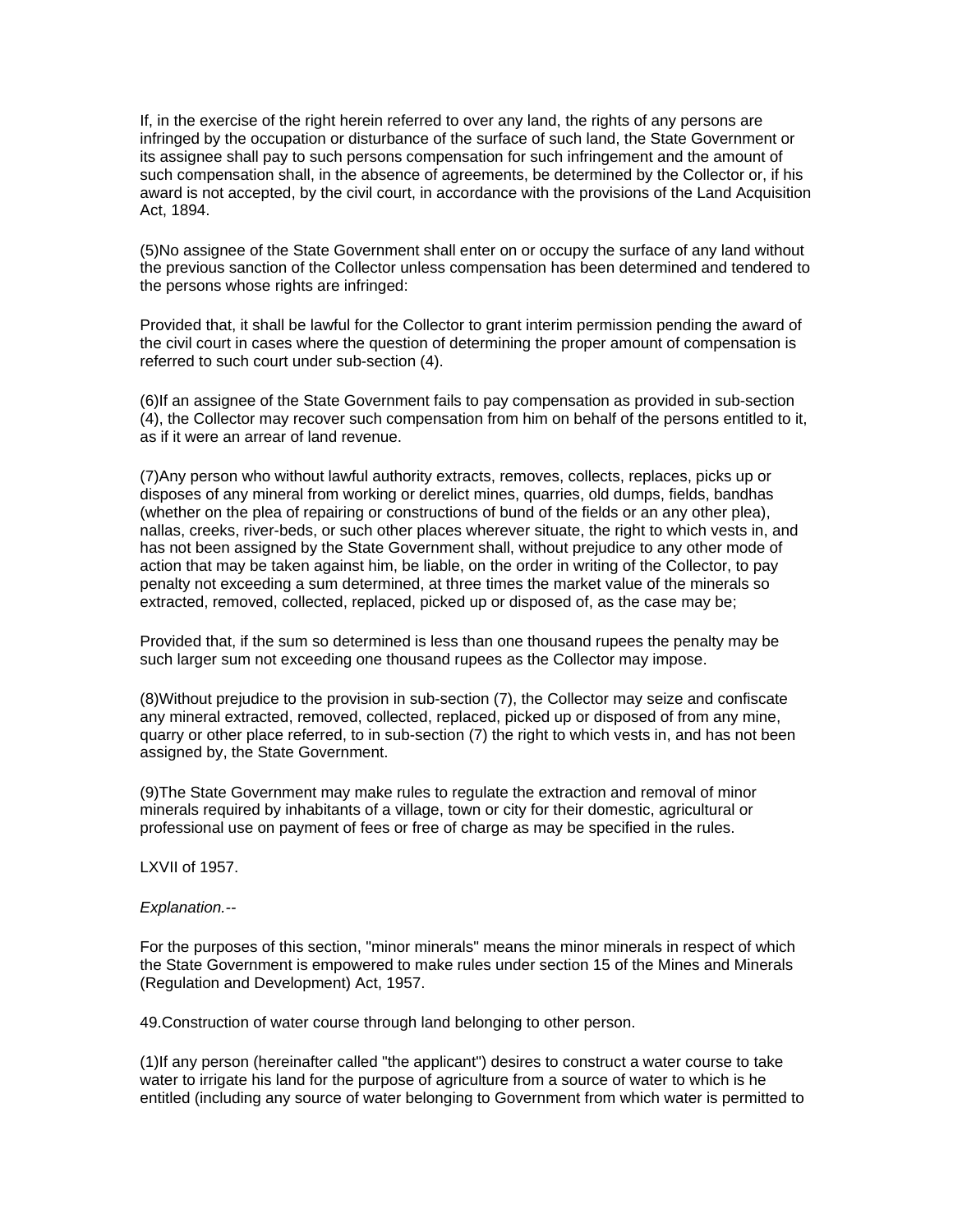If, in the exercise of the right herein referred to over any land, the rights of any persons are infringed by the occupation or disturbance of the surface of such land, the State Government or its assignee shall pay to such persons compensation for such infringement and the amount of such compensation shall, in the absence of agreements, be determined by the Collector or, if his award is not accepted, by the civil court, in accordance with the provisions of the Land Acquisition Act, 1894.

(5)No assignee of the State Government shall enter on or occupy the surface of any land without the previous sanction of the Collector unless compensation has been determined and tendered to the persons whose rights are infringed:

Provided that, it shall be lawful for the Collector to grant interim permission pending the award of the civil court in cases where the question of determining the proper amount of compensation is referred to such court under sub-section (4).

(6)If an assignee of the State Government fails to pay compensation as provided in sub-section (4), the Collector may recover such compensation from him on behalf of the persons entitled to it, as if it were an arrear of land revenue.

(7)Any person who without lawful authority extracts, removes, collects, replaces, picks up or disposes of any mineral from working or derelict mines, quarries, old dumps, fields, bandhas (whether on the plea of repairing or constructions of bund of the fields or an any other plea), nallas, creeks, river-beds, or such other places wherever situate, the right to which vests in, and has not been assigned by the State Government shall, without prejudice to any other mode of action that may be taken against him, be liable, on the order in writing of the Collector, to pay penalty not exceeding a sum determined, at three times the market value of the minerals so extracted, removed, collected, replaced, picked up or disposed of, as the case may be;

Provided that, if the sum so determined is less than one thousand rupees the penalty may be such larger sum not exceeding one thousand rupees as the Collector may impose.

(8)Without prejudice to the provision in sub-section (7), the Collector may seize and confiscate any mineral extracted, removed, collected, replaced, picked up or disposed of from any mine, quarry or other place referred, to in sub-section (7) the right to which vests in, and has not been assigned by, the State Government.

(9)The State Government may make rules to regulate the extraction and removal of minor minerals required by inhabitants of a village, town or city for their domestic, agricultural or professional use on payment of fees or free of charge as may be specified in the rules.

LXVII of 1957.

*Explanation.--*

For the purposes of this section, "minor minerals" means the minor minerals in respect of which the State Government is empowered to make rules under section 15 of the Mines and Minerals (Regulation and Development) Act, 1957.

49.Construction of water course through land belonging to other person.

(1)If any person (hereinafter called "the applicant") desires to construct a water course to take water to irrigate his land for the purpose of agriculture from a source of water to which is he entitled (including any source of water belonging to Government from which water is permitted to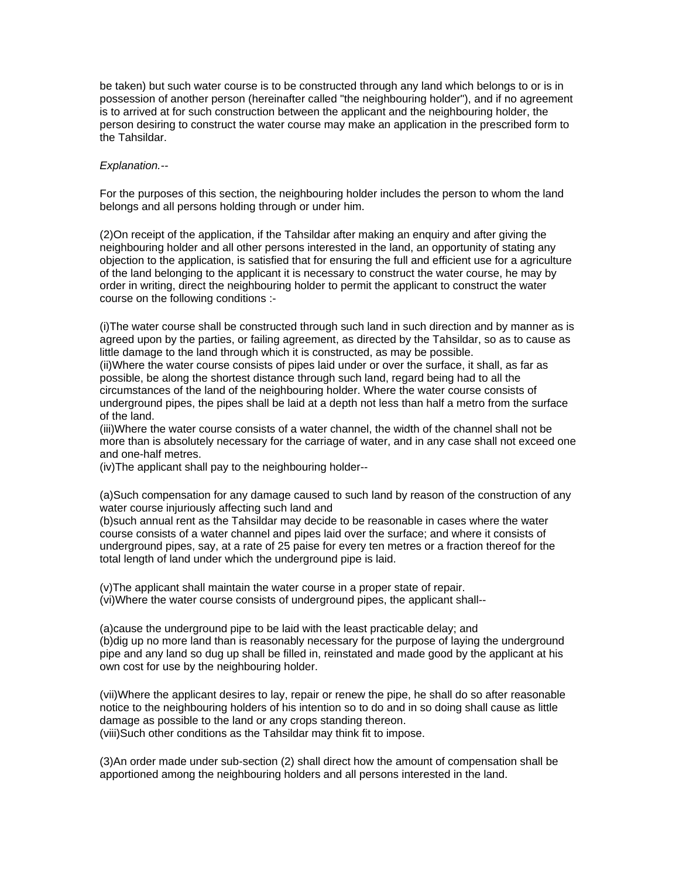be taken) but such water course is to be constructed through any land which belongs to or is in possession of another person (hereinafter called "the neighbouring holder"), and if no agreement is to arrived at for such construction between the applicant and the neighbouring holder, the person desiring to construct the water course may make an application in the prescribed form to the Tahsildar.

*Explanation.--*

For the purposes of this section, the neighbouring holder includes the person to whom the land belongs and all persons holding through or under him.

(2)On receipt of the application, if the Tahsildar after making an enquiry and after giving the neighbouring holder and all other persons interested in the land, an opportunity of stating any objection to the application, is satisfied that for ensuring the full and efficient use for a agriculture of the land belonging to the applicant it is necessary to construct the water course, he may by order in writing, direct the neighbouring holder to permit the applicant to construct the water course on the following conditions :-

(i)The water course shall be constructed through such land in such direction and by manner as is agreed upon by the parties, or failing agreement, as directed by the Tahsildar, so as to cause as little damage to the land through which it is constructed, as may be possible.
(ii)Where the water course consists of pipes laid under or over the surface, it shall, as far as possible, be along the shortest distance through such land, regard being had to all the circumstances of the land of the neighbouring holder. Where the water course consists of underground pipes, the pipes shall be laid at a depth not less than half a metro from the surface of the land.
(iii)Where the water course consists of a water channel, the width of the channel shall not be more than is absolutely necessary for the carriage of water, and in any case shall not exceed one and one-half metres.
(iv)The applicant shall pay to the neighbouring holder--

(a)Such compensation for any damage caused to such land by reason of the construction of any water course injuriously affecting such land and
(b)such annual rent as the Tahsildar may decide to be reasonable in cases where the water course consists of a water channel and pipes laid over the surface; and where it consists of underground pipes, say, at a rate of 25 paise for every ten metres or a fraction thereof for the total length of land under which the underground pipe is laid.

(v)The applicant shall maintain the water course in a proper state of repair.
(vi)Where the water course consists of underground pipes, the applicant shall--

(a)cause the underground pipe to be laid with the least practicable delay; and
(b)dig up no more land than is reasonably necessary for the purpose of laying the underground pipe and any land so dug up shall be filled in, reinstated and made good by the applicant at his own cost for use by the neighbouring holder.

(vii)Where the applicant desires to lay, repair or renew the pipe, he shall do so after reasonable notice to the neighbouring holders of his intention so to do and in so doing shall cause as little damage as possible to the land or any crops standing thereon.
(viii)Such other conditions as the Tahsildar may think fit to impose.

(3)An order made under sub-section (2) shall direct how the amount of compensation shall be apportioned among the neighbouring holders and all persons interested in the land.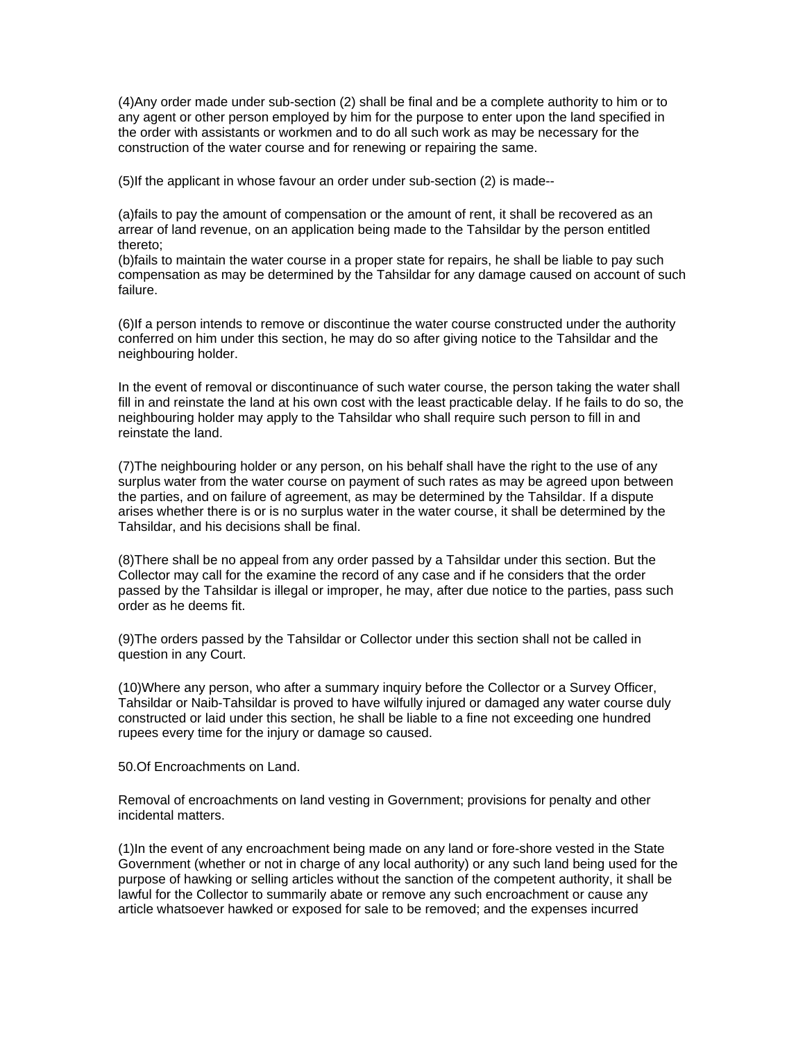(4)Any order made under sub-section (2) shall be final and be a complete authority to him or to any agent or other person employed by him for the purpose to enter upon the land specified in the order with assistants or workmen and to do all such work as may be necessary for the construction of the water course and for renewing or repairing the same.

(5)If the applicant in whose favour an order under sub-section (2) is made--

(a)fails to pay the amount of compensation or the amount of rent, it shall be recovered as an arrear of land revenue, on an application being made to the Tahsildar by the person entitled thereto;
(b)fails to maintain the water course in a proper state for repairs, he shall be liable to pay such compensation as may be determined by the Tahsildar for any damage caused on account of such failure.

(6)If a person intends to remove or discontinue the water course constructed under the authority conferred on him under this section, he may do so after giving notice to the Tahsildar and the neighbouring holder.

In the event of removal or discontinuance of such water course, the person taking the water shall fill in and reinstate the land at his own cost with the least practicable delay. If he fails to do so, the neighbouring holder may apply to the Tahsildar who shall require such person to fill in and reinstate the land.

(7)The neighbouring holder or any person, on his behalf shall have the right to the use of any surplus water from the water course on payment of such rates as may be agreed upon between the parties, and on failure of agreement, as may be determined by the Tahsildar. If a dispute arises whether there is or is no surplus water in the water course, it shall be determined by the Tahsildar, and his decisions shall be final.

(8)There shall be no appeal from any order passed by a Tahsildar under this section. But the Collector may call for the examine the record of any case and if he considers that the order passed by the Tahsildar is illegal or improper, he may, after due notice to the parties, pass such order as he deems fit.

(9)The orders passed by the Tahsildar or Collector under this section shall not be called in question in any Court.

(10)Where any person, who after a summary inquiry before the Collector or a Survey Officer, Tahsildar or Naib-Tahsildar is proved to have wilfully injured or damaged any water course duly constructed or laid under this section, he shall be liable to a fine not exceeding one hundred rupees every time for the injury or damage so caused.

50.Of Encroachments on Land.

Removal of encroachments on land vesting in Government; provisions for penalty and other incidental matters.

(1)In the event of any encroachment being made on any land or fore-shore vested in the State Government (whether or not in charge of any local authority) or any such land being used for the purpose of hawking or selling articles without the sanction of the competent authority, it shall be lawful for the Collector to summarily abate or remove any such encroachment or cause any article whatsoever hawked or exposed for sale to be removed; and the expenses incurred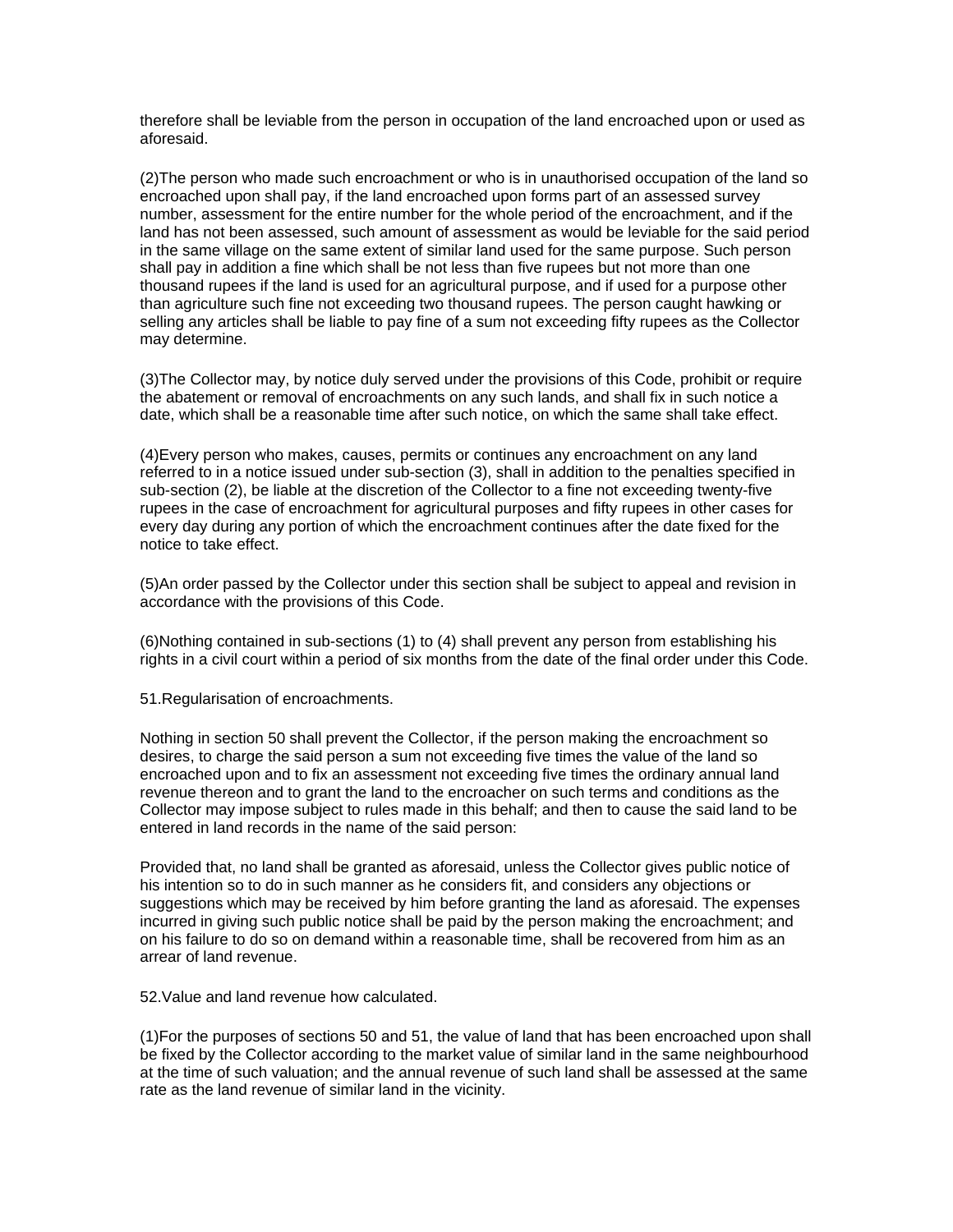therefore shall be leviable from the person in occupation of the land encroached upon or used as aforesaid.

(2)The person who made such encroachment or who is in unauthorised occupation of the land so encroached upon shall pay, if the land encroached upon forms part of an assessed survey number, assessment for the entire number for the whole period of the encroachment, and if the land has not been assessed, such amount of assessment as would be leviable for the said period in the same village on the same extent of similar land used for the same purpose. Such person shall pay in addition a fine which shall be not less than five rupees but not more than one thousand rupees if the land is used for an agricultural purpose, and if used for a purpose other than agriculture such fine not exceeding two thousand rupees. The person caught hawking or selling any articles shall be liable to pay fine of a sum not exceeding fifty rupees as the Collector may determine.

(3)The Collector may, by notice duly served under the provisions of this Code, prohibit or require the abatement or removal of encroachments on any such lands, and shall fix in such notice a date, which shall be a reasonable time after such notice, on which the same shall take effect.

(4)Every person who makes, causes, permits or continues any encroachment on any land referred to in a notice issued under sub-section (3), shall in addition to the penalties specified in sub-section (2), be liable at the discretion of the Collector to a fine not exceeding twenty-five rupees in the case of encroachment for agricultural purposes and fifty rupees in other cases for every day during any portion of which the encroachment continues after the date fixed for the notice to take effect.

(5)An order passed by the Collector under this section shall be subject to appeal and revision in accordance with the provisions of this Code.

(6)Nothing contained in sub-sections (1) to (4) shall prevent any person from establishing his rights in a civil court within a period of six months from the date of the final order under this Code.

51.Regularisation of encroachments.

Nothing in section 50 shall prevent the Collector, if the person making the encroachment so desires, to charge the said person a sum not exceeding five times the value of the land so encroached upon and to fix an assessment not exceeding five times the ordinary annual land revenue thereon and to grant the land to the encroacher on such terms and conditions as the Collector may impose subject to rules made in this behalf; and then to cause the said land to be entered in land records in the name of the said person:

Provided that, no land shall be granted as aforesaid, unless the Collector gives public notice of his intention so to do in such manner as he considers fit, and considers any objections or suggestions which may be received by him before granting the land as aforesaid. The expenses incurred in giving such public notice shall be paid by the person making the encroachment; and on his failure to do so on demand within a reasonable time, shall be recovered from him as an arrear of land revenue.

52.Value and land revenue how calculated.

(1)For the purposes of sections 50 and 51, the value of land that has been encroached upon shall be fixed by the Collector according to the market value of similar land in the same neighbourhood at the time of such valuation; and the annual revenue of such land shall be assessed at the same rate as the land revenue of similar land in the vicinity.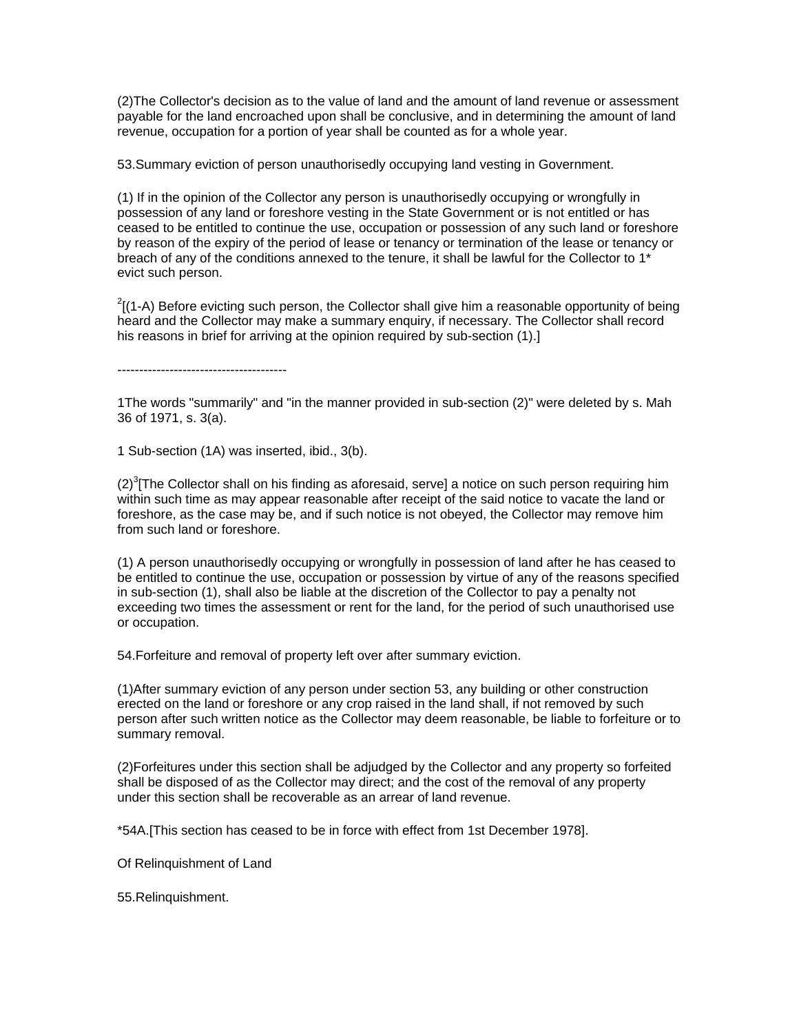(2)The Collector's decision as to the value of land and the amount of land revenue or assessment payable for the land encroached upon shall be conclusive, and in determining the amount of land revenue, occupation for a portion of year shall be counted as for a whole year.

53.Summary eviction of person unauthorisedly occupying land vesting in Government.

(1) If in the opinion of the Collector any person is unauthorisedly occupying or wrongfully in possession of any land or foreshore vesting in the State Government or is not entitled or has ceased to be entitled to continue the use, occupation or possession of any such land or foreshore by reason of the expiry of the period of lease or tenancy or termination of the lease or tenancy or breach of any of the conditions annexed to the tenure, it shall be lawful for the Collector to 1* evict such person.

[2][(1-A) Before evicting such person, the Collector shall give him a reasonable opportunity of being heard and the Collector may make a summary enquiry, if necessary. The Collector shall record his reasons in brief for arriving at the opinion required by sub-section (1).]

---------------------------------------

1The words "summarily" and "in the manner provided in sub-section (2)" were deleted by s. Mah 36 of 1971, s. 3(a).

1 Sub-section (1A) was inserted, ibid., 3(b).

(2)[3][The Collector shall on his finding as aforesaid, serve] a notice on such person requiring him within such time as may appear reasonable after receipt of the said notice to vacate the land or foreshore, as the case may be, and if such notice is not obeyed, the Collector may remove him from such land or foreshore.

(1) A person unauthorisedly occupying or wrongfully in possession of land after he has ceased to be entitled to continue the use, occupation or possession by virtue of any of the reasons specified in sub-section (1), shall also be liable at the discretion of the Collector to pay a penalty not exceeding two times the assessment or rent for the land, for the period of such unauthorised use or occupation.

54.Forfeiture and removal of property left over after summary eviction.

(1)After summary eviction of any person under section 53, any building or other construction erected on the land or foreshore or any crop raised in the land shall, if not removed by such person after such written notice as the Collector may deem reasonable, be liable to forfeiture or to summary removal.

(2)Forfeitures under this section shall be adjudged by the Collector and any property so forfeited shall be disposed of as the Collector may direct; and the cost of the removal of any property under this section shall be recoverable as an arrear of land revenue.

*54A.[This section has ceased to be in force with effect from 1st December 1978].

Of Relinquishment of Land

55.Relinquishment.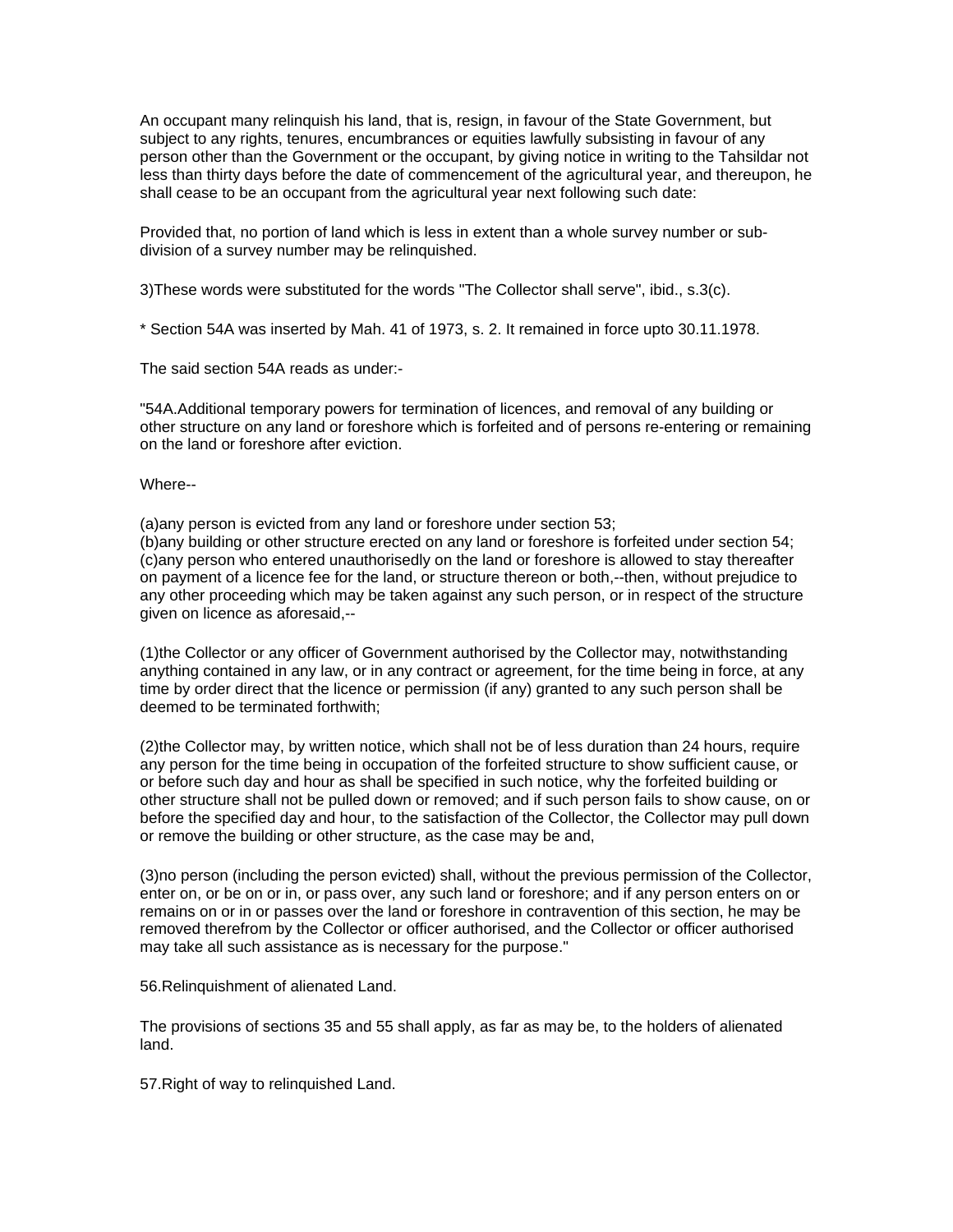An occupant many relinquish his land, that is, resign, in favour of the State Government, but subject to any rights, tenures, encumbrances or equities lawfully subsisting in favour of any person other than the Government or the occupant, by giving notice in writing to the Tahsildar not less than thirty days before the date of commencement of the agricultural year, and thereupon, he shall cease to be an occupant from the agricultural year next following such date:

Provided that, no portion of land which is less in extent than a whole survey number or sub-division of a survey number may be relinquished.

3)These words were substituted for the words "The Collector shall serve", ibid., s.3(c).

* Section 54A was inserted by Mah. 41 of 1973, s. 2. It remained in force upto 30.11.1978.

The said section 54A reads as under:-

"54A.Additional temporary powers for termination of licences, and removal of any building or other structure on any land or foreshore which is forfeited and of persons re-entering or remaining on the land or foreshore after eviction.

Where--

(a)any person is evicted from any land or foreshore under section 53;
(b)any building or other structure erected on any land or foreshore is forfeited under section 54;
(c)any person who entered unauthorisedly on the land or foreshore is allowed to stay thereafter on payment of a licence fee for the land, or structure thereon or both,--then, without prejudice to any other proceeding which may be taken against any such person, or in respect of the structure given on licence as aforesaid,--

(1)the Collector or any officer of Government authorised by the Collector may, notwithstanding anything contained in any law, or in any contract or agreement, for the time being in force, at any time by order direct that the licence or permission (if any) granted to any such person shall be deemed to be terminated forthwith;

(2)the Collector may, by written notice, which shall not be of less duration than 24 hours, require any person for the time being in occupation of the forfeited structure to show sufficient cause, or or before such day and hour as shall be specified in such notice, why the forfeited building or other structure shall not be pulled down or removed; and if such person fails to show cause, on or before the specified day and hour, to the satisfaction of the Collector, the Collector may pull down or remove the building or other structure, as the case may be and,

(3)no person (including the person evicted) shall, without the previous permission of the Collector, enter on, or be on or in, or pass over, any such land or foreshore; and if any person enters on or remains on or in or passes over the land or foreshore in contravention of this section, he may be removed therefrom by the Collector or officer authorised, and the Collector or officer authorised may take all such assistance as is necessary for the purpose."

56.Relinquishment of alienated Land.

The provisions of sections 35 and 55 shall apply, as far as may be, to the holders of alienated land.

57.Right of way to relinquished Land.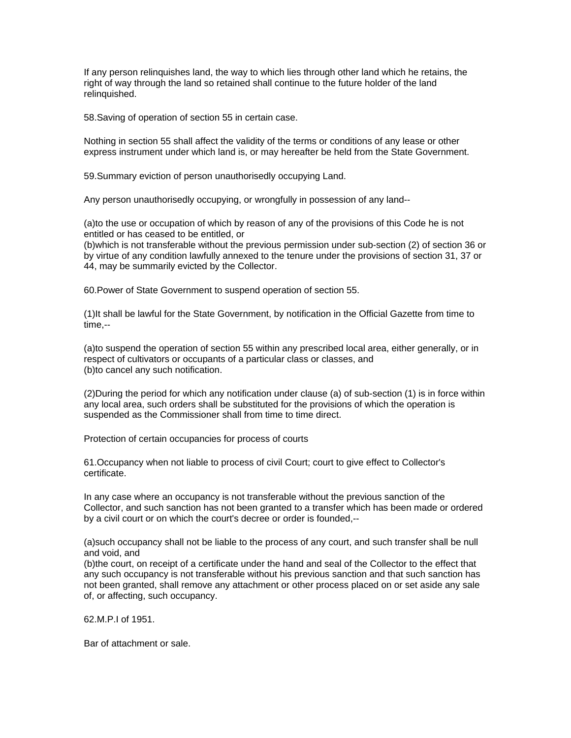If any person relinquishes land, the way to which lies through other land which he retains, the right of way through the land so retained shall continue to the future holder of the land relinquished.

58.Saving of operation of section 55 in certain case.

Nothing in section 55 shall affect the validity of the terms or conditions of any lease or other express instrument under which land is, or may hereafter be held from the State Government.

59.Summary eviction of person unauthorisedly occupying Land.

Any person unauthorisedly occupying, or wrongfully in possession of any land--

(a)to the use or occupation of which by reason of any of the provisions of this Code he is not entitled or has ceased to be entitled, or
(b)which is not transferable without the previous permission under sub-section (2) of section 36 or by virtue of any condition lawfully annexed to the tenure under the provisions of section 31, 37 or 44, may be summarily evicted by the Collector.

60.Power of State Government to suspend operation of section 55.

(1)It shall be lawful for the State Government, by notification in the Official Gazette from time to time,--

(a)to suspend the operation of section 55 within any prescribed local area, either generally, or in respect of cultivators or occupants of a particular class or classes, and
(b)to cancel any such notification.

(2)During the period for which any notification under clause (a) of sub-section (1) is in force within any local area, such orders shall be substituted for the provisions of which the operation is suspended as the Commissioner shall from time to time direct.

Protection of certain occupancies for process of courts

61.Occupancy when not liable to process of civil Court; court to give effect to Collector's certificate.

In any case where an occupancy is not transferable without the previous sanction of the Collector, and such sanction has not been granted to a transfer which has been made or ordered by a civil court or on which the court's decree or order is founded,--

(a)such occupancy shall not be liable to the process of any court, and such transfer shall be null and void, and
(b)the court, on receipt of a certificate under the hand and seal of the Collector to the effect that any such occupancy is not transferable without his previous sanction and that such sanction has not been granted, shall remove any attachment or other process placed on or set aside any sale of, or affecting, such occupancy.

62.M.P.I of 1951.

Bar of attachment or sale.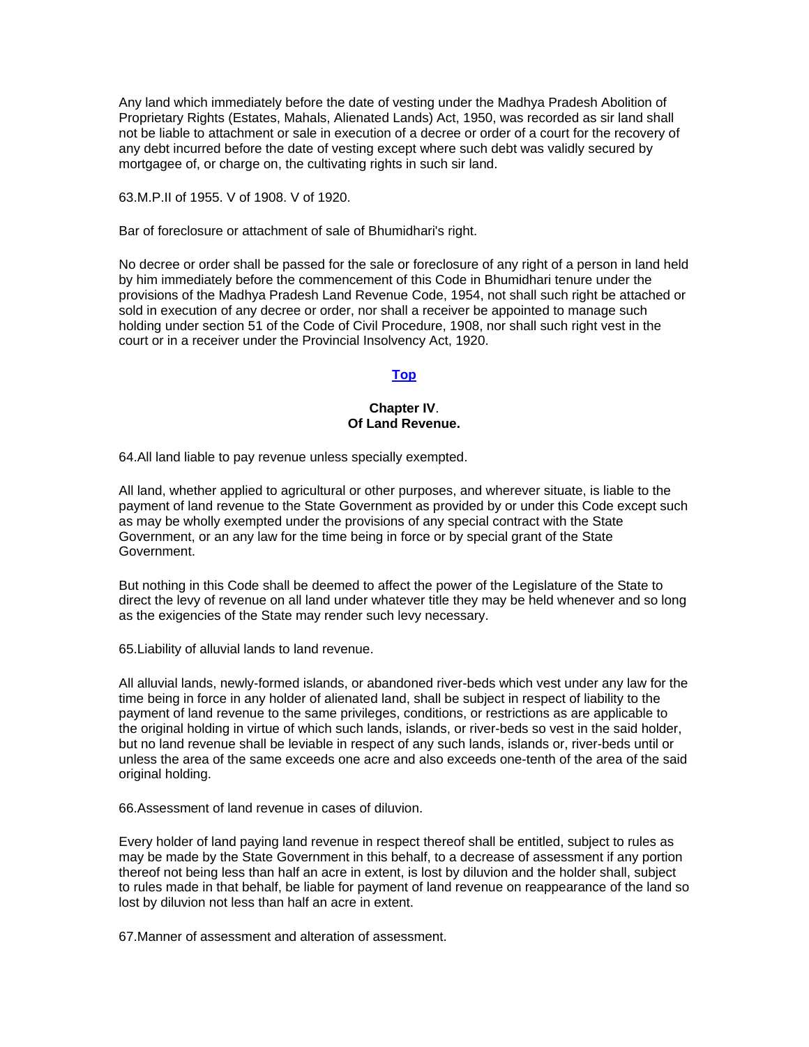Any land which immediately before the date of vesting under the Madhya Pradesh Abolition of Proprietary Rights (Estates, Mahals, Alienated Lands) Act, 1950, was recorded as sir land shall not be liable to attachment or sale in execution of a decree or order of a court for the recovery of any debt incurred before the date of vesting except where such debt was validly secured by mortgagee of, or charge on, the cultivating rights in such sir land.

63.M.P.II of 1955. V of 1908. V of 1920.

Bar of foreclosure or attachment of sale of Bhumidhari's right.

No decree or order shall be passed for the sale or foreclosure of any right of a person in land held by him immediately before the commencement of this Code in Bhumidhari tenure under the provisions of the Madhya Pradesh Land Revenue Code, 1954, not shall such right be attached or sold in execution of any decree or order, nor shall a receiver be appointed to manage such holding under section 51 of the Code of Civil Procedure, 1908, nor shall such right vest in the court or in a receiver under the Provincial Insolvency Act, 1920.

**Top**

## Chapter IV. Of Land Revenue.

64.All land liable to pay revenue unless specially exempted.

All land, whether applied to agricultural or other purposes, and wherever situate, is liable to the payment of land revenue to the State Government as provided by or under this Code except such as may be wholly exempted under the provisions of any special contract with the State Government, or an any law for the time being in force or by special grant of the State Government.

But nothing in this Code shall be deemed to affect the power of the Legislature of the State to direct the levy of revenue on all land under whatever title they may be held whenever and so long as the exigencies of the State may render such levy necessary.

65.Liability of alluvial lands to land revenue.

All alluvial lands, newly-formed islands, or abandoned river-beds which vest under any law for the time being in force in any holder of alienated land, shall be subject in respect of liability to the payment of land revenue to the same privileges, conditions, or restrictions as are applicable to the original holding in virtue of which such lands, islands, or river-beds so vest in the said holder, but no land revenue shall be leviable in respect of any such lands, islands or, river-beds until or unless the area of the same exceeds one acre and also exceeds one-tenth of the area of the said original holding.

66.Assessment of land revenue in cases of diluvion.

Every holder of land paying land revenue in respect thereof shall be entitled, subject to rules as may be made by the State Government in this behalf, to a decrease of assessment if any portion thereof not being less than half an acre in extent, is lost by diluvion and the holder shall, subject to rules made in that behalf, be liable for payment of land revenue on reappearance of the land so lost by diluvion not less than half an acre in extent.

67.Manner of assessment and alteration of assessment.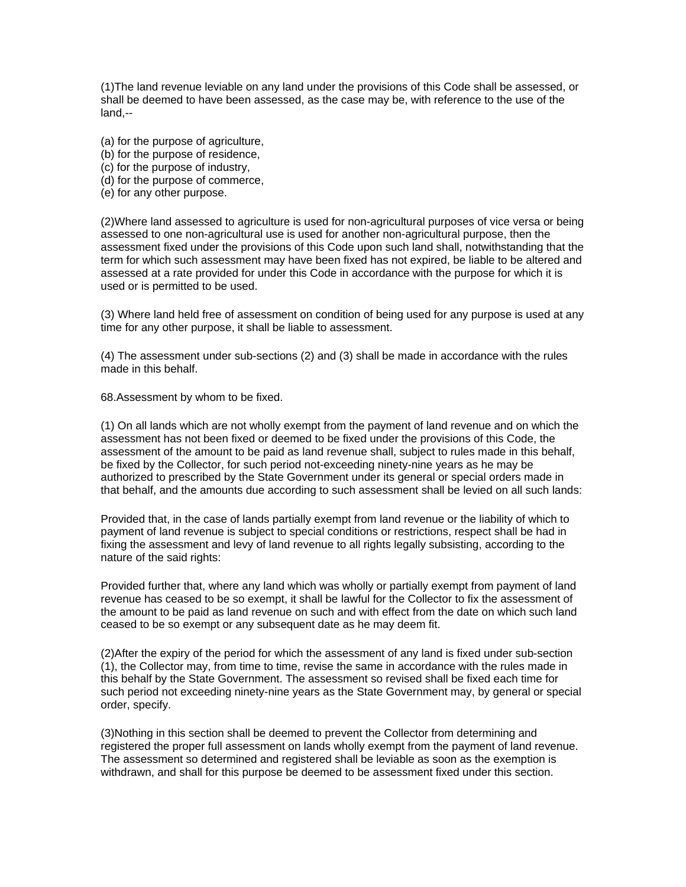(1)The land revenue leviable on any land under the provisions of this Code shall be assessed, or shall be deemed to have been assessed, as the case may be, with reference to the use of the land,--

(a) for the purpose of agriculture,
(b) for the purpose of residence,
(c) for the purpose of industry,
(d) for the purpose of commerce,
(e) for any other purpose.

(2)Where land assessed to agriculture is used for non-agricultural purposes of vice versa or being assessed to one non-agricultural use is used for another non-agricultural purpose, then the assessment fixed under the provisions of this Code upon such land shall, notwithstanding that the term for which such assessment may have been fixed has not expired, be liable to be altered and assessed at a rate provided for under this Code in accordance with the purpose for which it is used or is permitted to be used.

(3) Where land held free of assessment on condition of being used for any purpose is used at any time for any other purpose, it shall be liable to assessment.

(4) The assessment under sub-sections (2) and (3) shall be made in accordance with the rules made in this behalf.

68.Assessment by whom to be fixed.

(1) On all lands which are not wholly exempt from the payment of land revenue and on which the assessment has not been fixed or deemed to be fixed under the provisions of this Code, the assessment of the amount to be paid as land revenue shall, subject to rules made in this behalf, be fixed by the Collector, for such period not-exceeding ninety-nine years as he may be authorized to prescribed by the State Government under its general or special orders made in that behalf, and the amounts due according to such assessment shall be levied on all such lands:

Provided that, in the case of lands partially exempt from land revenue or the liability of which to payment of land revenue is subject to special conditions or restrictions, respect shall be had in fixing the assessment and levy of land revenue to all rights legally subsisting, according to the nature of the said rights:

Provided further that, where any land which was wholly or partially exempt from payment of land revenue has ceased to be so exempt, it shall be lawful for the Collector to fix the assessment of the amount to be paid as land revenue on such and with effect from the date on which such land ceased to be so exempt or any subsequent date as he may deem fit.

(2)After the expiry of the period for which the assessment of any land is fixed under sub-section (1), the Collector may, from time to time, revise the same in accordance with the rules made in this behalf by the State Government. The assessment so revised shall be fixed each time for such period not exceeding ninety-nine years as the State Government may, by general or special order, specify.

(3)Nothing in this section shall be deemed to prevent the Collector from determining and registered the proper full assessment on lands wholly exempt from the payment of land revenue. The assessment so determined and registered shall be leviable as soon as the exemption is withdrawn, and shall for this purpose be deemed to be assessment fixed under this section.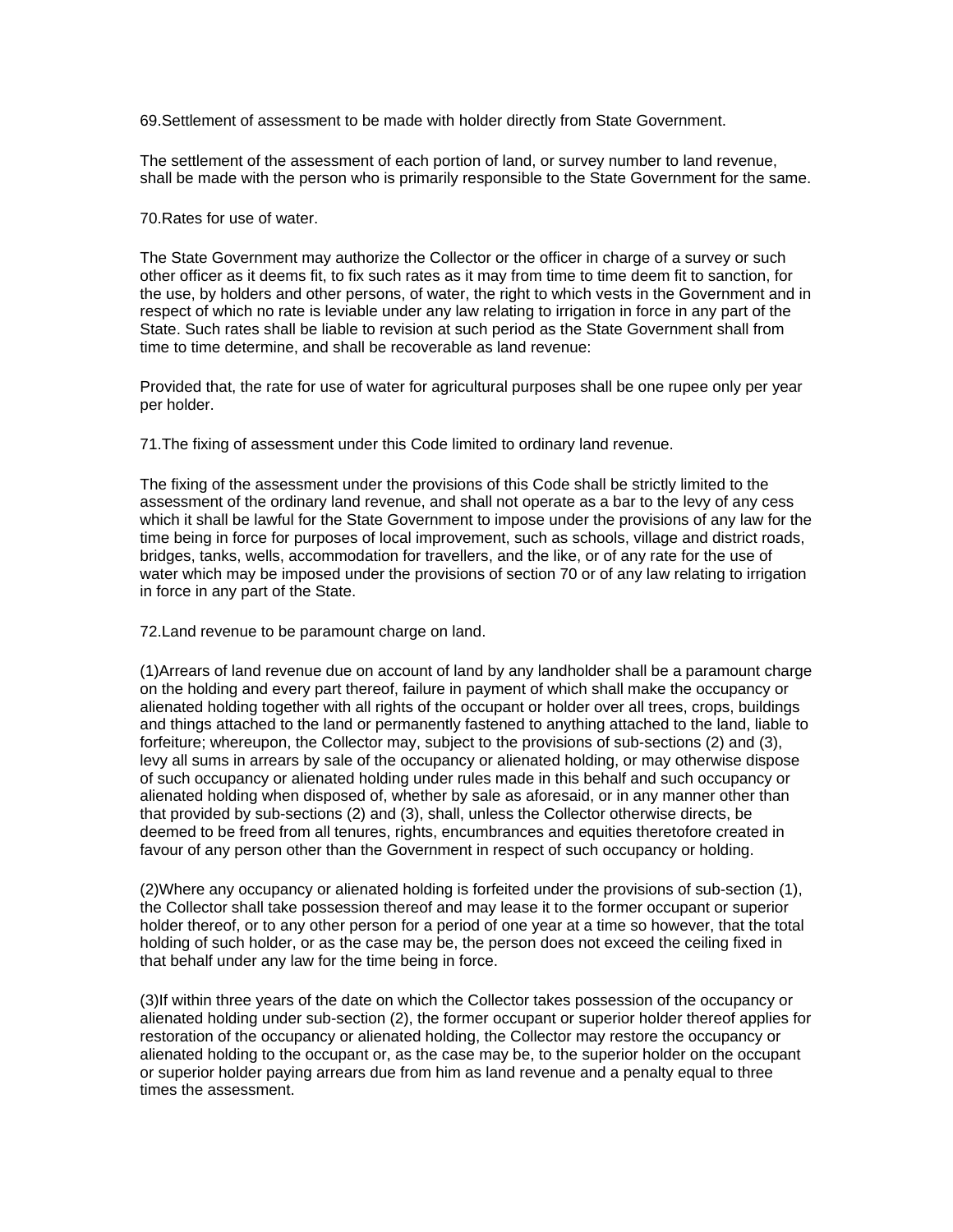69.Settlement of assessment to be made with holder directly from State Government.

The settlement of the assessment of each portion of land, or survey number to land revenue, shall be made with the person who is primarily responsible to the State Government for the same.

70.Rates for use of water.

The State Government may authorize the Collector or the officer in charge of a survey or such other officer as it deems fit, to fix such rates as it may from time to time deem fit to sanction, for the use, by holders and other persons, of water, the right to which vests in the Government and in respect of which no rate is leviable under any law relating to irrigation in force in any part of the State. Such rates shall be liable to revision at such period as the State Government shall from time to time determine, and shall be recoverable as land revenue:

Provided that, the rate for use of water for agricultural purposes shall be one rupee only per year per holder.

71.The fixing of assessment under this Code limited to ordinary land revenue.

The fixing of the assessment under the provisions of this Code shall be strictly limited to the assessment of the ordinary land revenue, and shall not operate as a bar to the levy of any cess which it shall be lawful for the State Government to impose under the provisions of any law for the time being in force for purposes of local improvement, such as schools, village and district roads, bridges, tanks, wells, accommodation for travellers, and the like, or of any rate for the use of water which may be imposed under the provisions of section 70 or of any law relating to irrigation in force in any part of the State.

72.Land revenue to be paramount charge on land.

(1)Arrears of land revenue due on account of land by any landholder shall be a paramount charge on the holding and every part thereof, failure in payment of which shall make the occupancy or alienated holding together with all rights of the occupant or holder over all trees, crops, buildings and things attached to the land or permanently fastened to anything attached to the land, liable to forfeiture; whereupon, the Collector may, subject to the provisions of sub-sections (2) and (3), levy all sums in arrears by sale of the occupancy or alienated holding, or may otherwise dispose of such occupancy or alienated holding under rules made in this behalf and such occupancy or alienated holding when disposed of, whether by sale as aforesaid, or in any manner other than that provided by sub-sections (2) and (3), shall, unless the Collector otherwise directs, be deemed to be freed from all tenures, rights, encumbrances and equities theretofore created in favour of any person other than the Government in respect of such occupancy or holding.

(2)Where any occupancy or alienated holding is forfeited under the provisions of sub-section (1), the Collector shall take possession thereof and may lease it to the former occupant or superior holder thereof, or to any other person for a period of one year at a time so however, that the total holding of such holder, or as the case may be, the person does not exceed the ceiling fixed in that behalf under any law for the time being in force.

(3)If within three years of the date on which the Collector takes possession of the occupancy or alienated holding under sub-section (2), the former occupant or superior holder thereof applies for restoration of the occupancy or alienated holding, the Collector may restore the occupancy or alienated holding to the occupant or, as the case may be, to the superior holder on the occupant or superior holder paying arrears due from him as land revenue and a penalty equal to three times the assessment.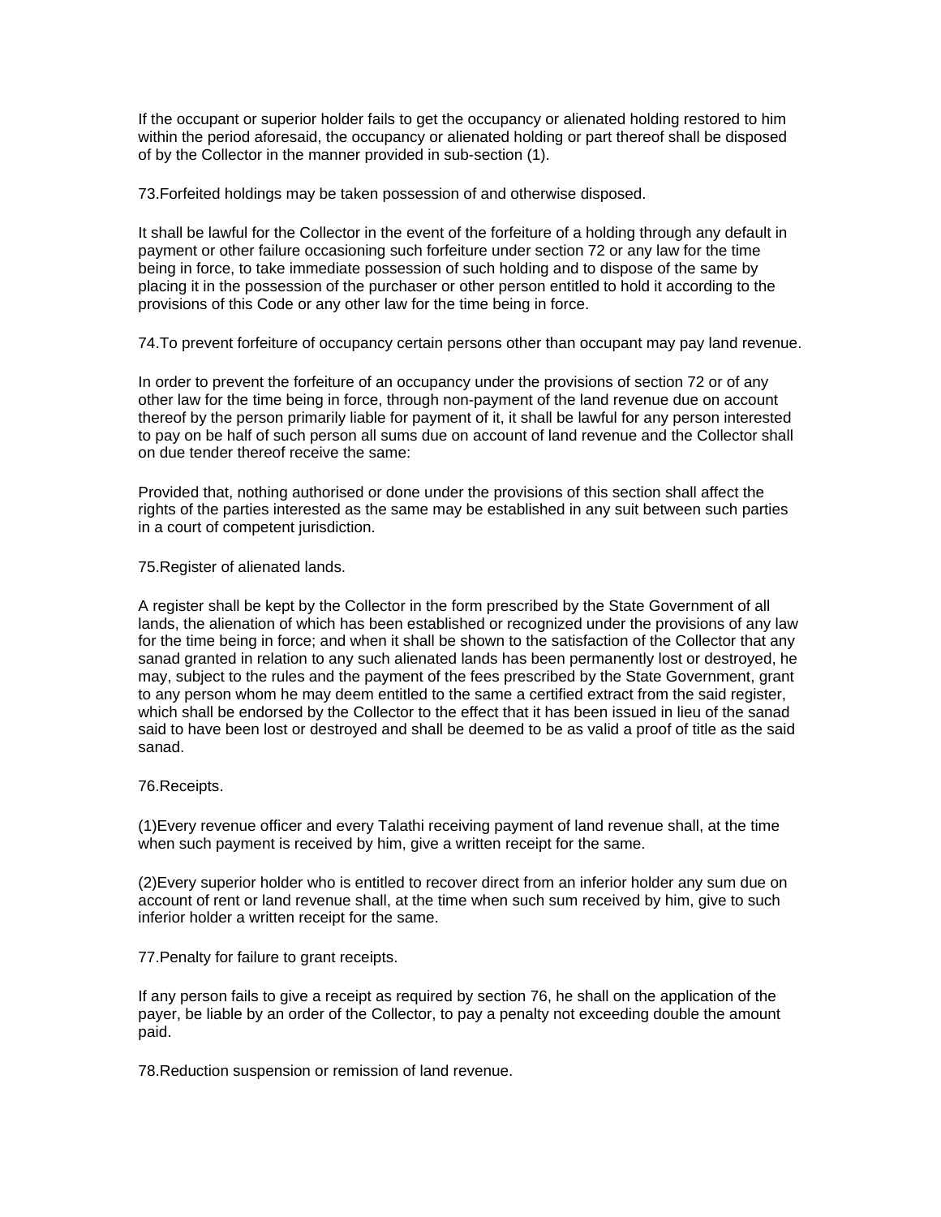If the occupant or superior holder fails to get the occupancy or alienated holding restored to him within the period aforesaid, the occupancy or alienated holding or part thereof shall be disposed of by the Collector in the manner provided in sub-section (1).

73.Forfeited holdings may be taken possession of and otherwise disposed.

It shall be lawful for the Collector in the event of the forfeiture of a holding through any default in payment or other failure occasioning such forfeiture under section 72 or any law for the time being in force, to take immediate possession of such holding and to dispose of the same by placing it in the possession of the purchaser or other person entitled to hold it according to the provisions of this Code or any other law for the time being in force.

74.To prevent forfeiture of occupancy certain persons other than occupant may pay land revenue.

In order to prevent the forfeiture of an occupancy under the provisions of section 72 or of any other law for the time being in force, through non-payment of the land revenue due on account thereof by the person primarily liable for payment of it, it shall be lawful for any person interested to pay on be half of such person all sums due on account of land revenue and the Collector shall on due tender thereof receive the same:

Provided that, nothing authorised or done under the provisions of this section shall affect the rights of the parties interested as the same may be established in any suit between such parties in a court of competent jurisdiction.

75.Register of alienated lands.

A register shall be kept by the Collector in the form prescribed by the State Government of all lands, the alienation of which has been established or recognized under the provisions of any law for the time being in force; and when it shall be shown to the satisfaction of the Collector that any sanad granted in relation to any such alienated lands has been permanently lost or destroyed, he may, subject to the rules and the payment of the fees prescribed by the State Government, grant to any person whom he may deem entitled to the same a certified extract from the said register, which shall be endorsed by the Collector to the effect that it has been issued in lieu of the sanad said to have been lost or destroyed and shall be deemed to be as valid a proof of title as the said sanad.

76.Receipts.

(1)Every revenue officer and every Talathi receiving payment of land revenue shall, at the time when such payment is received by him, give a written receipt for the same.

(2)Every superior holder who is entitled to recover direct from an inferior holder any sum due on account of rent or land revenue shall, at the time when such sum received by him, give to such inferior holder a written receipt for the same.

77.Penalty for failure to grant receipts.

If any person fails to give a receipt as required by section 76, he shall on the application of the payer, be liable by an order of the Collector, to pay a penalty not exceeding double the amount paid.

78.Reduction suspension or remission of land revenue.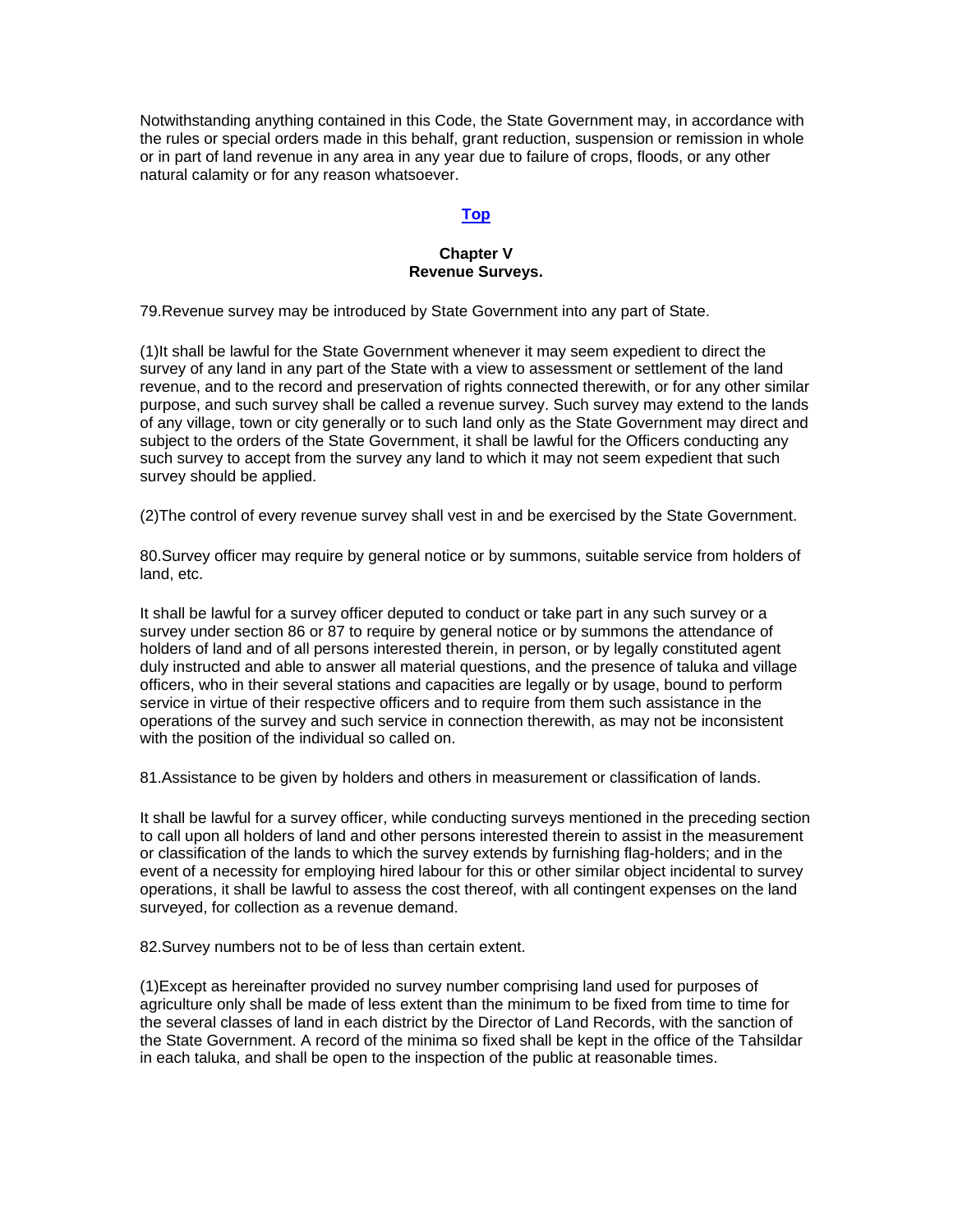Notwithstanding anything contained in this Code, the State Government may, in accordance with the rules or special orders made in this behalf, grant reduction, suspension or remission in whole or in part of land revenue in any area in any year due to failure of crops, floods, or any other natural calamity or for any reason whatsoever.

**Top**

## Chapter V
## Revenue Surveys.

79.Revenue survey may be introduced by State Government into any part of State.

(1)It shall be lawful for the State Government whenever it may seem expedient to direct the survey of any land in any part of the State with a view to assessment or settlement of the land revenue, and to the record and preservation of rights connected therewith, or for any other similar purpose, and such survey shall be called a revenue survey. Such survey may extend to the lands of any village, town or city generally or to such land only as the State Government may direct and subject to the orders of the State Government, it shall be lawful for the Officers conducting any such survey to accept from the survey any land to which it may not seem expedient that such survey should be applied.

(2)The control of every revenue survey shall vest in and be exercised by the State Government.

80.Survey officer may require by general notice or by summons, suitable service from holders of land, etc.

It shall be lawful for a survey officer deputed to conduct or take part in any such survey or a survey under section 86 or 87 to require by general notice or by summons the attendance of holders of land and of all persons interested therein, in person, or by legally constituted agent duly instructed and able to answer all material questions, and the presence of taluka and village officers, who in their several stations and capacities are legally or by usage, bound to perform service in virtue of their respective officers and to require from them such assistance in the operations of the survey and such service in connection therewith, as may not be inconsistent with the position of the individual so called on.

81.Assistance to be given by holders and others in measurement or classification of lands.

It shall be lawful for a survey officer, while conducting surveys mentioned in the preceding section to call upon all holders of land and other persons interested therein to assist in the measurement or classification of the lands to which the survey extends by furnishing flag-holders; and in the event of a necessity for employing hired labour for this or other similar object incidental to survey operations, it shall be lawful to assess the cost thereof, with all contingent expenses on the land surveyed, for collection as a revenue demand.

82.Survey numbers not to be of less than certain extent.

(1)Except as hereinafter provided no survey number comprising land used for purposes of agriculture only shall be made of less extent than the minimum to be fixed from time to time for the several classes of land in each district by the Director of Land Records, with the sanction of the State Government. A record of the minima so fixed shall be kept in the office of the Tahsildar in each taluka, and shall be open to the inspection of the public at reasonable times.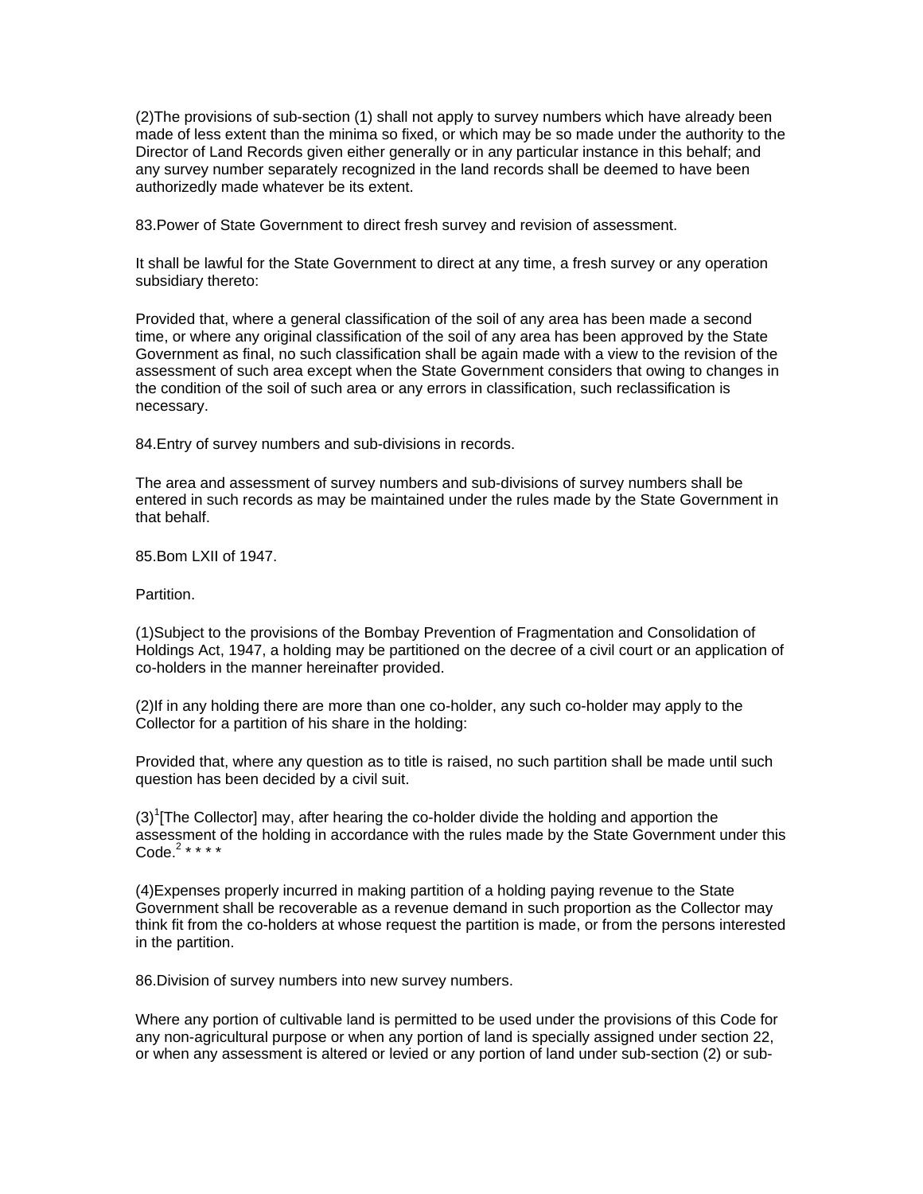(2)The provisions of sub-section (1) shall not apply to survey numbers which have already been made of less extent than the minima so fixed, or which may be so made under the authority to the Director of Land Records given either generally or in any particular instance in this behalf; and any survey number separately recognized in the land records shall be deemed to have been authorizedly made whatever be its extent.

83.Power of State Government to direct fresh survey and revision of assessment.

It shall be lawful for the State Government to direct at any time, a fresh survey or any operation subsidiary thereto:

Provided that, where a general classification of the soil of any area has been made a second time, or where any original classification of the soil of any area has been approved by the State Government as final, no such classification shall be again made with a view to the revision of the assessment of such area except when the State Government considers that owing to changes in the condition of the soil of such area or any errors in classification, such reclassification is necessary.

84.Entry of survey numbers and sub-divisions in records.

The area and assessment of survey numbers and sub-divisions of survey numbers shall be entered in such records as may be maintained under the rules made by the State Government in that behalf.

85.Bom LXII of 1947.

Partition.

(1)Subject to the provisions of the Bombay Prevention of Fragmentation and Consolidation of Holdings Act, 1947, a holding may be partitioned on the decree of a civil court or an application of co-holders in the manner hereinafter provided.

(2)If in any holding there are more than one co-holder, any such co-holder may apply to the Collector for a partition of his share in the holding:

Provided that, where any question as to title is raised, no such partition shall be made until such question has been decided by a civil suit.

(3)[1][The Collector] may, after hearing the co-holder divide the holding and apportion the assessment of the holding in accordance with the rules made by the State Government under this Code.[2] * * * *

(4)Expenses properly incurred in making partition of a holding paying revenue to the State Government shall be recoverable as a revenue demand in such proportion as the Collector may think fit from the co-holders at whose request the partition is made, or from the persons interested in the partition.

86.Division of survey numbers into new survey numbers.

Where any portion of cultivable land is permitted to be used under the provisions of this Code for any non-agricultural purpose or when any portion of land is specially assigned under section 22, or when any assessment is altered or levied or any portion of land under sub-section (2) or sub-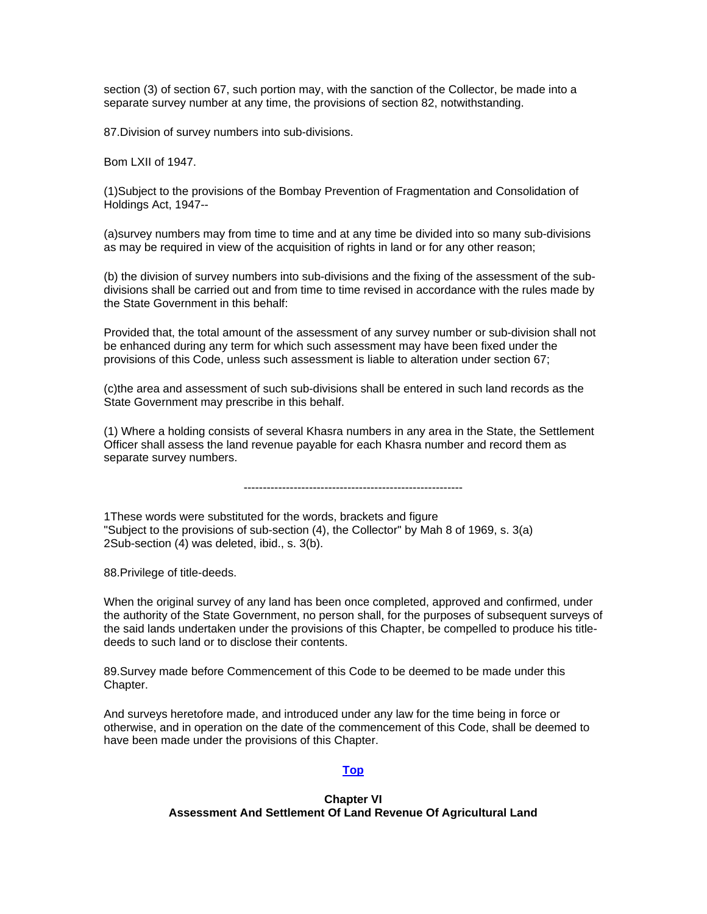section (3) of section 67, such portion may, with the sanction of the Collector, be made into a separate survey number at any time, the provisions of section 82, notwithstanding.

87.Division of survey numbers into sub-divisions.

Bom LXII of 1947.

(1)Subject to the provisions of the Bombay Prevention of Fragmentation and Consolidation of Holdings Act, 1947--

(a)survey numbers may from time to time and at any time be divided into so many sub-divisions as may be required in view of the acquisition of rights in land or for any other reason;

(b) the division of survey numbers into sub-divisions and the fixing of the assessment of the sub-divisions shall be carried out and from time to time revised in accordance with the rules made by the State Government in this behalf:

Provided that, the total amount of the assessment of any survey number or sub-division shall not be enhanced during any term for which such assessment may have been fixed under the provisions of this Code, unless such assessment is liable to alteration under section 67;

(c)the area and assessment of such sub-divisions shall be entered in such land records as the State Government may prescribe in this behalf.

(1) Where a holding consists of several Khasra numbers in any area in the State, the Settlement Officer shall assess the land revenue payable for each Khasra number and record them as separate survey numbers.

---

1These words were substituted for the words, brackets and figure
"Subject to the provisions of sub-section (4), the Collector" by Mah 8 of 1969, s. 3(a)
2Sub-section (4) was deleted, ibid., s. 3(b).

88.Privilege of title-deeds.

When the original survey of any land has been once completed, approved and confirmed, under the authority of the State Government, no person shall, for the purposes of subsequent surveys of the said lands undertaken under the provisions of this Chapter, be compelled to produce his title-deeds to such land or to disclose their contents.

89.Survey made before Commencement of this Code to be deemed to be made under this Chapter.

And surveys heretofore made, and introduced under any law for the time being in force or otherwise, and in operation on the date of the commencement of this Code, shall be deemed to have been made under the provisions of this Chapter.

Top

## Chapter VI
## Assessment And Settlement Of Land Revenue Of Agricultural Land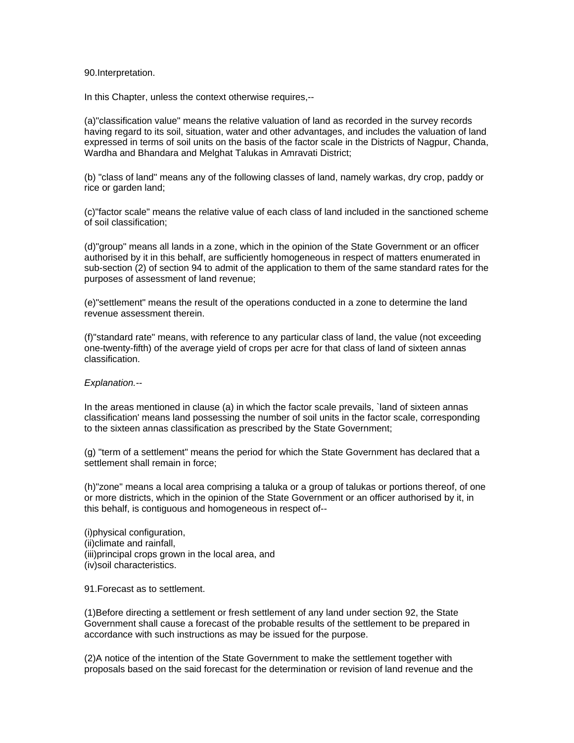90.Interpretation.

In this Chapter, unless the context otherwise requires,--

(a)"classification value" means the relative valuation of land as recorded in the survey records having regard to its soil, situation, water and other advantages, and includes the valuation of land expressed in terms of soil units on the basis of the factor scale in the Districts of Nagpur, Chanda, Wardha and Bhandara and Melghat Talukas in Amravati District;

(b) "class of land" means any of the following classes of land, namely warkas, dry crop, paddy or rice or garden land;

(c)"factor scale" means the relative value of each class of land included in the sanctioned scheme of soil classification;

(d)"group" means all lands in a zone, which in the opinion of the State Government or an officer authorised by it in this behalf, are sufficiently homogeneous in respect of matters enumerated in sub-section (2) of section 94 to admit of the application to them of the same standard rates for the purposes of assessment of land revenue;

(e)"settlement" means the result of the operations conducted in a zone to determine the land revenue assessment therein.

(f)"standard rate" means, with reference to any particular class of land, the value (not exceeding one-twenty-fifth) of the average yield of crops per acre for that class of land of sixteen annas classification.

*Explanation.--*

In the areas mentioned in clause (a) in which the factor scale prevails, `land of sixteen annas classification' means land possessing the number of soil units in the factor scale, corresponding to the sixteen annas classification as prescribed by the State Government;

(g) "term of a settlement" means the period for which the State Government has declared that a settlement shall remain in force;

(h)"zone" means a local area comprising a taluka or a group of talukas or portions thereof, of one or more districts, which in the opinion of the State Government or an officer authorised by it, in this behalf, is contiguous and homogeneous in respect of--

(i)physical configuration,
(ii)climate and rainfall,
(iii)principal crops grown in the local area, and
(iv)soil characteristics.

91.Forecast as to settlement.

(1)Before directing a settlement or fresh settlement of any land under section 92, the State Government shall cause a forecast of the probable results of the settlement to be prepared in accordance with such instructions as may be issued for the purpose.

(2)A notice of the intention of the State Government to make the settlement together with proposals based on the said forecast for the determination or revision of land revenue and the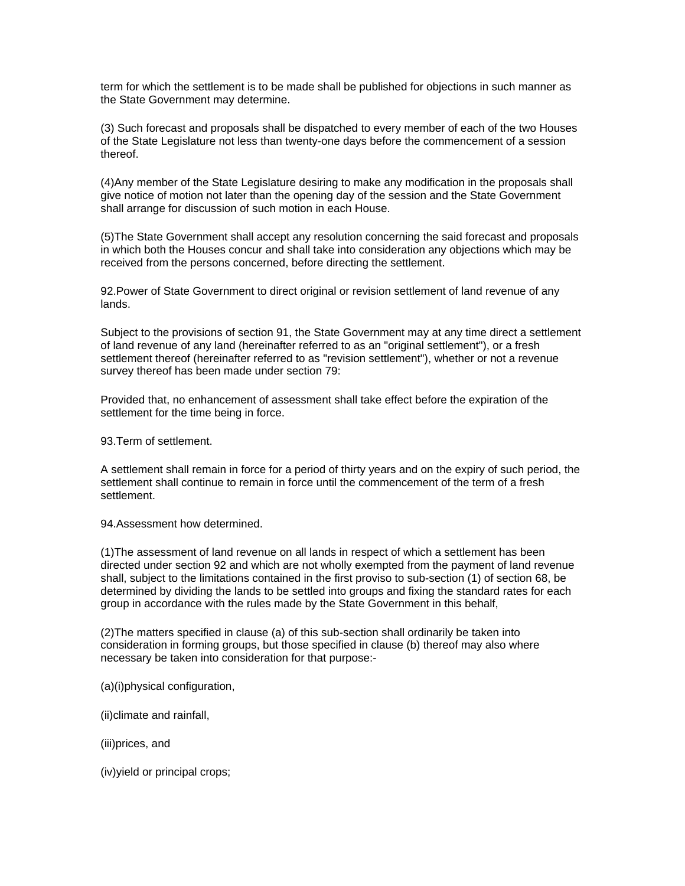term for which the settlement is to be made shall be published for objections in such manner as the State Government may determine.

(3) Such forecast and proposals shall be dispatched to every member of each of the two Houses of the State Legislature not less than twenty-one days before the commencement of a session thereof.

(4)Any member of the State Legislature desiring to make any modification in the proposals shall give notice of motion not later than the opening day of the session and the State Government shall arrange for discussion of such motion in each House.

(5)The State Government shall accept any resolution concerning the said forecast and proposals in which both the Houses concur and shall take into consideration any objections which may be received from the persons concerned, before directing the settlement.

92.Power of State Government to direct original or revision settlement of land revenue of any lands.

Subject to the provisions of section 91, the State Government may at any time direct a settlement of land revenue of any land (hereinafter referred to as an "original settlement"), or a fresh settlement thereof (hereinafter referred to as "revision settlement"), whether or not a revenue survey thereof has been made under section 79:

Provided that, no enhancement of assessment shall take effect before the expiration of the settlement for the time being in force.

93.Term of settlement.

A settlement shall remain in force for a period of thirty years and on the expiry of such period, the settlement shall continue to remain in force until the commencement of the term of a fresh settlement.

94.Assessment how determined.

(1)The assessment of land revenue on all lands in respect of which a settlement has been directed under section 92 and which are not wholly exempted from the payment of land revenue shall, subject to the limitations contained in the first proviso to sub-section (1) of section 68, be determined by dividing the lands to be settled into groups and fixing the standard rates for each group in accordance with the rules made by the State Government in this behalf,

(2)The matters specified in clause (a) of this sub-section shall ordinarily be taken into consideration in forming groups, but those specified in clause (b) thereof may also where necessary be taken into consideration for that purpose:-

(a)(i)physical configuration,

(ii)climate and rainfall,

(iii)prices, and

(iv)yield or principal crops;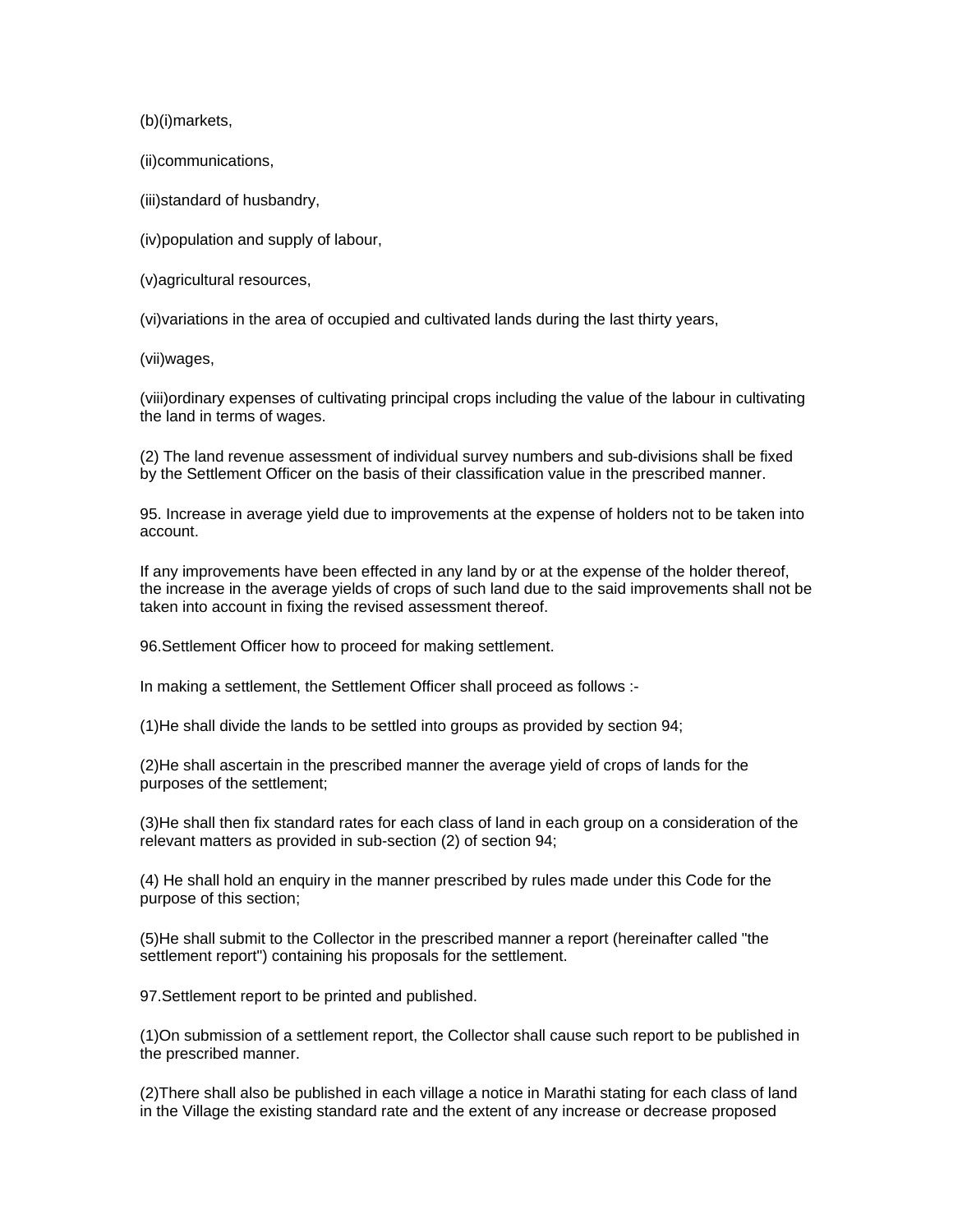(b)(i)markets,

(ii)communications,

(iii)standard of husbandry,

(iv)population and supply of labour,

(v)agricultural resources,

(vi)variations in the area of occupied and cultivated lands during the last thirty years,

(vii)wages,

(viii)ordinary expenses of cultivating principal crops including the value of the labour in cultivating the land in terms of wages.

(2) The land revenue assessment of individual survey numbers and sub-divisions shall be fixed by the Settlement Officer on the basis of their classification value in the prescribed manner.

95. Increase in average yield due to improvements at the expense of holders not to be taken into account.

If any improvements have been effected in any land by or at the expense of the holder thereof, the increase in the average yields of crops of such land due to the said improvements shall not be taken into account in fixing the revised assessment thereof.

96.Settlement Officer how to proceed for making settlement.

In making a settlement, the Settlement Officer shall proceed as follows :-

(1)He shall divide the lands to be settled into groups as provided by section 94;

(2)He shall ascertain in the prescribed manner the average yield of crops of lands for the purposes of the settlement;

(3)He shall then fix standard rates for each class of land in each group on a consideration of the relevant matters as provided in sub-section (2) of section 94;

(4) He shall hold an enquiry in the manner prescribed by rules made under this Code for the purpose of this section;

(5)He shall submit to the Collector in the prescribed manner a report (hereinafter called "the settlement report") containing his proposals for the settlement.

97.Settlement report to be printed and published.

(1)On submission of a settlement report, the Collector shall cause such report to be published in the prescribed manner.

(2)There shall also be published in each village a notice in Marathi stating for each class of land in the Village the existing standard rate and the extent of any increase or decrease proposed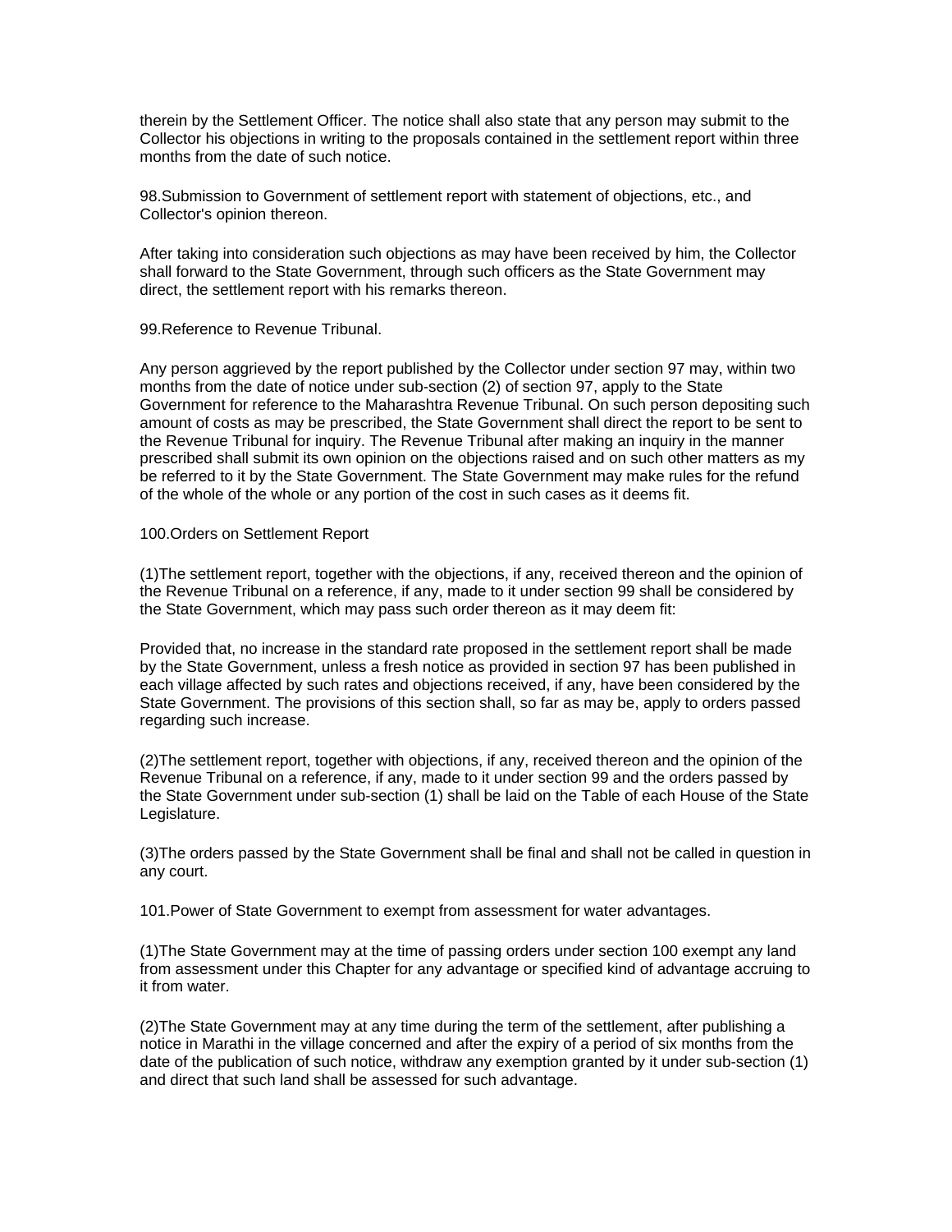therein by the Settlement Officer. The notice shall also state that any person may submit to the Collector his objections in writing to the proposals contained in the settlement report within three months from the date of such notice.

98.Submission to Government of settlement report with statement of objections, etc., and Collector's opinion thereon.

After taking into consideration such objections as may have been received by him, the Collector shall forward to the State Government, through such officers as the State Government may direct, the settlement report with his remarks thereon.

99.Reference to Revenue Tribunal.

Any person aggrieved by the report published by the Collector under section 97 may, within two months from the date of notice under sub-section (2) of section 97, apply to the State Government for reference to the Maharashtra Revenue Tribunal. On such person depositing such amount of costs as may be prescribed, the State Government shall direct the report to be sent to the Revenue Tribunal for inquiry. The Revenue Tribunal after making an inquiry in the manner prescribed shall submit its own opinion on the objections raised and on such other matters as my be referred to it by the State Government. The State Government may make rules for the refund of the whole of the whole or any portion of the cost in such cases as it deems fit.

100.Orders on Settlement Report

(1)The settlement report, together with the objections, if any, received thereon and the opinion of the Revenue Tribunal on a reference, if any, made to it under section 99 shall be considered by the State Government, which may pass such order thereon as it may deem fit:

Provided that, no increase in the standard rate proposed in the settlement report shall be made by the State Government, unless a fresh notice as provided in section 97 has been published in each village affected by such rates and objections received, if any, have been considered by the State Government. The provisions of this section shall, so far as may be, apply to orders passed regarding such increase.

(2)The settlement report, together with objections, if any, received thereon and the opinion of the Revenue Tribunal on a reference, if any, made to it under section 99 and the orders passed by the State Government under sub-section (1) shall be laid on the Table of each House of the State Legislature.

(3)The orders passed by the State Government shall be final and shall not be called in question in any court.

101.Power of State Government to exempt from assessment for water advantages.

(1)The State Government may at the time of passing orders under section 100 exempt any land from assessment under this Chapter for any advantage or specified kind of advantage accruing to it from water.

(2)The State Government may at any time during the term of the settlement, after publishing a notice in Marathi in the village concerned and after the expiry of a period of six months from the date of the publication of such notice, withdraw any exemption granted by it under sub-section (1) and direct that such land shall be assessed for such advantage.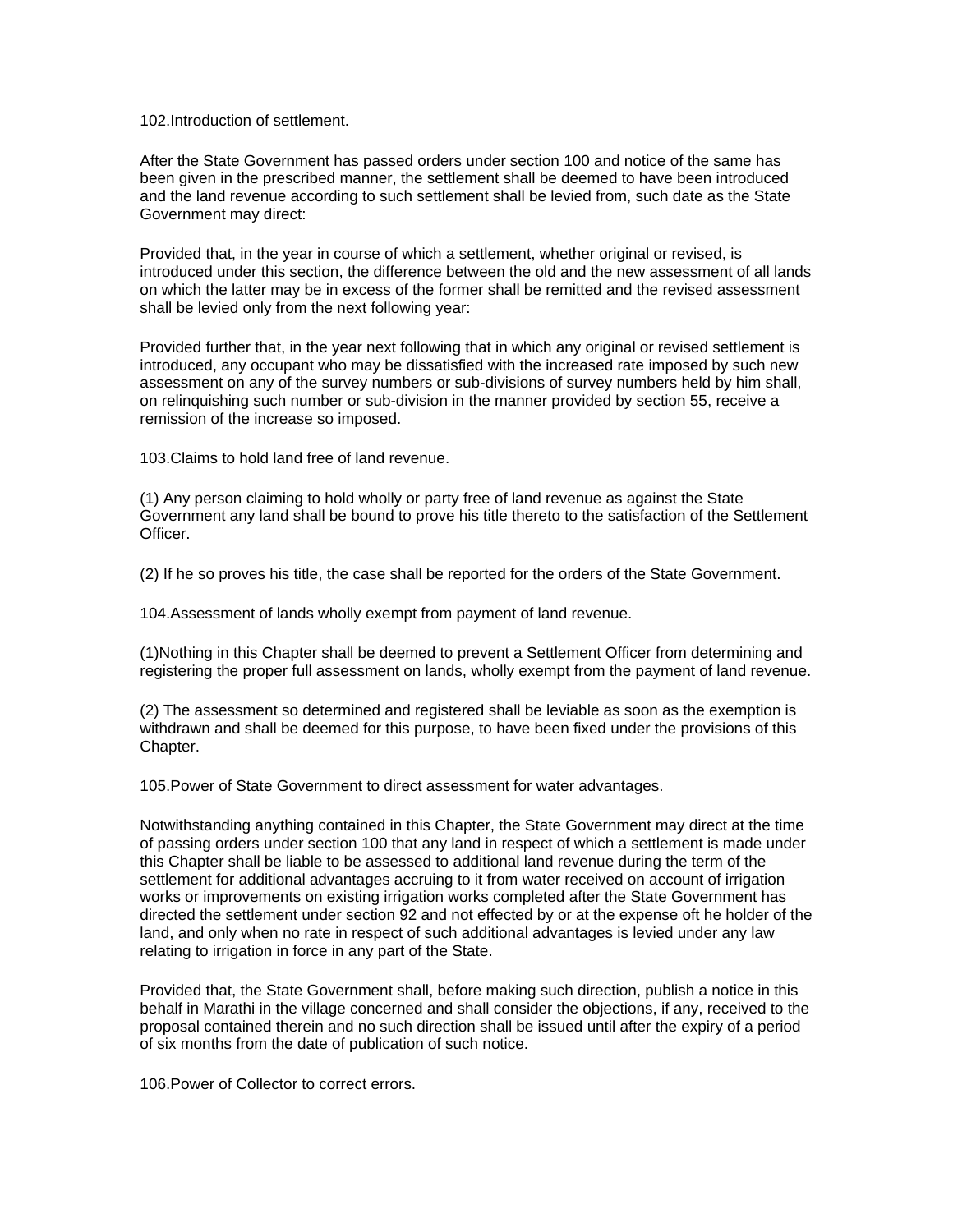102.Introduction of settlement.

After the State Government has passed orders under section 100 and notice of the same has been given in the prescribed manner, the settlement shall be deemed to have been introduced and the land revenue according to such settlement shall be levied from, such date as the State Government may direct:

Provided that, in the year in course of which a settlement, whether original or revised, is introduced under this section, the difference between the old and the new assessment of all lands on which the latter may be in excess of the former shall be remitted and the revised assessment shall be levied only from the next following year:

Provided further that, in the year next following that in which any original or revised settlement is introduced, any occupant who may be dissatisfied with the increased rate imposed by such new assessment on any of the survey numbers or sub-divisions of survey numbers held by him shall, on relinquishing such number or sub-division in the manner provided by section 55, receive a remission of the increase so imposed.

103.Claims to hold land free of land revenue.

(1) Any person claiming to hold wholly or party free of land revenue as against the State Government any land shall be bound to prove his title thereto to the satisfaction of the Settlement Officer.

(2) If he so proves his title, the case shall be reported for the orders of the State Government.

104.Assessment of lands wholly exempt from payment of land revenue.

(1)Nothing in this Chapter shall be deemed to prevent a Settlement Officer from determining and registering the proper full assessment on lands, wholly exempt from the payment of land revenue.

(2) The assessment so determined and registered shall be leviable as soon as the exemption is withdrawn and shall be deemed for this purpose, to have been fixed under the provisions of this Chapter.

105.Power of State Government to direct assessment for water advantages.

Notwithstanding anything contained in this Chapter, the State Government may direct at the time of passing orders under section 100 that any land in respect of which a settlement is made under this Chapter shall be liable to be assessed to additional land revenue during the term of the settlement for additional advantages accruing to it from water received on account of irrigation works or improvements on existing irrigation works completed after the State Government has directed the settlement under section 92 and not effected by or at the expense oft he holder of the land, and only when no rate in respect of such additional advantages is levied under any law relating to irrigation in force in any part of the State.

Provided that, the State Government shall, before making such direction, publish a notice in this behalf in Marathi in the village concerned and shall consider the objections, if any, received to the proposal contained therein and no such direction shall be issued until after the expiry of a period of six months from the date of publication of such notice.

106.Power of Collector to correct errors.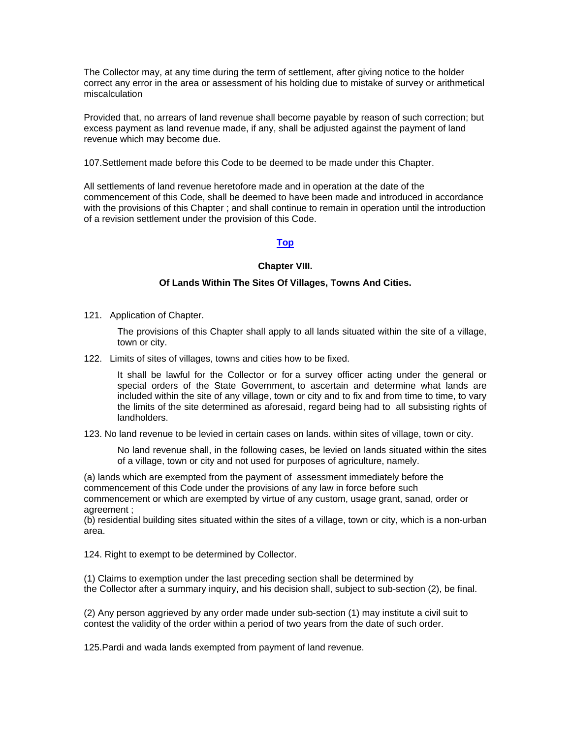The Collector may, at any time during the term of settlement, after giving notice to the holder correct any error in the area or assessment of his holding due to mistake of survey or arithmetical miscalculation

Provided that, no arrears of land revenue shall become payable by reason of such correction; but excess payment as land revenue made, if any, shall be adjusted against the payment of land revenue which may become due.

107.Settlement made before this Code to be deemed to be made under this Chapter.

All settlements of land revenue heretofore made and in operation at the date of the commencement of this Code, shall be deemed to have been made and introduced in accordance with the provisions of this Chapter ; and shall continue to remain in operation until the introduction of a revision settlement under the provision of this Code.

**Top**

### Chapter VIII.

### Of Lands Within The Sites Of Villages, Towns And Cities.

121. Application of Chapter.

The provisions of this Chapter shall apply to all lands situated within the site of a village, town or city.

122. Limits of sites of villages, towns and cities how to be fixed.

It shall be lawful for the Collector or for a survey officer acting under the general or special orders of the State Government, to ascertain and determine what lands are included within the site of any village, town or city and to fix and from time to time, to vary the limits of the site determined as aforesaid, regard being had to all subsisting rights of landholders.

123. No land revenue to be levied in certain cases on lands. within sites of village, town or city.

No land revenue shall, in the following cases, be levied on lands situated within the sites of a village, town or city and not used for purposes of agriculture, namely.

(a) lands which are exempted from the payment of assessment immediately before the commencement of this Code under the provisions of any law in force before such commencement or which are exempted by virtue of any custom, usage grant, sanad, order or agreement ;
(b) residential building sites situated within the sites of a village, town or city, which is a non-urban area.

124. Right to exempt to be determined by Collector.

(1) Claims to exemption under the last preceding section shall be determined by the Collector after a summary inquiry, and his decision shall, subject to sub-section (2), be final.

(2) Any person aggrieved by any order made under sub-section (1) may institute a civil suit to contest the validity of the order within a period of two years from the date of such order.

125.Pardi and wada lands exempted from payment of land revenue.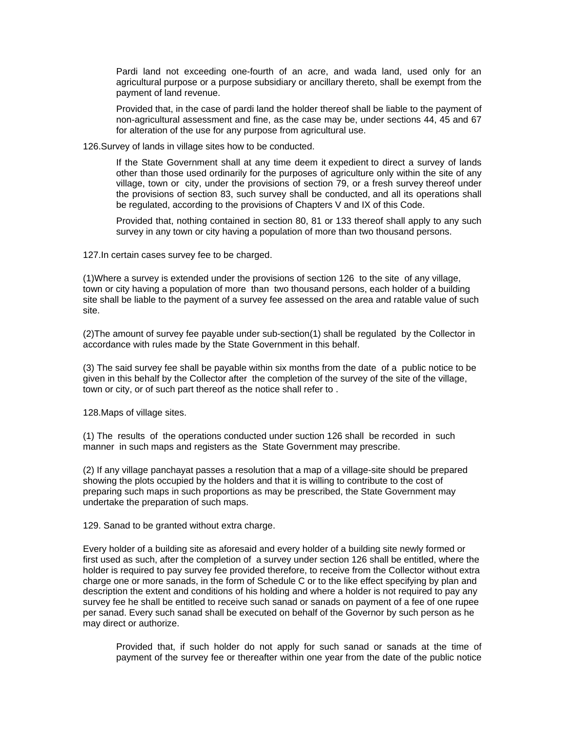Pardi land not exceeding one-fourth of an acre, and wada land, used only for an agricultural purpose or a purpose subsidiary or ancillary thereto, shall be exempt from the payment of land revenue.

Provided that, in the case of pardi land the holder thereof shall be liable to the payment of non-agricultural assessment and fine, as the case may be, under sections 44, 45 and 67 for alteration of the use for any purpose from agricultural use.

126.Survey of lands in village sites how to be conducted.

If the State Government shall at any time deem it expedient to direct a survey of lands other than those used ordinarily for the purposes of agriculture only within the site of any village, town or city, under the provisions of section 79, or a fresh survey thereof under the provisions of section 83, such survey shall be conducted, and all its operations shall be regulated, according to the provisions of Chapters V and IX of this Code.

Provided that, nothing contained in section 80, 81 or 133 thereof shall apply to any such survey in any town or city having a population of more than two thousand persons.

127.In certain cases survey fee to be charged.

(1)Where a survey is extended under the provisions of section 126 to the site of any village, town or city having a population of more than two thousand persons, each holder of a building site shall be liable to the payment of a survey fee assessed on the area and ratable value of such site.

(2)The amount of survey fee payable under sub-section(1) shall be regulated by the Collector in accordance with rules made by the State Government in this behalf.

(3) The said survey fee shall be payable within six months from the date of a public notice to be given in this behalf by the Collector after the completion of the survey of the site of the village, town or city, or of such part thereof as the notice shall refer to .

128.Maps of village sites.

(1) The results of the operations conducted under suction 126 shall be recorded in such manner in such maps and registers as the State Government may prescribe.

(2) If any village panchayat passes a resolution that a map of a village-site should be prepared showing the plots occupied by the holders and that it is willing to contribute to the cost of preparing such maps in such proportions as may be prescribed, the State Government may undertake the preparation of such maps.

129. Sanad to be granted without extra charge.

Every holder of a building site as aforesaid and every holder of a building site newly formed or first used as such, after the completion of a survey under section 126 shall be entitled, where the holder is required to pay survey fee provided therefore, to receive from the Collector without extra charge one or more sanads, in the form of Schedule C or to the like effect specifying by plan and description the extent and conditions of his holding and where a holder is not required to pay any survey fee he shall be entitled to receive such sanad or sanads on payment of a fee of one rupee per sanad. Every such sanad shall be executed on behalf of the Governor by such person as he may direct or authorize.

Provided that, if such holder do not apply for such sanad or sanads at the time of payment of the survey fee or thereafter within one year from the date of the public notice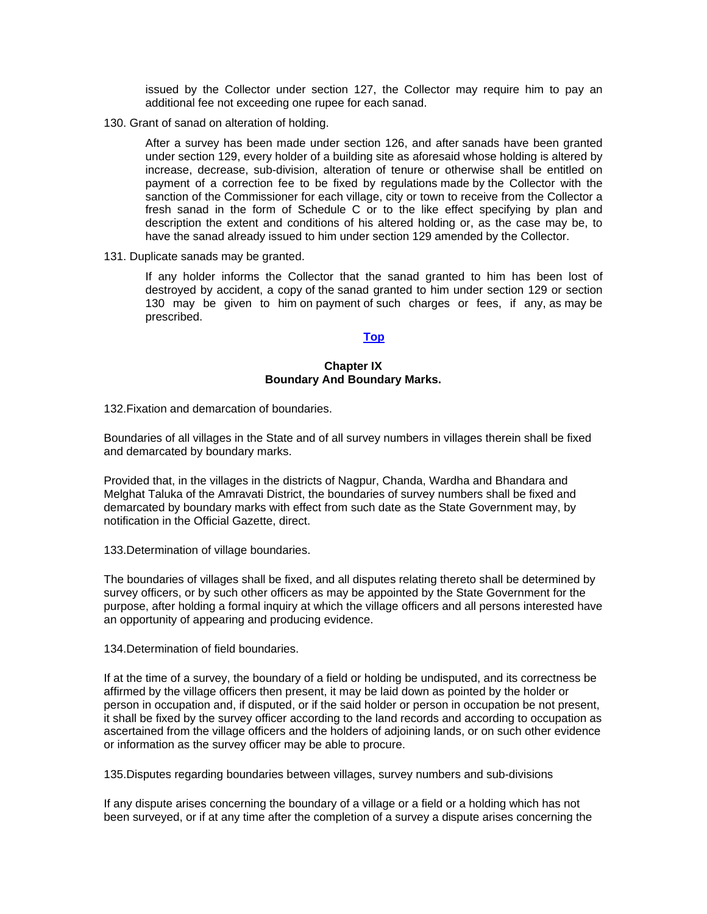issued by the Collector under section 127, the Collector may require him to pay an additional fee not exceeding one rupee for each sanad.

130. Grant of sanad on alteration of holding.

After a survey has been made under section 126, and after sanads have been granted under section 129, every holder of a building site as aforesaid whose holding is altered by increase, decrease, sub-division, alteration of tenure or otherwise shall be entitled on payment of a correction fee to be fixed by regulations made by the Collector with the sanction of the Commissioner for each village, city or town to receive from the Collector a fresh sanad in the form of Schedule C or to the like effect specifying by plan and description the extent and conditions of his altered holding or, as the case may be, to have the sanad already issued to him under section 129 amended by the Collector.

131. Duplicate sanads may be granted.

If any holder informs the Collector that the sanad granted to him has been lost of destroyed by accident, a copy of the sanad granted to him under section 129 or section 130 may be given to him on payment of such charges or fees, if any, as may be prescribed.

**Top**

## Chapter IX
## Boundary And Boundary Marks.

132.Fixation and demarcation of boundaries.

Boundaries of all villages in the State and of all survey numbers in villages therein shall be fixed and demarcated by boundary marks.

Provided that, in the villages in the districts of Nagpur, Chanda, Wardha and Bhandara and Melghat Taluka of the Amravati District, the boundaries of survey numbers shall be fixed and demarcated by boundary marks with effect from such date as the State Government may, by notification in the Official Gazette, direct.

133.Determination of village boundaries.

The boundaries of villages shall be fixed, and all disputes relating thereto shall be determined by survey officers, or by such other officers as may be appointed by the State Government for the purpose, after holding a formal inquiry at which the village officers and all persons interested have an opportunity of appearing and producing evidence.

134.Determination of field boundaries.

If at the time of a survey, the boundary of a field or holding be undisputed, and its correctness be affirmed by the village officers then present, it may be laid down as pointed by the holder or person in occupation and, if disputed, or if the said holder or person in occupation be not present, it shall be fixed by the survey officer according to the land records and according to occupation as ascertained from the village officers and the holders of adjoining lands, or on such other evidence or information as the survey officer may be able to procure.

135.Disputes regarding boundaries between villages, survey numbers and sub-divisions

If any dispute arises concerning the boundary of a village or a field or a holding which has not been surveyed, or if at any time after the completion of a survey a dispute arises concerning the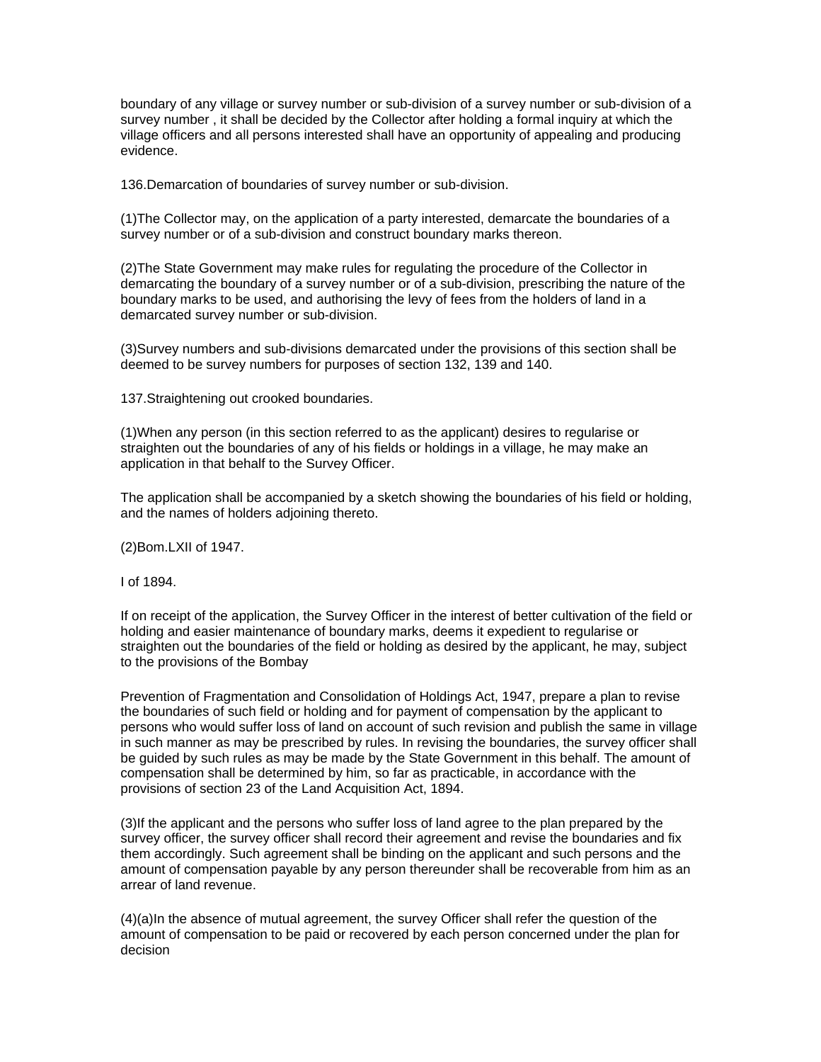boundary of any village or survey number or sub-division of a survey number or sub-division of a survey number , it shall be decided by the Collector after holding a formal inquiry at which the village officers and all persons interested shall have an opportunity of appealing and producing evidence.

136.Demarcation of boundaries of survey number or sub-division.

(1)The Collector may, on the application of a party interested, demarcate the boundaries of a survey number or of a sub-division and construct boundary marks thereon.

(2)The State Government may make rules for regulating the procedure of the Collector in demarcating the boundary of a survey number or of a sub-division, prescribing the nature of the boundary marks to be used, and authorising the levy of fees from the holders of land in a demarcated survey number or sub-division.

(3)Survey numbers and sub-divisions demarcated under the provisions of this section shall be deemed to be survey numbers for purposes of section 132, 139 and 140.

137.Straightening out crooked boundaries.

(1)When any person (in this section referred to as the applicant) desires to regularise or straighten out the boundaries of any of his fields or holdings in a village, he may make an application in that behalf to the Survey Officer.

The application shall be accompanied by a sketch showing the boundaries of his field or holding, and the names of holders adjoining thereto.

(2)Bom.LXII of 1947.

I of 1894.

If on receipt of the application, the Survey Officer in the interest of better cultivation of the field or holding and easier maintenance of boundary marks, deems it expedient to regularise or straighten out the boundaries of the field or holding as desired by the applicant, he may, subject to the provisions of the Bombay

Prevention of Fragmentation and Consolidation of Holdings Act, 1947, prepare a plan to revise the boundaries of such field or holding and for payment of compensation by the applicant to persons who would suffer loss of land on account of such revision and publish the same in village in such manner as may be prescribed by rules. In revising the boundaries, the survey officer shall be guided by such rules as may be made by the State Government in this behalf. The amount of compensation shall be determined by him, so far as practicable, in accordance with the provisions of section 23 of the Land Acquisition Act, 1894.

(3)If the applicant and the persons who suffer loss of land agree to the plan prepared by the survey officer, the survey officer shall record their agreement and revise the boundaries and fix them accordingly. Such agreement shall be binding on the applicant and such persons and the amount of compensation payable by any person thereunder shall be recoverable from him as an arrear of land revenue.

(4)(a)In the absence of mutual agreement, the survey Officer shall refer the question of the amount of compensation to be paid or recovered by each person concerned under the plan for decision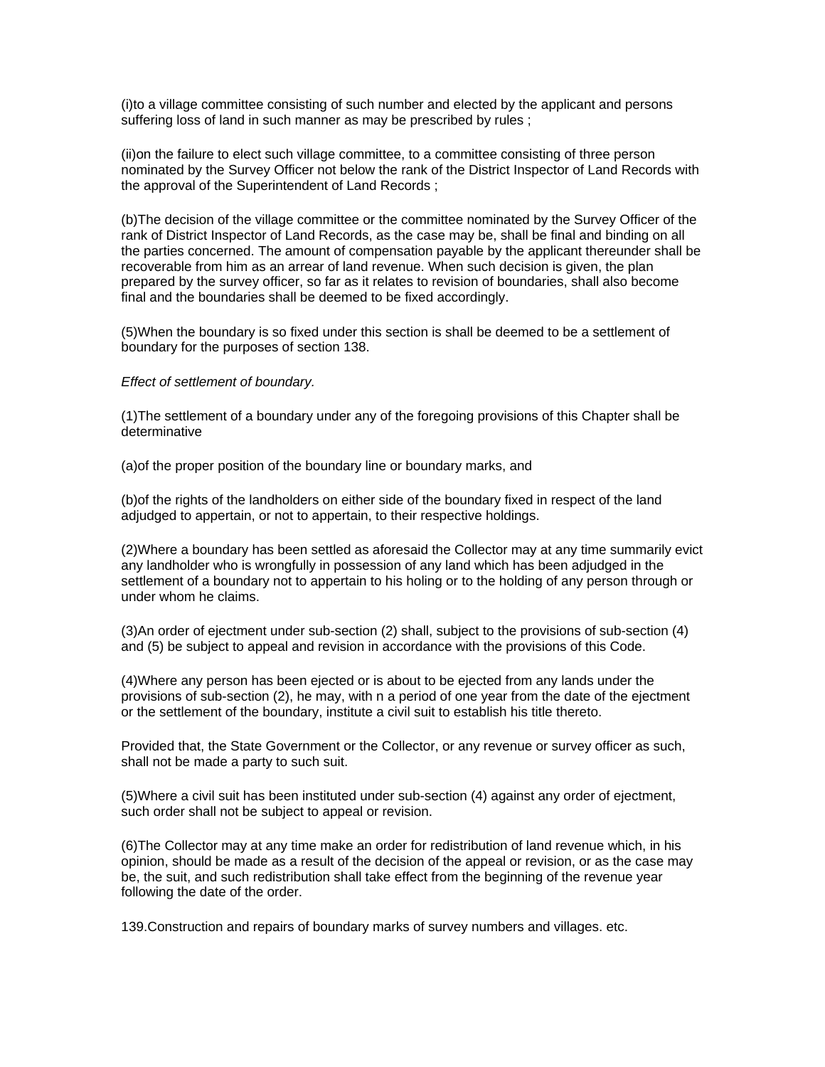(i)to a village committee consisting of such number and elected by the applicant and persons suffering loss of land in such manner as may be prescribed by rules ;

(ii)on the failure to elect such village committee, to a committee consisting of three person nominated by the Survey Officer not below the rank of the District Inspector of Land Records with the approval of the Superintendent of Land Records ;

(b)The decision of the village committee or the committee nominated by the Survey Officer of the rank of District Inspector of Land Records, as the case may be, shall be final and binding on all the parties concerned. The amount of compensation payable by the applicant thereunder shall be recoverable from him as an arrear of land revenue. When such decision is given, the plan prepared by the survey officer, so far as it relates to revision of boundaries, shall also become final and the boundaries shall be deemed to be fixed accordingly.

(5)When the boundary is so fixed under this section is shall be deemed to be a settlement of boundary for the purposes of section 138.

*Effect of settlement of boundary.*

(1)The settlement of a boundary under any of the foregoing provisions of this Chapter shall be determinative

(a)of the proper position of the boundary line or boundary marks, and

(b)of the rights of the landholders on either side of the boundary fixed in respect of the land adjudged to appertain, or not to appertain, to their respective holdings.

(2)Where a boundary has been settled as aforesaid the Collector may at any time summarily evict any landholder who is wrongfully in possession of any land which has been adjudged in the settlement of a boundary not to appertain to his holing or to the holding of any person through or under whom he claims.

(3)An order of ejectment under sub-section (2) shall, subject to the provisions of sub-section (4) and (5) be subject to appeal and revision in accordance with the provisions of this Code.

(4)Where any person has been ejected or is about to be ejected from any lands under the provisions of sub-section (2), he may, with n a period of one year from the date of the ejectment or the settlement of the boundary, institute a civil suit to establish his title thereto.

Provided that, the State Government or the Collector, or any revenue or survey officer as such, shall not be made a party to such suit.

(5)Where a civil suit has been instituted under sub-section (4) against any order of ejectment, such order shall not be subject to appeal or revision.

(6)The Collector may at any time make an order for redistribution of land revenue which, in his opinion, should be made as a result of the decision of the appeal or revision, or as the case may be, the suit, and such redistribution shall take effect from the beginning of the revenue year following the date of the order.

139.Construction and repairs of boundary marks of survey numbers and villages. etc.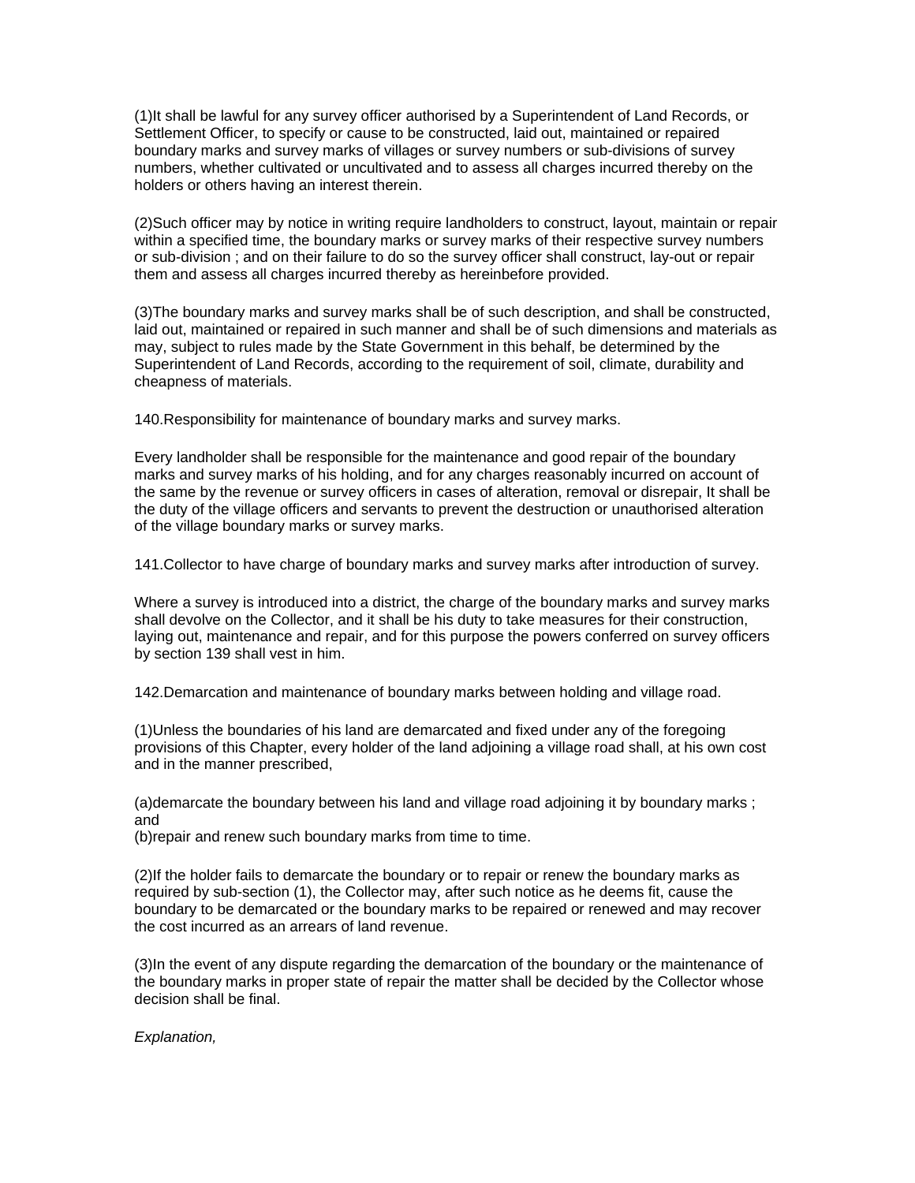(1)It shall be lawful for any survey officer authorised by a Superintendent of Land Records, or Settlement Officer, to specify or cause to be constructed, laid out, maintained or repaired boundary marks and survey marks of villages or survey numbers or sub-divisions of survey numbers, whether cultivated or uncultivated and to assess all charges incurred thereby on the holders or others having an interest therein.

(2)Such officer may by notice in writing require landholders to construct, layout, maintain or repair within a specified time, the boundary marks or survey marks of their respective survey numbers or sub-division ; and on their failure to do so the survey officer shall construct, lay-out or repair them and assess all charges incurred thereby as hereinbefore provided.

(3)The boundary marks and survey marks shall be of such description, and shall be constructed, laid out, maintained or repaired in such manner and shall be of such dimensions and materials as may, subject to rules made by the State Government in this behalf, be determined by the Superintendent of Land Records, according to the requirement of soil, climate, durability and cheapness of materials.

140.Responsibility for maintenance of boundary marks and survey marks.

Every landholder shall be responsible for the maintenance and good repair of the boundary marks and survey marks of his holding, and for any charges reasonably incurred on account of the same by the revenue or survey officers in cases of alteration, removal or disrepair, It shall be the duty of the village officers and servants to prevent the destruction or unauthorised alteration of the village boundary marks or survey marks.

141.Collector to have charge of boundary marks and survey marks after introduction of survey.

Where a survey is introduced into a district, the charge of the boundary marks and survey marks shall devolve on the Collector, and it shall be his duty to take measures for their construction, laying out, maintenance and repair, and for this purpose the powers conferred on survey officers by section 139 shall vest in him.

142.Demarcation and maintenance of boundary marks between holding and village road.

(1)Unless the boundaries of his land are demarcated and fixed under any of the foregoing provisions of this Chapter, every holder of the land adjoining a village road shall, at his own cost and in the manner prescribed,

(a)demarcate the boundary between his land and village road adjoining it by boundary marks ; and
(b)repair and renew such boundary marks from time to time.

(2)If the holder fails to demarcate the boundary or to repair or renew the boundary marks as required by sub-section (1), the Collector may, after such notice as he deems fit, cause the boundary to be demarcated or the boundary marks to be repaired or renewed and may recover the cost incurred as an arrears of land revenue.

(3)In the event of any dispute regarding the demarcation of the boundary or the maintenance of the boundary marks in proper state of repair the matter shall be decided by the Collector whose decision shall be final.

*Explanation,*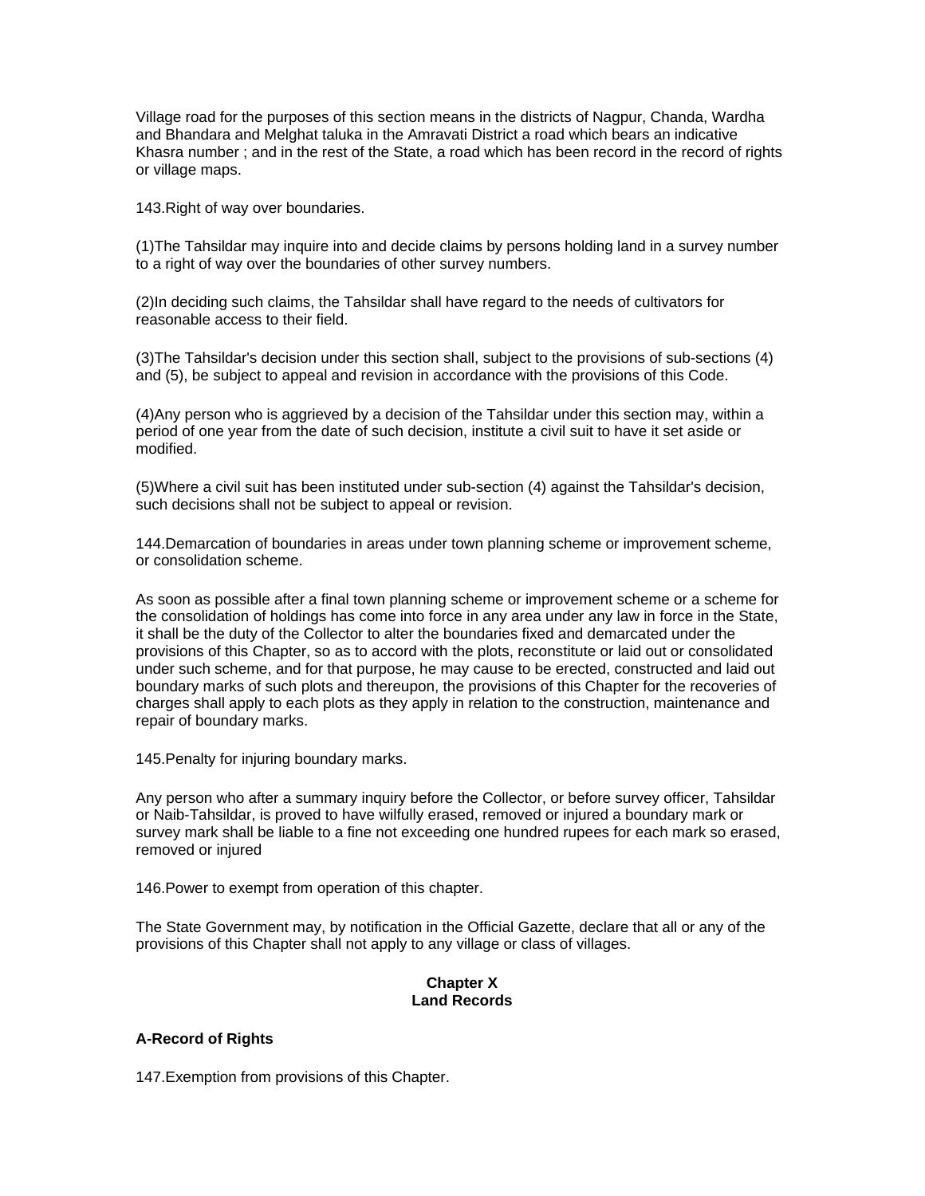Village road for the purposes of this section means in the districts of Nagpur, Chanda, Wardha and Bhandara and Melghat taluka in the Amravati District a road which bears an indicative Khasra number ; and in the rest of the State, a road which has been record in the record of rights or village maps.

143.Right of way over boundaries.

(1)The Tahsildar may inquire into and decide claims by persons holding land in a survey number to a right of way over the boundaries of other survey numbers.

(2)In deciding such claims, the Tahsildar shall have regard to the needs of cultivators for reasonable access to their field.

(3)The Tahsildar's decision under this section shall, subject to the provisions of sub-sections (4) and (5), be subject to appeal and revision in accordance with the provisions of this Code.

(4)Any person who is aggrieved by a decision of the Tahsildar under this section may, within a period of one year from the date of such decision, institute a civil suit to have it set aside or modified.

(5)Where a civil suit has been instituted under sub-section (4) against the Tahsildar's decision, such decisions shall not be subject to appeal or revision.

144.Demarcation of boundaries in areas under town planning scheme or improvement scheme, or consolidation scheme.

As soon as possible after a final town planning scheme or improvement scheme or a scheme for the consolidation of holdings has come into force in any area under any law in force in the State, it shall be the duty of the Collector to alter the boundaries fixed and demarcated under the provisions of this Chapter, so as to accord with the plots, reconstitute or laid out or consolidated under such scheme, and for that purpose, he may cause to be erected, constructed and laid out boundary marks of such plots and thereupon, the provisions of this Chapter for the recoveries of charges shall apply to each plots as they apply in relation to the construction, maintenance and repair of boundary marks.

145.Penalty for injuring boundary marks.

Any person who after a summary inquiry before the Collector, or before survey officer, Tahsildar or Naib-Tahsildar, is proved to have wilfully erased, removed or injured a boundary mark or survey mark shall be liable to a fine not exceeding one hundred rupees for each mark so erased, removed or injured

146.Power to exempt from operation of this chapter.

The State Government may, by notification in the Official Gazette, declare that all or any of the provisions of this Chapter shall not apply to any village or class of villages.

## Chapter X
## Land Records

### A-Record of Rights

147.Exemption from provisions of this Chapter.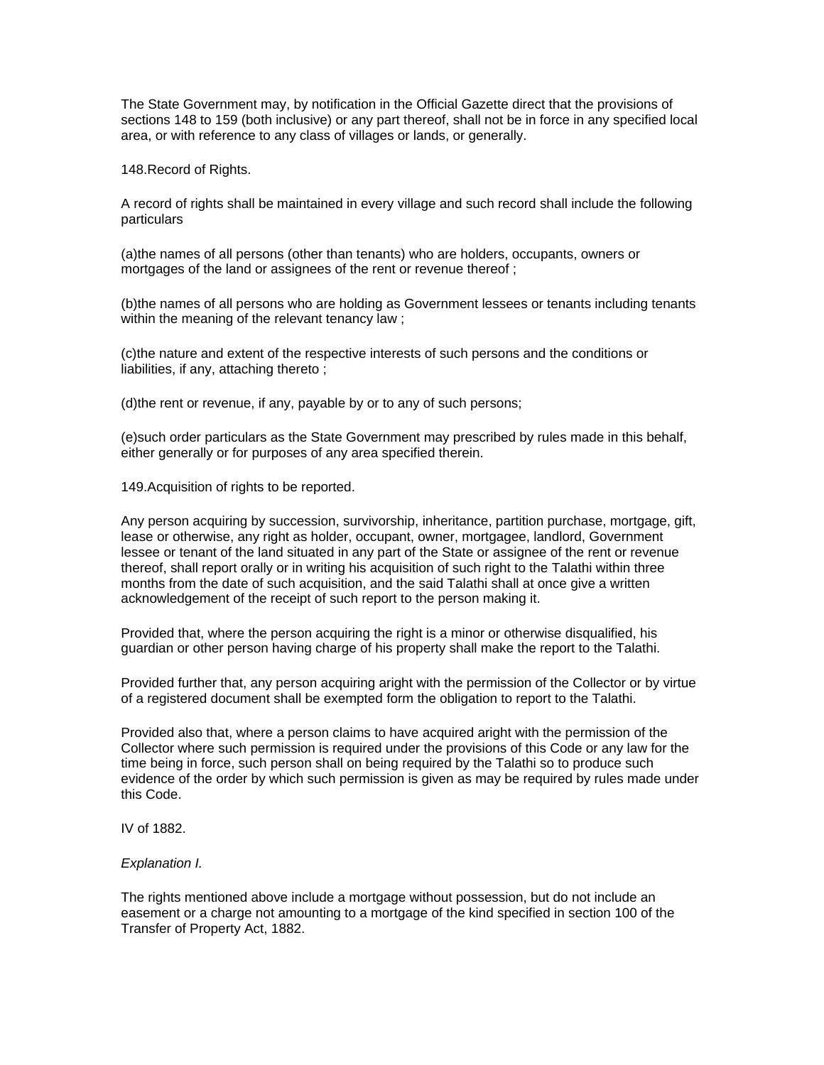The State Government may, by notification in the Official Gazette direct that the provisions of sections 148 to 159 (both inclusive) or any part thereof, shall not be in force in any specified local area, or with reference to any class of villages or lands, or generally.

148.Record of Rights.

A record of rights shall be maintained in every village and such record shall include the following particulars

(a)the names of all persons (other than tenants) who are holders, occupants, owners or mortgages of the land or assignees of the rent or revenue thereof ;

(b)the names of all persons who are holding as Government lessees or tenants including tenants within the meaning of the relevant tenancy law ;

(c)the nature and extent of the respective interests of such persons and the conditions or liabilities, if any, attaching thereto ;

(d)the rent or revenue, if any, payable by or to any of such persons;

(e)such order particulars as the State Government may prescribed by rules made in this behalf, either generally or for purposes of any area specified therein.

149.Acquisition of rights to be reported.

Any person acquiring by succession, survivorship, inheritance, partition purchase, mortgage, gift, lease or otherwise, any right as holder, occupant, owner, mortgagee, landlord, Government lessee or tenant of the land situated in any part of the State or assignee of the rent or revenue thereof, shall report orally or in writing his acquisition of such right to the Talathi within three months from the date of such acquisition, and the said Talathi shall at once give a written acknowledgement of the receipt of such report to the person making it.

Provided that, where the person acquiring the right is a minor or otherwise disqualified, his guardian or other person having charge of his property shall make the report to the Talathi.

Provided further that, any person acquiring aright with the permission of the Collector or by virtue of a registered document shall be exempted form the obligation to report to the Talathi.

Provided also that, where a person claims to have acquired aright with the permission of the Collector where such permission is required under the provisions of this Code or any law for the time being in force, such person shall on being required by the Talathi so to produce such evidence of the order by which such permission is given as may be required by rules made under this Code.

IV of 1882.

*Explanation I.*

The rights mentioned above include a mortgage without possession, but do not include an easement or a charge not amounting to a mortgage of the kind specified in section 100 of the Transfer of Property Act, 1882.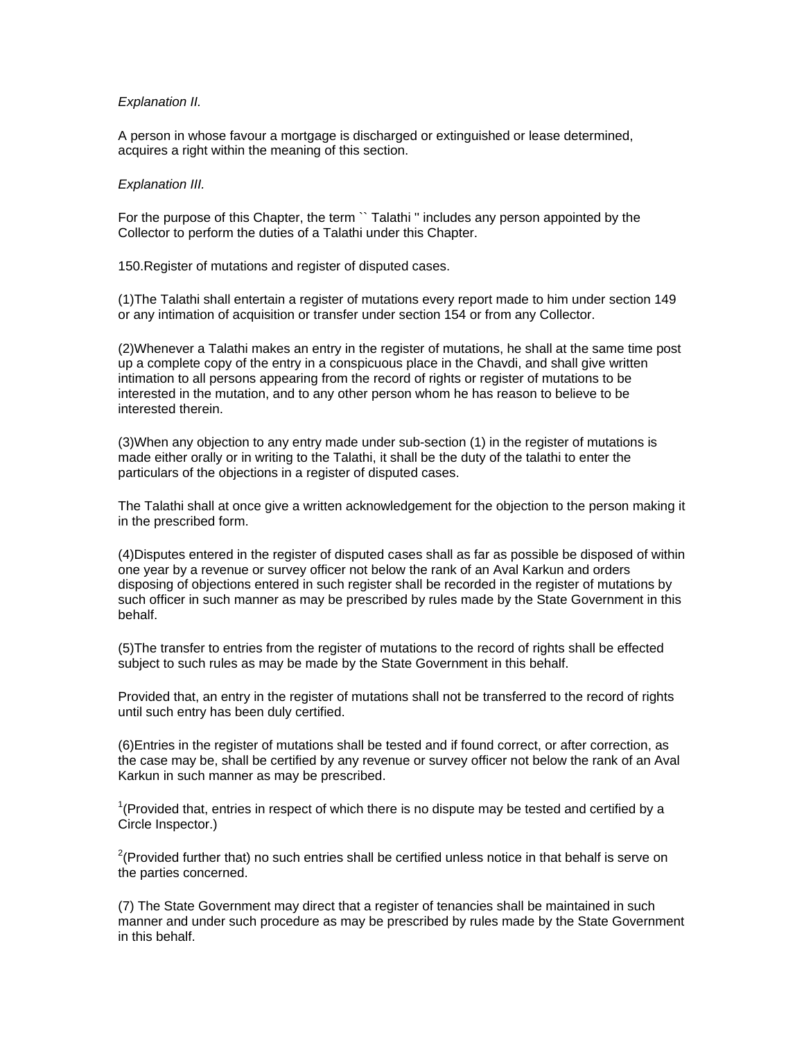*Explanation II.*

A person in whose favour a mortgage is discharged or extinguished or lease determined, acquires a right within the meaning of this section.

*Explanation III.*

For the purpose of this Chapter, the term `` Talathi '' includes any person appointed by the Collector to perform the duties of a Talathi under this Chapter.

150.Register of mutations and register of disputed cases.

(1)The Talathi shall entertain a register of mutations every report made to him under section 149 or any intimation of acquisition or transfer under section 154 or from any Collector.

(2)Whenever a Talathi makes an entry in the register of mutations, he shall at the same time post up a complete copy of the entry in a conspicuous place in the Chavdi, and shall give written intimation to all persons appearing from the record of rights or register of mutations to be interested in the mutation, and to any other person whom he has reason to believe to be interested therein.

(3)When any objection to any entry made under sub-section (1) in the register of mutations is made either orally or in writing to the Talathi, it shall be the duty of the talathi to enter the particulars of the objections in a register of disputed cases.

The Talathi shall at once give a written acknowledgement for the objection to the person making it in the prescribed form.

(4)Disputes entered in the register of disputed cases shall as far as possible be disposed of within one year by a revenue or survey officer not below the rank of an Aval Karkun and orders disposing of objections entered in such register shall be recorded in the register of mutations by such officer in such manner as may be prescribed by rules made by the State Government in this behalf.

(5)The transfer to entries from the register of mutations to the record of rights shall be effected subject to such rules as may be made by the State Government in this behalf.

Provided that, an entry in the register of mutations shall not be transferred to the record of rights until such entry has been duly certified.

(6)Entries in the register of mutations shall be tested and if found correct, or after correction, as the case may be, shall be certified by any revenue or survey officer not below the rank of an Aval Karkun in such manner as may be prescribed.

[1](Provided that, entries in respect of which there is no dispute may be tested and certified by a Circle Inspector.)

[2](Provided further that) no such entries shall be certified unless notice in that behalf is serve on the parties concerned.

(7) The State Government may direct that a register of tenancies shall be maintained in such manner and under such procedure as may be prescribed by rules made by the State Government in this behalf.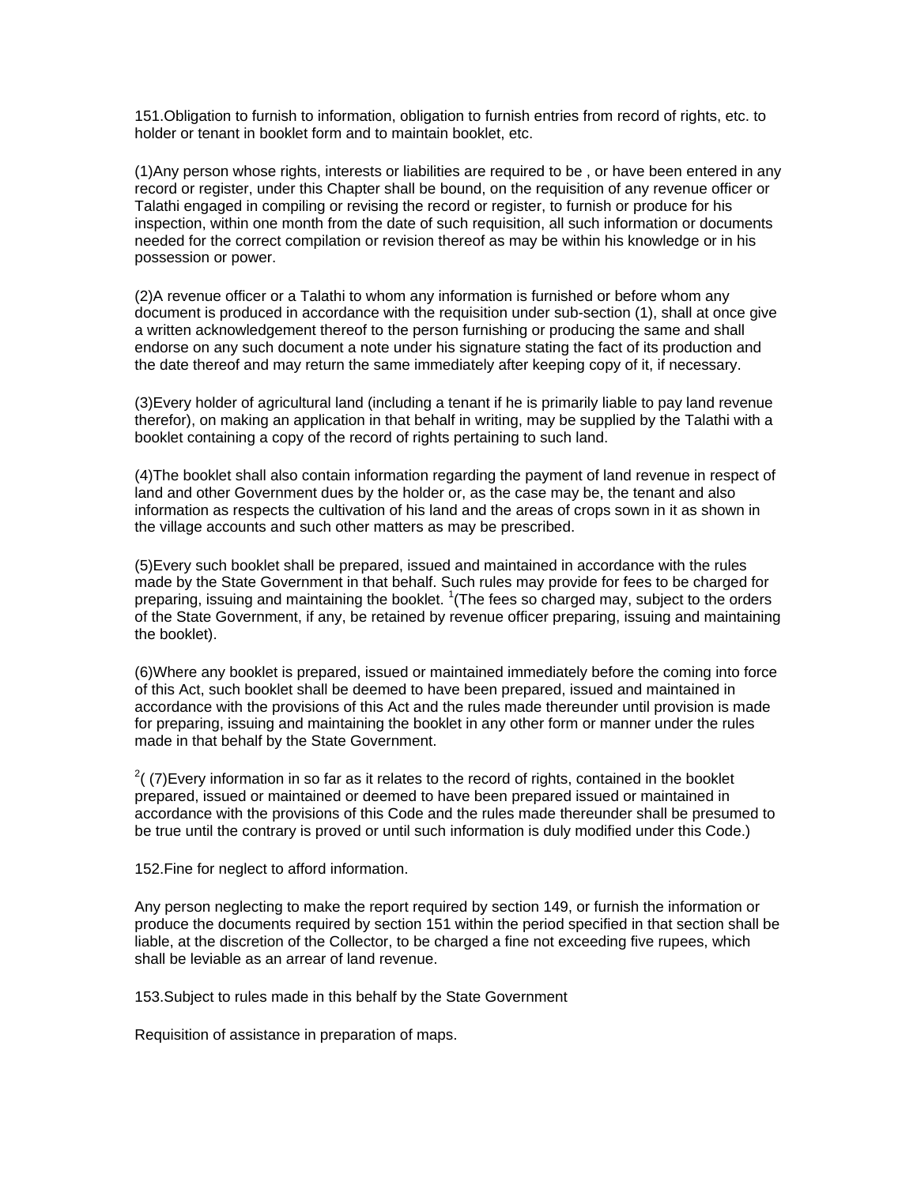151.Obligation to furnish to information, obligation to furnish entries from record of rights, etc. to holder or tenant in booklet form and to maintain booklet, etc.

(1)Any person whose rights, interests or liabilities are required to be , or have been entered in any record or register, under this Chapter shall be bound, on the requisition of any revenue officer or Talathi engaged in compiling or revising the record or register, to furnish or produce for his inspection, within one month from the date of such requisition, all such information or documents needed for the correct compilation or revision thereof as may be within his knowledge or in his possession or power.

(2)A revenue officer or a Talathi to whom any information is furnished or before whom any document is produced in accordance with the requisition under sub-section (1), shall at once give a written acknowledgement thereof to the person furnishing or producing the same and shall endorse on any such document a note under his signature stating the fact of its production and the date thereof and may return the same immediately after keeping copy of it, if necessary.

(3)Every holder of agricultural land (including a tenant if he is primarily liable to pay land revenue therefor), on making an application in that behalf in writing, may be supplied by the Talathi with a booklet containing a copy of the record of rights pertaining to such land.

(4)The booklet shall also contain information regarding the payment of land revenue in respect of land and other Government dues by the holder or, as the case may be, the tenant and also information as respects the cultivation of his land and the areas of crops sown in it as shown in the village accounts and such other matters as may be prescribed.

(5)Every such booklet shall be prepared, issued and maintained in accordance with the rules made by the State Government in that behalf. Such rules may provide for fees to be charged for preparing, issuing and maintaining the booklet. [1](The fees so charged may, subject to the orders of the State Government, if any, be retained by revenue officer preparing, issuing and maintaining the booklet).

(6)Where any booklet is prepared, issued or maintained immediately before the coming into force of this Act, such booklet shall be deemed to have been prepared, issued and maintained in accordance with the provisions of this Act and the rules made thereunder until provision is made for preparing, issuing and maintaining the booklet in any other form or manner under the rules made in that behalf by the State Government.

[2]( (7)Every information in so far as it relates to the record of rights, contained in the booklet prepared, issued or maintained or deemed to have been prepared issued or maintained in accordance with the provisions of this Code and the rules made thereunder shall be presumed to be true until the contrary is proved or until such information is duly modified under this Code.)

152.Fine for neglect to afford information.

Any person neglecting to make the report required by section 149, or furnish the information or produce the documents required by section 151 within the period specified in that section shall be liable, at the discretion of the Collector, to be charged a fine not exceeding five rupees, which shall be leviable as an arrear of land revenue.

153.Subject to rules made in this behalf by the State Government

Requisition of assistance in preparation of maps.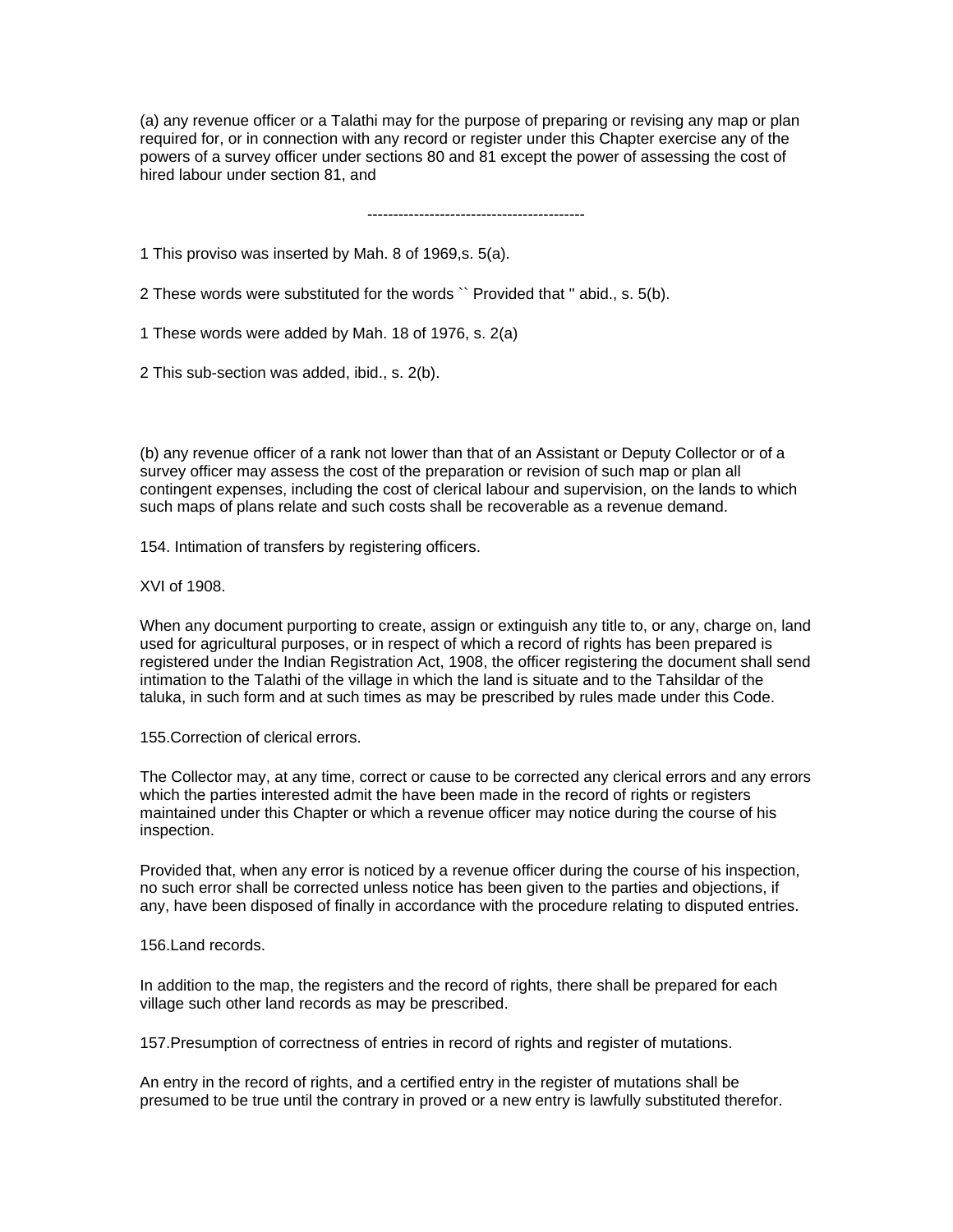(a) any revenue officer or a Talathi may for the purpose of preparing or revising any map or plan required for, or in connection with any record or register under this Chapter exercise any of the powers of a survey officer under sections 80 and 81 except the power of assessing the cost of hired labour under section 81, and

------------------------------------------

1 This proviso was inserted by Mah. 8 of 1969,s. 5(a).

2 These words were substituted for the words `` Provided that '' abid., s. 5(b).

1 These words were added by Mah. 18 of 1976, s. 2(a)

2 This sub-section was added, ibid., s. 2(b).

(b) any revenue officer of a rank not lower than that of an Assistant or Deputy Collector or of a survey officer may assess the cost of the preparation or revision of such map or plan all contingent expenses, including the cost of clerical labour and supervision, on the lands to which such maps of plans relate and such costs shall be recoverable as a revenue demand.

154. Intimation of transfers by registering officers.

XVI of 1908.

When any document purporting to create, assign or extinguish any title to, or any, charge on, land used for agricultural purposes, or in respect of which a record of rights has been prepared is registered under the Indian Registration Act, 1908, the officer registering the document shall send intimation to the Talathi of the village in which the land is situate and to the Tahsildar of the taluka, in such form and at such times as may be prescribed by rules made under this Code.

155.Correction of clerical errors.

The Collector may, at any time, correct or cause to be corrected any clerical errors and any errors which the parties interested admit the have been made in the record of rights or registers maintained under this Chapter or which a revenue officer may notice during the course of his inspection.

Provided that, when any error is noticed by a revenue officer during the course of his inspection, no such error shall be corrected unless notice has been given to the parties and objections, if any, have been disposed of finally in accordance with the procedure relating to disputed entries.

156.Land records.

In addition to the map, the registers and the record of rights, there shall be prepared for each village such other land records as may be prescribed.

157.Presumption of correctness of entries in record of rights and register of mutations.

An entry in the record of rights, and a certified entry in the register of mutations shall be presumed to be true until the contrary in proved or a new entry is lawfully substituted therefor.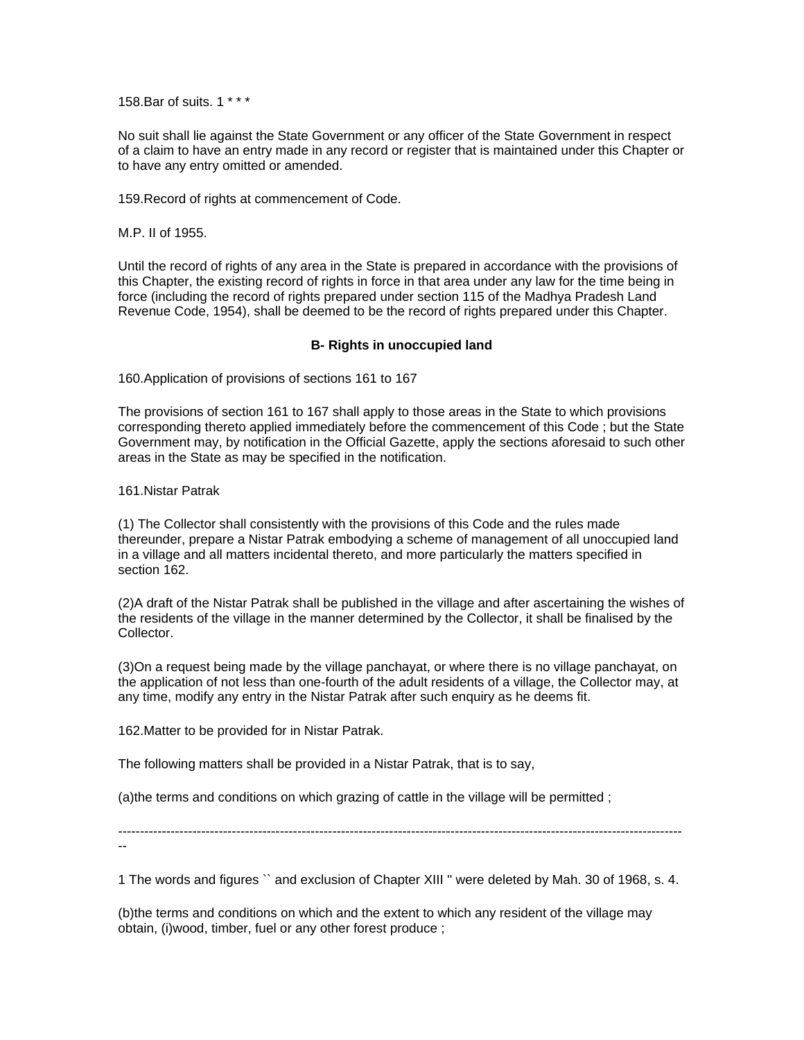158.Bar of suits. 1 * * *

No suit shall lie against the State Government or any officer of the State Government in respect of a claim to have an entry made in any record or register that is maintained under this Chapter or to have any entry omitted or amended.

159.Record of rights at commencement of Code.

M.P. II of 1955.

Until the record of rights of any area in the State is prepared in accordance with the provisions of this Chapter, the existing record of rights in force in that area under any law for the time being in force (including the record of rights prepared under section 115 of the Madhya Pradesh Land Revenue Code, 1954), shall be deemed to be the record of rights prepared under this Chapter.

**B- Rights in unoccupied land**

160.Application of provisions of sections 161 to 167

The provisions of section 161 to 167 shall apply to those areas in the State to which provisions corresponding thereto applied immediately before the commencement of this Code ; but the State Government may, by notification in the Official Gazette, apply the sections aforesaid to such other areas in the State as may be specified in the notification.

161.Nistar Patrak

(1) The Collector shall consistently with the provisions of this Code and the rules made thereunder, prepare a Nistar Patrak embodying a scheme of management of all unoccupied land in a village and all matters incidental thereto, and more particularly the matters specified in section 162.

(2)A draft of the Nistar Patrak shall be published in the village and after ascertaining the wishes of the residents of the village in the manner determined by the Collector, it shall be finalised by the Collector.

(3)On a request being made by the village panchayat, or where there is no village panchayat, on the application of not less than one-fourth of the adult residents of a village, the Collector may, at any time, modify any entry in the Nistar Patrak after such enquiry as he deems fit.

162.Matter to be provided for in Nistar Patrak.

The following matters shall be provided in a Nistar Patrak, that is to say,

(a)the terms and conditions on which grazing of cattle in the village will be permitted ;

---

1 The words and figures `` and exclusion of Chapter XIII '' were deleted by Mah. 30 of 1968, s. 4.

(b)the terms and conditions on which and the extent to which any resident of the village may obtain, (i)wood, timber, fuel or any other forest produce ;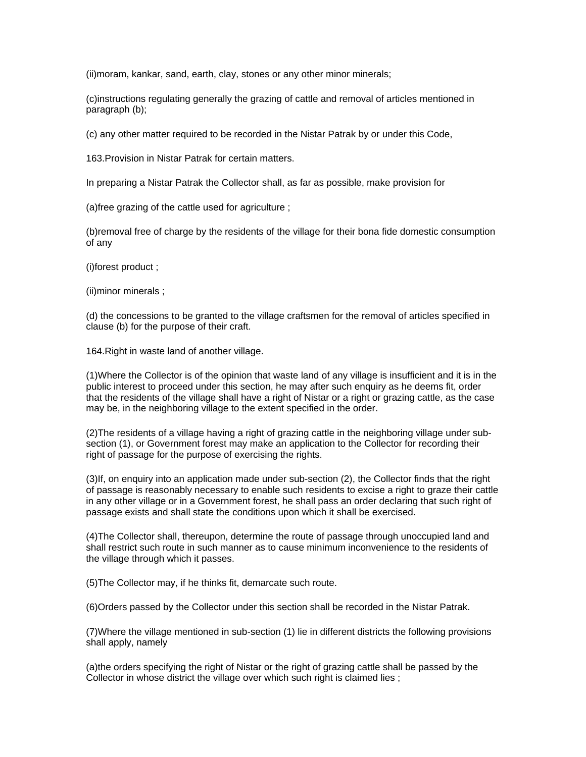(ii)moram, kankar, sand, earth, clay, stones or any other minor minerals;

(c)instructions regulating generally the grazing of cattle and removal of articles mentioned in paragraph (b);

(c) any other matter required to be recorded in the Nistar Patrak by or under this Code,

163.Provision in Nistar Patrak for certain matters.

In preparing a Nistar Patrak the Collector shall, as far as possible, make provision for

(a)free grazing of the cattle used for agriculture ;

(b)removal free of charge by the residents of the village for their bona fide domestic consumption of any

(i)forest product ;

(ii)minor minerals ;

(d) the concessions to be granted to the village craftsmen for the removal of articles specified in clause (b) for the purpose of their craft.

164.Right in waste land of another village.

(1)Where the Collector is of the opinion that waste land of any village is insufficient and it is in the public interest to proceed under this section, he may after such enquiry as he deems fit, order that the residents of the village shall have a right of Nistar or a right or grazing cattle, as the case may be, in the neighboring village to the extent specified in the order.

(2)The residents of a village having a right of grazing cattle in the neighboring village under sub-section (1), or Government forest may make an application to the Collector for recording their right of passage for the purpose of exercising the rights.

(3)If, on enquiry into an application made under sub-section (2), the Collector finds that the right of passage is reasonably necessary to enable such residents to excise a right to graze their cattle in any other village or in a Government forest, he shall pass an order declaring that such right of passage exists and shall state the conditions upon which it shall be exercised.

(4)The Collector shall, thereupon, determine the route of passage through unoccupied land and shall restrict such route in such manner as to cause minimum inconvenience to the residents of the village through which it passes.

(5)The Collector may, if he thinks fit, demarcate such route.

(6)Orders passed by the Collector under this section shall be recorded in the Nistar Patrak.

(7)Where the village mentioned in sub-section (1) lie in different districts the following provisions shall apply, namely

(a)the orders specifying the right of Nistar or the right of grazing cattle shall be passed by the Collector in whose district the village over which such right is claimed lies ;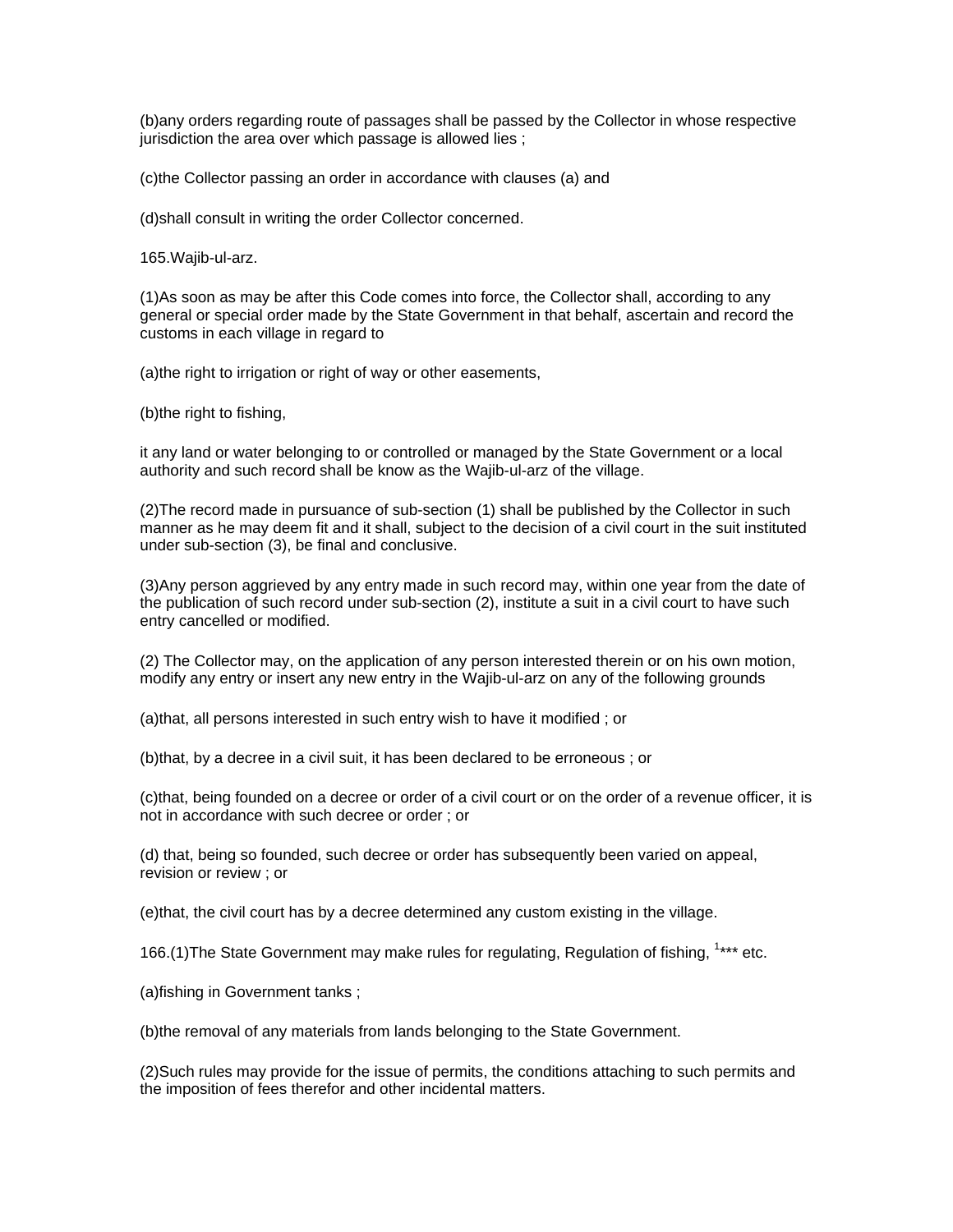(b)any orders regarding route of passages shall be passed by the Collector in whose respective jurisdiction the area over which passage is allowed lies ;

(c)the Collector passing an order in accordance with clauses (a) and

(d)shall consult in writing the order Collector concerned.

165.Wajib-ul-arz.

(1)As soon as may be after this Code comes into force, the Collector shall, according to any general or special order made by the State Government in that behalf, ascertain and record the customs in each village in regard to

(a)the right to irrigation or right of way or other easements,

(b)the right to fishing,

it any land or water belonging to or controlled or managed by the State Government or a local authority and such record shall be know as the Wajib-ul-arz of the village.

(2)The record made in pursuance of sub-section (1) shall be published by the Collector in such manner as he may deem fit and it shall, subject to the decision of a civil court in the suit instituted under sub-section (3), be final and conclusive.

(3)Any person aggrieved by any entry made in such record may, within one year from the date of the publication of such record under sub-section (2), institute a suit in a civil court to have such entry cancelled or modified.

(2) The Collector may, on the application of any person interested therein or on his own motion, modify any entry or insert any new entry in the Wajib-ul-arz on any of the following grounds

(a)that, all persons interested in such entry wish to have it modified ; or

(b)that, by a decree in a civil suit, it has been declared to be erroneous ; or

(c)that, being founded on a decree or order of a civil court or on the order of a revenue officer, it is not in accordance with such decree or order ; or

(d) that, being so founded, such decree or order has subsequently been varied on appeal, revision or review ; or

(e)that, the civil court has by a decree determined any custom existing in the village.

166.(1)The State Government may make rules for regulating, Regulation of fishing, [1]*** etc.

(a)fishing in Government tanks ;

(b)the removal of any materials from lands belonging to the State Government.

(2)Such rules may provide for the issue of permits, the conditions attaching to such permits and the imposition of fees therefor and other incidental matters.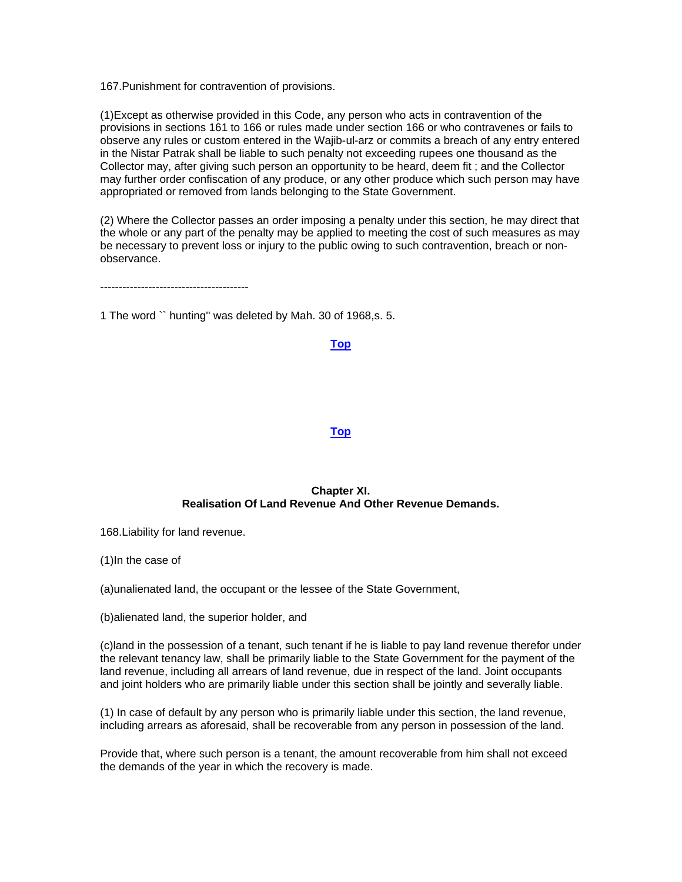167.Punishment for contravention of provisions.

(1)Except as otherwise provided in this Code, any person who acts in contravention of the provisions in sections 161 to 166 or rules made under section 166 or who contravenes or fails to observe any rules or custom entered in the Wajib-ul-arz or commits a breach of any entry entered in the Nistar Patrak shall be liable to such penalty not exceeding rupees one thousand as the Collector may, after giving such person an opportunity to be heard, deem fit ; and the Collector may further order confiscation of any produce, or any other produce which such person may have appropriated or removed from lands belonging to the State Government.

(2) Where the Collector passes an order imposing a penalty under this section, he may direct that the whole or any part of the penalty may be applied to meeting the cost of such measures as may be necessary to prevent loss or injury to the public owing to such contravention, breach or non-observance.

----------------------------------------

1 The word `` hunting'' was deleted by Mah. 30 of 1968,s. 5.

**Top**

**Top**

## Chapter XI.
## Realisation Of Land Revenue And Other Revenue Demands.

168.Liability for land revenue.

(1)In the case of

(a)unalienated land, the occupant or the lessee of the State Government,

(b)alienated land, the superior holder, and

(c)land in the possession of a tenant, such tenant if he is liable to pay land revenue therefor under the relevant tenancy law, shall be primarily liable to the State Government for the payment of the land revenue, including all arrears of land revenue, due in respect of the land. Joint occupants and joint holders who are primarily liable under this section shall be jointly and severally liable.

(1) In case of default by any person who is primarily liable under this section, the land revenue, including arrears as aforesaid, shall be recoverable from any person in possession of the land.

Provide that, where such person is a tenant, the amount recoverable from him shall not exceed the demands of the year in which the recovery is made.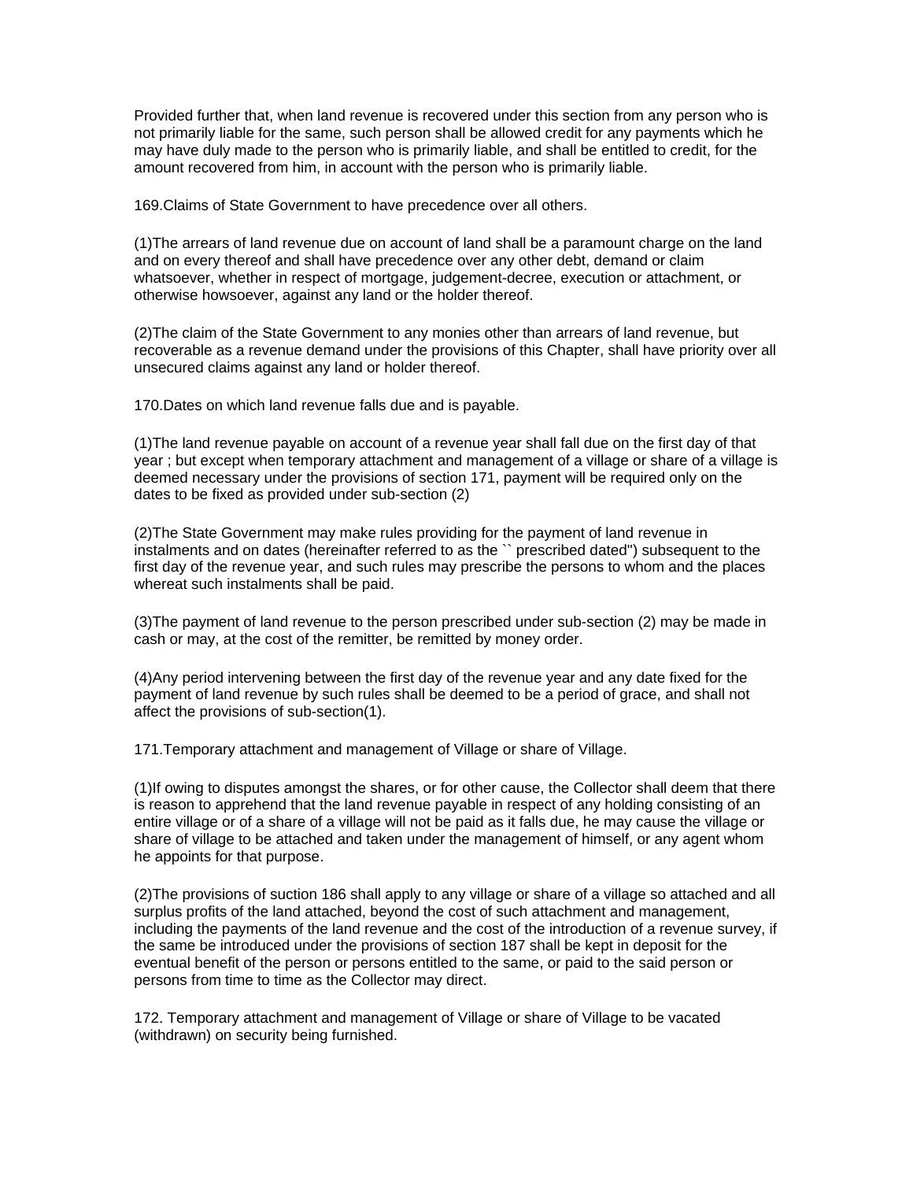Provided further that, when land revenue is recovered under this section from any person who is not primarily liable for the same, such person shall be allowed credit for any payments which he may have duly made to the person who is primarily liable, and shall be entitled to credit, for the amount recovered from him, in account with the person who is primarily liable.

169.Claims of State Government to have precedence over all others.

(1)The arrears of land revenue due on account of land shall be a paramount charge on the land and on every thereof and shall have precedence over any other debt, demand or claim whatsoever, whether in respect of mortgage, judgement-decree, execution or attachment, or otherwise howsoever, against any land or the holder thereof.

(2)The claim of the State Government to any monies other than arrears of land revenue, but recoverable as a revenue demand under the provisions of this Chapter, shall have priority over all unsecured claims against any land or holder thereof.

170.Dates on which land revenue falls due and is payable.

(1)The land revenue payable on account of a revenue year shall fall due on the first day of that year ; but except when temporary attachment and management of a village or share of a village is deemed necessary under the provisions of section 171, payment will be required only on the dates to be fixed as provided under sub-section (2)

(2)The State Government may make rules providing for the payment of land revenue in instalments and on dates (hereinafter referred to as the `` prescribed dated'') subsequent to the first day of the revenue year, and such rules may prescribe the persons to whom and the places whereat such instalments shall be paid.

(3)The payment of land revenue to the person prescribed under sub-section (2) may be made in cash or may, at the cost of the remitter, be remitted by money order.

(4)Any period intervening between the first day of the revenue year and any date fixed for the payment of land revenue by such rules shall be deemed to be a period of grace, and shall not affect the provisions of sub-section(1).

171.Temporary attachment and management of Village or share of Village.

(1)If owing to disputes amongst the shares, or for other cause, the Collector shall deem that there is reason to apprehend that the land revenue payable in respect of any holding consisting of an entire village or of a share of a village will not be paid as it falls due, he may cause the village or share of village to be attached and taken under the management of himself, or any agent whom he appoints for that purpose.

(2)The provisions of suction 186 shall apply to any village or share of a village so attached and all surplus profits of the land attached, beyond the cost of such attachment and management, including the payments of the land revenue and the cost of the introduction of a revenue survey, if the same be introduced under the provisions of section 187 shall be kept in deposit for the eventual benefit of the person or persons entitled to the same, or paid to the said person or persons from time to time as the Collector may direct.

172. Temporary attachment and management of Village or share of Village to be vacated (withdrawn) on security being furnished.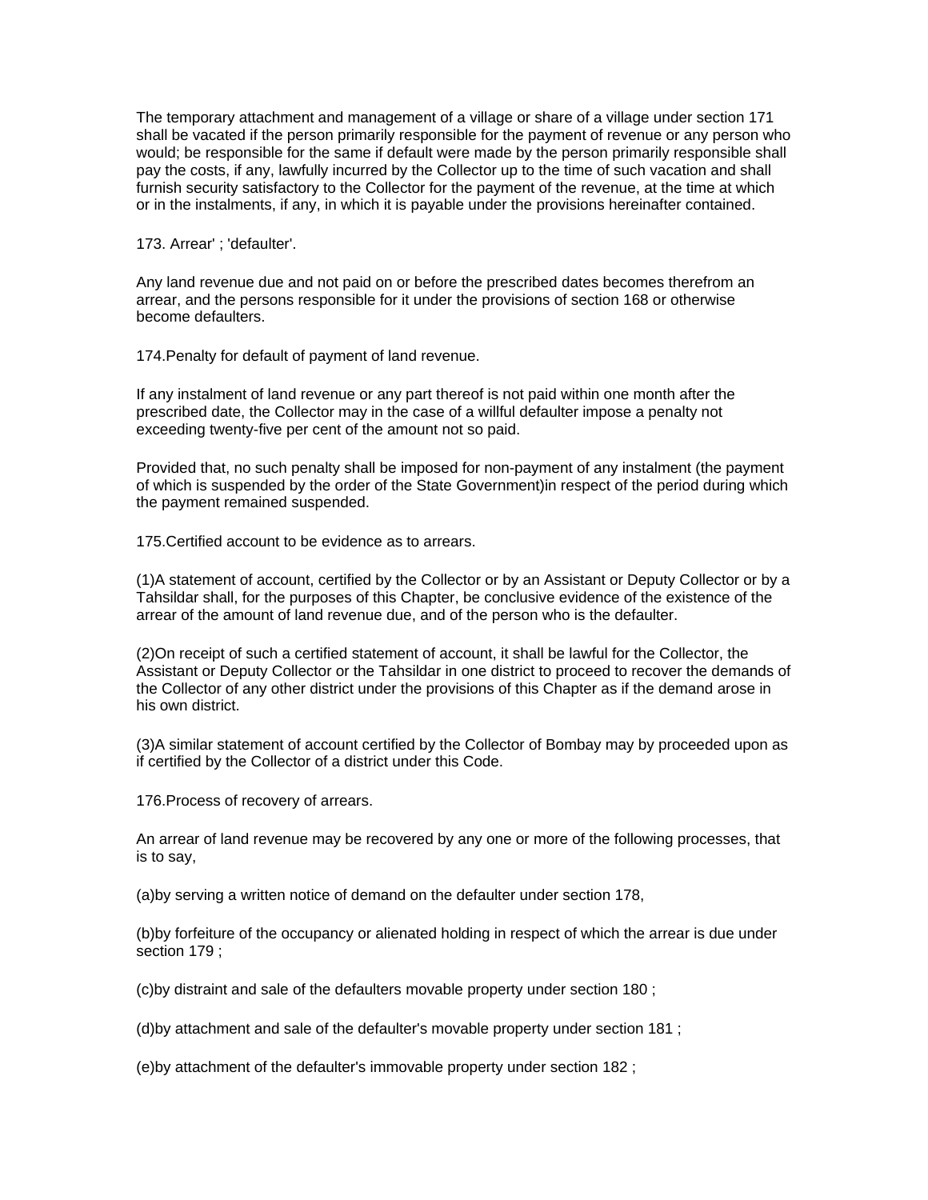The temporary attachment and management of a village or share of a village under section 171 shall be vacated if the person primarily responsible for the payment of revenue or any person who would; be responsible for the same if default were made by the person primarily responsible shall pay the costs, if any, lawfully incurred by the Collector up to the time of such vacation and shall furnish security satisfactory to the Collector for the payment of the revenue, at the time at which or in the instalments, if any, in which it is payable under the provisions hereinafter contained.

173. Arrear' ; 'defaulter'.

Any land revenue due and not paid on or before the prescribed dates becomes therefrom an arrear, and the persons responsible for it under the provisions of section 168 or otherwise become defaulters.

174.Penalty for default of payment of land revenue.

If any instalment of land revenue or any part thereof is not paid within one month after the prescribed date, the Collector may in the case of a willful defaulter impose a penalty not exceeding twenty-five per cent of the amount not so paid.

Provided that, no such penalty shall be imposed for non-payment of any instalment (the payment of which is suspended by the order of the State Government)in respect of the period during which the payment remained suspended.

175.Certified account to be evidence as to arrears.

(1)A statement of account, certified by the Collector or by an Assistant or Deputy Collector or by a Tahsildar shall, for the purposes of this Chapter, be conclusive evidence of the existence of the arrear of the amount of land revenue due, and of the person who is the defaulter.

(2)On receipt of such a certified statement of account, it shall be lawful for the Collector, the Assistant or Deputy Collector or the Tahsildar in one district to proceed to recover the demands of the Collector of any other district under the provisions of this Chapter as if the demand arose in his own district.

(3)A similar statement of account certified by the Collector of Bombay may by proceeded upon as if certified by the Collector of a district under this Code.

176.Process of recovery of arrears.

An arrear of land revenue may be recovered by any one or more of the following processes, that is to say,

(a)by serving a written notice of demand on the defaulter under section 178,

(b)by forfeiture of the occupancy or alienated holding in respect of which the arrear is due under section 179 ;

(c)by distraint and sale of the defaulters movable property under section 180 ;

(d)by attachment and sale of the defaulter's movable property under section 181 ;

(e)by attachment of the defaulter's immovable property under section 182 ;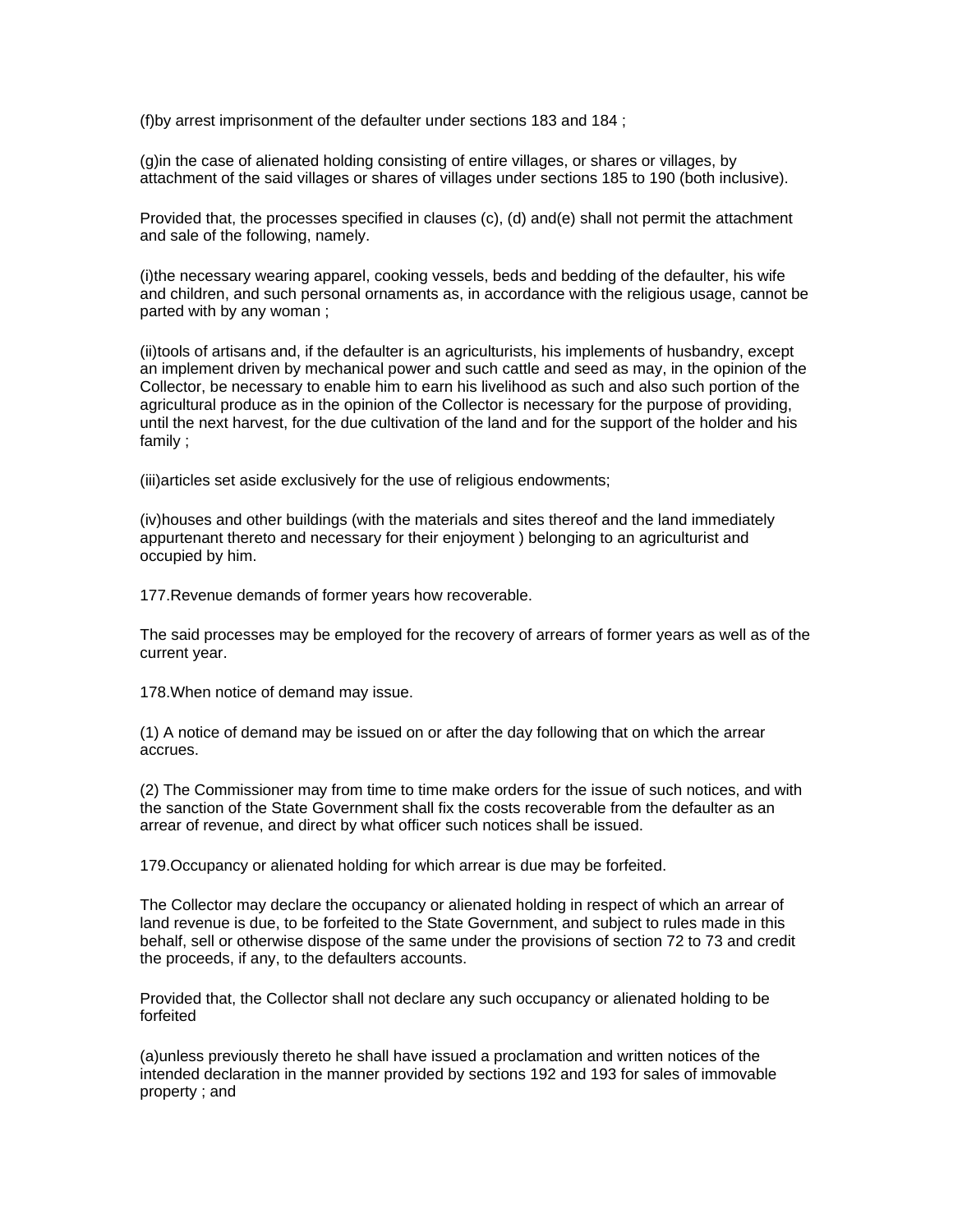(f)by arrest imprisonment of the defaulter under sections 183 and 184 ;

(g)in the case of alienated holding consisting of entire villages, or shares or villages, by attachment of the said villages or shares of villages under sections 185 to 190 (both inclusive).

Provided that, the processes specified in clauses (c), (d) and(e) shall not permit the attachment and sale of the following, namely.

(i)the necessary wearing apparel, cooking vessels, beds and bedding of the defaulter, his wife and children, and such personal ornaments as, in accordance with the religious usage, cannot be parted with by any woman ;

(ii)tools of artisans and, if the defaulter is an agriculturists, his implements of husbandry, except an implement driven by mechanical power and such cattle and seed as may, in the opinion of the Collector, be necessary to enable him to earn his livelihood as such and also such portion of the agricultural produce as in the opinion of the Collector is necessary for the purpose of providing, until the next harvest, for the due cultivation of the land and for the support of the holder and his family ;

(iii)articles set aside exclusively for the use of religious endowments;

(iv)houses and other buildings (with the materials and sites thereof and the land immediately appurtenant thereto and necessary for their enjoyment ) belonging to an agriculturist and occupied by him.

177.Revenue demands of former years how recoverable.

The said processes may be employed for the recovery of arrears of former years as well as of the current year.

178.When notice of demand may issue.

(1) A notice of demand may be issued on or after the day following that on which the arrear accrues.

(2) The Commissioner may from time to time make orders for the issue of such notices, and with the sanction of the State Government shall fix the costs recoverable from the defaulter as an arrear of revenue, and direct by what officer such notices shall be issued.

179.Occupancy or alienated holding for which arrear is due may be forfeited.

The Collector may declare the occupancy or alienated holding in respect of which an arrear of land revenue is due, to be forfeited to the State Government, and subject to rules made in this behalf, sell or otherwise dispose of the same under the provisions of section 72 to 73 and credit the proceeds, if any, to the defaulters accounts.

Provided that, the Collector shall not declare any such occupancy or alienated holding to be forfeited

(a)unless previously thereto he shall have issued a proclamation and written notices of the intended declaration in the manner provided by sections 192 and 193 for sales of immovable property ; and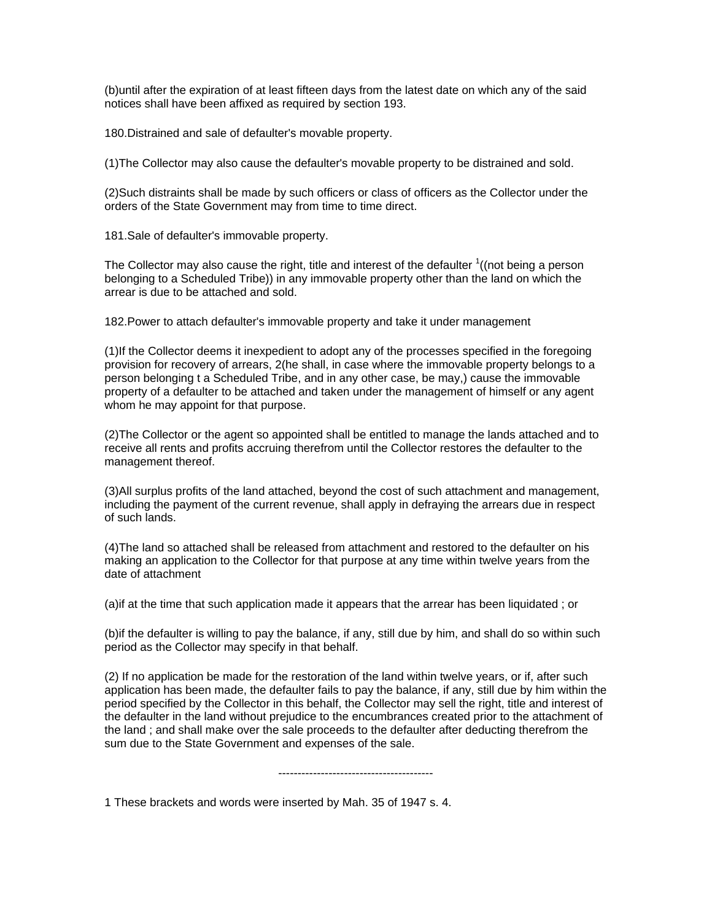(b)until after the expiration of at least fifteen days from the latest date on which any of the said notices shall have been affixed as required by section 193.

180.Distrained and sale of defaulter's movable property.

(1)The Collector may also cause the defaulter's movable property to be distrained and sold.

(2)Such distraints shall be made by such officers or class of officers as the Collector under the orders of the State Government may from time to time direct.

181.Sale of defaulter's immovable property.

The Collector may also cause the right, title and interest of the defaulter [1]((not being a person belonging to a Scheduled Tribe)) in any immovable property other than the land on which the arrear is due to be attached and sold.

182.Power to attach defaulter's immovable property and take it under management

(1)If the Collector deems it inexpedient to adopt any of the processes specified in the foregoing provision for recovery of arrears, 2(he shall, in case where the immovable property belongs to a person belonging t a Scheduled Tribe, and in any other case, be may,) cause the immovable property of a defaulter to be attached and taken under the management of himself or any agent whom he may appoint for that purpose.

(2)The Collector or the agent so appointed shall be entitled to manage the lands attached and to receive all rents and profits accruing therefrom until the Collector restores the defaulter to the management thereof.

(3)All surplus profits of the land attached, beyond the cost of such attachment and management, including the payment of the current revenue, shall apply in defraying the arrears due in respect of such lands.

(4)The land so attached shall be released from attachment and restored to the defaulter on his making an application to the Collector for that purpose at any time within twelve years from the date of attachment

(a)if at the time that such application made it appears that the arrear has been liquidated ; or

(b)if the defaulter is willing to pay the balance, if any, still due by him, and shall do so within such period as the Collector may specify in that behalf.

(2) If no application be made for the restoration of the land within twelve years, or if, after such application has been made, the defaulter fails to pay the balance, if any, still due by him within the period specified by the Collector in this behalf, the Collector may sell the right, title and interest of the defaulter in the land without prejudice to the encumbrances created prior to the attachment of the land ; and shall make over the sale proceeds to the defaulter after deducting therefrom the sum due to the State Government and expenses of the sale.

----------------------------------------

1 These brackets and words were inserted by Mah. 35 of 1947 s. 4.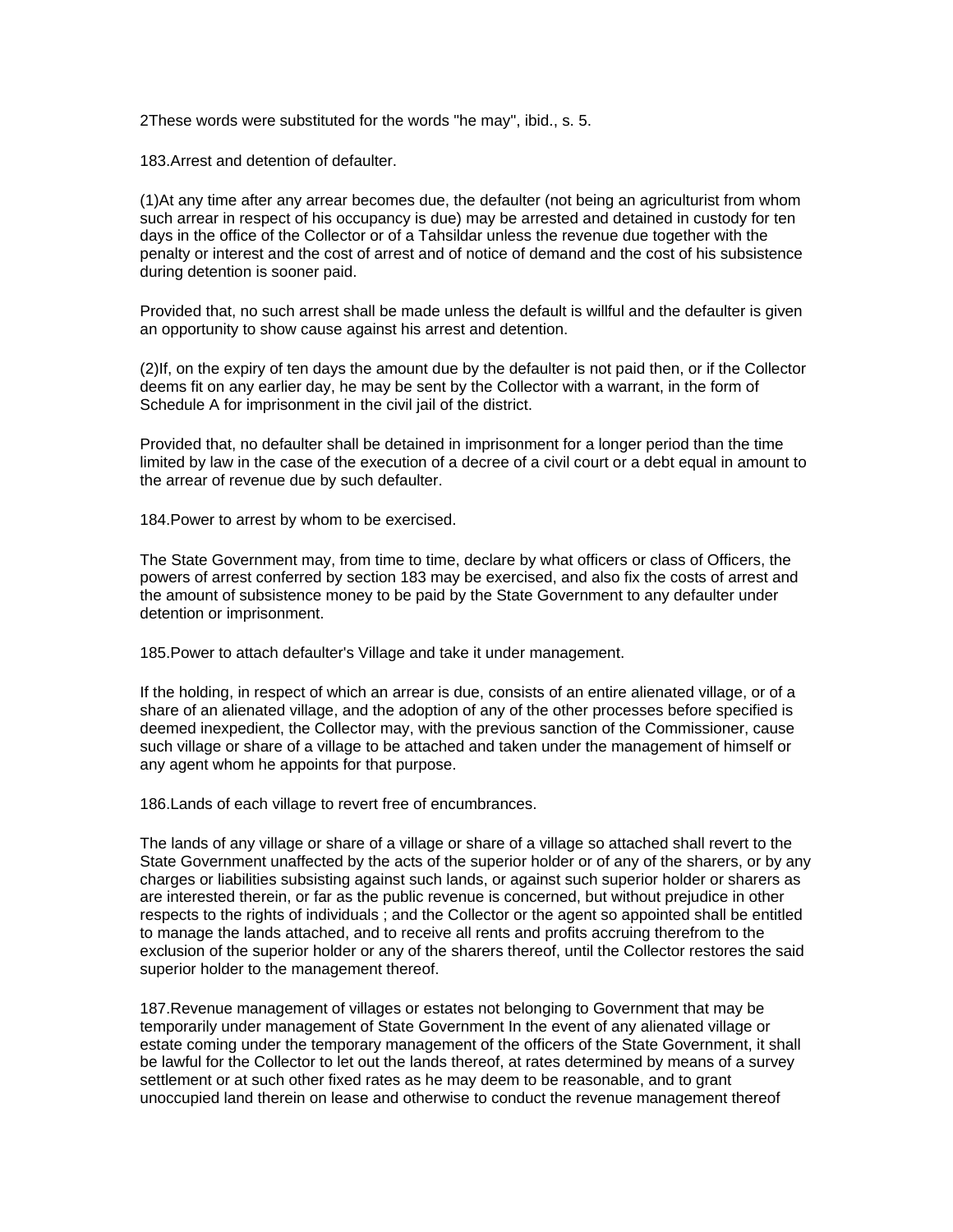2These words were substituted for the words "he may", ibid., s. 5.

183.Arrest and detention of defaulter.

(1)At any time after any arrear becomes due, the defaulter (not being an agriculturist from whom such arrear in respect of his occupancy is due) may be arrested and detained in custody for ten days in the office of the Collector or of a Tahsildar unless the revenue due together with the penalty or interest and the cost of arrest and of notice of demand and the cost of his subsistence during detention is sooner paid.

Provided that, no such arrest shall be made unless the default is willful and the defaulter is given an opportunity to show cause against his arrest and detention.

(2)If, on the expiry of ten days the amount due by the defaulter is not paid then, or if the Collector deems fit on any earlier day, he may be sent by the Collector with a warrant, in the form of Schedule A for imprisonment in the civil jail of the district.

Provided that, no defaulter shall be detained in imprisonment for a longer period than the time limited by law in the case of the execution of a decree of a civil court or a debt equal in amount to the arrear of revenue due by such defaulter.

184.Power to arrest by whom to be exercised.

The State Government may, from time to time, declare by what officers or class of Officers, the powers of arrest conferred by section 183 may be exercised, and also fix the costs of arrest and the amount of subsistence money to be paid by the State Government to any defaulter under detention or imprisonment.

185.Power to attach defaulter's Village and take it under management.

If the holding, in respect of which an arrear is due, consists of an entire alienated village, or of a share of an alienated village, and the adoption of any of the other processes before specified is deemed inexpedient, the Collector may, with the previous sanction of the Commissioner, cause such village or share of a village to be attached and taken under the management of himself or any agent whom he appoints for that purpose.

186.Lands of each village to revert free of encumbrances.

The lands of any village or share of a village or share of a village so attached shall revert to the State Government unaffected by the acts of the superior holder or of any of the sharers, or by any charges or liabilities subsisting against such lands, or against such superior holder or sharers as are interested therein, or far as the public revenue is concerned, but without prejudice in other respects to the rights of individuals ; and the Collector or the agent so appointed shall be entitled to manage the lands attached, and to receive all rents and profits accruing therefrom to the exclusion of the superior holder or any of the sharers thereof, until the Collector restores the said superior holder to the management thereof.

187.Revenue management of villages or estates not belonging to Government that may be temporarily under management of State Government In the event of any alienated village or estate coming under the temporary management of the officers of the State Government, it shall be lawful for the Collector to let out the lands thereof, at rates determined by means of a survey settlement or at such other fixed rates as he may deem to be reasonable, and to grant unoccupied land therein on lease and otherwise to conduct the revenue management thereof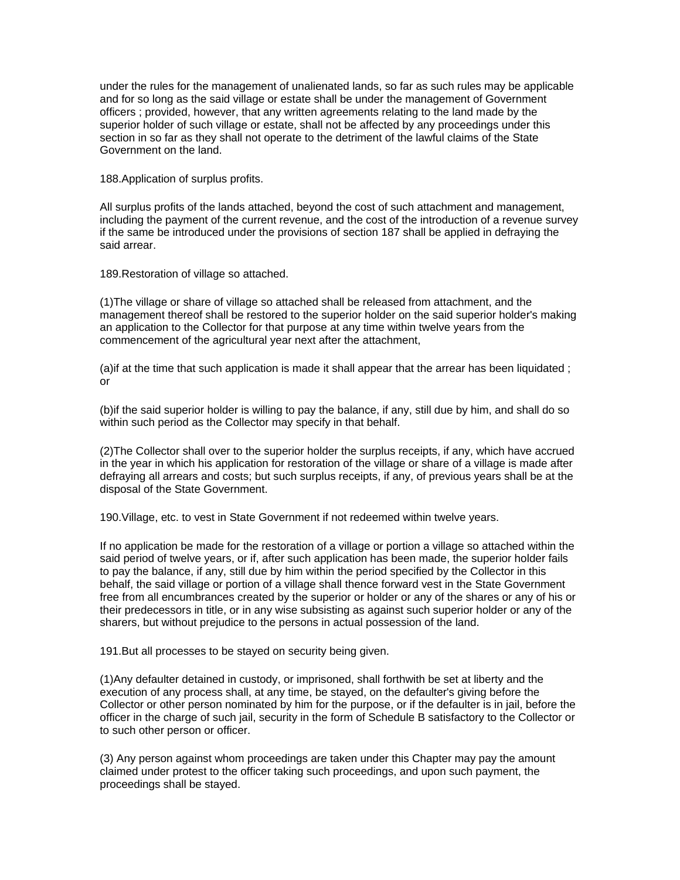under the rules for the management of unalienated lands, so far as such rules may be applicable and for so long as the said village or estate shall be under the management of Government officers ; provided, however, that any written agreements relating to the land made by the superior holder of such village or estate, shall not be affected by any proceedings under this section in so far as they shall not operate to the detriment of the lawful claims of the State Government on the land.

188.Application of surplus profits.

All surplus profits of the lands attached, beyond the cost of such attachment and management, including the payment of the current revenue, and the cost of the introduction of a revenue survey if the same be introduced under the provisions of section 187 shall be applied in defraying the said arrear.

189.Restoration of village so attached.

(1)The village or share of village so attached shall be released from attachment, and the management thereof shall be restored to the superior holder on the said superior holder's making an application to the Collector for that purpose at any time within twelve years from the commencement of the agricultural year next after the attachment,

(a)if at the time that such application is made it shall appear that the arrear has been liquidated ; or

(b)if the said superior holder is willing to pay the balance, if any, still due by him, and shall do so within such period as the Collector may specify in that behalf.

(2)The Collector shall over to the superior holder the surplus receipts, if any, which have accrued in the year in which his application for restoration of the village or share of a village is made after defraying all arrears and costs; but such surplus receipts, if any, of previous years shall be at the disposal of the State Government.

190.Village, etc. to vest in State Government if not redeemed within twelve years.

If no application be made for the restoration of a village or portion a village so attached within the said period of twelve years, or if, after such application has been made, the superior holder fails to pay the balance, if any, still due by him within the period specified by the Collector in this behalf, the said village or portion of a village shall thence forward vest in the State Government free from all encumbrances created by the superior or holder or any of the shares or any of his or their predecessors in title, or in any wise subsisting as against such superior holder or any of the sharers, but without prejudice to the persons in actual possession of the land.

191.But all processes to be stayed on security being given.

(1)Any defaulter detained in custody, or imprisoned, shall forthwith be set at liberty and the execution of any process shall, at any time, be stayed, on the defaulter's giving before the Collector or other person nominated by him for the purpose, or if the defaulter is in jail, before the officer in the charge of such jail, security in the form of Schedule B satisfactory to the Collector or to such other person or officer.

(3) Any person against whom proceedings are taken under this Chapter may pay the amount claimed under protest to the officer taking such proceedings, and upon such payment, the proceedings shall be stayed.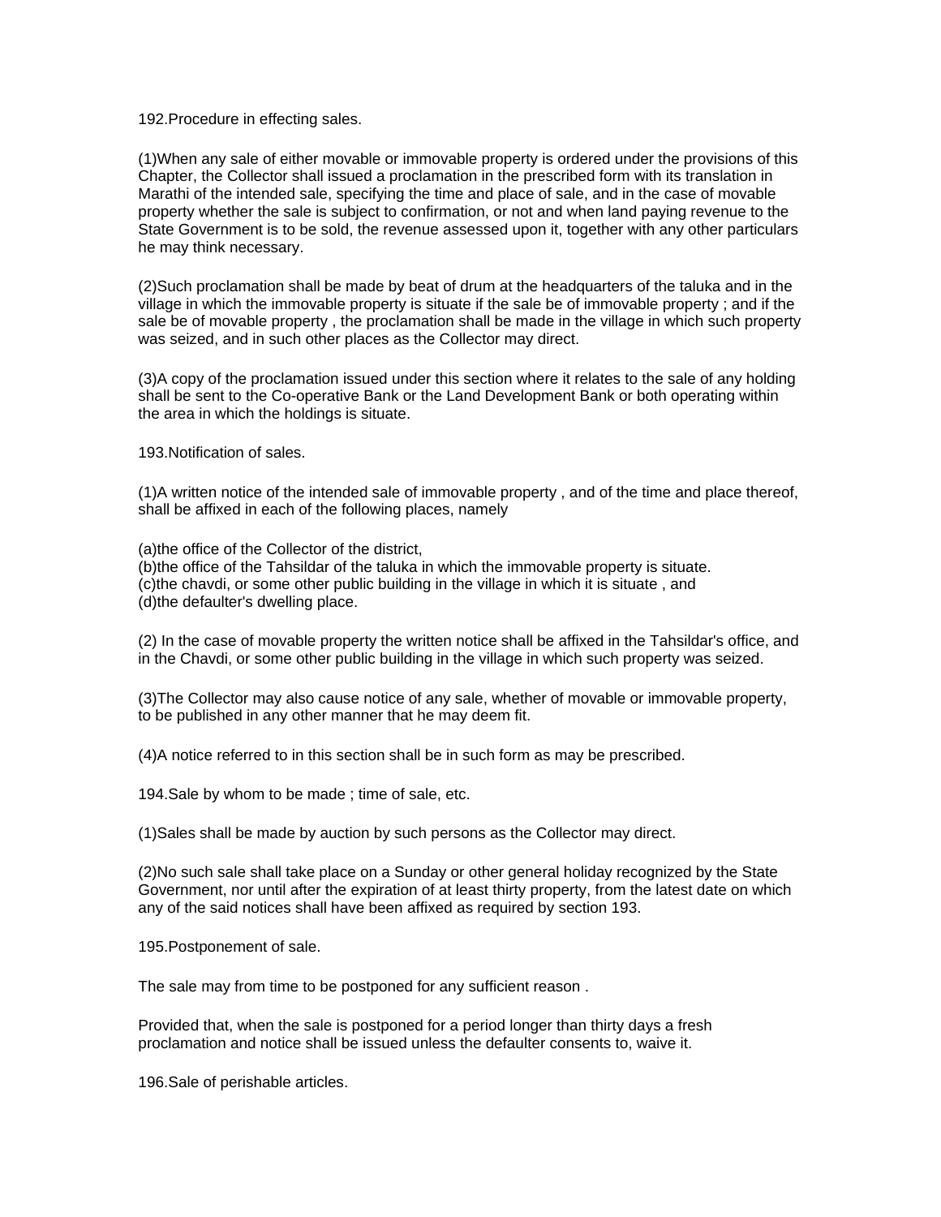192.Procedure in effecting sales.

(1)When any sale of either movable or immovable property is ordered under the provisions of this Chapter, the Collector shall issued a proclamation in the prescribed form with its translation in Marathi of the intended sale, specifying the time and place of sale, and in the case of movable property whether the sale is subject to confirmation, or not and when land paying revenue to the State Government is to be sold, the revenue assessed upon it, together with any other particulars he may think necessary.

(2)Such proclamation shall be made by beat of drum at the headquarters of the taluka and in the village in which the immovable property is situate if the sale be of immovable property ; and if the sale be of movable property , the proclamation shall be made in the village in which such property was seized, and in such other places as the Collector may direct.

(3)A copy of the proclamation issued under this section where it relates to the sale of any holding shall be sent to the Co-operative Bank or the Land Development Bank or both operating within the area in which the holdings is situate.

193.Notification of sales.

(1)A written notice of the intended sale of immovable property , and of the time and place thereof, shall be affixed in each of the following places, namely

(a)the office of the Collector of the district,
(b)the office of the Tahsildar of the taluka in which the immovable property is situate.
(c)the chavdi, or some other public building in the village in which it is situate , and
(d)the defaulter's dwelling place.

(2) In the case of movable property the written notice shall be affixed in the Tahsildar's office, and in the Chavdi, or some other public building in the village in which such property was seized.

(3)The Collector may also cause notice of any sale, whether of movable or immovable property, to be published in any other manner that he may deem fit.

(4)A notice referred to in this section shall be in such form as may be prescribed.

194.Sale by whom to be made ; time of sale, etc.

(1)Sales shall be made by auction by such persons as the Collector may direct.

(2)No such sale shall take place on a Sunday or other general holiday recognized by the State Government, nor until after the expiration of at least thirty property, from the latest date on which any of the said notices shall have been affixed as required by section 193.

195.Postponement of sale.

The sale may from time to be postponed for any sufficient reason .

Provided that, when the sale is postponed for a period longer than thirty days a fresh proclamation and notice shall be issued unless the defaulter consents to, waive it.

196.Sale of perishable articles.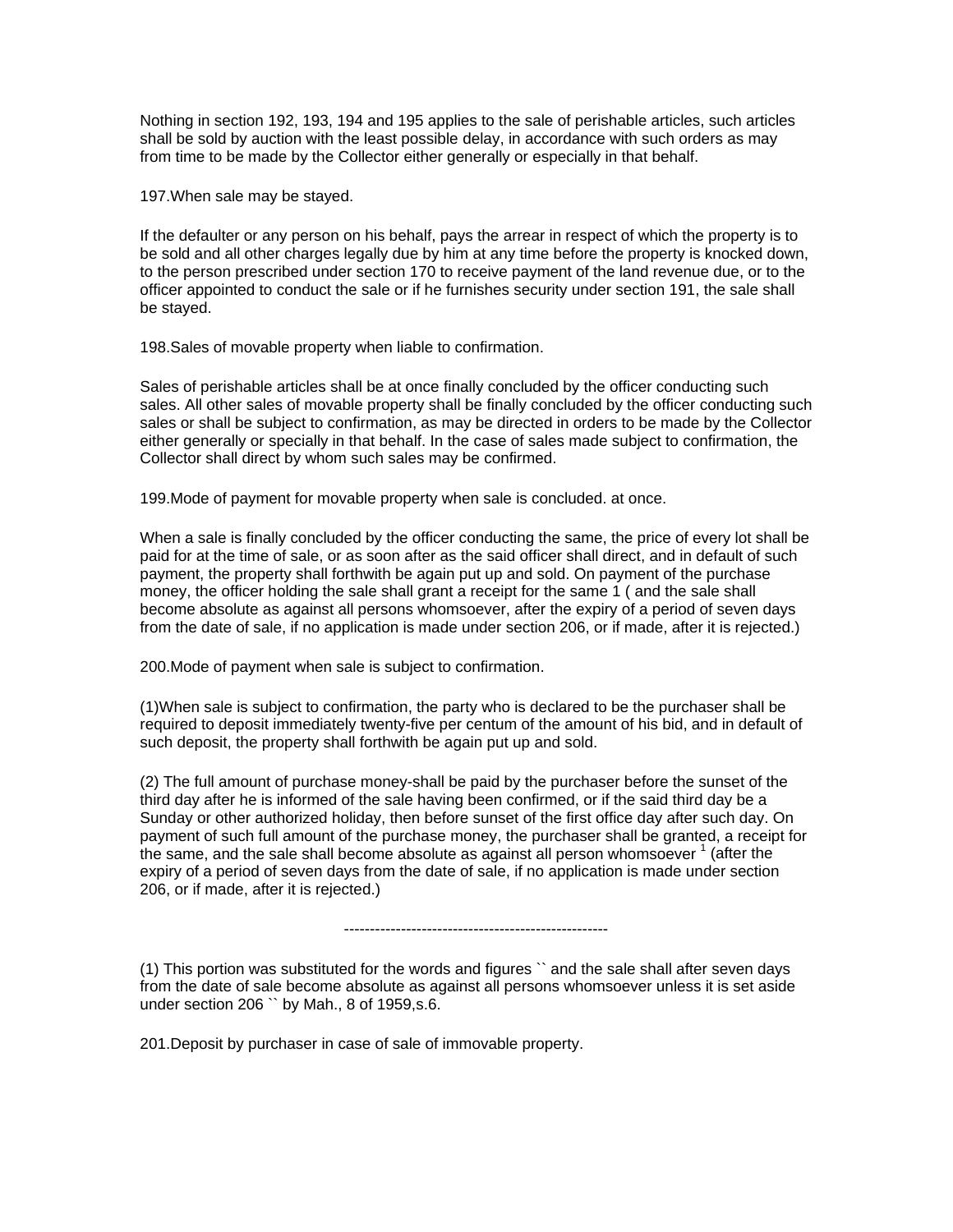Nothing in section 192, 193, 194 and 195 applies to the sale of perishable articles, such articles shall be sold by auction with the least possible delay, in accordance with such orders as may from time to be made by the Collector either generally or especially in that behalf.

197.When sale may be stayed.

If the defaulter or any person on his behalf, pays the arrear in respect of which the property is to be sold and all other charges legally due by him at any time before the property is knocked down, to the person prescribed under section 170 to receive payment of the land revenue due, or to the officer appointed to conduct the sale or if he furnishes security under section 191, the sale shall be stayed.

198.Sales of movable property when liable to confirmation.

Sales of perishable articles shall be at once finally concluded by the officer conducting such sales. All other sales of movable property shall be finally concluded by the officer conducting such sales or shall be subject to confirmation, as may be directed in orders to be made by the Collector either generally or specially in that behalf. In the case of sales made subject to confirmation, the Collector shall direct by whom such sales may be confirmed.

199.Mode of payment for movable property when sale is concluded. at once.

When a sale is finally concluded by the officer conducting the same, the price of every lot shall be paid for at the time of sale, or as soon after as the said officer shall direct, and in default of such payment, the property shall forthwith be again put up and sold. On payment of the purchase money, the officer holding the sale shall grant a receipt for the same 1 ( and the sale shall become absolute as against all persons whomsoever, after the expiry of a period of seven days from the date of sale, if no application is made under section 206, or if made, after it is rejected.)

200.Mode of payment when sale is subject to confirmation.

(1)When sale is subject to confirmation, the party who is declared to be the purchaser shall be required to deposit immediately twenty-five per centum of the amount of his bid, and in default of such deposit, the property shall forthwith be again put up and sold.

(2) The full amount of purchase money-shall be paid by the purchaser before the sunset of the third day after he is informed of the sale having been confirmed, or if the said third day be a Sunday or other authorized holiday, then before sunset of the first office day after such day. On payment of such full amount of the purchase money, the purchaser shall be granted, a receipt for the same, and the sale shall become absolute as against all person whomsoever [1] (after the expiry of a period of seven days from the date of sale, if no application is made under section 206, or if made, after it is rejected.)

---------------------------------------------------

(1) This portion was substituted for the words and figures `` and the sale shall after seven days from the date of sale become absolute as against all persons whomsoever unless it is set aside under section 206 `` by Mah., 8 of 1959,s.6.

201.Deposit by purchaser in case of sale of immovable property.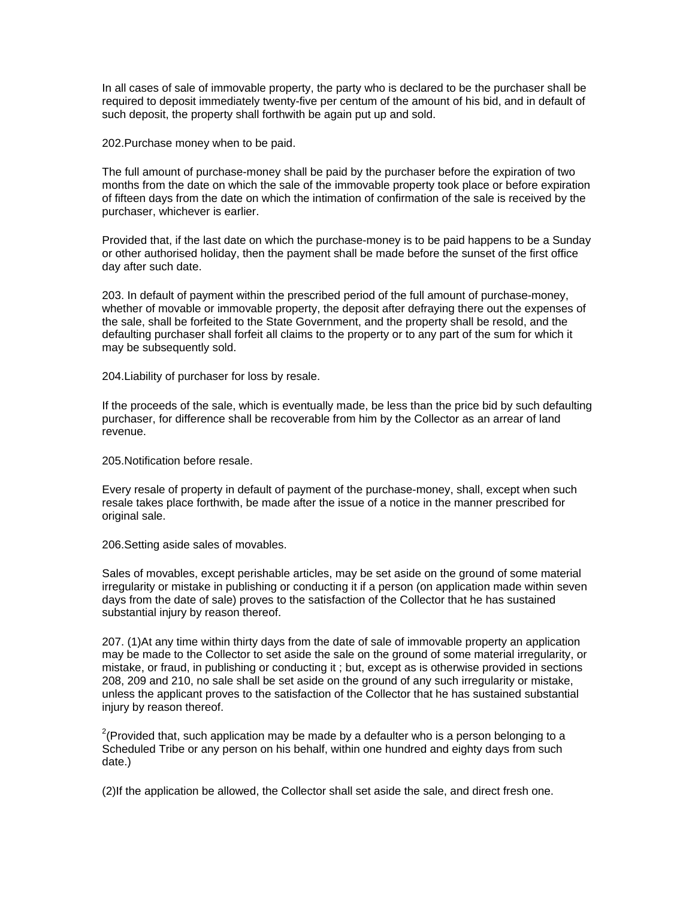In all cases of sale of immovable property, the party who is declared to be the purchaser shall be required to deposit immediately twenty-five per centum of the amount of his bid, and in default of such deposit, the property shall forthwith be again put up and sold.

202.Purchase money when to be paid.

The full amount of purchase-money shall be paid by the purchaser before the expiration of two months from the date on which the sale of the immovable property took place or before expiration of fifteen days from the date on which the intimation of confirmation of the sale is received by the purchaser, whichever is earlier.

Provided that, if the last date on which the purchase-money is to be paid happens to be a Sunday or other authorised holiday, then the payment shall be made before the sunset of the first office day after such date.

203. In default of payment within the prescribed period of the full amount of purchase-money, whether of movable or immovable property, the deposit after defraying there out the expenses of the sale, shall be forfeited to the State Government, and the property shall be resold, and the defaulting purchaser shall forfeit all claims to the property or to any part of the sum for which it may be subsequently sold.

204.Liability of purchaser for loss by resale.

If the proceeds of the sale, which is eventually made, be less than the price bid by such defaulting purchaser, for difference shall be recoverable from him by the Collector as an arrear of land revenue.

205.Notification before resale.

Every resale of property in default of payment of the purchase-money, shall, except when such resale takes place forthwith, be made after the issue of a notice in the manner prescribed for original sale.

206.Setting aside sales of movables.

Sales of movables, except perishable articles, may be set aside on the ground of some material irregularity or mistake in publishing or conducting it if a person (on application made within seven days from the date of sale) proves to the satisfaction of the Collector that he has sustained substantial injury by reason thereof.

207. (1)At any time within thirty days from the date of sale of immovable property an application may be made to the Collector to set aside the sale on the ground of some material irregularity, or mistake, or fraud, in publishing or conducting it ; but, except as is otherwise provided in sections 208, 209 and 210, no sale shall be set aside on the ground of any such irregularity or mistake, unless the applicant proves to the satisfaction of the Collector that he has sustained substantial injury by reason thereof.

[2](Provided that, such application may be made by a defaulter who is a person belonging to a Scheduled Tribe or any person on his behalf, within one hundred and eighty days from such date.)

(2)If the application be allowed, the Collector shall set aside the sale, and direct fresh one.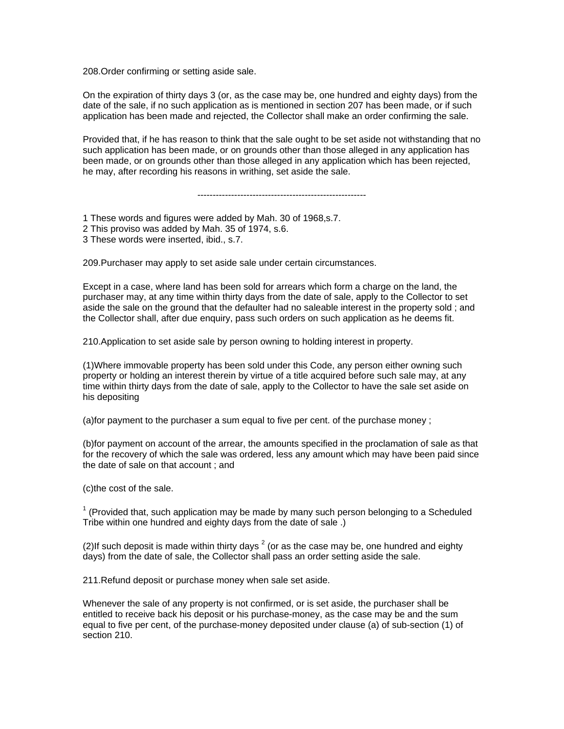208.Order confirming or setting aside sale.

On the expiration of thirty days 3 (or, as the case may be, one hundred and eighty days) from the date of the sale, if no such application as is mentioned in section 207 has been made, or if such application has been made and rejected, the Collector shall make an order confirming the sale.

Provided that, if he has reason to think that the sale ought to be set aside not withstanding that no such application has been made, or on grounds other than those alleged in any application has been made, or on grounds other than those alleged in any application which has been rejected, he may, after recording his reasons in writhing, set aside the sale.

-------------------------------------------------------

1 These words and figures were added by Mah. 30 of 1968,s.7.
2 This proviso was added by Mah. 35 of 1974, s.6.
3 These words were inserted, ibid., s.7.

209.Purchaser may apply to set aside sale under certain circumstances.

Except in a case, where land has been sold for arrears which form a charge on the land, the purchaser may, at any time within thirty days from the date of sale, apply to the Collector to set aside the sale on the ground that the defaulter had no saleable interest in the property sold ; and the Collector shall, after due enquiry, pass such orders on such application as he deems fit.

210.Application to set aside sale by person owning to holding interest in property.

(1)Where immovable property has been sold under this Code, any person either owning such property or holding an interest therein by virtue of a title acquired before such sale may, at any time within thirty days from the date of sale, apply to the Collector to have the sale set aside on his depositing

(a)for payment to the purchaser a sum equal to five per cent. of the purchase money ;

(b)for payment on account of the arrear, the amounts specified in the proclamation of sale as that for the recovery of which the sale was ordered, less any amount which may have been paid since the date of sale on that account ; and

(c)the cost of the sale.

[1] (Provided that, such application may be made by many such person belonging to a Scheduled Tribe within one hundred and eighty days from the date of sale .)

(2)If such deposit is made within thirty days [2] (or as the case may be, one hundred and eighty days) from the date of sale, the Collector shall pass an order setting aside the sale.

211.Refund deposit or purchase money when sale set aside.

Whenever the sale of any property is not confirmed, or is set aside, the purchaser shall be entitled to receive back his deposit or his purchase-money, as the case may be and the sum equal to five per cent, of the purchase-money deposited under clause (a) of sub-section (1) of section 210.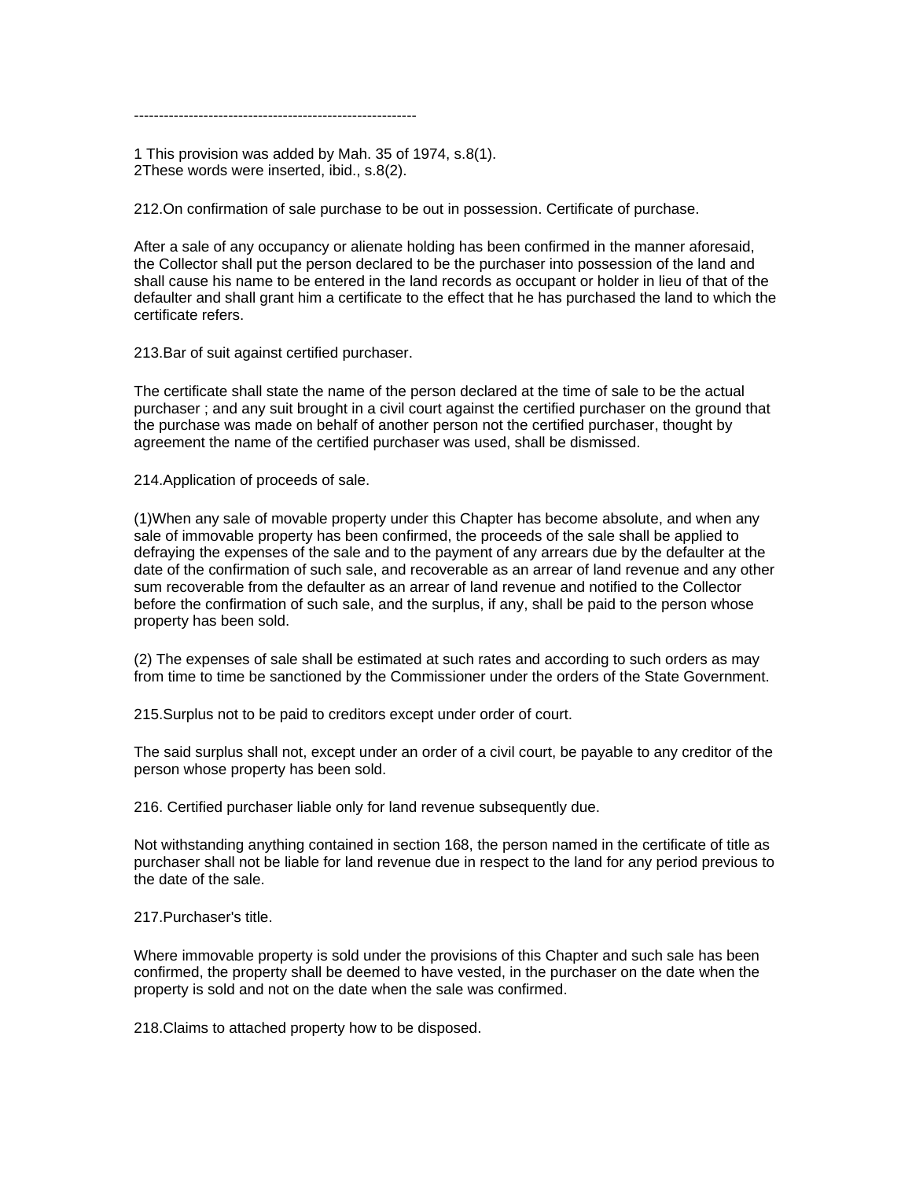---------------------------------------------------------

1 This provision was added by Mah. 35 of 1974, s.8(1).
2These words were inserted, ibid., s.8(2).

212.On confirmation of sale purchase to be out in possession. Certificate of purchase.

After a sale of any occupancy or alienate holding has been confirmed in the manner aforesaid, the Collector shall put the person declared to be the purchaser into possession of the land and shall cause his name to be entered in the land records as occupant or holder in lieu of that of the defaulter and shall grant him a certificate to the effect that he has purchased the land to which the certificate refers.

213.Bar of suit against certified purchaser.

The certificate shall state the name of the person declared at the time of sale to be the actual purchaser ; and any suit brought in a civil court against the certified purchaser on the ground that the purchase was made on behalf of another person not the certified purchaser, thought by agreement the name of the certified purchaser was used, shall be dismissed.

214.Application of proceeds of sale.

(1)When any sale of movable property under this Chapter has become absolute, and when any sale of immovable property has been confirmed, the proceeds of the sale shall be applied to defraying the expenses of the sale and to the payment of any arrears due by the defaulter at the date of the confirmation of such sale, and recoverable as an arrear of land revenue and any other sum recoverable from the defaulter as an arrear of land revenue and notified to the Collector before the confirmation of such sale, and the surplus, if any, shall be paid to the person whose property has been sold.

(2) The expenses of sale shall be estimated at such rates and according to such orders as may from time to time be sanctioned by the Commissioner under the orders of the State Government.

215.Surplus not to be paid to creditors except under order of court.

The said surplus shall not, except under an order of a civil court, be payable to any creditor of the person whose property has been sold.

216. Certified purchaser liable only for land revenue subsequently due.

Not withstanding anything contained in section 168, the person named in the certificate of title as purchaser shall not be liable for land revenue due in respect to the land for any period previous to the date of the sale.

217.Purchaser's title.

Where immovable property is sold under the provisions of this Chapter and such sale has been confirmed, the property shall be deemed to have vested, in the purchaser on the date when the property is sold and not on the date when the sale was confirmed.

218.Claims to attached property how to be disposed.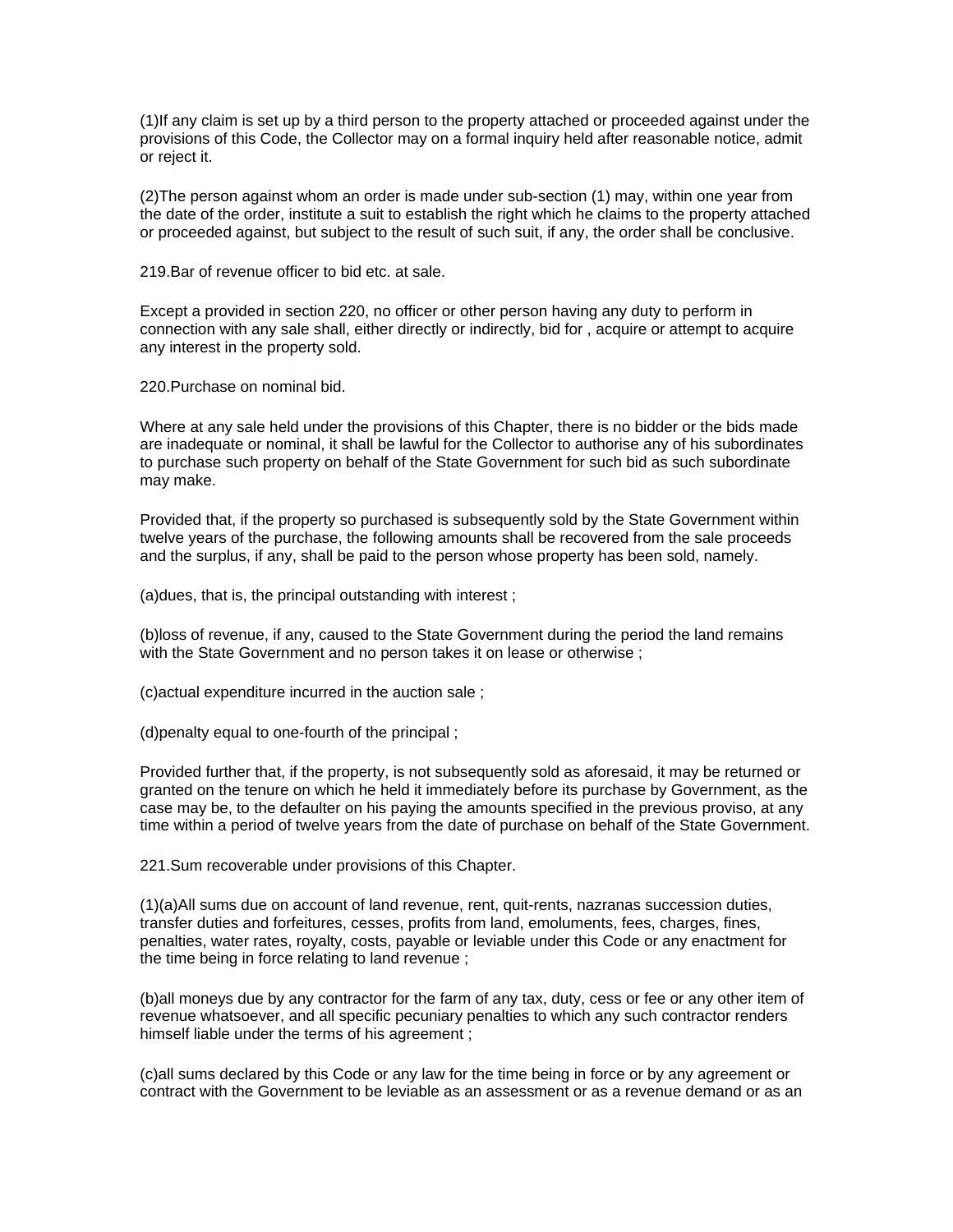(1)If any claim is set up by a third person to the property attached or proceeded against under the provisions of this Code, the Collector may on a formal inquiry held after reasonable notice, admit or reject it.

(2)The person against whom an order is made under sub-section (1) may, within one year from the date of the order, institute a suit to establish the right which he claims to the property attached or proceeded against, but subject to the result of such suit, if any, the order shall be conclusive.

219.Bar of revenue officer to bid etc. at sale.

Except a provided in section 220, no officer or other person having any duty to perform in connection with any sale shall, either directly or indirectly, bid for , acquire or attempt to acquire any interest in the property sold.

220.Purchase on nominal bid.

Where at any sale held under the provisions of this Chapter, there is no bidder or the bids made are inadequate or nominal, it shall be lawful for the Collector to authorise any of his subordinates to purchase such property on behalf of the State Government for such bid as such subordinate may make.

Provided that, if the property so purchased is subsequently sold by the State Government within twelve years of the purchase, the following amounts shall be recovered from the sale proceeds and the surplus, if any, shall be paid to the person whose property has been sold, namely.

(a)dues, that is, the principal outstanding with interest ;

(b)loss of revenue, if any, caused to the State Government during the period the land remains with the State Government and no person takes it on lease or otherwise ;

(c)actual expenditure incurred in the auction sale ;

(d)penalty equal to one-fourth of the principal ;

Provided further that, if the property, is not subsequently sold as aforesaid, it may be returned or granted on the tenure on which he held it immediately before its purchase by Government, as the case may be, to the defaulter on his paying the amounts specified in the previous proviso, at any time within a period of twelve years from the date of purchase on behalf of the State Government.

221.Sum recoverable under provisions of this Chapter.

(1)(a)All sums due on account of land revenue, rent, quit-rents, nazranas succession duties, transfer duties and forfeitures, cesses, profits from land, emoluments, fees, charges, fines, penalties, water rates, royalty, costs, payable or leviable under this Code or any enactment for the time being in force relating to land revenue ;

(b)all moneys due by any contractor for the farm of any tax, duty, cess or fee or any other item of revenue whatsoever, and all specific pecuniary penalties to which any such contractor renders himself liable under the terms of his agreement ;

(c)all sums declared by this Code or any law for the time being in force or by any agreement or contract with the Government to be leviable as an assessment or as a revenue demand or as an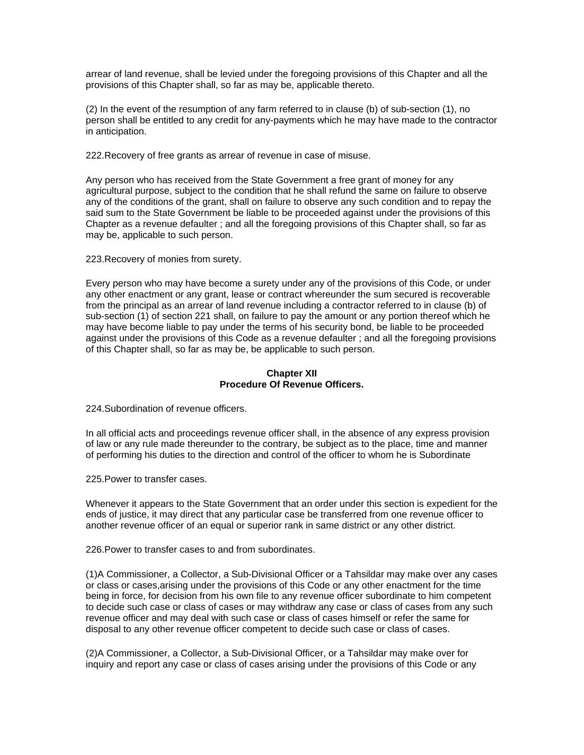arrear of land revenue, shall be levied under the foregoing provisions of this Chapter and all the provisions of this Chapter shall, so far as may be, applicable thereto.

(2) In the event of the resumption of any farm referred to in clause (b) of sub-section (1), no person shall be entitled to any credit for any-payments which he may have made to the contractor in anticipation.

222.Recovery of free grants as arrear of revenue in case of misuse.

Any person who has received from the State Government a free grant of money for any agricultural purpose, subject to the condition that he shall refund the same on failure to observe any of the conditions of the grant, shall on failure to observe any such condition and to repay the said sum to the State Government be liable to be proceeded against under the provisions of this Chapter as a revenue defaulter ; and all the foregoing provisions of this Chapter shall, so far as may be, applicable to such person.

223.Recovery of monies from surety.

Every person who may have become a surety under any of the provisions of this Code, or under any other enactment or any grant, lease or contract whereunder the sum secured is recoverable from the principal as an arrear of land revenue including a contractor referred to in clause (b) of sub-section (1) of section 221 shall, on failure to pay the amount or any portion thereof which he may have become liable to pay under the terms of his security bond, be liable to be proceeded against under the provisions of this Code as a revenue defaulter ; and all the foregoing provisions of this Chapter shall, so far as may be, be applicable to such person.

## Chapter XII
## Procedure Of Revenue Officers.

224.Subordination of revenue officers.

In all official acts and proceedings revenue officer shall, in the absence of any express provision of law or any rule made thereunder to the contrary, be subject as to the place, time and manner of performing his duties to the direction and control of the officer to whom he is Subordinate

225.Power to transfer cases.

Whenever it appears to the State Government that an order under this section is expedient for the ends of justice, it may direct that any particular case be transferred from one revenue officer to another revenue officer of an equal or superior rank in same district or any other district.

226.Power to transfer cases to and from subordinates.

(1)A Commissioner, a Collector, a Sub-Divisional Officer or a Tahsildar may make over any cases or class or cases,arising under the provisions of this Code or any other enactment for the time being in force, for decision from his own file to any revenue officer subordinate to him competent to decide such case or class of cases or may withdraw any case or class of cases from any such revenue officer and may deal with such case or class of cases himself or refer the same for disposal to any other revenue officer competent to decide such case or class of cases.

(2)A Commissioner, a Collector, a Sub-Divisional Officer, or a Tahsildar may make over for inquiry and report any case or class of cases arising under the provisions of this Code or any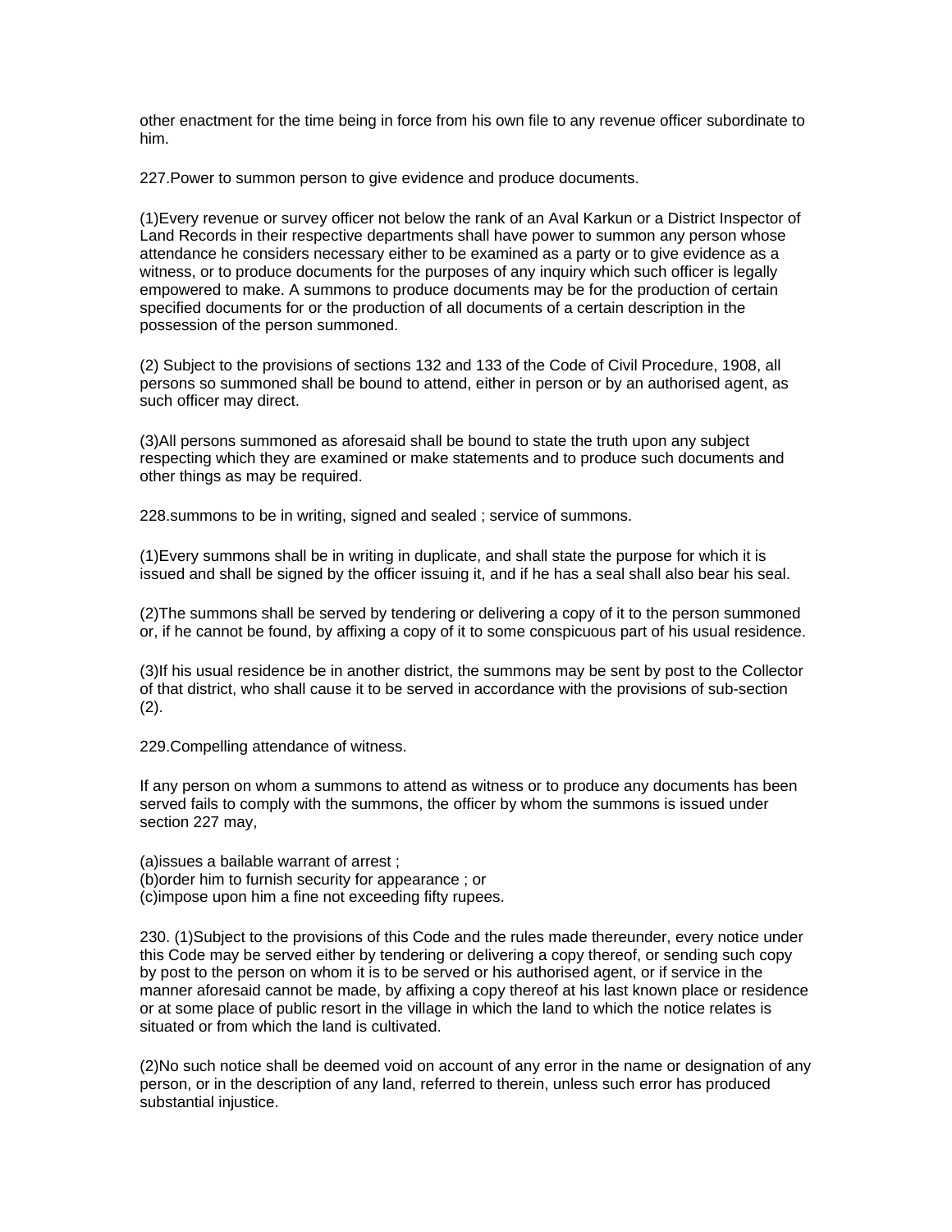other enactment for the time being in force from his own file to any revenue officer subordinate to him.

227.Power to summon person to give evidence and produce documents.

(1)Every revenue or survey officer not below the rank of an Aval Karkun or a District Inspector of Land Records in their respective departments shall have power to summon any person whose attendance he considers necessary either to be examined as a party or to give evidence as a witness, or to produce documents for the purposes of any inquiry which such officer is legally empowered to make. A summons to produce documents may be for the production of certain specified documents for or the production of all documents of a certain description in the possession of the person summoned.

(2) Subject to the provisions of sections 132 and 133 of the Code of Civil Procedure, 1908, all persons so summoned shall be bound to attend, either in person or by an authorised agent, as such officer may direct.

(3)All persons summoned as aforesaid shall be bound to state the truth upon any subject respecting which they are examined or make statements and to produce such documents and other things as may be required.

228.summons to be in writing, signed and sealed ; service of summons.

(1)Every summons shall be in writing in duplicate, and shall state the purpose for which it is issued and shall be signed by the officer issuing it, and if he has a seal shall also bear his seal.

(2)The summons shall be served by tendering or delivering a copy of it to the person summoned or, if he cannot be found, by affixing a copy of it to some conspicuous part of his usual residence.

(3)If his usual residence be in another district, the summons may be sent by post to the Collector of that district, who shall cause it to be served in accordance with the provisions of sub-section (2).

229.Compelling attendance of witness.

If any person on whom a summons to attend as witness or to produce any documents has been served fails to comply with the summons, the officer by whom the summons is issued under section 227 may,

(a)issues a bailable warrant of arrest ;
(b)order him to furnish security for appearance ; or
(c)impose upon him a fine not exceeding fifty rupees.

230. (1)Subject to the provisions of this Code and the rules made thereunder, every notice under this Code may be served either by tendering or delivering a copy thereof, or sending such copy by post to the person on whom it is to be served or his authorised agent, or if service in the manner aforesaid cannot be made, by affixing a copy thereof at his last known place or residence or at some place of public resort in the village in which the land to which the notice relates is situated or from which the land is cultivated.

(2)No such notice shall be deemed void on account of any error in the name or designation of any person, or in the description of any land, referred to therein, unless such error has produced substantial injustice.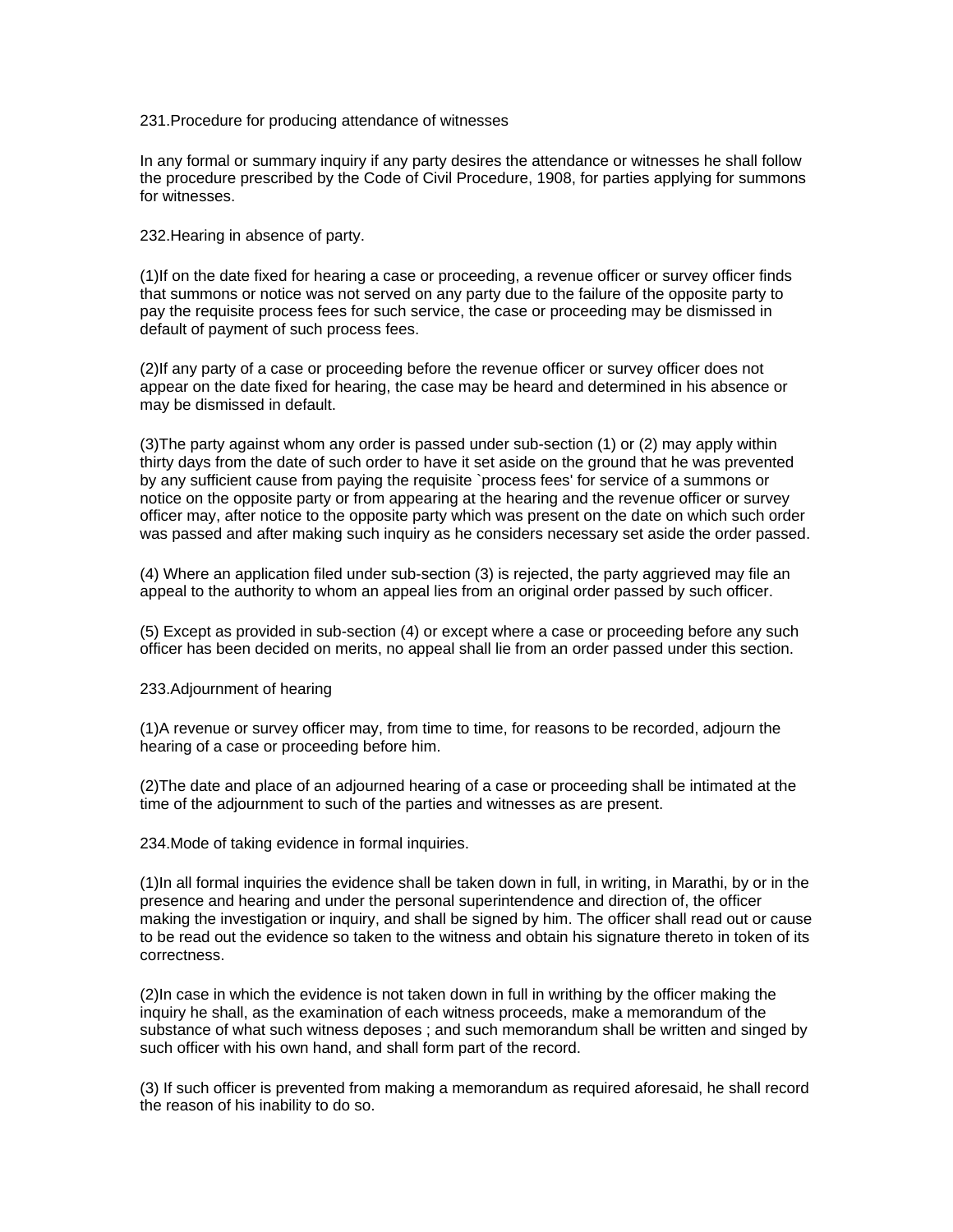231.Procedure for producing attendance of witnesses

In any formal or summary inquiry if any party desires the attendance or witnesses he shall follow the procedure prescribed by the Code of Civil Procedure, 1908, for parties applying for summons for witnesses.

232.Hearing in absence of party.

(1)If on the date fixed for hearing a case or proceeding, a revenue officer or survey officer finds that summons or notice was not served on any party due to the failure of the opposite party to pay the requisite process fees for such service, the case or proceeding may be dismissed in default of payment of such process fees.

(2)If any party of a case or proceeding before the revenue officer or survey officer does not appear on the date fixed for hearing, the case may be heard and determined in his absence or may be dismissed in default.

(3)The party against whom any order is passed under sub-section (1) or (2) may apply within thirty days from the date of such order to have it set aside on the ground that he was prevented by any sufficient cause from paying the requisite `process fees' for service of a summons or notice on the opposite party or from appearing at the hearing and the revenue officer or survey officer may, after notice to the opposite party which was present on the date on which such order was passed and after making such inquiry as he considers necessary set aside the order passed.

(4) Where an application filed under sub-section (3) is rejected, the party aggrieved may file an appeal to the authority to whom an appeal lies from an original order passed by such officer.

(5) Except as provided in sub-section (4) or except where a case or proceeding before any such officer has been decided on merits, no appeal shall lie from an order passed under this section.

233.Adjournment of hearing

(1)A revenue or survey officer may, from time to time, for reasons to be recorded, adjourn the hearing of a case or proceeding before him.

(2)The date and place of an adjourned hearing of a case or proceeding shall be intimated at the time of the adjournment to such of the parties and witnesses as are present.

234.Mode of taking evidence in formal inquiries.

(1)In all formal inquiries the evidence shall be taken down in full, in writing, in Marathi, by or in the presence and hearing and under the personal superintendence and direction of, the officer making the investigation or inquiry, and shall be signed by him. The officer shall read out or cause to be read out the evidence so taken to the witness and obtain his signature thereto in token of its correctness.

(2)In case in which the evidence is not taken down in full in writhing by the officer making the inquiry he shall, as the examination of each witness proceeds, make a memorandum of the substance of what such witness deposes ; and such memorandum shall be written and singed by such officer with his own hand, and shall form part of the record.

(3) If such officer is prevented from making a memorandum as required aforesaid, he shall record the reason of his inability to do so.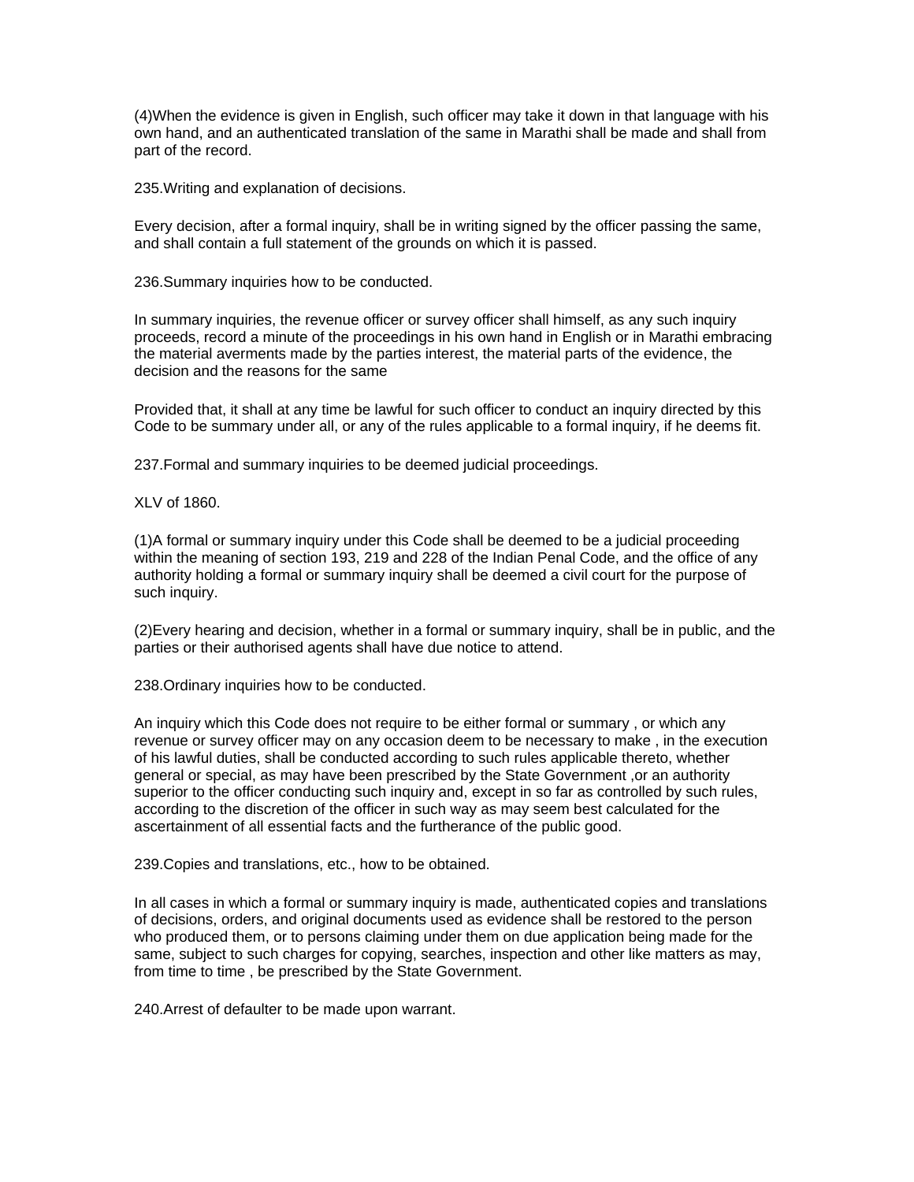(4)When the evidence is given in English, such officer may take it down in that language with his own hand, and an authenticated translation of the same in Marathi shall be made and shall from part of the record.

235.Writing and explanation of decisions.

Every decision, after a formal inquiry, shall be in writing signed by the officer passing the same, and shall contain a full statement of the grounds on which it is passed.

236.Summary inquiries how to be conducted.

In summary inquiries, the revenue officer or survey officer shall himself, as any such inquiry proceeds, record a minute of the proceedings in his own hand in English or in Marathi embracing the material averments made by the parties interest, the material parts of the evidence, the decision and the reasons for the same

Provided that, it shall at any time be lawful for such officer to conduct an inquiry directed by this Code to be summary under all, or any of the rules applicable to a formal inquiry, if he deems fit.

237.Formal and summary inquiries to be deemed judicial proceedings.

XLV of 1860.

(1)A formal or summary inquiry under this Code shall be deemed to be a judicial proceeding within the meaning of section 193, 219 and 228 of the Indian Penal Code, and the office of any authority holding a formal or summary inquiry shall be deemed a civil court for the purpose of such inquiry.

(2)Every hearing and decision, whether in a formal or summary inquiry, shall be in public, and the parties or their authorised agents shall have due notice to attend.

238.Ordinary inquiries how to be conducted.

An inquiry which this Code does not require to be either formal or summary , or which any revenue or survey officer may on any occasion deem to be necessary to make , in the execution of his lawful duties, shall be conducted according to such rules applicable thereto, whether general or special, as may have been prescribed by the State Government ,or an authority superior to the officer conducting such inquiry and, except in so far as controlled by such rules, according to the discretion of the officer in such way as may seem best calculated for the ascertainment of all essential facts and the furtherance of the public good.

239.Copies and translations, etc., how to be obtained.

In all cases in which a formal or summary inquiry is made, authenticated copies and translations of decisions, orders, and original documents used as evidence shall be restored to the person who produced them, or to persons claiming under them on due application being made for the same, subject to such charges for copying, searches, inspection and other like matters as may, from time to time , be prescribed by the State Government.

240.Arrest of defaulter to be made upon warrant.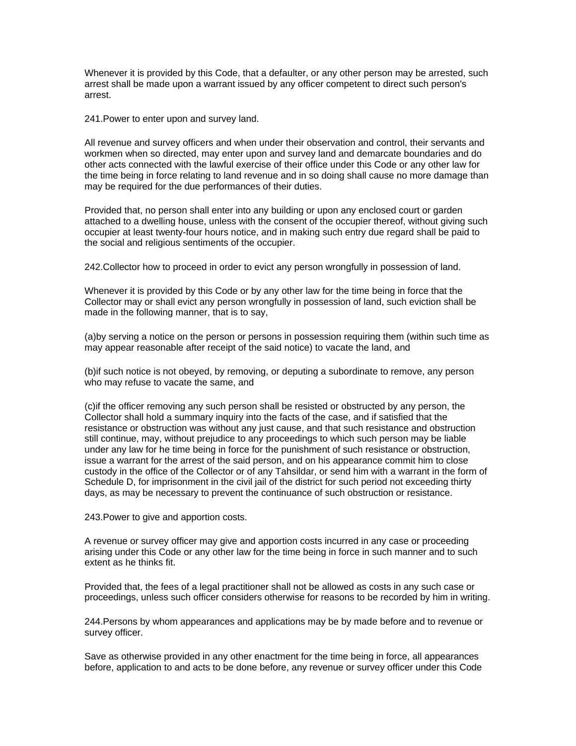Whenever it is provided by this Code, that a defaulter, or any other person may be arrested, such arrest shall be made upon a warrant issued by any officer competent to direct such person's arrest.

241.Power to enter upon and survey land.

All revenue and survey officers and when under their observation and control, their servants and workmen when so directed, may enter upon and survey land and demarcate boundaries and do other acts connected with the lawful exercise of their office under this Code or any other law for the time being in force relating to land revenue and in so doing shall cause no more damage than may be required for the due performances of their duties.

Provided that, no person shall enter into any building or upon any enclosed court or garden attached to a dwelling house, unless with the consent of the occupier thereof, without giving such occupier at least twenty-four hours notice, and in making such entry due regard shall be paid to the social and religious sentiments of the occupier.

242.Collector how to proceed in order to evict any person wrongfully in possession of land.

Whenever it is provided by this Code or by any other law for the time being in force that the Collector may or shall evict any person wrongfully in possession of land, such eviction shall be made in the following manner, that is to say,

(a)by serving a notice on the person or persons in possession requiring them (within such time as may appear reasonable after receipt of the said notice) to vacate the land, and

(b)if such notice is not obeyed, by removing, or deputing a subordinate to remove, any person who may refuse to vacate the same, and

(c)if the officer removing any such person shall be resisted or obstructed by any person, the Collector shall hold a summary inquiry into the facts of the case, and if satisfied that the resistance or obstruction was without any just cause, and that such resistance and obstruction still continue, may, without prejudice to any proceedings to which such person may be liable under any law for he time being in force for the punishment of such resistance or obstruction, issue a warrant for the arrest of the said person, and on his appearance commit him to close custody in the office of the Collector or of any Tahsildar, or send him with a warrant in the form of Schedule D, for imprisonment in the civil jail of the district for such period not exceeding thirty days, as may be necessary to prevent the continuance of such obstruction or resistance.

243.Power to give and apportion costs.

A revenue or survey officer may give and apportion costs incurred in any case or proceeding arising under this Code or any other law for the time being in force in such manner and to such extent as he thinks fit.

Provided that, the fees of a legal practitioner shall not be allowed as costs in any such case or proceedings, unless such officer considers otherwise for reasons to be recorded by him in writing.

244.Persons by whom appearances and applications may be by made before and to revenue or survey officer.

Save as otherwise provided in any other enactment for the time being in force, all appearances before, application to and acts to be done before, any revenue or survey officer under this Code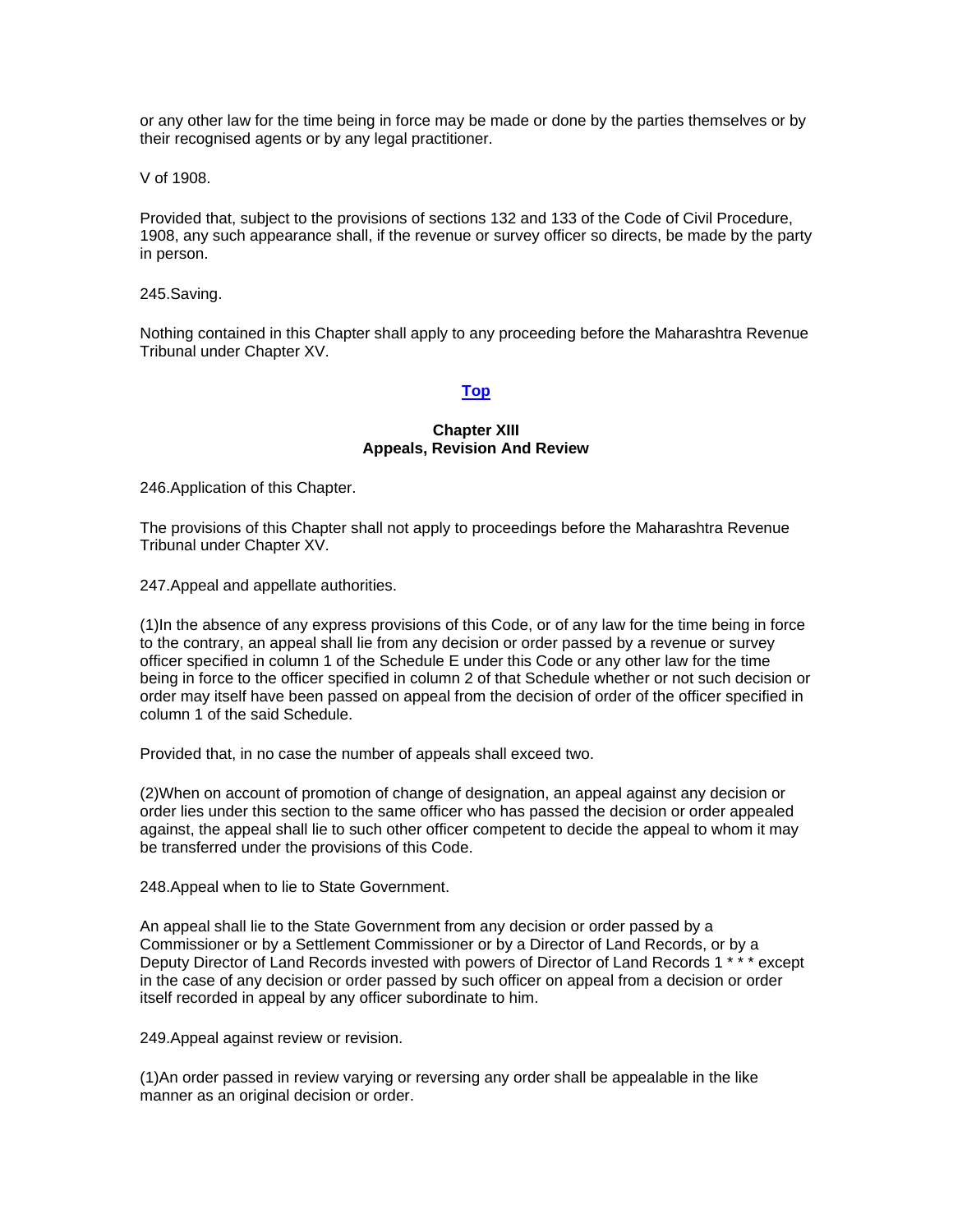or any other law for the time being in force may be made or done by the parties themselves or by their recognised agents or by any legal practitioner.

V of 1908.

Provided that, subject to the provisions of sections 132 and 133 of the Code of Civil Procedure, 1908, any such appearance shall, if the revenue or survey officer so directs, be made by the party in person.

245.Saving.

Nothing contained in this Chapter shall apply to any proceeding before the Maharashtra Revenue Tribunal under Chapter XV.

**Top**

## Chapter XIII
## Appeals, Revision And Review

246.Application of this Chapter.

The provisions of this Chapter shall not apply to proceedings before the Maharashtra Revenue Tribunal under Chapter XV.

247.Appeal and appellate authorities.

(1)In the absence of any express provisions of this Code, or of any law for the time being in force to the contrary, an appeal shall lie from any decision or order passed by a revenue or survey officer specified in column 1 of the Schedule E under this Code or any other law for the time being in force to the officer specified in column 2 of that Schedule whether or not such decision or order may itself have been passed on appeal from the decision of order of the officer specified in column 1 of the said Schedule.

Provided that, in no case the number of appeals shall exceed two.

(2)When on account of promotion of change of designation, an appeal against any decision or order lies under this section to the same officer who has passed the decision or order appealed against, the appeal shall lie to such other officer competent to decide the appeal to whom it may be transferred under the provisions of this Code.

248.Appeal when to lie to State Government.

An appeal shall lie to the State Government from any decision or order passed by a Commissioner or by a Settlement Commissioner or by a Director of Land Records, or by a Deputy Director of Land Records invested with powers of Director of Land Records 1 * * * except in the case of any decision or order passed by such officer on appeal from a decision or order itself recorded in appeal by any officer subordinate to him.

249.Appeal against review or revision.

(1)An order passed in review varying or reversing any order shall be appealable in the like manner as an original decision or order.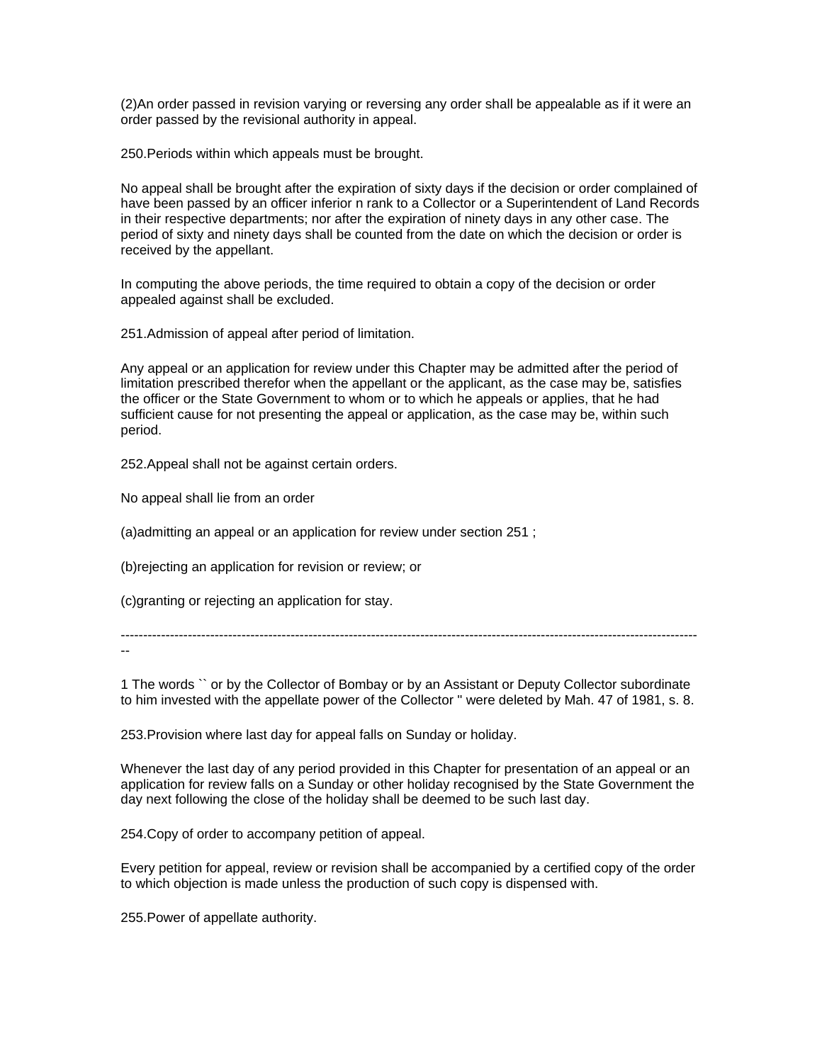(2)An order passed in revision varying or reversing any order shall be appealable as if it were an order passed by the revisional authority in appeal.

250.Periods within which appeals must be brought.

No appeal shall be brought after the expiration of sixty days if the decision or order complained of have been passed by an officer inferior n rank to a Collector or a Superintendent of Land Records in their respective departments; nor after the expiration of ninety days in any other case. The period of sixty and ninety days shall be counted from the date on which the decision or order is received by the appellant.

In computing the above periods, the time required to obtain a copy of the decision or order appealed against shall be excluded.

251.Admission of appeal after period of limitation.

Any appeal or an application for review under this Chapter may be admitted after the period of limitation prescribed therefor when the appellant or the applicant, as the case may be, satisfies the officer or the State Government to whom or to which he appeals or applies, that he had sufficient cause for not presenting the appeal or application, as the case may be, within such period.

252.Appeal shall not be against certain orders.

No appeal shall lie from an order

(a)admitting an appeal or an application for review under section 251 ;

(b)rejecting an application for revision or review; or

(c)granting or rejecting an application for stay.

---

1 The words `` or by the Collector of Bombay or by an Assistant or Deputy Collector subordinate to him invested with the appellate power of the Collector '' were deleted by Mah. 47 of 1981, s. 8.

253.Provision where last day for appeal falls on Sunday or holiday.

Whenever the last day of any period provided in this Chapter for presentation of an appeal or an application for review falls on a Sunday or other holiday recognised by the State Government the day next following the close of the holiday shall be deemed to be such last day.

254.Copy of order to accompany petition of appeal.

Every petition for appeal, review or revision shall be accompanied by a certified copy of the order to which objection is made unless the production of such copy is dispensed with.

255.Power of appellate authority.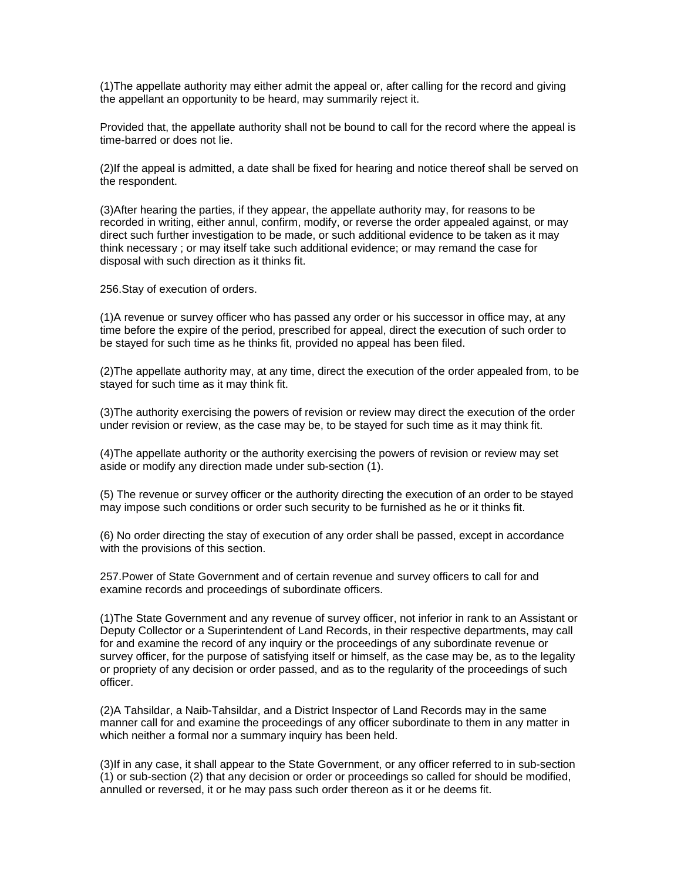(1)The appellate authority may either admit the appeal or, after calling for the record and giving the appellant an opportunity to be heard, may summarily reject it.

Provided that, the appellate authority shall not be bound to call for the record where the appeal is time-barred or does not lie.

(2)If the appeal is admitted, a date shall be fixed for hearing and notice thereof shall be served on the respondent.

(3)After hearing the parties, if they appear, the appellate authority may, for reasons to be recorded in writing, either annul, confirm, modify, or reverse the order appealed against, or may direct such further investigation to be made, or such additional evidence to be taken as it may think necessary ; or may itself take such additional evidence; or may remand the case for disposal with such direction as it thinks fit.

256.Stay of execution of orders.

(1)A revenue or survey officer who has passed any order or his successor in office may, at any time before the expire of the period, prescribed for appeal, direct the execution of such order to be stayed for such time as he thinks fit, provided no appeal has been filed.

(2)The appellate authority may, at any time, direct the execution of the order appealed from, to be stayed for such time as it may think fit.

(3)The authority exercising the powers of revision or review may direct the execution of the order under revision or review, as the case may be, to be stayed for such time as it may think fit.

(4)The appellate authority or the authority exercising the powers of revision or review may set aside or modify any direction made under sub-section (1).

(5) The revenue or survey officer or the authority directing the execution of an order to be stayed may impose such conditions or order such security to be furnished as he or it thinks fit.

(6) No order directing the stay of execution of any order shall be passed, except in accordance with the provisions of this section.

257.Power of State Government and of certain revenue and survey officers to call for and examine records and proceedings of subordinate officers.

(1)The State Government and any revenue of survey officer, not inferior in rank to an Assistant or Deputy Collector or a Superintendent of Land Records, in their respective departments, may call for and examine the record of any inquiry or the proceedings of any subordinate revenue or survey officer, for the purpose of satisfying itself or himself, as the case may be, as to the legality or propriety of any decision or order passed, and as to the regularity of the proceedings of such officer.

(2)A Tahsildar, a Naib-Tahsildar, and a District Inspector of Land Records may in the same manner call for and examine the proceedings of any officer subordinate to them in any matter in which neither a formal nor a summary inquiry has been held.

(3)If in any case, it shall appear to the State Government, or any officer referred to in sub-section (1) or sub-section (2) that any decision or order or proceedings so called for should be modified, annulled or reversed, it or he may pass such order thereon as it or he deems fit.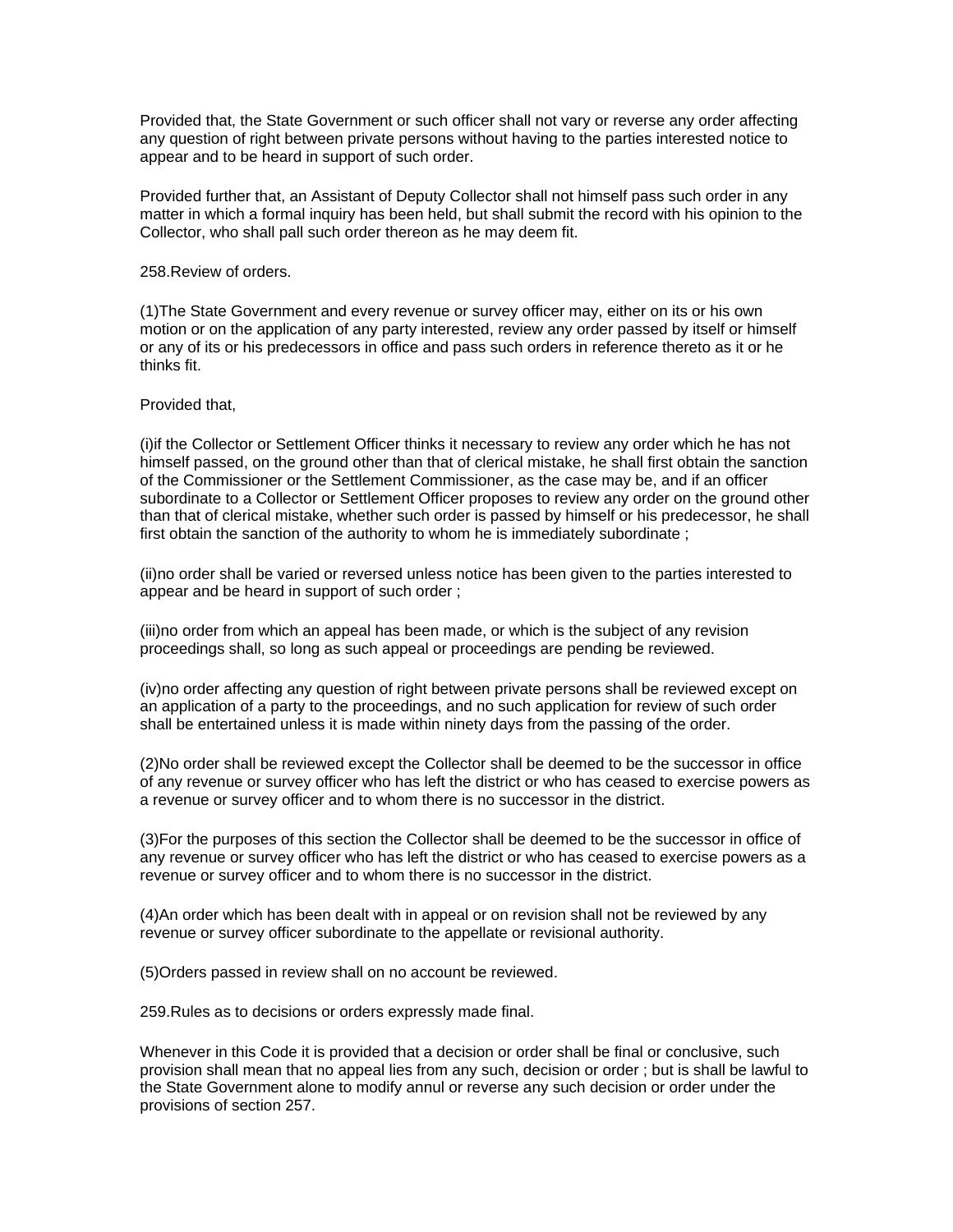Provided that, the State Government or such officer shall not vary or reverse any order affecting any question of right between private persons without having to the parties interested notice to appear and to be heard in support of such order.

Provided further that, an Assistant of Deputy Collector shall not himself pass such order in any matter in which a formal inquiry has been held, but shall submit the record with his opinion to the Collector, who shall pall such order thereon as he may deem fit.

258.Review of orders.

(1)The State Government and every revenue or survey officer may, either on its or his own motion or on the application of any party interested, review any order passed by itself or himself or any of its or his predecessors in office and pass such orders in reference thereto as it or he thinks fit.

Provided that,

(i)if the Collector or Settlement Officer thinks it necessary to review any order which he has not himself passed, on the ground other than that of clerical mistake, he shall first obtain the sanction of the Commissioner or the Settlement Commissioner, as the case may be, and if an officer subordinate to a Collector or Settlement Officer proposes to review any order on the ground other than that of clerical mistake, whether such order is passed by himself or his predecessor, he shall first obtain the sanction of the authority to whom he is immediately subordinate ;

(ii)no order shall be varied or reversed unless notice has been given to the parties interested to appear and be heard in support of such order ;

(iii)no order from which an appeal has been made, or which is the subject of any revision proceedings shall, so long as such appeal or proceedings are pending be reviewed.

(iv)no order affecting any question of right between private persons shall be reviewed except on an application of a party to the proceedings, and no such application for review of such order shall be entertained unless it is made within ninety days from the passing of the order.

(2)No order shall be reviewed except the Collector shall be deemed to be the successor in office of any revenue or survey officer who has left the district or who has ceased to exercise powers as a revenue or survey officer and to whom there is no successor in the district.

(3)For the purposes of this section the Collector shall be deemed to be the successor in office of any revenue or survey officer who has left the district or who has ceased to exercise powers as a revenue or survey officer and to whom there is no successor in the district.

(4)An order which has been dealt with in appeal or on revision shall not be reviewed by any revenue or survey officer subordinate to the appellate or revisional authority.

(5)Orders passed in review shall on no account be reviewed.

259.Rules as to decisions or orders expressly made final.

Whenever in this Code it is provided that a decision or order shall be final or conclusive, such provision shall mean that no appeal lies from any such, decision or order ; but is shall be lawful to the State Government alone to modify annul or reverse any such decision or order under the provisions of section 257.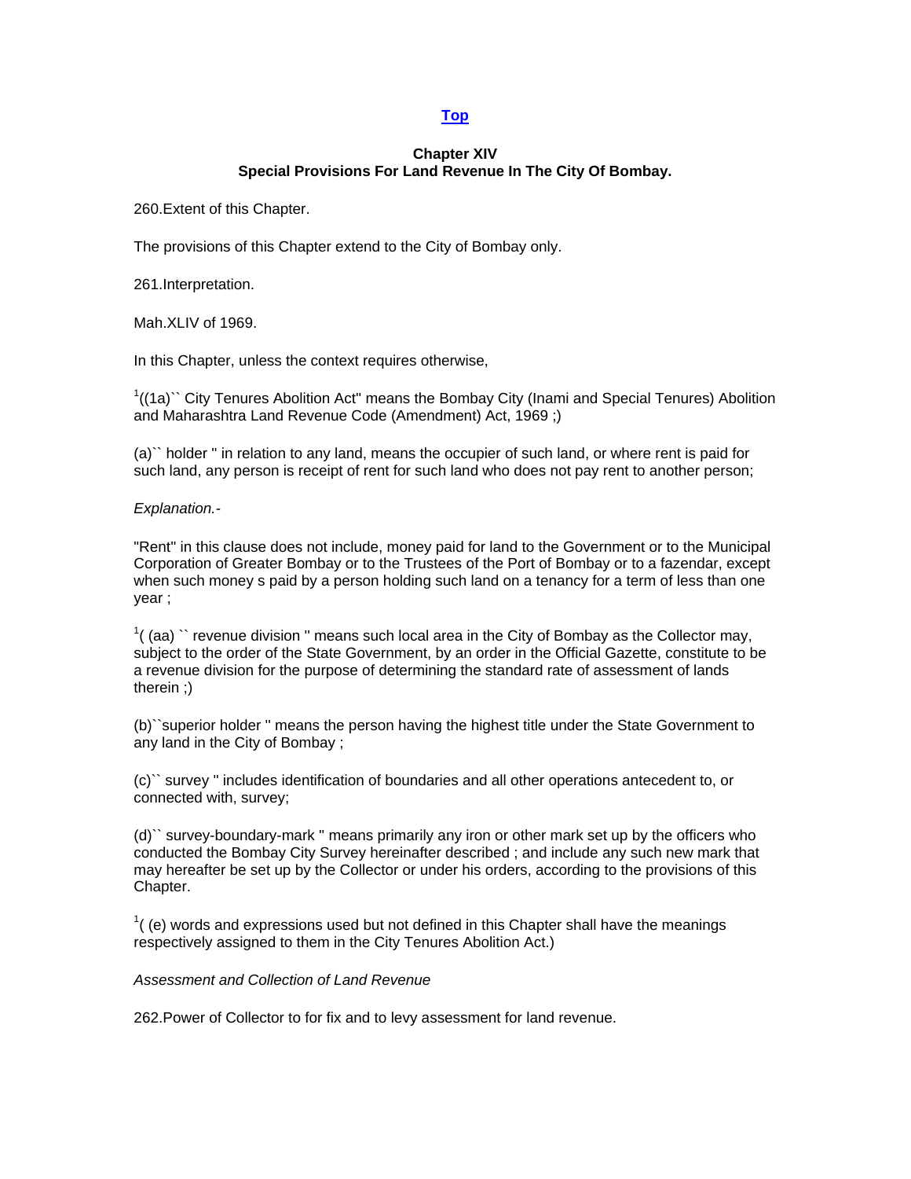**Top**

## Chapter XIV
## Special Provisions For Land Revenue In The City Of Bombay.

260.Extent of this Chapter.

The provisions of this Chapter extend to the City of Bombay only.

261.Interpretation.

Mah.XLIV of 1969.

In this Chapter, unless the context requires otherwise,

[1]((1a)`` City Tenures Abolition Act" means the Bombay City (Inami and Special Tenures) Abolition and Maharashtra Land Revenue Code (Amendment) Act, 1969 ;)

(a)`` holder '' in relation to any land, means the occupier of such land, or where rent is paid for such land, any person is receipt of rent for such land who does not pay rent to another person;

*Explanation.-*

"Rent" in this clause does not include, money paid for land to the Government or to the Municipal Corporation of Greater Bombay or to the Trustees of the Port of Bombay or to a fazendar, except when such money s paid by a person holding such land on a tenancy for a term of less than one year ;

[1]( (aa) `` revenue division '' means such local area in the City of Bombay as the Collector may, subject to the order of the State Government, by an order in the Official Gazette, constitute to be a revenue division for the purpose of determining the standard rate of assessment of lands therein ;)

(b)``superior holder '' means the person having the highest title under the State Government to any land in the City of Bombay ;

(c)`` survey '' includes identification of boundaries and all other operations antecedent to, or connected with, survey;

(d)`` survey-boundary-mark '' means primarily any iron or other mark set up by the officers who conducted the Bombay City Survey hereinafter described ; and include any such new mark that may hereafter be set up by the Collector or under his orders, according to the provisions of this Chapter.

[1]( (e) words and expressions used but not defined in this Chapter shall have the meanings respectively assigned to them in the City Tenures Abolition Act.)

*Assessment and Collection of Land Revenue*

262.Power of Collector to for fix and to levy assessment for land revenue.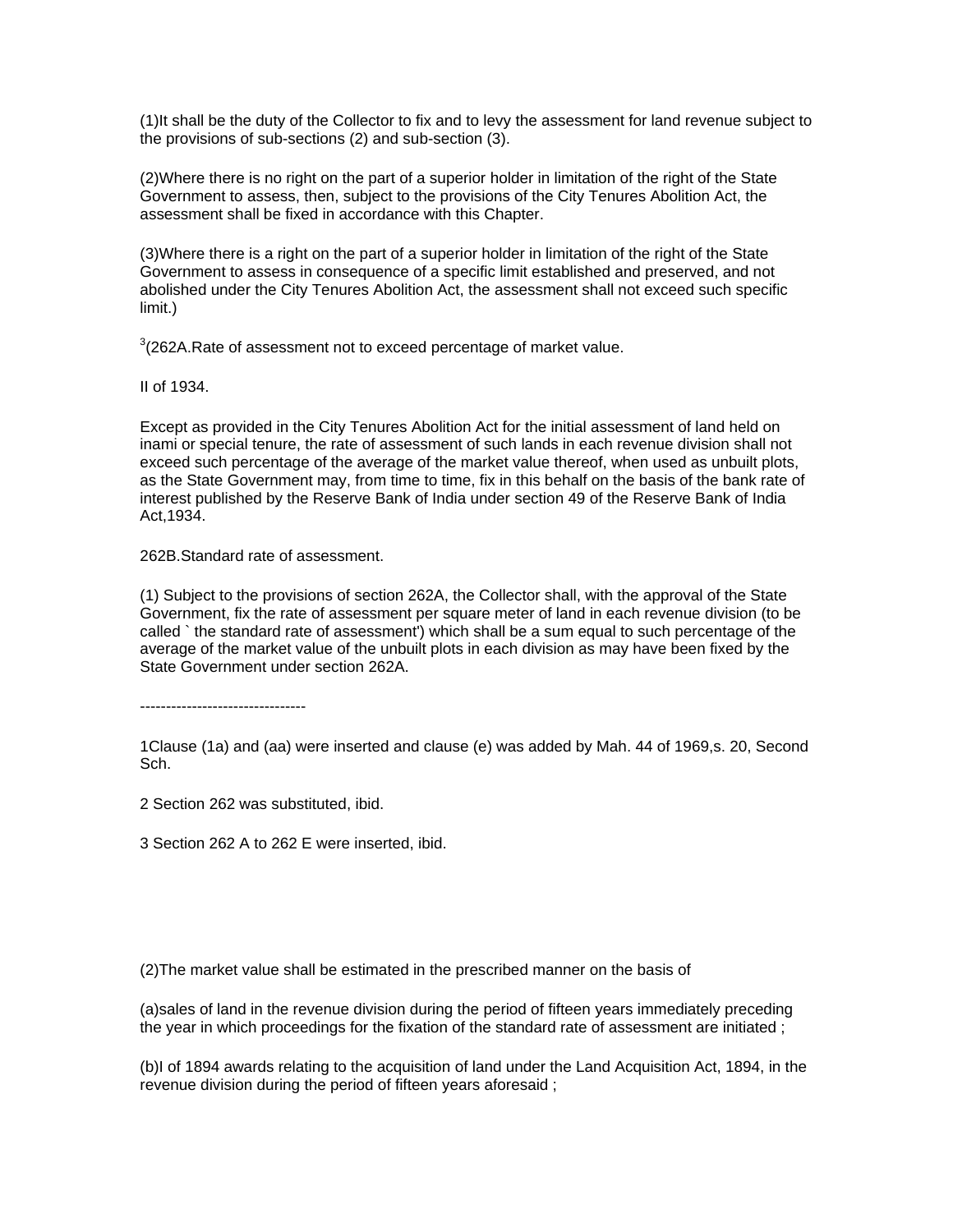(1)It shall be the duty of the Collector to fix and to levy the assessment for land revenue subject to the provisions of sub-sections (2) and sub-section (3).

(2)Where there is no right on the part of a superior holder in limitation of the right of the State Government to assess, then, subject to the provisions of the City Tenures Abolition Act, the assessment shall be fixed in accordance with this Chapter.

(3)Where there is a right on the part of a superior holder in limitation of the right of the State Government to assess in consequence of a specific limit established and preserved, and not abolished under the City Tenures Abolition Act, the assessment shall not exceed such specific limit.)

[3](262A.Rate of assessment not to exceed percentage of market value.

II of 1934.

Except as provided in the City Tenures Abolition Act for the initial assessment of land held on inami or special tenure, the rate of assessment of such lands in each revenue division shall not exceed such percentage of the average of the market value thereof, when used as unbuilt plots, as the State Government may, from time to time, fix in this behalf on the basis of the bank rate of interest published by the Reserve Bank of India under section 49 of the Reserve Bank of India Act,1934.

262B.Standard rate of assessment.

(1) Subject to the provisions of section 262A, the Collector shall, with the approval of the State Government, fix the rate of assessment per square meter of land in each revenue division (to be called ` the standard rate of assessment') which shall be a sum equal to such percentage of the average of the market value of the unbuilt plots in each division as may have been fixed by the State Government under section 262A.

--------------------------------

1Clause (1a) and (aa) were inserted and clause (e) was added by Mah. 44 of 1969,s. 20, Second Sch.

2 Section 262 was substituted, ibid.

3 Section 262 A to 262 E were inserted, ibid.

(2)The market value shall be estimated in the prescribed manner on the basis of

(a)sales of land in the revenue division during the period of fifteen years immediately preceding the year in which proceedings for the fixation of the standard rate of assessment are initiated ;

(b)I of 1894 awards relating to the acquisition of land under the Land Acquisition Act, 1894, in the revenue division during the period of fifteen years aforesaid ;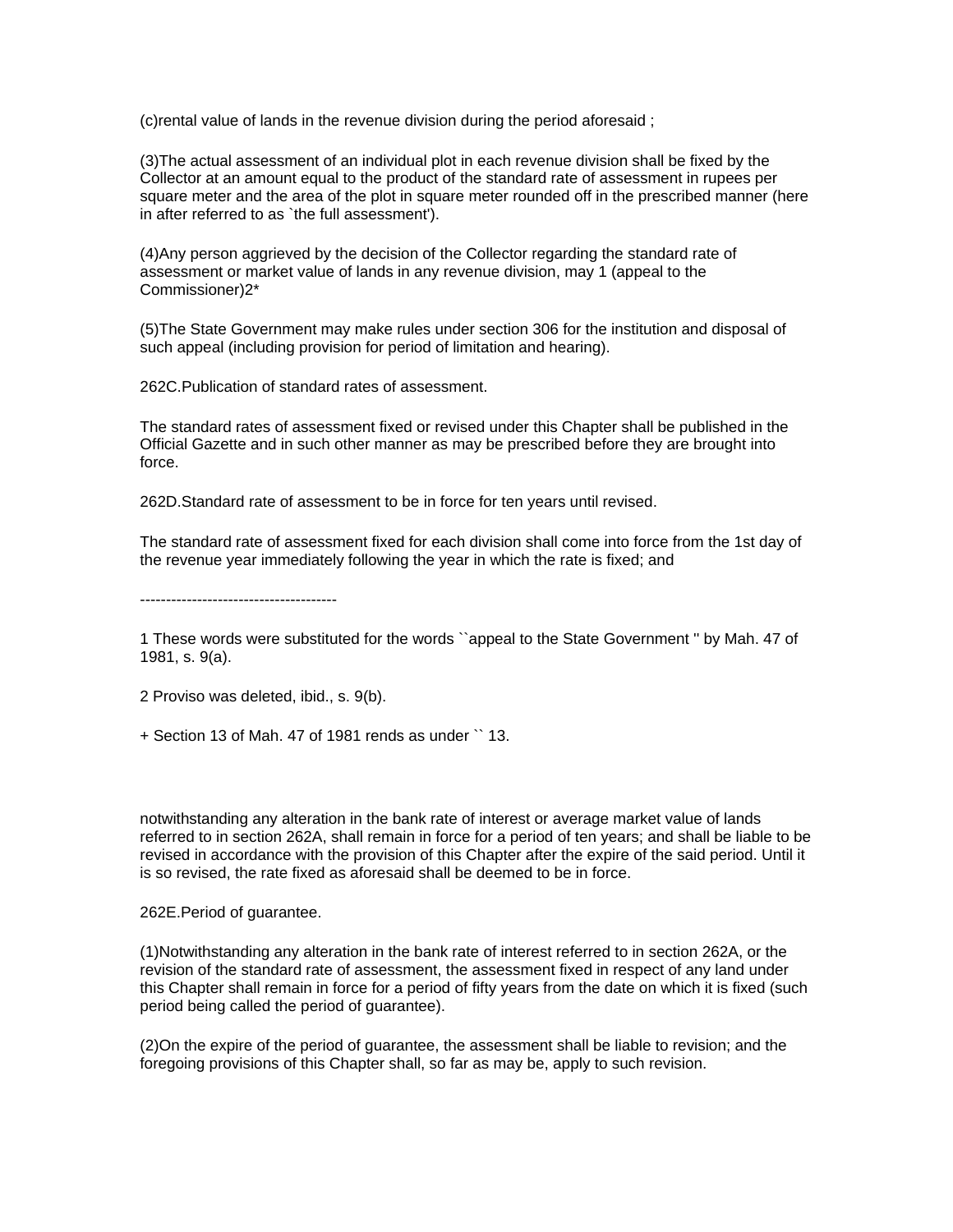(c)rental value of lands in the revenue division during the period aforesaid ;

(3)The actual assessment of an individual plot in each revenue division shall be fixed by the Collector at an amount equal to the product of the standard rate of assessment in rupees per square meter and the area of the plot in square meter rounded off in the prescribed manner (here in after referred to as `the full assessment').

(4)Any person aggrieved by the decision of the Collector regarding the standard rate of assessment or market value of lands in any revenue division, may 1 (appeal to the Commissioner)2*

(5)The State Government may make rules under section 306 for the institution and disposal of such appeal (including provision for period of limitation and hearing).

262C.Publication of standard rates of assessment.

The standard rates of assessment fixed or revised under this Chapter shall be published in the Official Gazette and in such other manner as may be prescribed before they are brought into force.

262D.Standard rate of assessment to be in force for ten years until revised.

The standard rate of assessment fixed for each division shall come into force from the 1st day of the revenue year immediately following the year in which the rate is fixed; and

--------------------------------------

1 These words were substituted for the words ``appeal to the State Government '' by Mah. 47 of 1981, s. 9(a).

2 Proviso was deleted, ibid., s. 9(b).

+ Section 13 of Mah. 47 of 1981 rends as under `` 13.

notwithstanding any alteration in the bank rate of interest or average market value of lands referred to in section 262A, shall remain in force for a period of ten years; and shall be liable to be revised in accordance with the provision of this Chapter after the expire of the said period. Until it is so revised, the rate fixed as aforesaid shall be deemed to be in force.

262E.Period of guarantee.

(1)Notwithstanding any alteration in the bank rate of interest referred to in section 262A, or the revision of the standard rate of assessment, the assessment fixed in respect of any land under this Chapter shall remain in force for a period of fifty years from the date on which it is fixed (such period being called the period of guarantee).

(2)On the expire of the period of guarantee, the assessment shall be liable to revision; and the foregoing provisions of this Chapter shall, so far as may be, apply to such revision.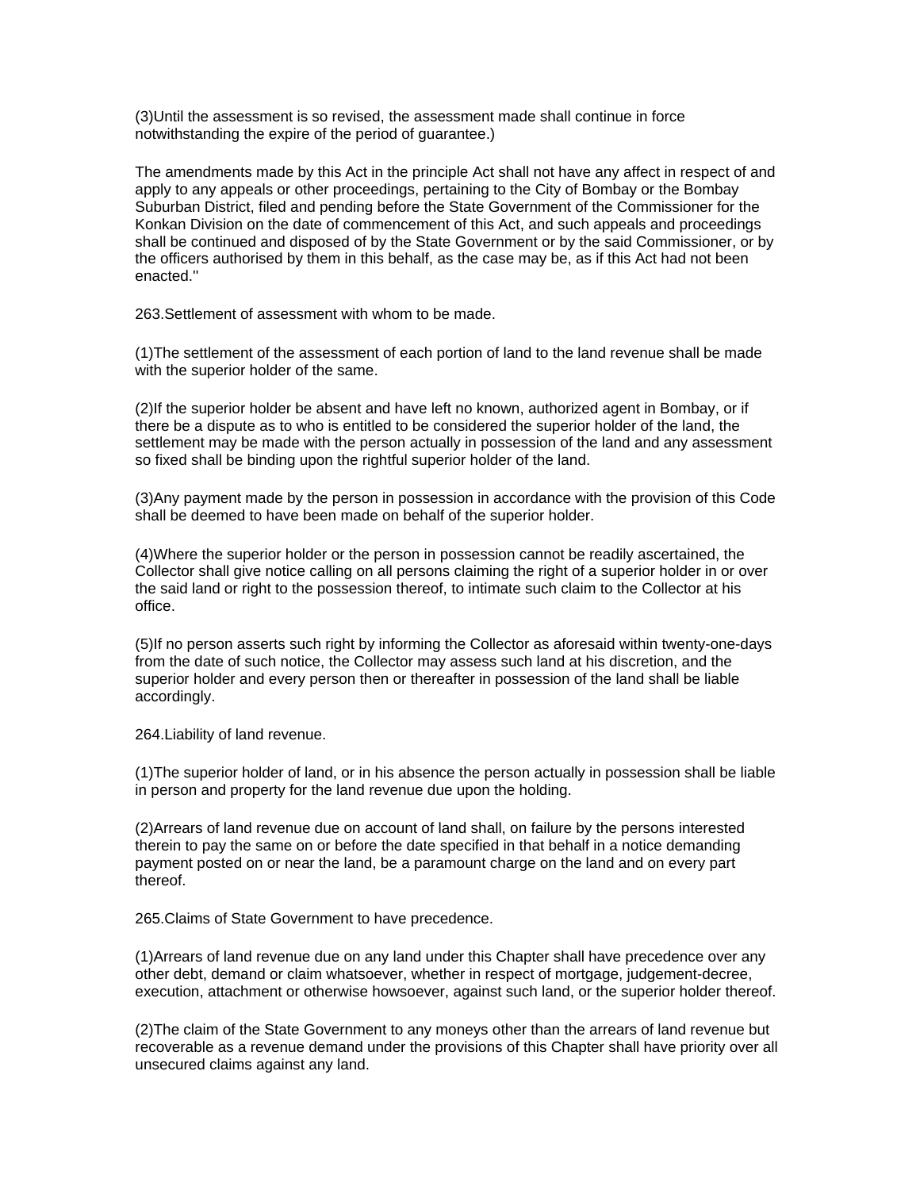(3)Until the assessment is so revised, the assessment made shall continue in force notwithstanding the expire of the period of guarantee.)

The amendments made by this Act in the principle Act shall not have any affect in respect of and apply to any appeals or other proceedings, pertaining to the City of Bombay or the Bombay Suburban District, filed and pending before the State Government of the Commissioner for the Konkan Division on the date of commencement of this Act, and such appeals and proceedings shall be continued and disposed of by the State Government or by the said Commissioner, or by the officers authorised by them in this behalf, as the case may be, as if this Act had not been enacted.''

263.Settlement of assessment with whom to be made.

(1)The settlement of the assessment of each portion of land to the land revenue shall be made with the superior holder of the same.

(2)If the superior holder be absent and have left no known, authorized agent in Bombay, or if there be a dispute as to who is entitled to be considered the superior holder of the land, the settlement may be made with the person actually in possession of the land and any assessment so fixed shall be binding upon the rightful superior holder of the land.

(3)Any payment made by the person in possession in accordance with the provision of this Code shall be deemed to have been made on behalf of the superior holder.

(4)Where the superior holder or the person in possession cannot be readily ascertained, the Collector shall give notice calling on all persons claiming the right of a superior holder in or over the said land or right to the possession thereof, to intimate such claim to the Collector at his office.

(5)If no person asserts such right by informing the Collector as aforesaid within twenty-one-days from the date of such notice, the Collector may assess such land at his discretion, and the superior holder and every person then or thereafter in possession of the land shall be liable accordingly.

264.Liability of land revenue.

(1)The superior holder of land, or in his absence the person actually in possession shall be liable in person and property for the land revenue due upon the holding.

(2)Arrears of land revenue due on account of land shall, on failure by the persons interested therein to pay the same on or before the date specified in that behalf in a notice demanding payment posted on or near the land, be a paramount charge on the land and on every part thereof.

265.Claims of State Government to have precedence.

(1)Arrears of land revenue due on any land under this Chapter shall have precedence over any other debt, demand or claim whatsoever, whether in respect of mortgage, judgement-decree, execution, attachment or otherwise howsoever, against such land, or the superior holder thereof.

(2)The claim of the State Government to any moneys other than the arrears of land revenue but recoverable as a revenue demand under the provisions of this Chapter shall have priority over all unsecured claims against any land.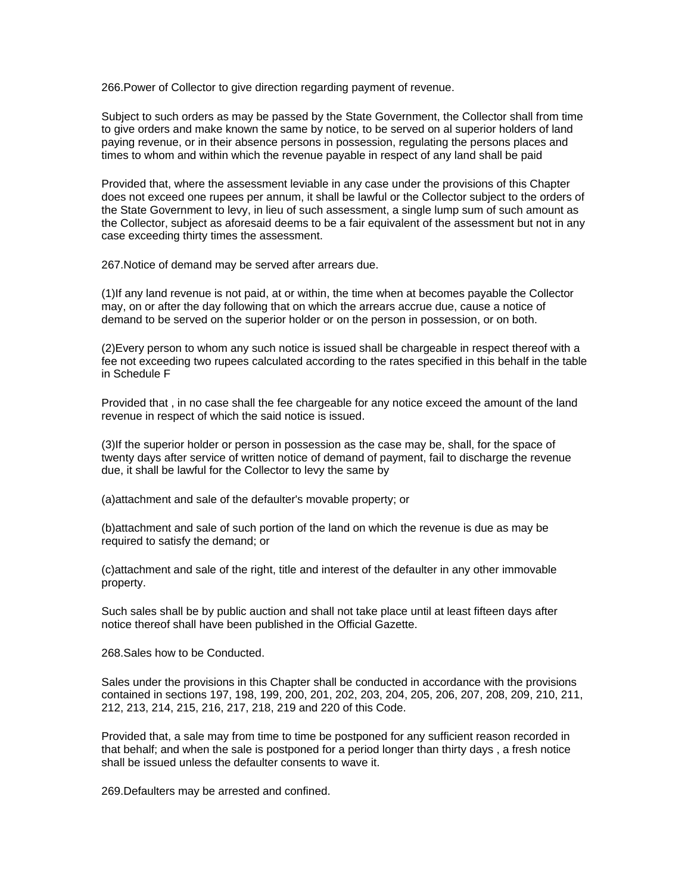266.Power of Collector to give direction regarding payment of revenue.

Subject to such orders as may be passed by the State Government, the Collector shall from time to give orders and make known the same by notice, to be served on al superior holders of land paying revenue, or in their absence persons in possession, regulating the persons places and times to whom and within which the revenue payable in respect of any land shall be paid

Provided that, where the assessment leviable in any case under the provisions of this Chapter does not exceed one rupees per annum, it shall be lawful or the Collector subject to the orders of the State Government to levy, in lieu of such assessment, a single lump sum of such amount as the Collector, subject as aforesaid deems to be a fair equivalent of the assessment but not in any case exceeding thirty times the assessment.

267.Notice of demand may be served after arrears due.

(1)If any land revenue is not paid, at or within, the time when at becomes payable the Collector may, on or after the day following that on which the arrears accrue due, cause a notice of demand to be served on the superior holder or on the person in possession, or on both.

(2)Every person to whom any such notice is issued shall be chargeable in respect thereof with a fee not exceeding two rupees calculated according to the rates specified in this behalf in the table in Schedule F

Provided that , in no case shall the fee chargeable for any notice exceed the amount of the land revenue in respect of which the said notice is issued.

(3)If the superior holder or person in possession as the case may be, shall, for the space of twenty days after service of written notice of demand of payment, fail to discharge the revenue due, it shall be lawful for the Collector to levy the same by

(a)attachment and sale of the defaulter's movable property; or

(b)attachment and sale of such portion of the land on which the revenue is due as may be required to satisfy the demand; or

(c)attachment and sale of the right, title and interest of the defaulter in any other immovable property.

Such sales shall be by public auction and shall not take place until at least fifteen days after notice thereof shall have been published in the Official Gazette.

268.Sales how to be Conducted.

Sales under the provisions in this Chapter shall be conducted in accordance with the provisions contained in sections 197, 198, 199, 200, 201, 202, 203, 204, 205, 206, 207, 208, 209, 210, 211, 212, 213, 214, 215, 216, 217, 218, 219 and 220 of this Code.

Provided that, a sale may from time to time be postponed for any sufficient reason recorded in that behalf; and when the sale is postponed for a period longer than thirty days , a fresh notice shall be issued unless the defaulter consents to wave it.

269.Defaulters may be arrested and confined.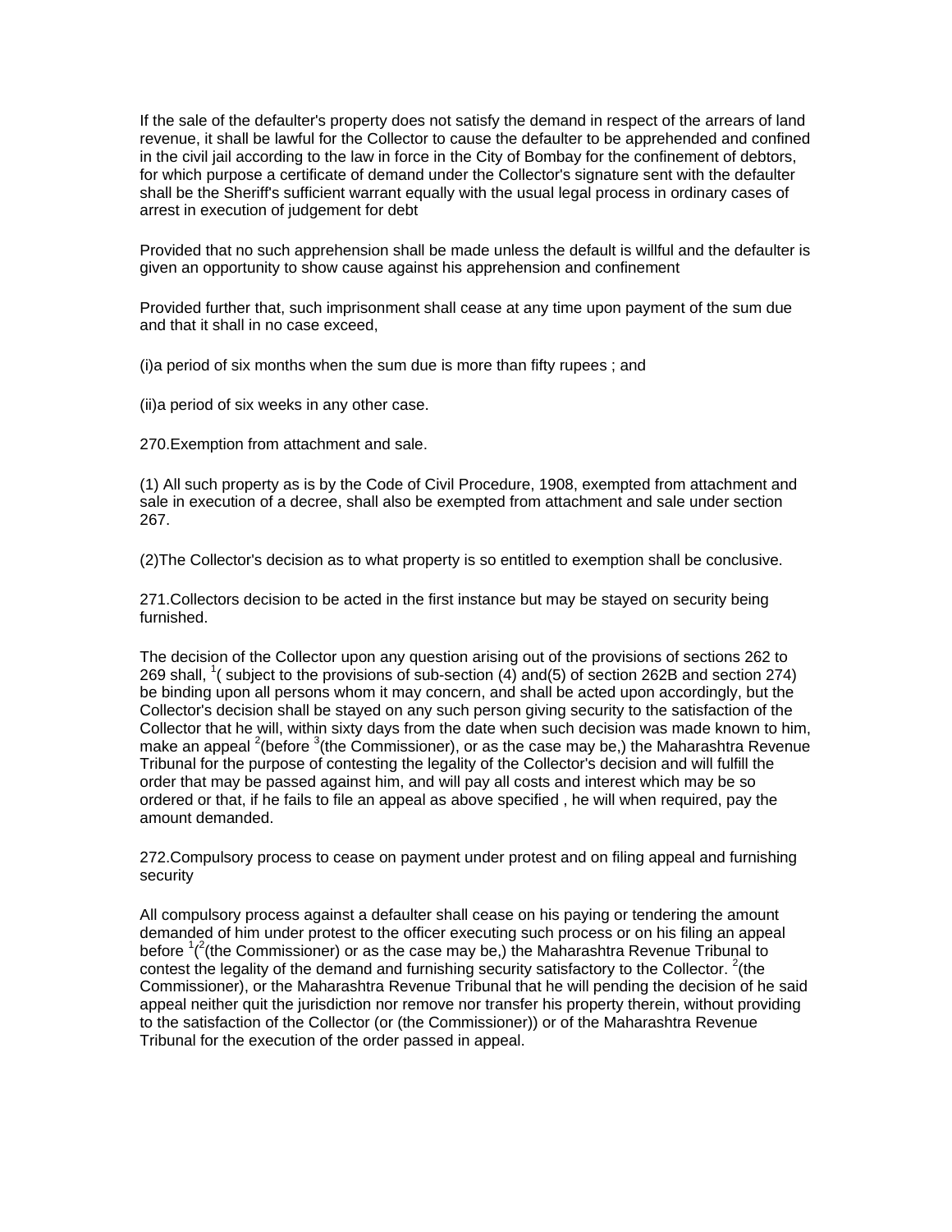If the sale of the defaulter's property does not satisfy the demand in respect of the arrears of land revenue, it shall be lawful for the Collector to cause the defaulter to be apprehended and confined in the civil jail according to the law in force in the City of Bombay for the confinement of debtors, for which purpose a certificate of demand under the Collector's signature sent with the defaulter shall be the Sheriff's sufficient warrant equally with the usual legal process in ordinary cases of arrest in execution of judgement for debt

Provided that no such apprehension shall be made unless the default is willful and the defaulter is given an opportunity to show cause against his apprehension and confinement

Provided further that, such imprisonment shall cease at any time upon payment of the sum due and that it shall in no case exceed,

(i)a period of six months when the sum due is more than fifty rupees ; and

(ii)a period of six weeks in any other case.

270.Exemption from attachment and sale.

(1) All such property as is by the Code of Civil Procedure, 1908, exempted from attachment and sale in execution of a decree, shall also be exempted from attachment and sale under section 267.

(2)The Collector's decision as to what property is so entitled to exemption shall be conclusive.

271.Collectors decision to be acted in the first instance but may be stayed on security being furnished.

The decision of the Collector upon any question arising out of the provisions of sections 262 to 269 shall, [1]( subject to the provisions of sub-section (4) and(5) of section 262B and section 274) be binding upon all persons whom it may concern, and shall be acted upon accordingly, but the Collector's decision shall be stayed on any such person giving security to the satisfaction of the Collector that he will, within sixty days from the date when such decision was made known to him, make an appeal [2](before [3](the Commissioner), or as the case may be,) the Maharashtra Revenue Tribunal for the purpose of contesting the legality of the Collector's decision and will fulfill the order that may be passed against him, and will pay all costs and interest which may be so ordered or that, if he fails to file an appeal as above specified , he will when required, pay the amount demanded.

272.Compulsory process to cease on payment under protest and on filing appeal and furnishing security

All compulsory process against a defaulter shall cease on his paying or tendering the amount demanded of him under protest to the officer executing such process or on his filing an appeal before [1]([2](the Commissioner) or as the case may be,) the Maharashtra Revenue Tribunal to contest the legality of the demand and furnishing security satisfactory to the Collector. [2](the Commissioner), or the Maharashtra Revenue Tribunal that he will pending the decision of he said appeal neither quit the jurisdiction nor remove nor transfer his property therein, without providing to the satisfaction of the Collector (or (the Commissioner)) or of the Maharashtra Revenue Tribunal for the execution of the order passed in appeal.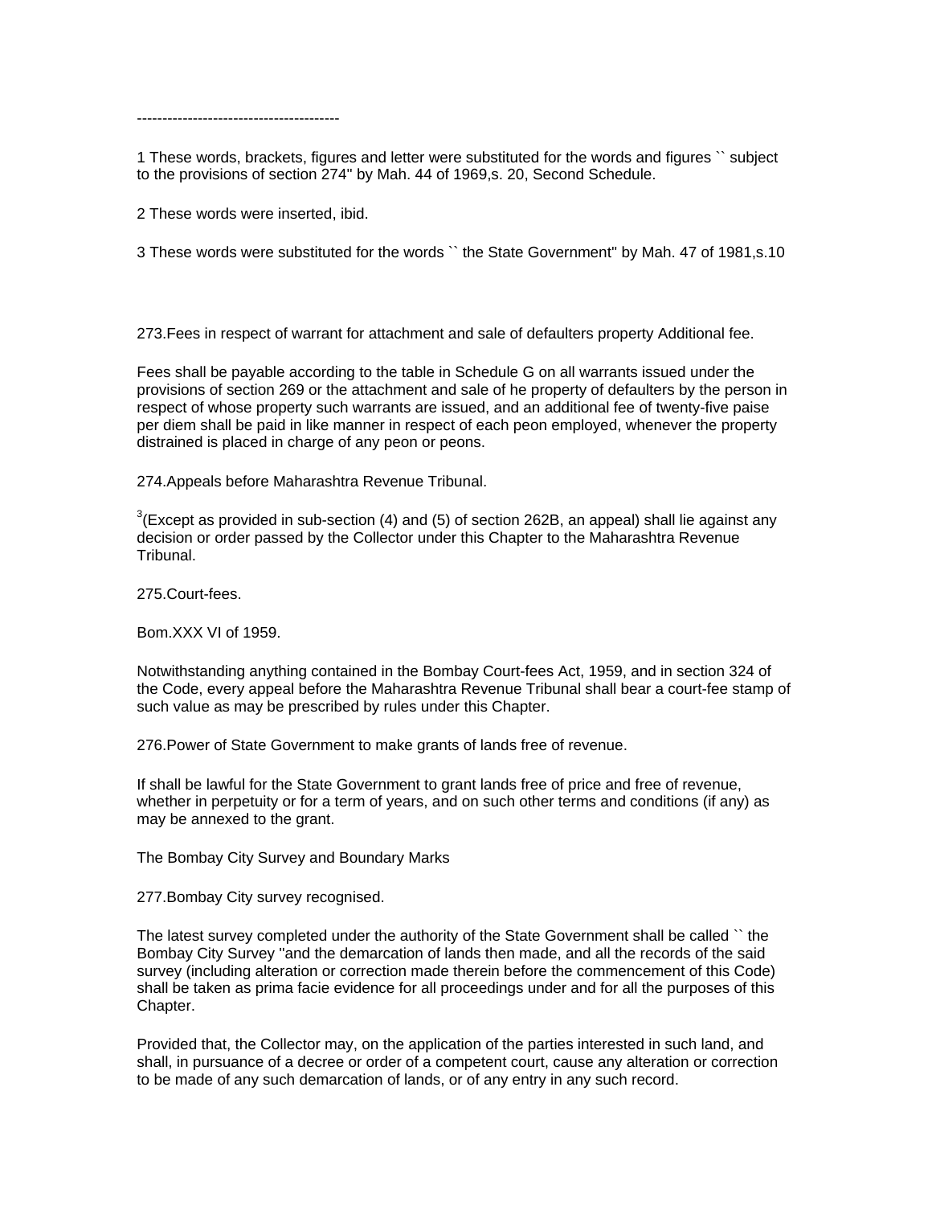----------------------------------------

1 These words, brackets, figures and letter were substituted for the words and figures `` subject to the provisions of section 274" by Mah. 44 of 1969,s. 20, Second Schedule.

2 These words were inserted, ibid.

3 These words were substituted for the words `` the State Government" by Mah. 47 of 1981,s.10

273.Fees in respect of warrant for attachment and sale of defaulters property Additional fee.

Fees shall be payable according to the table in Schedule G on all warrants issued under the provisions of section 269 or the attachment and sale of he property of defaulters by the person in respect of whose property such warrants are issued, and an additional fee of twenty-five paise per diem shall be paid in like manner in respect of each peon employed, whenever the property distrained is placed in charge of any peon or peons.

274.Appeals before Maharashtra Revenue Tribunal.

[3](Except as provided in sub-section (4) and (5) of section 262B, an appeal) shall lie against any decision or order passed by the Collector under this Chapter to the Maharashtra Revenue Tribunal.

275.Court-fees.

Bom.XXX VI of 1959.

Notwithstanding anything contained in the Bombay Court-fees Act, 1959, and in section 324 of the Code, every appeal before the Maharashtra Revenue Tribunal shall bear a court-fee stamp of such value as may be prescribed by rules under this Chapter.

276.Power of State Government to make grants of lands free of revenue.

If shall be lawful for the State Government to grant lands free of price and free of revenue, whether in perpetuity or for a term of years, and on such other terms and conditions (if any) as may be annexed to the grant.

The Bombay City Survey and Boundary Marks

277.Bombay City survey recognised.

The latest survey completed under the authority of the State Government shall be called `` the Bombay City Survey "and the demarcation of lands then made, and all the records of the said survey (including alteration or correction made therein before the commencement of this Code) shall be taken as prima facie evidence for all proceedings under and for all the purposes of this Chapter.

Provided that, the Collector may, on the application of the parties interested in such land, and shall, in pursuance of a decree or order of a competent court, cause any alteration or correction to be made of any such demarcation of lands, or of any entry in any such record.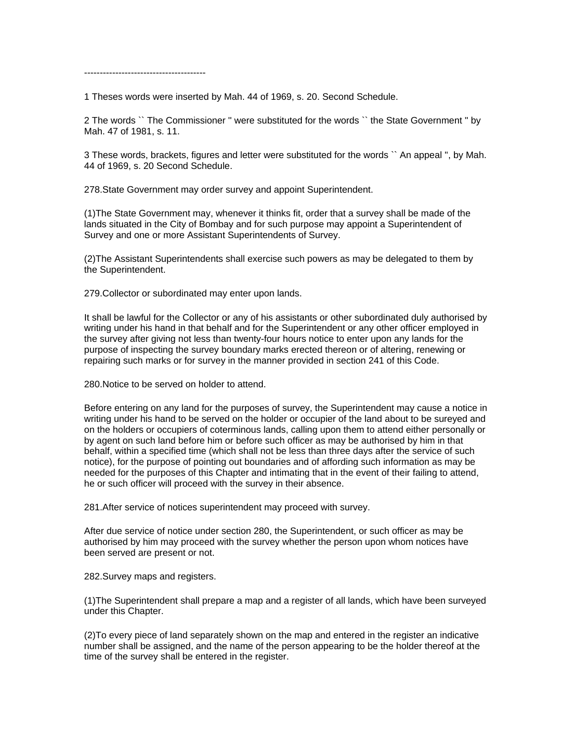---------------------------------------

1 Theses words were inserted by Mah. 44 of 1969, s. 20. Second Schedule.

2 The words `` The Commissioner '' were substituted for the words `` the State Government '' by Mah. 47 of 1981, s. 11.

3 These words, brackets, figures and letter were substituted for the words `` An appeal '', by Mah. 44 of 1969, s. 20 Second Schedule.

278.State Government may order survey and appoint Superintendent.

(1)The State Government may, whenever it thinks fit, order that a survey shall be made of the lands situated in the City of Bombay and for such purpose may appoint a Superintendent of Survey and one or more Assistant Superintendents of Survey.

(2)The Assistant Superintendents shall exercise such powers as may be delegated to them by the Superintendent.

279.Collector or subordinated may enter upon lands.

It shall be lawful for the Collector or any of his assistants or other subordinated duly authorised by writing under his hand in that behalf and for the Superintendent or any other officer employed in the survey after giving not less than twenty-four hours notice to enter upon any lands for the purpose of inspecting the survey boundary marks erected thereon or of altering, renewing or repairing such marks or for survey in the manner provided in section 241 of this Code.

280.Notice to be served on holder to attend.

Before entering on any land for the purposes of survey, the Superintendent may cause a notice in writing under his hand to be served on the holder or occupier of the land about to be sureyed and on the holders or occupiers of coterminous lands, calling upon them to attend either personally or by agent on such land before him or before such officer as may be authorised by him in that behalf, within a specified time (which shall not be less than three days after the service of such notice), for the purpose of pointing out boundaries and of affording such information as may be needed for the purposes of this Chapter and intimating that in the event of their failing to attend, he or such officer will proceed with the survey in their absence.

281.After service of notices superintendent may proceed with survey.

After due service of notice under section 280, the Superintendent, or such officer as may be authorised by him may proceed with the survey whether the person upon whom notices have been served are present or not.

282.Survey maps and registers.

(1)The Superintendent shall prepare a map and a register of all lands, which have been surveyed under this Chapter.

(2)To every piece of land separately shown on the map and entered in the register an indicative number shall be assigned, and the name of the person appearing to be the holder thereof at the time of the survey shall be entered in the register.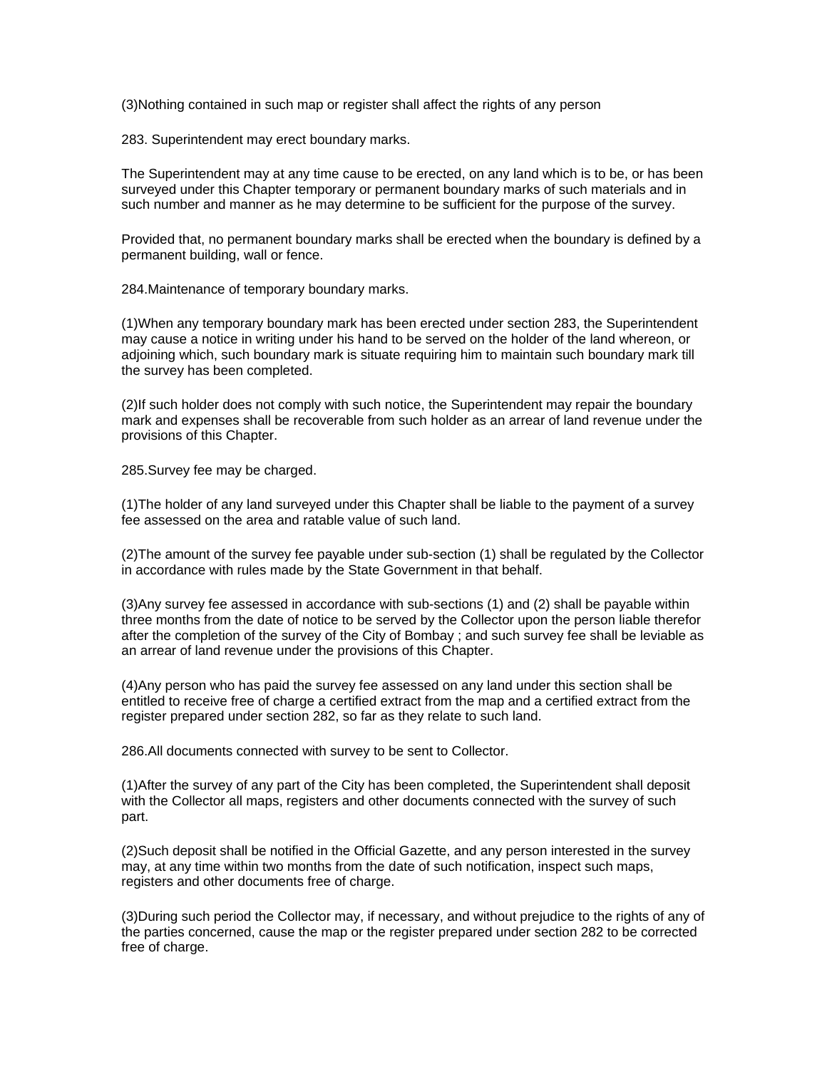(3)Nothing contained in such map or register shall affect the rights of any person

283. Superintendent may erect boundary marks.

The Superintendent may at any time cause to be erected, on any land which is to be, or has been surveyed under this Chapter temporary or permanent boundary marks of such materials and in such number and manner as he may determine to be sufficient for the purpose of the survey.

Provided that, no permanent boundary marks shall be erected when the boundary is defined by a permanent building, wall or fence.

284.Maintenance of temporary boundary marks.

(1)When any temporary boundary mark has been erected under section 283, the Superintendent may cause a notice in writing under his hand to be served on the holder of the land whereon, or adjoining which, such boundary mark is situate requiring him to maintain such boundary mark till the survey has been completed.

(2)If such holder does not comply with such notice, the Superintendent may repair the boundary mark and expenses shall be recoverable from such holder as an arrear of land revenue under the provisions of this Chapter.

285.Survey fee may be charged.

(1)The holder of any land surveyed under this Chapter shall be liable to the payment of a survey fee assessed on the area and ratable value of such land.

(2)The amount of the survey fee payable under sub-section (1) shall be regulated by the Collector in accordance with rules made by the State Government in that behalf.

(3)Any survey fee assessed in accordance with sub-sections (1) and (2) shall be payable within three months from the date of notice to be served by the Collector upon the person liable therefor after the completion of the survey of the City of Bombay ; and such survey fee shall be leviable as an arrear of land revenue under the provisions of this Chapter.

(4)Any person who has paid the survey fee assessed on any land under this section shall be entitled to receive free of charge a certified extract from the map and a certified extract from the register prepared under section 282, so far as they relate to such land.

286.All documents connected with survey to be sent to Collector.

(1)After the survey of any part of the City has been completed, the Superintendent shall deposit with the Collector all maps, registers and other documents connected with the survey of such part.

(2)Such deposit shall be notified in the Official Gazette, and any person interested in the survey may, at any time within two months from the date of such notification, inspect such maps, registers and other documents free of charge.

(3)During such period the Collector may, if necessary, and without prejudice to the rights of any of the parties concerned, cause the map or the register prepared under section 282 to be corrected free of charge.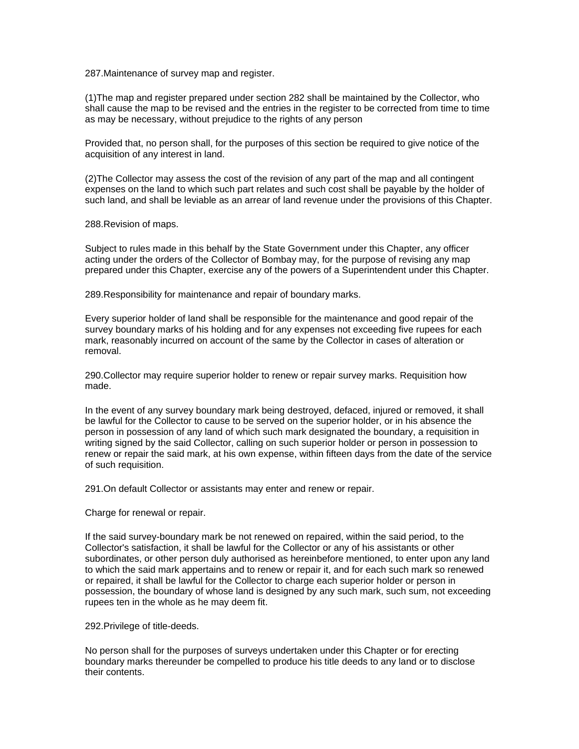287.Maintenance of survey map and register.

(1)The map and register prepared under section 282 shall be maintained by the Collector, who shall cause the map to be revised and the entries in the register to be corrected from time to time as may be necessary, without prejudice to the rights of any person

Provided that, no person shall, for the purposes of this section be required to give notice of the acquisition of any interest in land.

(2)The Collector may assess the cost of the revision of any part of the map and all contingent expenses on the land to which such part relates and such cost shall be payable by the holder of such land, and shall be leviable as an arrear of land revenue under the provisions of this Chapter.

288.Revision of maps.

Subject to rules made in this behalf by the State Government under this Chapter, any officer acting under the orders of the Collector of Bombay may, for the purpose of revising any map prepared under this Chapter, exercise any of the powers of a Superintendent under this Chapter.

289.Responsibility for maintenance and repair of boundary marks.

Every superior holder of land shall be responsible for the maintenance and good repair of the survey boundary marks of his holding and for any expenses not exceeding five rupees for each mark, reasonably incurred on account of the same by the Collector in cases of alteration or removal.

290.Collector may require superior holder to renew or repair survey marks. Requisition how made.

In the event of any survey boundary mark being destroyed, defaced, injured or removed, it shall be lawful for the Collector to cause to be served on the superior holder, or in his absence the person in possession of any land of which such mark designated the boundary, a requisition in writing signed by the said Collector, calling on such superior holder or person in possession to renew or repair the said mark, at his own expense, within fifteen days from the date of the service of such requisition.

291.On default Collector or assistants may enter and renew or repair.

Charge for renewal or repair.

If the said survey-boundary mark be not renewed on repaired, within the said period, to the Collector's satisfaction, it shall be lawful for the Collector or any of his assistants or other subordinates, or other person duly authorised as hereinbefore mentioned, to enter upon any land to which the said mark appertains and to renew or repair it, and for each such mark so renewed or repaired, it shall be lawful for the Collector to charge each superior holder or person in possession, the boundary of whose land is designed by any such mark, such sum, not exceeding rupees ten in the whole as he may deem fit.

292.Privilege of title-deeds.

No person shall for the purposes of surveys undertaken under this Chapter or for erecting boundary marks thereunder be compelled to produce his title deeds to any land or to disclose their contents.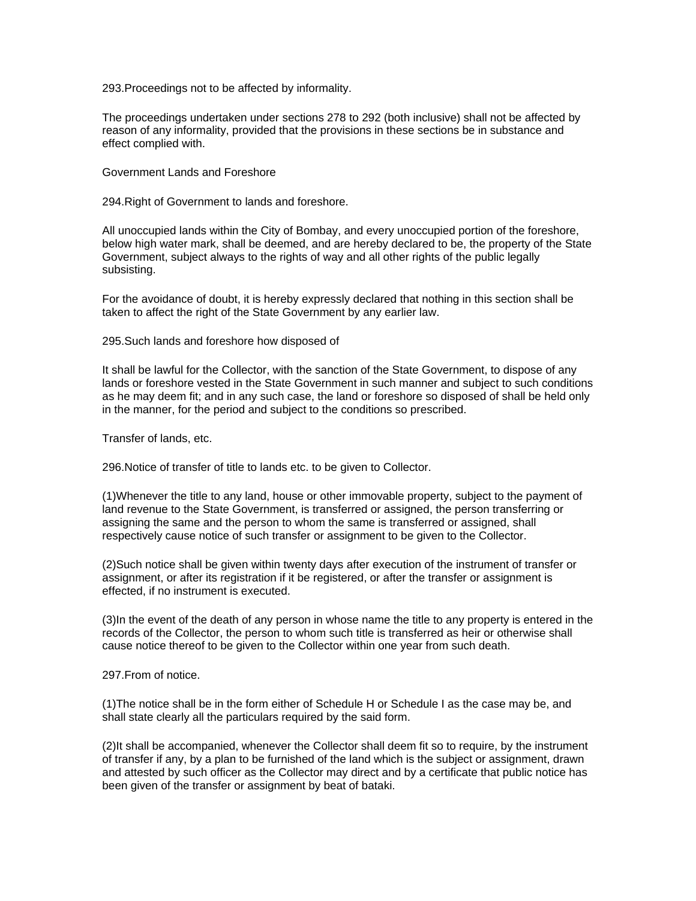293.Proceedings not to be affected by informality.

The proceedings undertaken under sections 278 to 292 (both inclusive) shall not be affected by reason of any informality, provided that the provisions in these sections be in substance and effect complied with.

## Government Lands and Foreshore

294.Right of Government to lands and foreshore.

All unoccupied lands within the City of Bombay, and every unoccupied portion of the foreshore, below high water mark, shall be deemed, and are hereby declared to be, the property of the State Government, subject always to the rights of way and all other rights of the public legally subsisting.

For the avoidance of doubt, it is hereby expressly declared that nothing in this section shall be taken to affect the right of the State Government by any earlier law.

295.Such lands and foreshore how disposed of

It shall be lawful for the Collector, with the sanction of the State Government, to dispose of any lands or foreshore vested in the State Government in such manner and subject to such conditions as he may deem fit; and in any such case, the land or foreshore so disposed of shall be held only in the manner, for the period and subject to the conditions so prescribed.

## Transfer of lands, etc.

296.Notice of transfer of title to lands etc. to be given to Collector.

(1)Whenever the title to any land, house or other immovable property, subject to the payment of land revenue to the State Government, is transferred or assigned, the person transferring or assigning the same and the person to whom the same is transferred or assigned, shall respectively cause notice of such transfer or assignment to be given to the Collector.

(2)Such notice shall be given within twenty days after execution of the instrument of transfer or assignment, or after its registration if it be registered, or after the transfer or assignment is effected, if no instrument is executed.

(3)In the event of the death of any person in whose name the title to any property is entered in the records of the Collector, the person to whom such title is transferred as heir or otherwise shall cause notice thereof to be given to the Collector within one year from such death.

297.From of notice.

(1)The notice shall be in the form either of Schedule H or Schedule I as the case may be, and shall state clearly all the particulars required by the said form.

(2)It shall be accompanied, whenever the Collector shall deem fit so to require, by the instrument of transfer if any, by a plan to be furnished of the land which is the subject or assignment, drawn and attested by such officer as the Collector may direct and by a certificate that public notice has been given of the transfer or assignment by beat of bataki.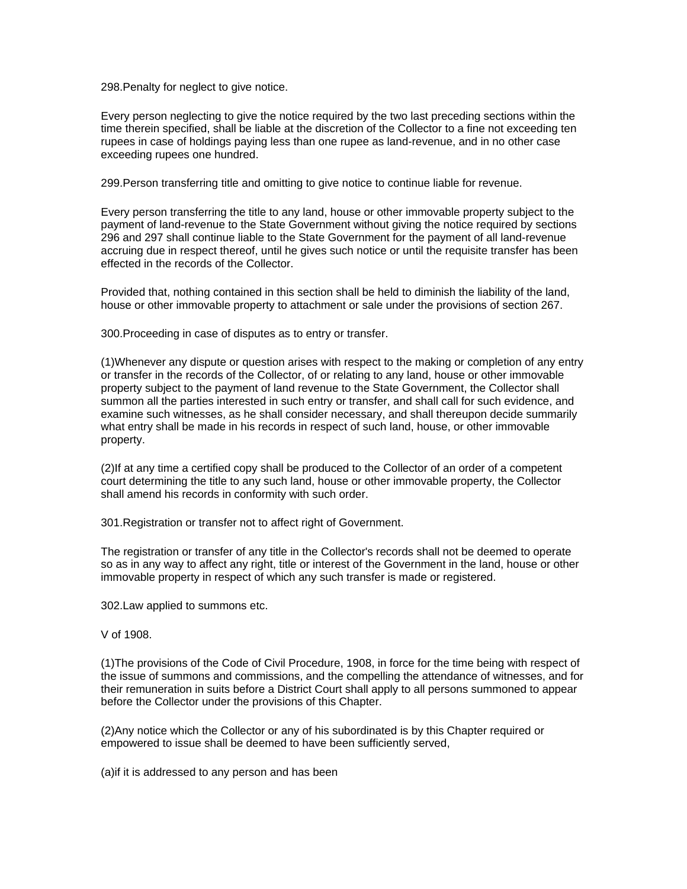298.Penalty for neglect to give notice.

Every person neglecting to give the notice required by the two last preceding sections within the time therein specified, shall be liable at the discretion of the Collector to a fine not exceeding ten rupees in case of holdings paying less than one rupee as land-revenue, and in no other case exceeding rupees one hundred.

299.Person transferring title and omitting to give notice to continue liable for revenue.

Every person transferring the title to any land, house or other immovable property subject to the payment of land-revenue to the State Government without giving the notice required by sections 296 and 297 shall continue liable to the State Government for the payment of all land-revenue accruing due in respect thereof, until he gives such notice or until the requisite transfer has been effected in the records of the Collector.

Provided that, nothing contained in this section shall be held to diminish the liability of the land, house or other immovable property to attachment or sale under the provisions of section 267.

300.Proceeding in case of disputes as to entry or transfer.

(1)Whenever any dispute or question arises with respect to the making or completion of any entry or transfer in the records of the Collector, of or relating to any land, house or other immovable property subject to the payment of land revenue to the State Government, the Collector shall summon all the parties interested in such entry or transfer, and shall call for such evidence, and examine such witnesses, as he shall consider necessary, and shall thereupon decide summarily what entry shall be made in his records in respect of such land, house, or other immovable property.

(2)If at any time a certified copy shall be produced to the Collector of an order of a competent court determining the title to any such land, house or other immovable property, the Collector shall amend his records in conformity with such order.

301.Registration or transfer not to affect right of Government.

The registration or transfer of any title in the Collector's records shall not be deemed to operate so as in any way to affect any right, title or interest of the Government in the land, house or other immovable property in respect of which any such transfer is made or registered.

302.Law applied to summons etc.

V of 1908.

(1)The provisions of the Code of Civil Procedure, 1908, in force for the time being with respect of the issue of summons and commissions, and the compelling the attendance of witnesses, and for their remuneration in suits before a District Court shall apply to all persons summoned to appear before the Collector under the provisions of this Chapter.

(2)Any notice which the Collector or any of his subordinated is by this Chapter required or empowered to issue shall be deemed to have been sufficiently served,

(a)if it is addressed to any person and has been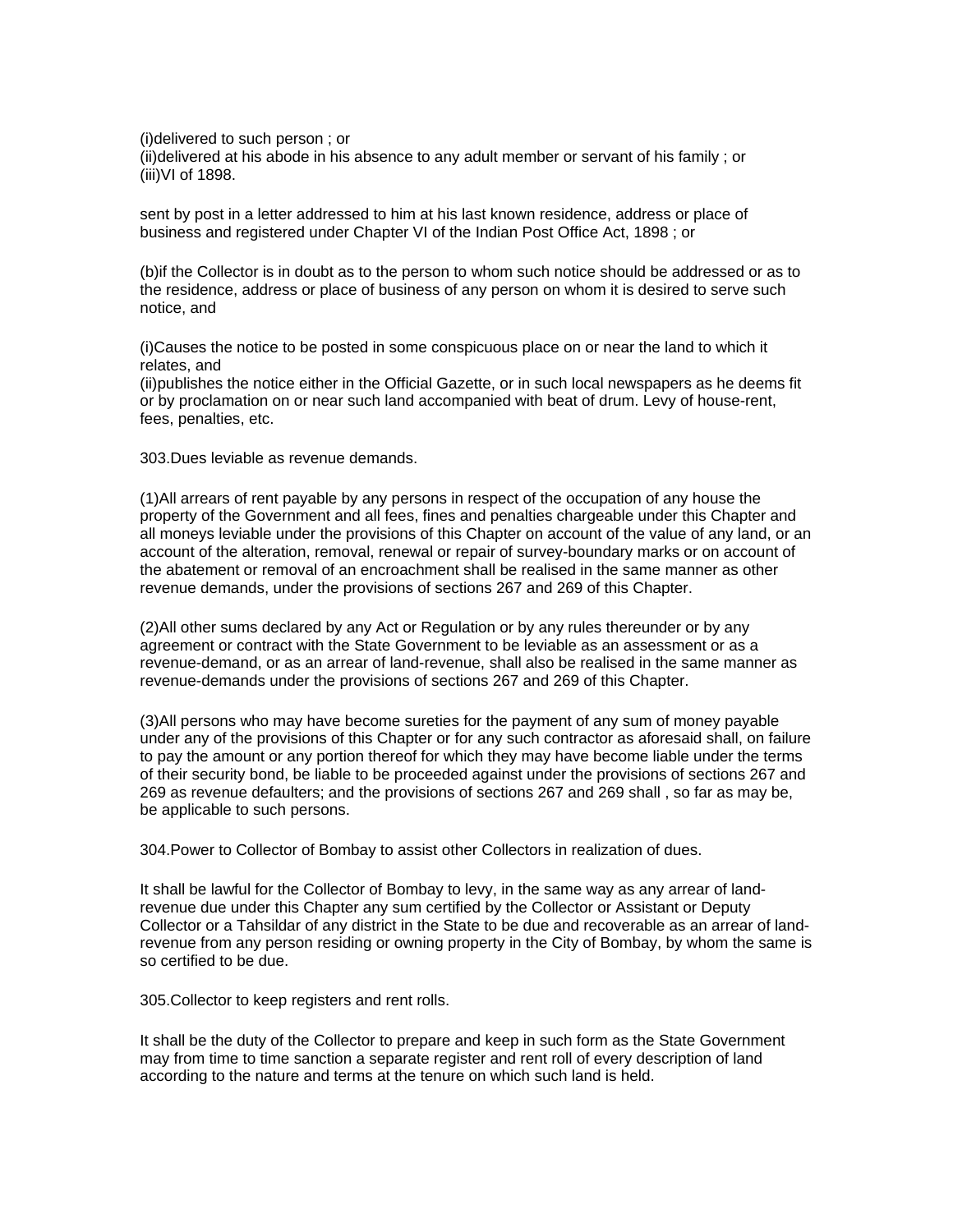(i)delivered to such person ; or
(ii)delivered at his abode in his absence to any adult member or servant of his family ; or
(iii)VI of 1898.

sent by post in a letter addressed to him at his last known residence, address or place of business and registered under Chapter VI of the Indian Post Office Act, 1898 ; or

(b)if the Collector is in doubt as to the person to whom such notice should be addressed or as to the residence, address or place of business of any person on whom it is desired to serve such notice, and

(i)Causes the notice to be posted in some conspicuous place on or near the land to which it relates, and
(ii)publishes the notice either in the Official Gazette, or in such local newspapers as he deems fit or by proclamation on or near such land accompanied with beat of drum. Levy of house-rent, fees, penalties, etc.

303.Dues leviable as revenue demands.

(1)All arrears of rent payable by any persons in respect of the occupation of any house the property of the Government and all fees, fines and penalties chargeable under this Chapter and all moneys leviable under the provisions of this Chapter on account of the value of any land, or an account of the alteration, removal, renewal or repair of survey-boundary marks or on account of the abatement or removal of an encroachment shall be realised in the same manner as other revenue demands, under the provisions of sections 267 and 269 of this Chapter.

(2)All other sums declared by any Act or Regulation or by any rules thereunder or by any agreement or contract with the State Government to be leviable as an assessment or as a revenue-demand, or as an arrear of land-revenue, shall also be realised in the same manner as revenue-demands under the provisions of sections 267 and 269 of this Chapter.

(3)All persons who may have become sureties for the payment of any sum of money payable under any of the provisions of this Chapter or for any such contractor as aforesaid shall, on failure to pay the amount or any portion thereof for which they may have become liable under the terms of their security bond, be liable to be proceeded against under the provisions of sections 267 and 269 as revenue defaulters; and the provisions of sections 267 and 269 shall , so far as may be, be applicable to such persons.

304.Power to Collector of Bombay to assist other Collectors in realization of dues.

It shall be lawful for the Collector of Bombay to levy, in the same way as any arrear of land-revenue due under this Chapter any sum certified by the Collector or Assistant or Deputy Collector or a Tahsildar of any district in the State to be due and recoverable as an arrear of land-revenue from any person residing or owning property in the City of Bombay, by whom the same is so certified to be due.

305.Collector to keep registers and rent rolls.

It shall be the duty of the Collector to prepare and keep in such form as the State Government may from time to time sanction a separate register and rent roll of every description of land according to the nature and terms at the tenure on which such land is held.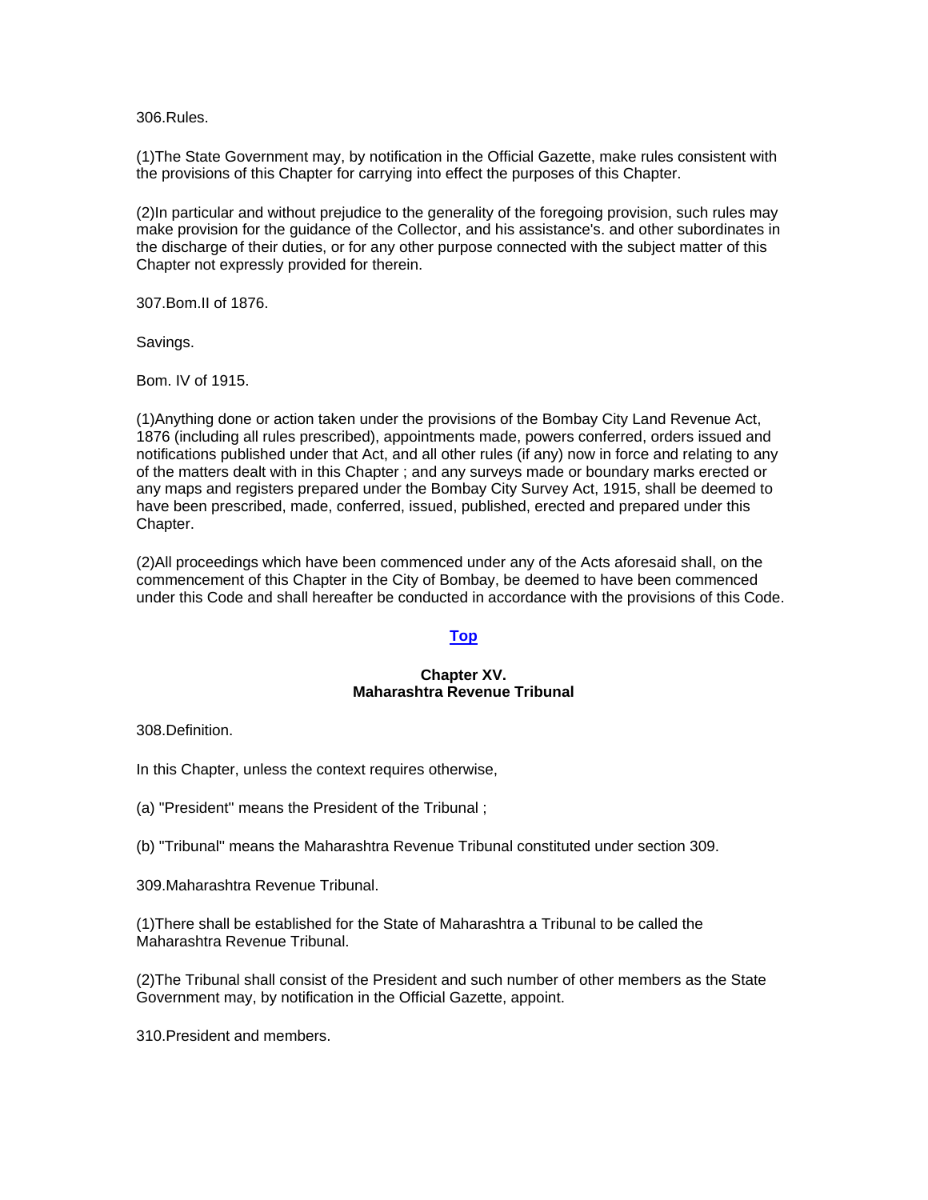306.Rules.

(1)The State Government may, by notification in the Official Gazette, make rules consistent with the provisions of this Chapter for carrying into effect the purposes of this Chapter.

(2)In particular and without prejudice to the generality of the foregoing provision, such rules may make provision for the guidance of the Collector, and his assistance's. and other subordinates in the discharge of their duties, or for any other purpose connected with the subject matter of this Chapter not expressly provided for therein.

307.Bom.II of 1876.

Savings.

Bom. IV of 1915.

(1)Anything done or action taken under the provisions of the Bombay City Land Revenue Act, 1876 (including all rules prescribed), appointments made, powers conferred, orders issued and notifications published under that Act, and all other rules (if any) now in force and relating to any of the matters dealt with in this Chapter ; and any surveys made or boundary marks erected or any maps and registers prepared under the Bombay City Survey Act, 1915, shall be deemed to have been prescribed, made, conferred, issued, published, erected and prepared under this Chapter.

(2)All proceedings which have been commenced under any of the Acts aforesaid shall, on the commencement of this Chapter in the City of Bombay, be deemed to have been commenced under this Code and shall hereafter be conducted in accordance with the provisions of this Code.

**Top**

## Chapter XV.
## Maharashtra Revenue Tribunal

308.Definition.

In this Chapter, unless the context requires otherwise,

(a) "President" means the President of the Tribunal ;

(b) "Tribunal" means the Maharashtra Revenue Tribunal constituted under section 309.

309.Maharashtra Revenue Tribunal.

(1)There shall be established for the State of Maharashtra a Tribunal to be called the Maharashtra Revenue Tribunal.

(2)The Tribunal shall consist of the President and such number of other members as the State Government may, by notification in the Official Gazette, appoint.

310.President and members.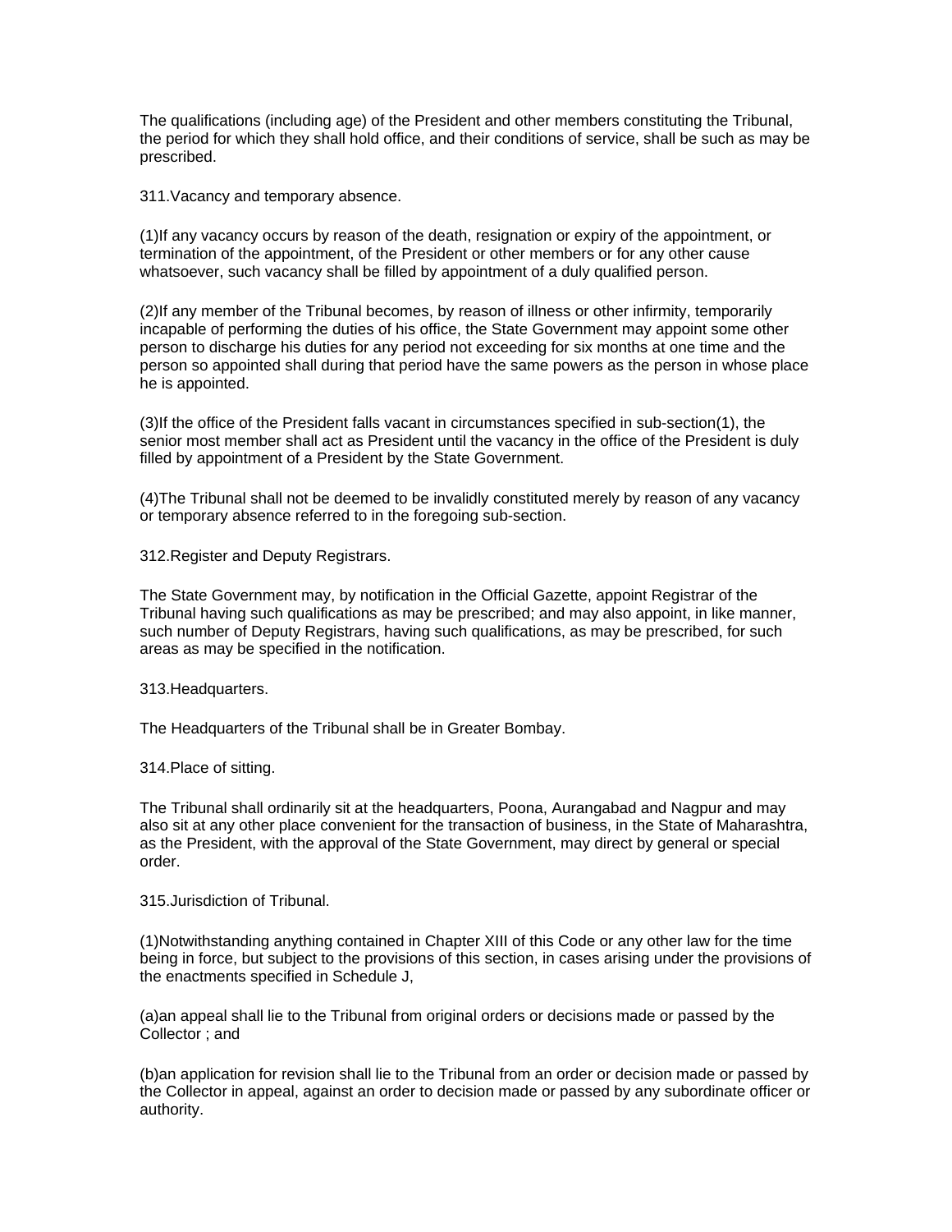The qualifications (including age) of the President and other members constituting the Tribunal, the period for which they shall hold office, and their conditions of service, shall be such as may be prescribed.

311.Vacancy and temporary absence.

(1)If any vacancy occurs by reason of the death, resignation or expiry of the appointment, or termination of the appointment, of the President or other members or for any other cause whatsoever, such vacancy shall be filled by appointment of a duly qualified person.

(2)If any member of the Tribunal becomes, by reason of illness or other infirmity, temporarily incapable of performing the duties of his office, the State Government may appoint some other person to discharge his duties for any period not exceeding for six months at one time and the person so appointed shall during that period have the same powers as the person in whose place he is appointed.

(3)If the office of the President falls vacant in circumstances specified in sub-section(1), the senior most member shall act as President until the vacancy in the office of the President is duly filled by appointment of a President by the State Government.

(4)The Tribunal shall not be deemed to be invalidly constituted merely by reason of any vacancy or temporary absence referred to in the foregoing sub-section.

312.Register and Deputy Registrars.

The State Government may, by notification in the Official Gazette, appoint Registrar of the Tribunal having such qualifications as may be prescribed; and may also appoint, in like manner, such number of Deputy Registrars, having such qualifications, as may be prescribed, for such areas as may be specified in the notification.

313.Headquarters.

The Headquarters of the Tribunal shall be in Greater Bombay.

314.Place of sitting.

The Tribunal shall ordinarily sit at the headquarters, Poona, Aurangabad and Nagpur and may also sit at any other place convenient for the transaction of business, in the State of Maharashtra, as the President, with the approval of the State Government, may direct by general or special order.

315.Jurisdiction of Tribunal.

(1)Notwithstanding anything contained in Chapter XIII of this Code or any other law for the time being in force, but subject to the provisions of this section, in cases arising under the provisions of the enactments specified in Schedule J,

(a)an appeal shall lie to the Tribunal from original orders or decisions made or passed by the Collector ; and

(b)an application for revision shall lie to the Tribunal from an order or decision made or passed by the Collector in appeal, against an order to decision made or passed by any subordinate officer or authority.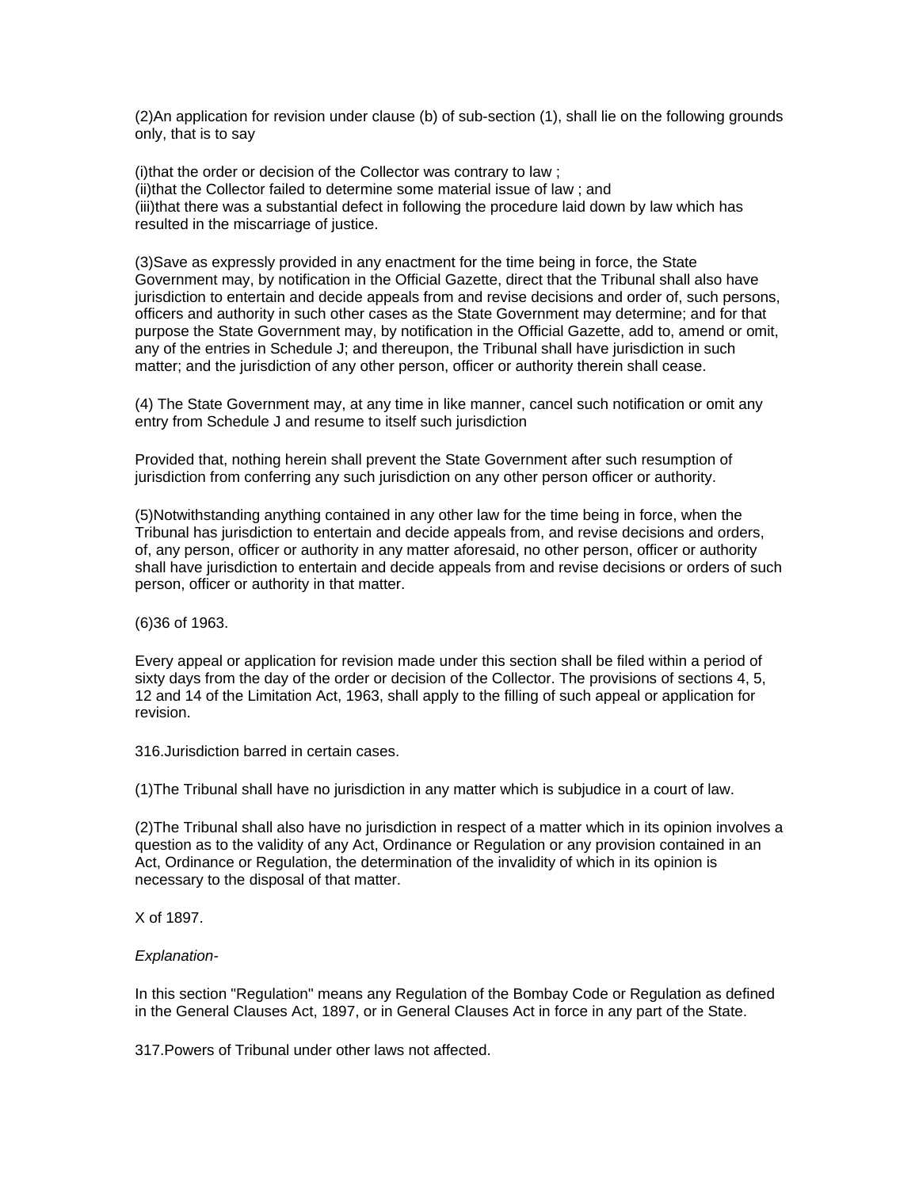(2)An application for revision under clause (b) of sub-section (1), shall lie on the following grounds only, that is to say

(i)that the order or decision of the Collector was contrary to law ;
(ii)that the Collector failed to determine some material issue of law ; and
(iii)that there was a substantial defect in following the procedure laid down by law which has resulted in the miscarriage of justice.

(3)Save as expressly provided in any enactment for the time being in force, the State Government may, by notification in the Official Gazette, direct that the Tribunal shall also have jurisdiction to entertain and decide appeals from and revise decisions and order of, such persons, officers and authority in such other cases as the State Government may determine; and for that purpose the State Government may, by notification in the Official Gazette, add to, amend or omit, any of the entries in Schedule J; and thereupon, the Tribunal shall have jurisdiction in such matter; and the jurisdiction of any other person, officer or authority therein shall cease.

(4) The State Government may, at any time in like manner, cancel such notification or omit any entry from Schedule J and resume to itself such jurisdiction

Provided that, nothing herein shall prevent the State Government after such resumption of jurisdiction from conferring any such jurisdiction on any other person officer or authority.

(5)Notwithstanding anything contained in any other law for the time being in force, when the Tribunal has jurisdiction to entertain and decide appeals from, and revise decisions and orders, of, any person, officer or authority in any matter aforesaid, no other person, officer or authority shall have jurisdiction to entertain and decide appeals from and revise decisions or orders of such person, officer or authority in that matter.

(6)36 of 1963.

Every appeal or application for revision made under this section shall be filed within a period of sixty days from the day of the order or decision of the Collector. The provisions of sections 4, 5, 12 and 14 of the Limitation Act, 1963, shall apply to the filling of such appeal or application for revision.

316.Jurisdiction barred in certain cases.

(1)The Tribunal shall have no jurisdiction in any matter which is subjudice in a court of law.

(2)The Tribunal shall also have no jurisdiction in respect of a matter which in its opinion involves a question as to the validity of any Act, Ordinance or Regulation or any provision contained in an Act, Ordinance or Regulation, the determination of the invalidity of which in its opinion is necessary to the disposal of that matter.

X of 1897.

*Explanation-*

In this section "Regulation" means any Regulation of the Bombay Code or Regulation as defined in the General Clauses Act, 1897, or in General Clauses Act in force in any part of the State.

317.Powers of Tribunal under other laws not affected.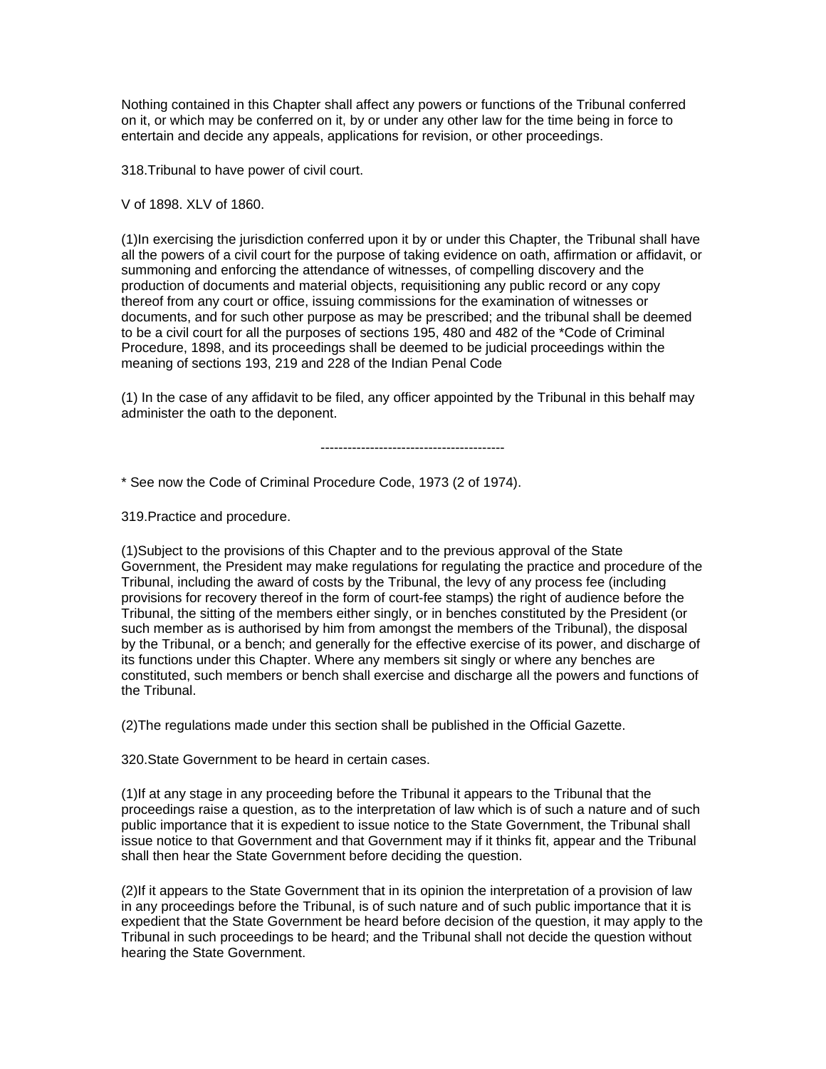Nothing contained in this Chapter shall affect any powers or functions of the Tribunal conferred on it, or which may be conferred on it, by or under any other law for the time being in force to entertain and decide any appeals, applications for revision, or other proceedings.

318.Tribunal to have power of civil court.

V of 1898. XLV of 1860.

(1)In exercising the jurisdiction conferred upon it by or under this Chapter, the Tribunal shall have all the powers of a civil court for the purpose of taking evidence on oath, affirmation or affidavit, or summoning and enforcing the attendance of witnesses, of compelling discovery and the production of documents and material objects, requisitioning any public record or any copy thereof from any court or office, issuing commissions for the examination of witnesses or documents, and for such other purpose as may be prescribed; and the tribunal shall be deemed to be a civil court for all the purposes of sections 195, 480 and 482 of the *Code of Criminal Procedure, 1898, and its proceedings shall be deemed to be judicial proceedings within the meaning of sections 193, 219 and 228 of the Indian Penal Code

(1) In the case of any affidavit to be filed, any officer appointed by the Tribunal in this behalf may administer the oath to the deponent.

-----------------------------------------

* See now the Code of Criminal Procedure Code, 1973 (2 of 1974).

319.Practice and procedure.

(1)Subject to the provisions of this Chapter and to the previous approval of the State Government, the President may make regulations for regulating the practice and procedure of the Tribunal, including the award of costs by the Tribunal, the levy of any process fee (including provisions for recovery thereof in the form of court-fee stamps) the right of audience before the Tribunal, the sitting of the members either singly, or in benches constituted by the President (or such member as is authorised by him from amongst the members of the Tribunal), the disposal by the Tribunal, or a bench; and generally for the effective exercise of its power, and discharge of its functions under this Chapter. Where any members sit singly or where any benches are constituted, such members or bench shall exercise and discharge all the powers and functions of the Tribunal.

(2)The regulations made under this section shall be published in the Official Gazette.

320.State Government to be heard in certain cases.

(1)If at any stage in any proceeding before the Tribunal it appears to the Tribunal that the proceedings raise a question, as to the interpretation of law which is of such a nature and of such public importance that it is expedient to issue notice to the State Government, the Tribunal shall issue notice to that Government and that Government may if it thinks fit, appear and the Tribunal shall then hear the State Government before deciding the question.

(2)If it appears to the State Government that in its opinion the interpretation of a provision of law in any proceedings before the Tribunal, is of such nature and of such public importance that it is expedient that the State Government be heard before decision of the question, it may apply to the Tribunal in such proceedings to be heard; and the Tribunal shall not decide the question without hearing the State Government.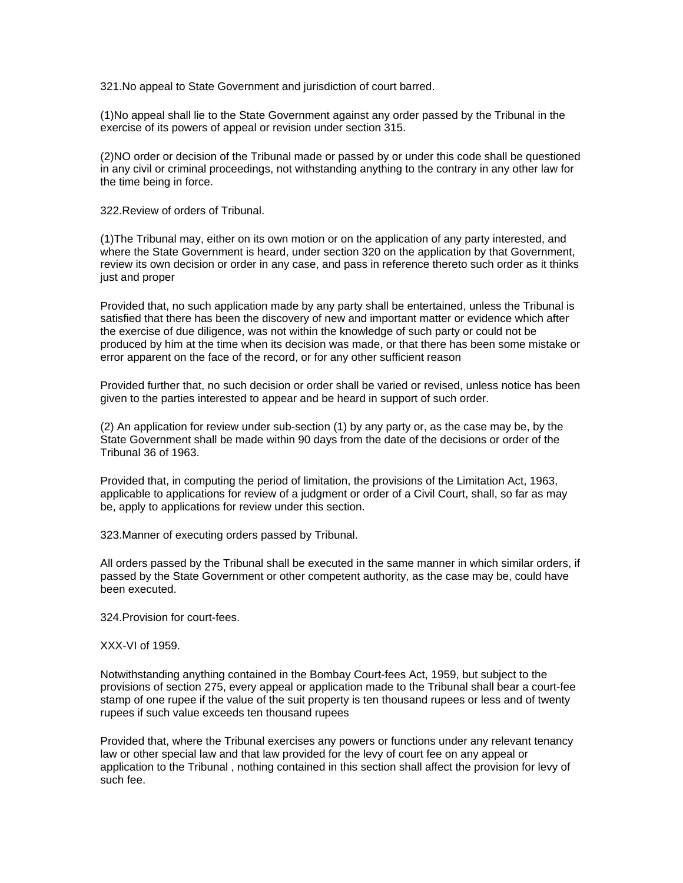321.No appeal to State Government and jurisdiction of court barred.

(1)No appeal shall lie to the State Government against any order passed by the Tribunal in the exercise of its powers of appeal or revision under section 315.

(2)NO order or decision of the Tribunal made or passed by or under this code shall be questioned in any civil or criminal proceedings, not withstanding anything to the contrary in any other law for the time being in force.

322.Review of orders of Tribunal.

(1)The Tribunal may, either on its own motion or on the application of any party interested, and where the State Government is heard, under section 320 on the application by that Government, review its own decision or order in any case, and pass in reference thereto such order as it thinks just and proper

Provided that, no such application made by any party shall be entertained, unless the Tribunal is satisfied that there has been the discovery of new and important matter or evidence which after the exercise of due diligence, was not within the knowledge of such party or could not be produced by him at the time when its decision was made, or that there has been some mistake or error apparent on the face of the record, or for any other sufficient reason

Provided further that, no such decision or order shall be varied or revised, unless notice has been given to the parties interested to appear and be heard in support of such order.

(2) An application for review under sub-section (1) by any party or, as the case may be, by the State Government shall be made within 90 days from the date of the decisions or order of the Tribunal 36 of 1963.

Provided that, in computing the period of limitation, the provisions of the Limitation Act, 1963, applicable to applications for review of a judgment or order of a Civil Court, shall, so far as may be, apply to applications for review under this section.

323.Manner of executing orders passed by Tribunal.

All orders passed by the Tribunal shall be executed in the same manner in which similar orders, if passed by the State Government or other competent authority, as the case may be, could have been executed.

324.Provision for court-fees.

XXX-VI of 1959.

Notwithstanding anything contained in the Bombay Court-fees Act, 1959, but subject to the provisions of section 275, every appeal or application made to the Tribunal shall bear a court-fee stamp of one rupee if the value of the suit property is ten thousand rupees or less and of twenty rupees if such value exceeds ten thousand rupees

Provided that, where the Tribunal exercises any powers or functions under any relevant tenancy law or other special law and that law provided for the levy of court fee on any appeal or application to the Tribunal , nothing contained in this section shall affect the provision for levy of such fee.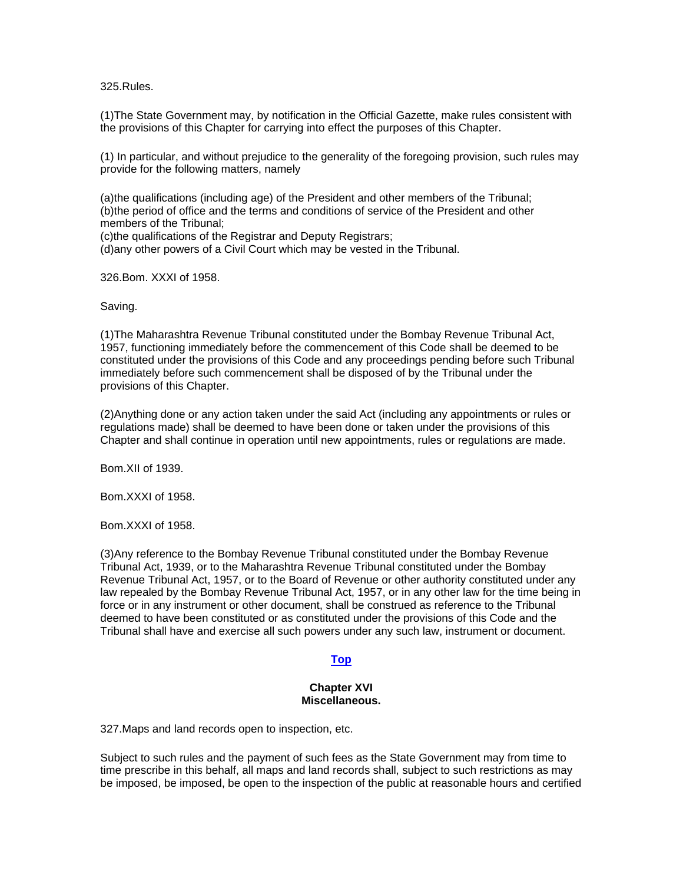325.Rules.

(1)The State Government may, by notification in the Official Gazette, make rules consistent with the provisions of this Chapter for carrying into effect the purposes of this Chapter.

(1) In particular, and without prejudice to the generality of the foregoing provision, such rules may provide for the following matters, namely

(a)the qualifications (including age) of the President and other members of the Tribunal;
(b)the period of office and the terms and conditions of service of the President and other members of the Tribunal;
(c)the qualifications of the Registrar and Deputy Registrars;
(d)any other powers of a Civil Court which may be vested in the Tribunal.

326.Bom. XXXI of 1958.

Saving.

(1)The Maharashtra Revenue Tribunal constituted under the Bombay Revenue Tribunal Act, 1957, functioning immediately before the commencement of this Code shall be deemed to be constituted under the provisions of this Code and any proceedings pending before such Tribunal immediately before such commencement shall be disposed of by the Tribunal under the provisions of this Chapter.

(2)Anything done or any action taken under the said Act (including any appointments or rules or regulations made) shall be deemed to have been done or taken under the provisions of this Chapter and shall continue in operation until new appointments, rules or regulations are made.

Bom.XII of 1939.

Bom.XXXI of 1958.

Bom.XXXI of 1958.

(3)Any reference to the Bombay Revenue Tribunal constituted under the Bombay Revenue Tribunal Act, 1939, or to the Maharashtra Revenue Tribunal constituted under the Bombay Revenue Tribunal Act, 1957, or to the Board of Revenue or other authority constituted under any law repealed by the Bombay Revenue Tribunal Act, 1957, or in any other law for the time being in force or in any instrument or other document, shall be construed as reference to the Tribunal deemed to have been constituted or as constituted under the provisions of this Code and the Tribunal shall have and exercise all such powers under any such law, instrument or document.

**Top**

## Chapter XVI
## Miscellaneous.

327.Maps and land records open to inspection, etc.

Subject to such rules and the payment of such fees as the State Government may from time to time prescribe in this behalf, all maps and land records shall, subject to such restrictions as may be imposed, be imposed, be open to the inspection of the public at reasonable hours and certified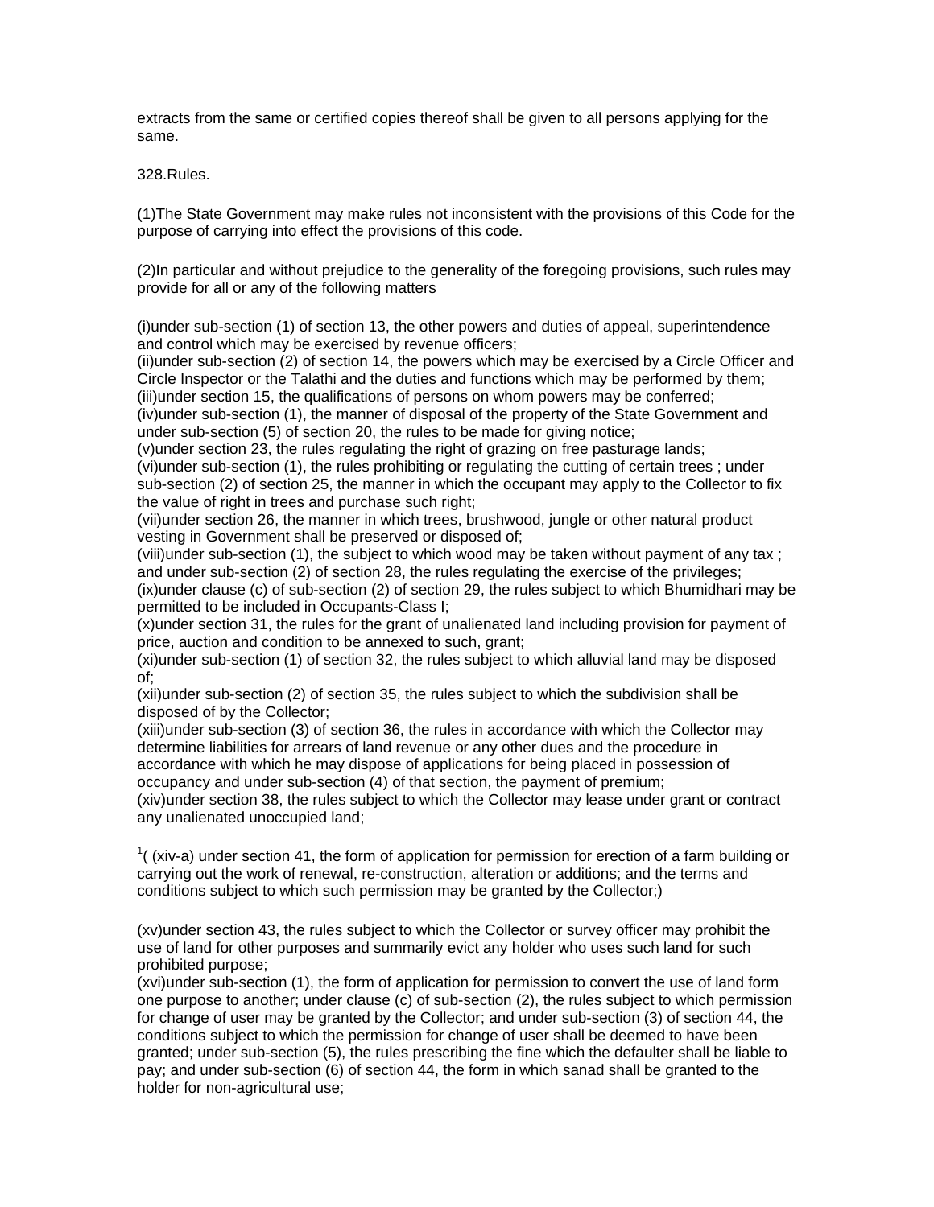extracts from the same or certified copies thereof shall be given to all persons applying for the same.

328.Rules.

(1)The State Government may make rules not inconsistent with the provisions of this Code for the purpose of carrying into effect the provisions of this code.

(2)In particular and without prejudice to the generality of the foregoing provisions, such rules may provide for all or any of the following matters

(i)under sub-section (1) of section 13, the other powers and duties of appeal, superintendence and control which may be exercised by revenue officers;
(ii)under sub-section (2) of section 14, the powers which may be exercised by a Circle Officer and Circle Inspector or the Talathi and the duties and functions which may be performed by them;
(iii)under section 15, the qualifications of persons on whom powers may be conferred;
(iv)under sub-section (1), the manner of disposal of the property of the State Government and under sub-section (5) of section 20, the rules to be made for giving notice;
(v)under section 23, the rules regulating the right of grazing on free pasturage lands;
(vi)under sub-section (1), the rules prohibiting or regulating the cutting of certain trees ; under sub-section (2) of section 25, the manner in which the occupant may apply to the Collector to fix the value of right in trees and purchase such right;
(vii)under section 26, the manner in which trees, brushwood, jungle or other natural product vesting in Government shall be preserved or disposed of;
(viii)under sub-section (1), the subject to which wood may be taken without payment of any tax ; and under sub-section (2) of section 28, the rules regulating the exercise of the privileges;
(ix)under clause (c) of sub-section (2) of section 29, the rules subject to which Bhumidhari may be permitted to be included in Occupants-Class I;
(x)under section 31, the rules for the grant of unalienated land including provision for payment of price, auction and condition to be annexed to such, grant;
(xi)under sub-section (1) of section 32, the rules subject to which alluvial land may be disposed of;
(xii)under sub-section (2) of section 35, the rules subject to which the subdivision shall be disposed of by the Collector;
(xiii)under sub-section (3) of section 36, the rules in accordance with which the Collector may determine liabilities for arrears of land revenue or any other dues and the procedure in accordance with which he may dispose of applications for being placed in possession of occupancy and under sub-section (4) of that section, the payment of premium;
(xiv)under section 38, the rules subject to which the Collector may lease under grant or contract any unalienated unoccupied land;

[1]( (xiv-a) under section 41, the form of application for permission for erection of a farm building or carrying out the work of renewal, re-construction, alteration or additions; and the terms and conditions subject to which such permission may be granted by the Collector;)

(xv)under section 43, the rules subject to which the Collector or survey officer may prohibit the use of land for other purposes and summarily evict any holder who uses such land for such prohibited purpose;
(xvi)under sub-section (1), the form of application for permission to convert the use of land form one purpose to another; under clause (c) of sub-section (2), the rules subject to which permission for change of user may be granted by the Collector; and under sub-section (3) of section 44, the conditions subject to which the permission for change of user shall be deemed to have been granted; under sub-section (5), the rules prescribing the fine which the defaulter shall be liable to pay; and under sub-section (6) of section 44, the form in which sanad shall be granted to the holder for non-agricultural use;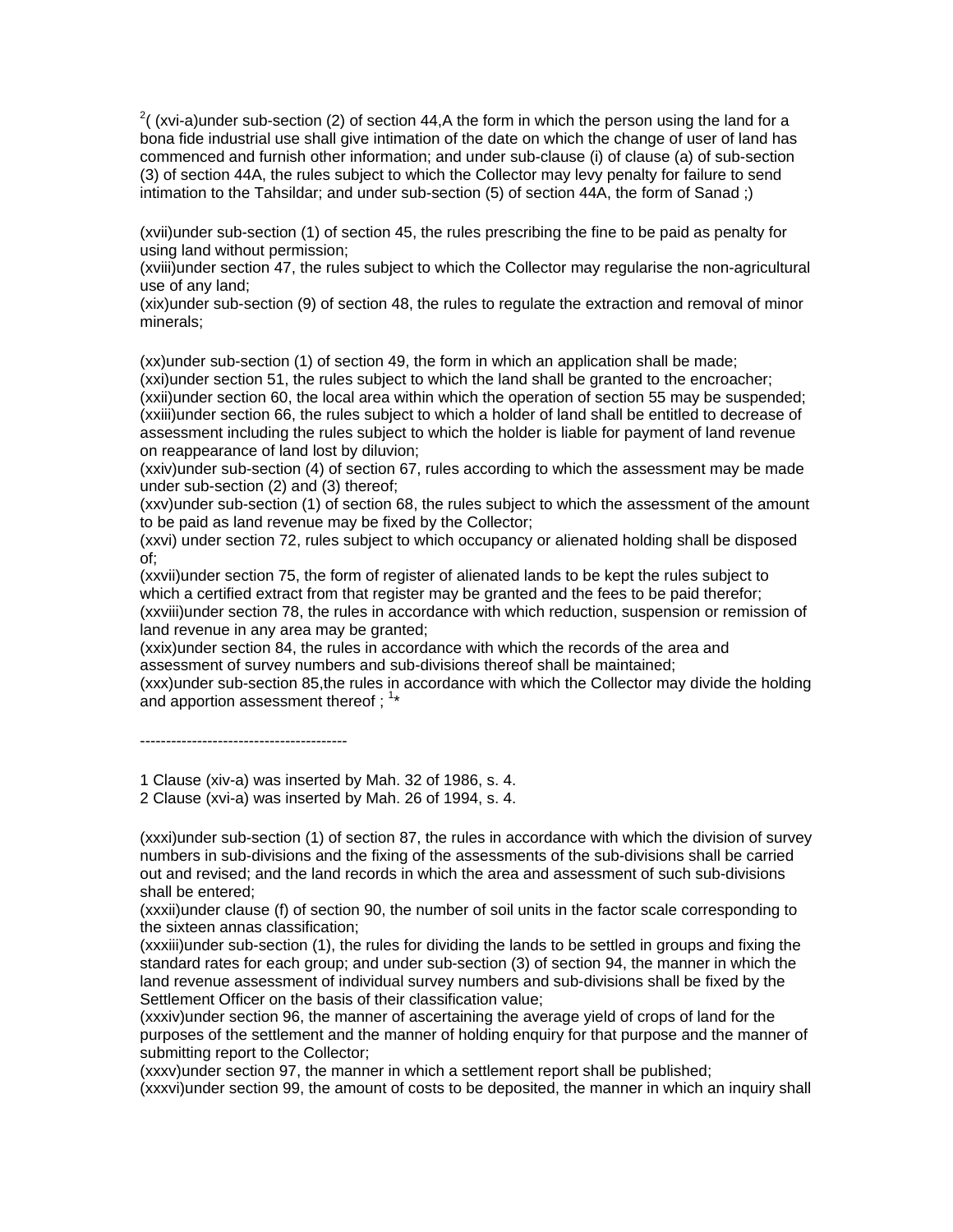[2]( (xvi-a)under sub-section (2) of section 44,A the form in which the person using the land for a bona fide industrial use shall give intimation of the date on which the change of user of land has commenced and furnish other information; and under sub-clause (i) of clause (a) of sub-section (3) of section 44A, the rules subject to which the Collector may levy penalty for failure to send intimation to the Tahsildar; and under sub-section (5) of section 44A, the form of Sanad ;)

(xvii)under sub-section (1) of section 45, the rules prescribing the fine to be paid as penalty for using land without permission;
(xviii)under section 47, the rules subject to which the Collector may regularise the non-agricultural use of any land;
(xix)under sub-section (9) of section 48, the rules to regulate the extraction and removal of minor minerals;

(xx)under sub-section (1) of section 49, the form in which an application shall be made;
(xxi)under section 51, the rules subject to which the land shall be granted to the encroacher;
(xxii)under section 60, the local area within which the operation of section 55 may be suspended;
(xxiii)under section 66, the rules subject to which a holder of land shall be entitled to decrease of assessment including the rules subject to which the holder is liable for payment of land revenue on reappearance of land lost by diluvion;
(xxiv)under sub-section (4) of section 67, rules according to which the assessment may be made under sub-section (2) and (3) thereof;
(xxv)under sub-section (1) of section 68, the rules subject to which the assessment of the amount to be paid as land revenue may be fixed by the Collector;
(xxvi) under section 72, rules subject to which occupancy or alienated holding shall be disposed of;
(xxvii)under section 75, the form of register of alienated lands to be kept the rules subject to which a certified extract from that register may be granted and the fees to be paid therefor;
(xxviii)under section 78, the rules in accordance with which reduction, suspension or remission of land revenue in any area may be granted;
(xxix)under section 84, the rules in accordance with which the records of the area and assessment of survey numbers and sub-divisions thereof shall be maintained;
(xxx)under sub-section 85,the rules in accordance with which the Collector may divide the holding and apportion assessment thereof ; [1]*

----------------------------------------

1 Clause (xiv-a) was inserted by Mah. 32 of 1986, s. 4.
2 Clause (xvi-a) was inserted by Mah. 26 of 1994, s. 4.

(xxxi)under sub-section (1) of section 87, the rules in accordance with which the division of survey numbers in sub-divisions and the fixing of the assessments of the sub-divisions shall be carried out and revised; and the land records in which the area and assessment of such sub-divisions shall be entered;
(xxxii)under clause (f) of section 90, the number of soil units in the factor scale corresponding to the sixteen annas classification;
(xxxiii)under sub-section (1), the rules for dividing the lands to be settled in groups and fixing the standard rates for each group; and under sub-section (3) of section 94, the manner in which the land revenue assessment of individual survey numbers and sub-divisions shall be fixed by the Settlement Officer on the basis of their classification value;
(xxxiv)under section 96, the manner of ascertaining the average yield of crops of land for the purposes of the settlement and the manner of holding enquiry for that purpose and the manner of submitting report to the Collector;
(xxxv)under section 97, the manner in which a settlement report shall be published;
(xxxvi)under section 99, the amount of costs to be deposited, the manner in which an inquiry shall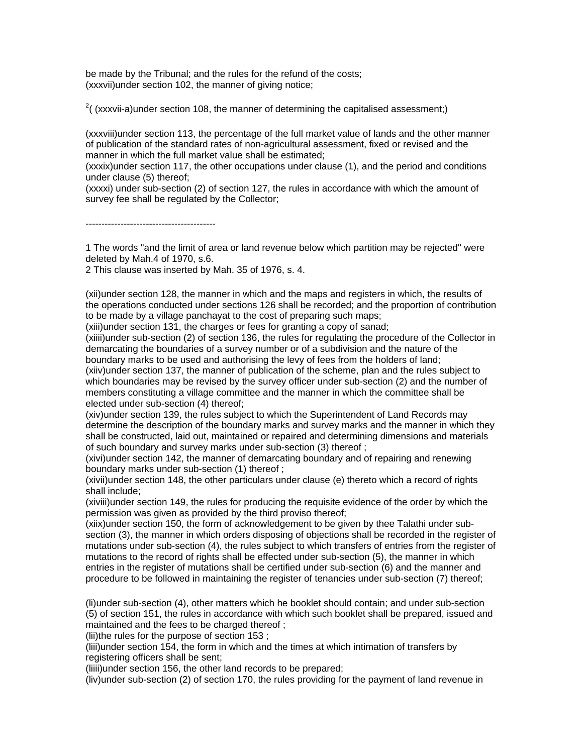be made by the Tribunal; and the rules for the refund of the costs;
(xxxvii)under section 102, the manner of giving notice;

[2]( (xxxvii-a)under section 108, the manner of determining the capitalised assessment;)

(xxxviii)under section 113, the percentage of the full market value of lands and the other manner of publication of the standard rates of non-agricultural assessment, fixed or revised and the manner in which the full market value shall be estimated;
(xxxix)under section 117, the other occupations under clause (1), and the period and conditions under clause (5) thereof;
(xxxxi) under sub-section (2) of section 127, the rules in accordance with which the amount of survey fee shall be regulated by the Collector;

----------------------------------------

1 The words "and the limit of area or land revenue below which partition may be rejected" were deleted by Mah.4 of 1970, s.6.
2 This clause was inserted by Mah. 35 of 1976, s. 4.

(xii)under section 128, the manner in which and the maps and registers in which, the results of the operations conducted under sections 126 shall be recorded; and the proportion of contribution to be made by a village panchayat to the cost of preparing such maps;
(xiii)under section 131, the charges or fees for granting a copy of sanad;
(xiiii)under sub-section (2) of section 136, the rules for regulating the procedure of the Collector in demarcating the boundaries of a survey number or of a subdivision and the nature of the boundary marks to be used and authorising the levy of fees from the holders of land;
(xiiv)under section 137, the manner of publication of the scheme, plan and the rules subject to which boundaries may be revised by the survey officer under sub-section (2) and the number of members constituting a village committee and the manner in which the committee shall be elected under sub-section (4) thereof;
(xiv)under section 139, the rules subject to which the Superintendent of Land Records may determine the description of the boundary marks and survey marks and the manner in which they shall be constructed, laid out, maintained or repaired and determining dimensions and materials of such boundary and survey marks under sub-section (3) thereof ;
(xivi)under section 142, the manner of demarcating boundary and of repairing and renewing boundary marks under sub-section (1) thereof ;
(xivii)under section 148, the other particulars under clause (e) thereto which a record of rights shall include;
(xiviii)under section 149, the rules for producing the requisite evidence of the order by which the permission was given as provided by the third proviso thereof;
(xiix)under section 150, the form of acknowledgement to be given by thee Talathi under sub-section (3), the manner in which orders disposing of objections shall be recorded in the register of mutations under sub-section (4), the rules subject to which transfers of entries from the register of mutations to the record of rights shall be effected under sub-section (5), the manner in which entries in the register of mutations shall be certified under sub-section (6) and the manner and procedure to be followed in maintaining the register of tenancies under sub-section (7) thereof;

(li)under sub-section (4), other matters which he booklet should contain; and under sub-section (5) of section 151, the rules in accordance with which such booklet shall be prepared, issued and maintained and the fees to be charged thereof ;
(lii)the rules for the purpose of section 153 ;
(liii)under section 154, the form in which and the times at which intimation of transfers by registering officers shall be sent;
(liiii)under section 156, the other land records to be prepared;
(liv)under sub-section (2) of section 170, the rules providing for the payment of land revenue in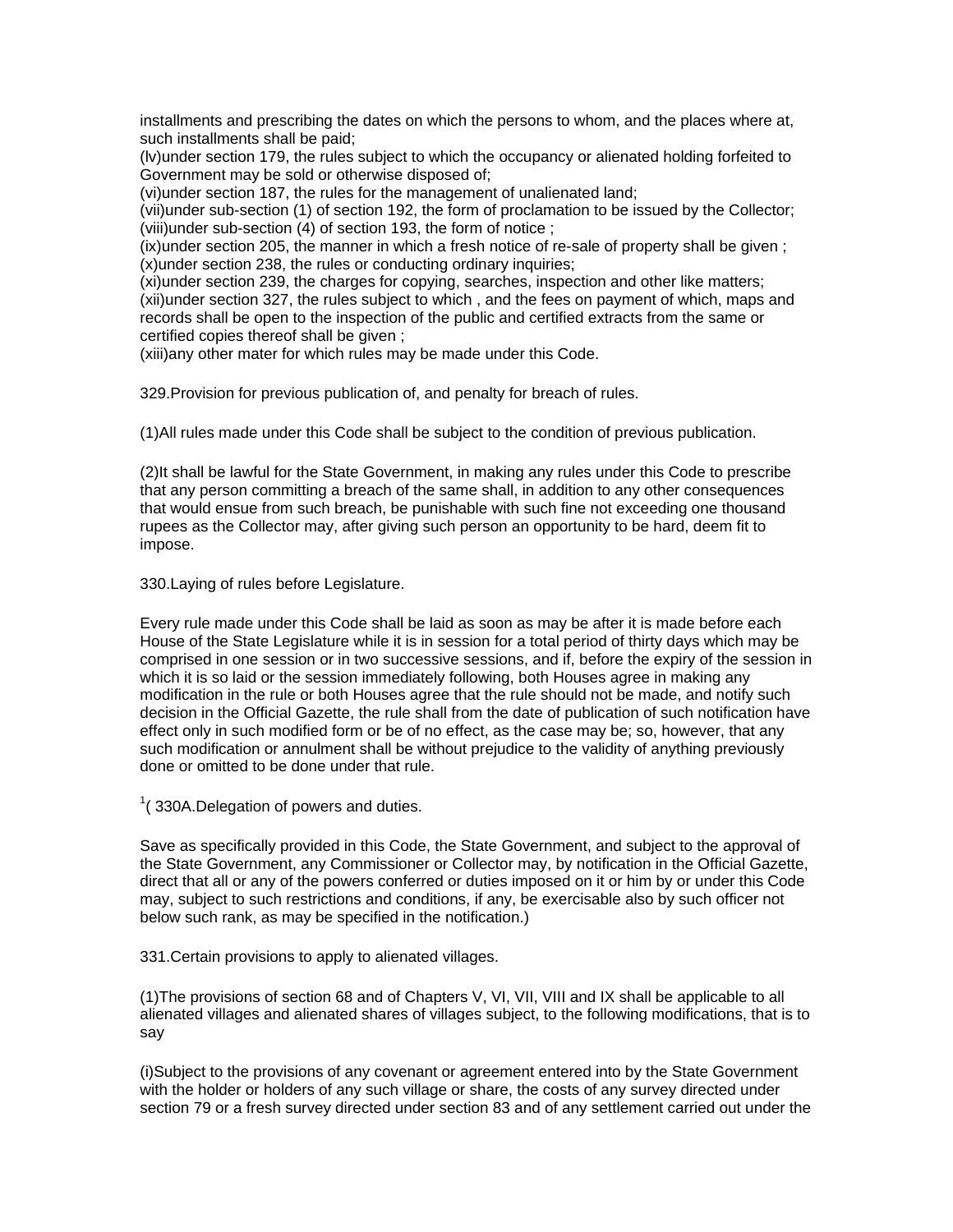installments and prescribing the dates on which the persons to whom, and the places where at, such installments shall be paid;

(lv)under section 179, the rules subject to which the occupancy or alienated holding forfeited to Government may be sold or otherwise disposed of;

(vi)under section 187, the rules for the management of unalienated land;

(vii)under sub-section (1) of section 192, the form of proclamation to be issued by the Collector;

(viii)under sub-section (4) of section 193, the form of notice ;

(ix)under section 205, the manner in which a fresh notice of re-sale of property shall be given ;

(x)under section 238, the rules or conducting ordinary inquiries;

(xi)under section 239, the charges for copying, searches, inspection and other like matters;

(xii)under section 327, the rules subject to which , and the fees on payment of which, maps and records shall be open to the inspection of the public and certified extracts from the same or certified copies thereof shall be given ;

(xiii)any other mater for which rules may be made under this Code.

329.Provision for previous publication of, and penalty for breach of rules.

(1)All rules made under this Code shall be subject to the condition of previous publication.

(2)It shall be lawful for the State Government, in making any rules under this Code to prescribe that any person committing a breach of the same shall, in addition to any other consequences that would ensue from such breach, be punishable with such fine not exceeding one thousand rupees as the Collector may, after giving such person an opportunity to be hard, deem fit to impose.

330.Laying of rules before Legislature.

Every rule made under this Code shall be laid as soon as may be after it is made before each House of the State Legislature while it is in session for a total period of thirty days which may be comprised in one session or in two successive sessions, and if, before the expiry of the session in which it is so laid or the session immediately following, both Houses agree in making any modification in the rule or both Houses agree that the rule should not be made, and notify such decision in the Official Gazette, the rule shall from the date of publication of such notification have effect only in such modified form or be of no effect, as the case may be; so, however, that any such modification or annulment shall be without prejudice to the validity of anything previously done or omitted to be done under that rule.

[1]( 330A.Delegation of powers and duties.

Save as specifically provided in this Code, the State Government, and subject to the approval of the State Government, any Commissioner or Collector may, by notification in the Official Gazette, direct that all or any of the powers conferred or duties imposed on it or him by or under this Code may, subject to such restrictions and conditions, if any, be exercisable also by such officer not below such rank, as may be specified in the notification.)

331.Certain provisions to apply to alienated villages.

(1)The provisions of section 68 and of Chapters V, VI, VII, VIII and IX shall be applicable to all alienated villages and alienated shares of villages subject, to the following modifications, that is to say

(i)Subject to the provisions of any covenant or agreement entered into by the State Government with the holder or holders of any such village or share, the costs of any survey directed under section 79 or a fresh survey directed under section 83 and of any settlement carried out under the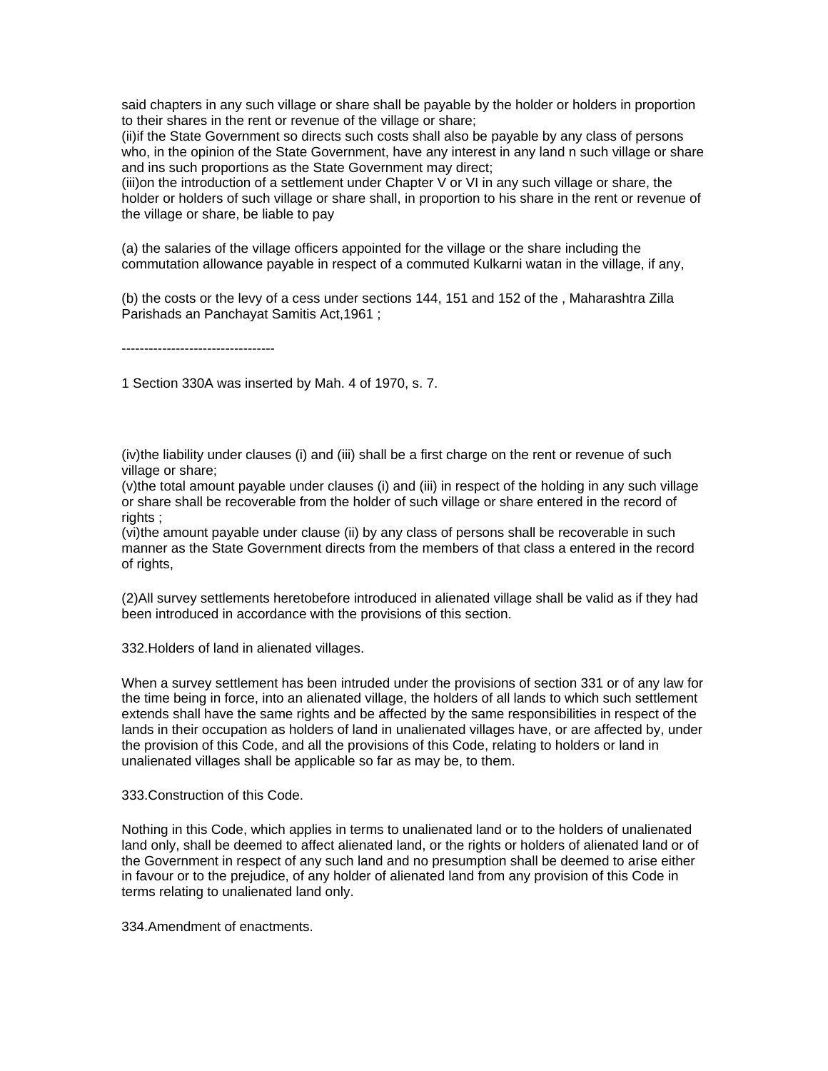said chapters in any such village or share shall be payable by the holder or holders in proportion to their shares in the rent or revenue of the village or share;
(ii)if the State Government so directs such costs shall also be payable by any class of persons who, in the opinion of the State Government, have any interest in any land n such village or share and ins such proportions as the State Government may direct;
(iii)on the introduction of a settlement under Chapter V or VI in any such village or share, the holder or holders of such village or share shall, in proportion to his share in the rent or revenue of the village or share, be liable to pay

(a) the salaries of the village officers appointed for the village or the share including the commutation allowance payable in respect of a commuted Kulkarni watan in the village, if any,

(b) the costs or the levy of a cess under sections 144, 151 and 152 of the , Maharashtra Zilla Parishads an Panchayat Samitis Act,1961 ;

----------------------------------

1 Section 330A was inserted by Mah. 4 of 1970, s. 7.

(iv)the liability under clauses (i) and (iii) shall be a first charge on the rent or revenue of such village or share;
(v)the total amount payable under clauses (i) and (iii) in respect of the holding in any such village or share shall be recoverable from the holder of such village or share entered in the record of rights ;
(vi)the amount payable under clause (ii) by any class of persons shall be recoverable in such manner as the State Government directs from the members of that class a entered in the record of rights,

(2)All survey settlements heretobefore introduced in alienated village shall be valid as if they had been introduced in accordance with the provisions of this section.

332.Holders of land in alienated villages.

When a survey settlement has been intruded under the provisions of section 331 or of any law for the time being in force, into an alienated village, the holders of all lands to which such settlement extends shall have the same rights and be affected by the same responsibilities in respect of the lands in their occupation as holders of land in unalienated villages have, or are affected by, under the provision of this Code, and all the provisions of this Code, relating to holders or land in unalienated villages shall be applicable so far as may be, to them.

333.Construction of this Code.

Nothing in this Code, which applies in terms to unalienated land or to the holders of unalienated land only, shall be deemed to affect alienated land, or the rights or holders of alienated land or of the Government in respect of any such land and no presumption shall be deemed to arise either in favour or to the prejudice, of any holder of alienated land from any provision of this Code in terms relating to unalienated land only.

334.Amendment of enactments.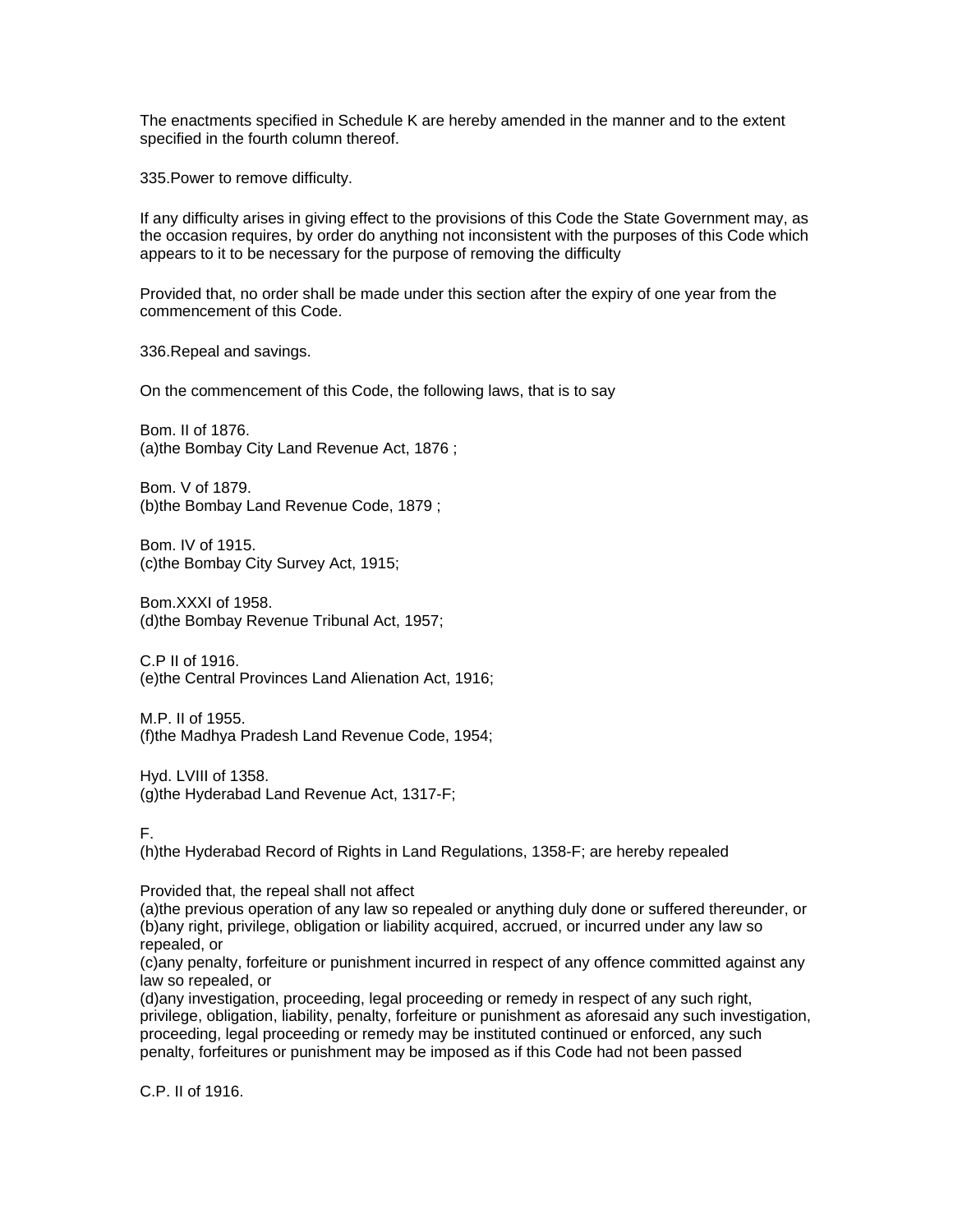The enactments specified in Schedule K are hereby amended in the manner and to the extent specified in the fourth column thereof.

335.Power to remove difficulty.

If any difficulty arises in giving effect to the provisions of this Code the State Government may, as the occasion requires, by order do anything not inconsistent with the purposes of this Code which appears to it to be necessary for the purpose of removing the difficulty

Provided that, no order shall be made under this section after the expiry of one year from the commencement of this Code.

336.Repeal and savings.

On the commencement of this Code, the following laws, that is to say

Bom. II of 1876.
(a)the Bombay City Land Revenue Act, 1876 ;

Bom. V of 1879.
(b)the Bombay Land Revenue Code, 1879 ;

Bom. IV of 1915.
(c)the Bombay City Survey Act, 1915;

Bom.XXXI of 1958.
(d)the Bombay Revenue Tribunal Act, 1957;

C.P II of 1916.
(e)the Central Provinces Land Alienation Act, 1916;

M.P. II of 1955.
(f)the Madhya Pradesh Land Revenue Code, 1954;

Hyd. LVIII of 1358.
(g)the Hyderabad Land Revenue Act, 1317-F;

F.
(h)the Hyderabad Record of Rights in Land Regulations, 1358-F; are hereby repealed

Provided that, the repeal shall not affect
(a)the previous operation of any law so repealed or anything duly done or suffered thereunder, or
(b)any right, privilege, obligation or liability acquired, accrued, or incurred under any law so repealed, or
(c)any penalty, forfeiture or punishment incurred in respect of any offence committed against any law so repealed, or
(d)any investigation, proceeding, legal proceeding or remedy in respect of any such right, privilege, obligation, liability, penalty, forfeiture or punishment as aforesaid any such investigation, proceeding, legal proceeding or remedy may be instituted continued or enforced, any such penalty, forfeitures or punishment may be imposed as if this Code had not been passed

C.P. II of 1916.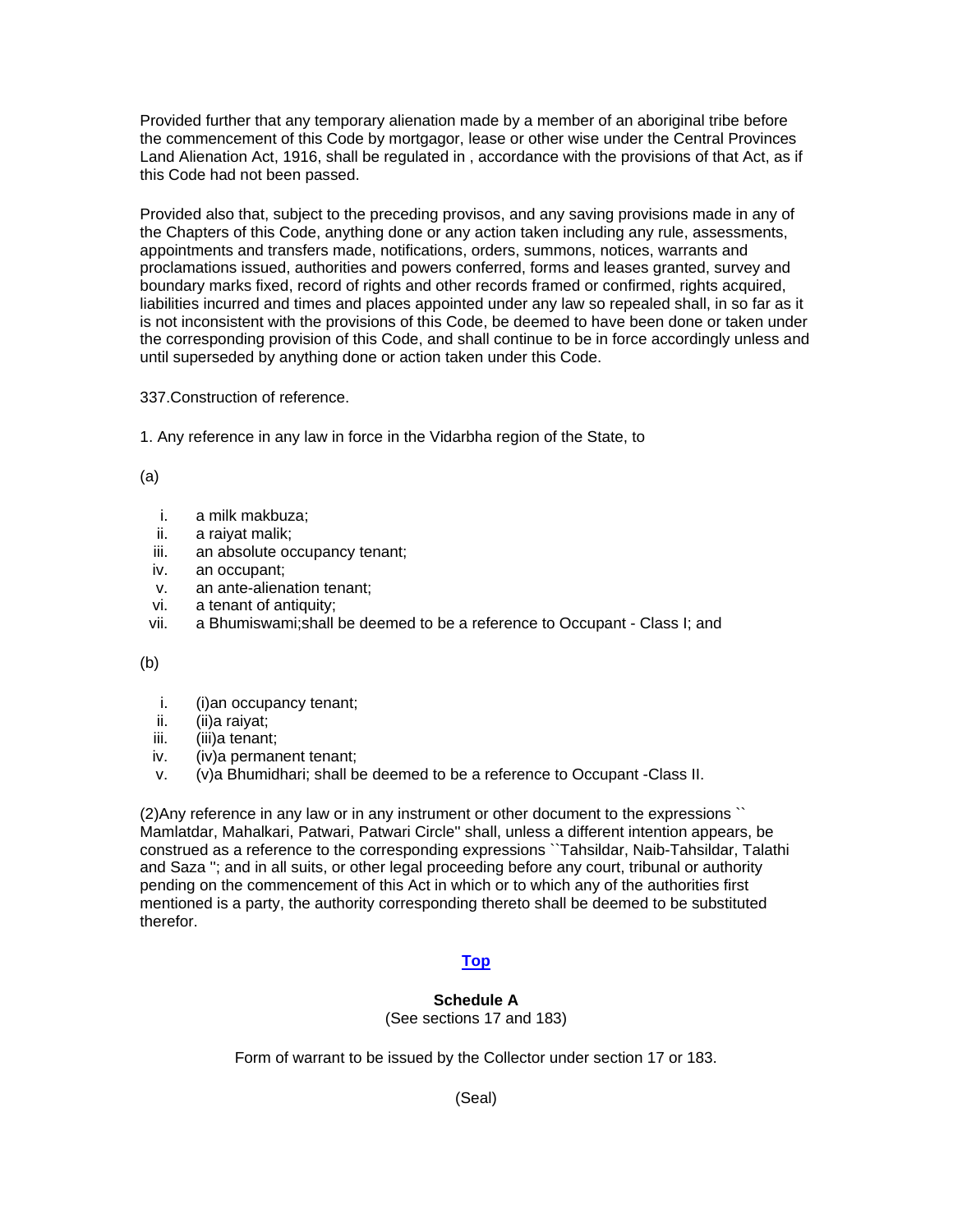Provided further that any temporary alienation made by a member of an aboriginal tribe before the commencement of this Code by mortgagor, lease or other wise under the Central Provinces Land Alienation Act, 1916, shall be regulated in , accordance with the provisions of that Act, as if this Code had not been passed.

Provided also that, subject to the preceding provisos, and any saving provisions made in any of the Chapters of this Code, anything done or any action taken including any rule, assessments, appointments and transfers made, notifications, orders, summons, notices, warrants and proclamations issued, authorities and powers conferred, forms and leases granted, survey and boundary marks fixed, record of rights and other records framed or confirmed, rights acquired, liabilities incurred and times and places appointed under any law so repealed shall, in so far as it is not inconsistent with the provisions of this Code, be deemed to have been done or taken under the corresponding provision of this Code, and shall continue to be in force accordingly unless and until superseded by anything done or action taken under this Code.

337.Construction of reference.

1. Any reference in any law in force in the Vidarbha region of the State, to

(a)

i. a milk makbuza;
ii. a raiyat malik;
iii. an absolute occupancy tenant;
iv. an occupant;
v. an ante-alienation tenant;
vi. a tenant of antiquity;
vii. a Bhumiswami;shall be deemed to be a reference to Occupant - Class I; and

(b)

i. (i)an occupancy tenant;
ii. (ii)a raiyat;
iii. (iii)a tenant;
iv. (iv)a permanent tenant;
v. (v)a Bhumidhari; shall be deemed to be a reference to Occupant -Class II.

(2)Any reference in any law or in any instrument or other document to the expressions `` Mamlatdar, Mahalkari, Patwari, Patwari Circle'' shall, unless a different intention appears, be construed as a reference to the corresponding expressions ``Tahsildar, Naib-Tahsildar, Talathi and Saza ''; and in all suits, or other legal proceeding before any court, tribunal or authority pending on the commencement of this Act in which or to which any of the authorities first mentioned is a party, the authority corresponding thereto shall be deemed to be substituted therefor.

**Top**

**Schedule A**

(See sections 17 and 183)

Form of warrant to be issued by the Collector under section 17 or 183.

(Seal)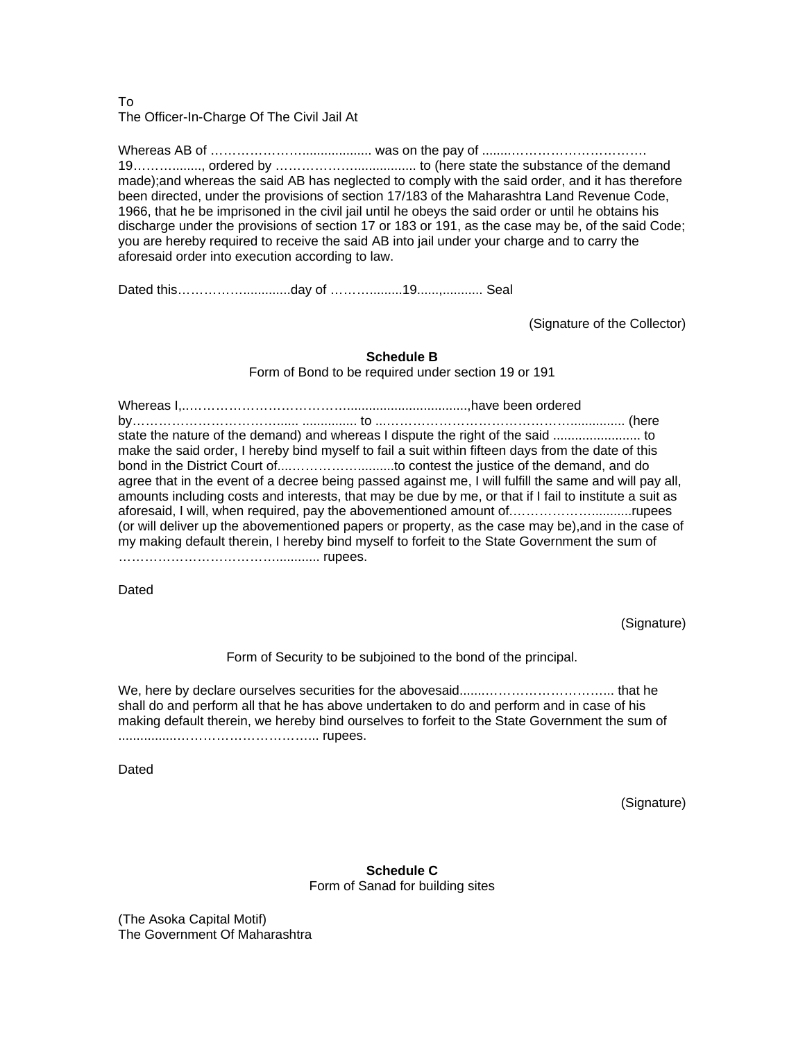To
The Officer-In-Charge Of The Civil Jail At

Whereas AB of …………………................... was on the pay of ........………………………….
19……….......,  ordered by ………………................ to (here state the substance of the demand made);and whereas the said AB has neglected to comply with the said order, and it has therefore been directed, under the provisions of section 17/183 of the Maharashtra Land Revenue Code, 1966, that he be imprisoned in the civil jail until he obeys the said order or until he obtains his discharge under the provisions of section 17 or 183 or 191, as the case may be, of the said Code; you are hereby required to receive the said AB into jail under your charge and to carry the aforesaid order into execution according to law.

Dated this…………….............day of ………........19......,........... Seal

(Signature of the Collector)

**Schedule B**

Form of Bond to be required under section 19 or 191

Whereas I,..……………………………….................................,have been ordered by…………………………...... ............... to ...…………………………………….............. (here state the nature of the demand) and whereas I dispute the right of the said ........................ to make the said order, I hereby bind myself to fail a suit within fifteen days from the date of this bond in the District Court of...………………..........to contest the justice of the demand, and do agree that in the event of a decree being passed against me, I will fulfill the same and will pay all, amounts including costs and interests, that may be due by me, or that if I fail to institute a suit as aforesaid, I will, when required, pay the abovementioned amount of.…………………...........rupees (or will deliver up the abovementioned papers or property, as the case may be),and in the case of my making default therein, I hereby bind myself to forfeit to the State Government the sum of ………………………………............ rupees.

Dated

(Signature)

Form of Security to be subjoined to the bond of the principal.

We, here by declare ourselves securities for the abovesaid.......………………………... that he shall do and perform all that he has above undertaken to do and perform and in case of his making default therein, we hereby bind ourselves to forfeit to the State Government the sum of ................…………………………... rupees.

Dated

(Signature)

**Schedule C**

Form of Sanad for building sites

(The Asoka Capital Motif)
The Government Of Maharashtra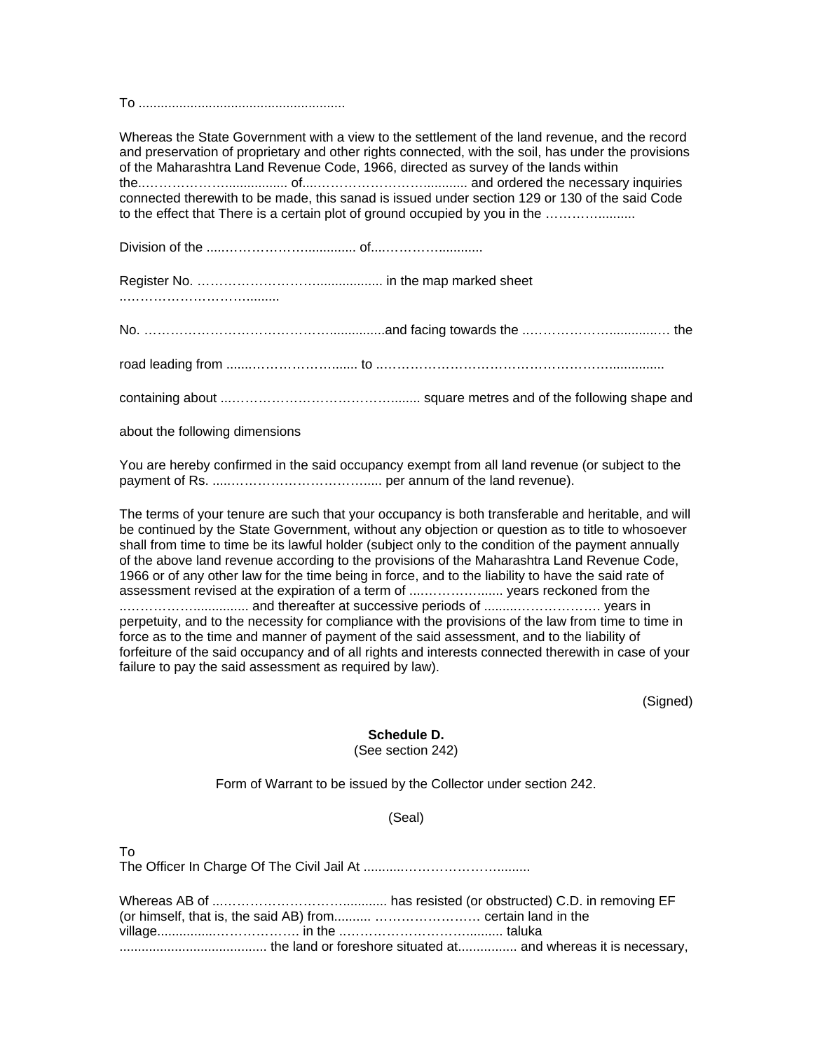To ........................................................

Whereas the State Government with a view to the settlement of the land revenue, and the record and preservation of proprietary and other rights connected, with the soil, has under the provisions of the Maharashtra Land Revenue Code, 1966, directed as survey of the lands within the.…………………................ of...……………………........... and ordered the necessary inquiries connected therewith to be made, this sanad is issued under section 129 or 130 of the said Code to the effect that There is a certain plot of ground occupied by you in the ………….........

Division of the .....……………….............. of...………….............

Register No. ………………………................. in the map marked sheet ..………………………........

No. ………………………………………..............and facing towards the ..……………….............… the

road leading from .......…………………....... to ..………………………………………………...............

containing about ...…………………………………........ square metres and of the following shape and

about the following dimensions

You are hereby confirmed in the said occupancy exempt from all land revenue (or subject to the payment of Rs. .....…………………………..... per annum of the land revenue).

The terms of your tenure are such that your occupancy is both transferable and heritable, and will be continued by the State Government, without any objection or question as to title to whosoever shall from time to time be its lawful holder (subject only to the condition of the payment annually of the above land revenue according to the provisions of the Maharashtra Land Revenue Code, 1966 or of any other law for the time being in force, and to the liability to have the said rate of assessment revised at the expiration of a term of ....……….…...... years reckoned from the ..……………............... and thereafter at successive periods of .........………………. years in perpetuity, and to the necessity for compliance with the provisions of the law from time to time in force as to the time and manner of payment of the said assessment, and to the liability of forfeiture of the said occupancy and of all rights and interests connected therewith in case of your failure to pay the said assessment as required by law).

(Signed)

**Schedule D.**

(See section 242)

Form of Warrant to be issued by the Collector under section 242.

(Seal)

To
The Officer In Charge Of The Civil Jail At ...........……………………........

Whereas AB of ...…………………………........... has resisted (or obstructed) C.D. in removing EF (or himself, that is, the said AB) from.......... …………………… certain land in the village...............………………. in the ……………………………......... taluka ........................................ the land or foreshore situated at................ and whereas it is necessary,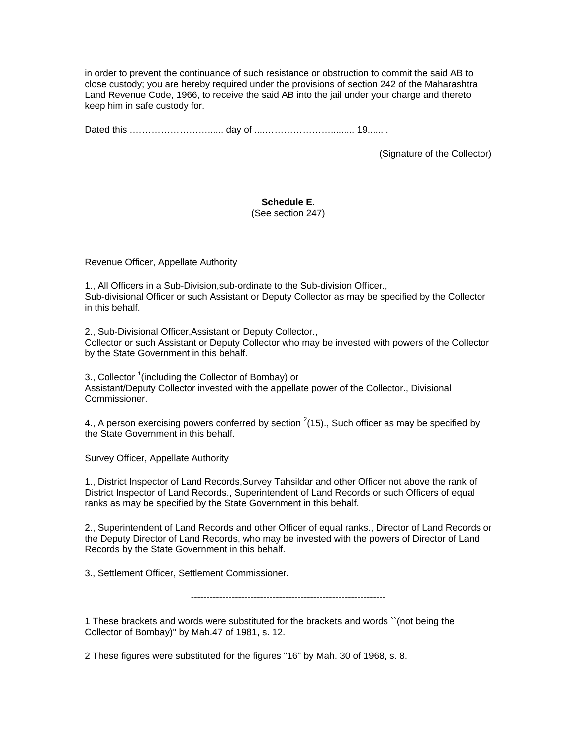in order to prevent the continuance of such resistance or obstruction to commit the said AB to close custody; you are hereby required under the provisions of section 242 of the Maharashtra Land Revenue Code, 1966, to receive the said AB into the jail under your charge and thereto keep him in safe custody for.

Dated this ……………………….... day of ....……………………........ 19...... .

(Signature of the Collector)

**Schedule E.**
(See section 247)

Revenue Officer, Appellate Authority

1., All Officers in a Sub-Division,sub-ordinate to the Sub-division Officer.,
Sub-divisional Officer or such Assistant or Deputy Collector as may be specified by the Collector in this behalf.

2., Sub-Divisional Officer,Assistant or Deputy Collector.,
Collector or such Assistant or Deputy Collector who may be invested with powers of the Collector by the State Government in this behalf.

3., Collector [1](including the Collector of Bombay) or
Assistant/Deputy Collector invested with the appellate power of the Collector., Divisional Commissioner.

4., A person exercising powers conferred by section [2](15)., Such officer as may be specified by the State Government in this behalf.

Survey Officer, Appellate Authority

1., District Inspector of Land Records,Survey Tahsildar and other Officer not above the rank of District Inspector of Land Records., Superintendent of Land Records or such Officers of equal ranks as may be specified by the State Government in this behalf.

2., Superintendent of Land Records and other Officer of equal ranks., Director of Land Records or the Deputy Director of Land Records, who may be invested with the powers of Director of Land Records by the State Government in this behalf.

3., Settlement Officer, Settlement Commissioner.

---

1 These brackets and words were substituted for the brackets and words ``(not being the Collector of Bombay)" by Mah.47 of 1981, s. 12.

2 These figures were substituted for the figures "16" by Mah. 30 of 1968, s. 8.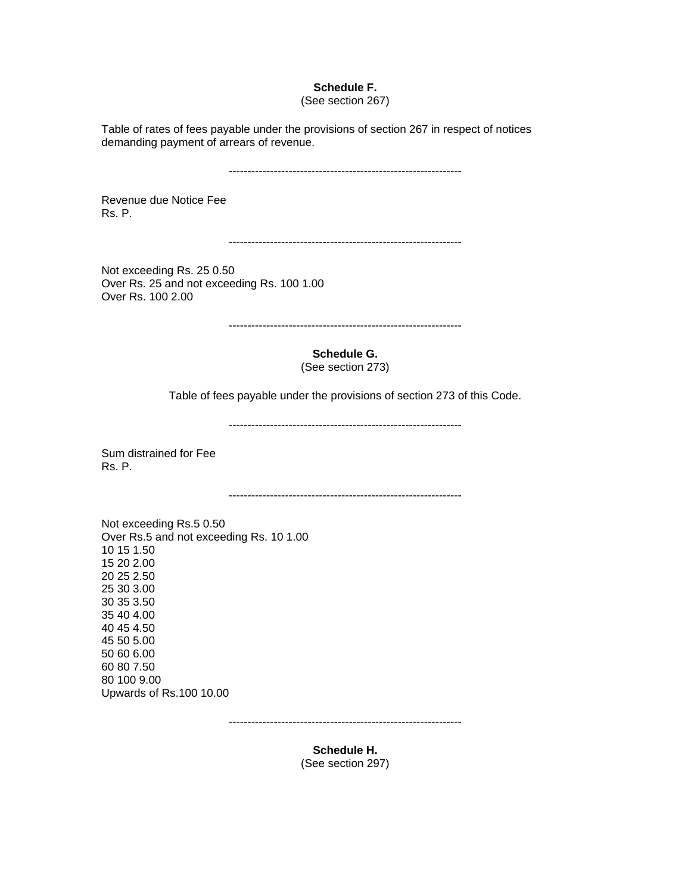**Schedule F.**
(See section 267)

Table of rates of fees payable under the provisions of section 267 in respect of notices demanding payment of arrears of revenue.

| Revenue due | Notice Fee Rs. P. |
|---|---|
| Not exceeding Rs. 25 | 0.50 |
| Over Rs. 25 and not exceeding Rs. 100 | 1.00 |
| Over Rs. 100 | 2.00 |

**Schedule G.**
(See section 273)

Table of fees payable under the provisions of section 273 of this Code.

| Sum distrained for | | Fee Rs. P. |
|---|---|---|
| Not exceeding Rs.5 | | 0.50 |
| Over Rs.5 and not exceeding Rs. 10 | | 1.00 |
| 10 | 15 | 1.50 |
| 15 | 20 | 2.00 |
| 20 | 25 | 2.50 |
| 25 | 30 | 3.00 |
| 30 | 35 | 3.50 |
| 35 | 40 | 4.00 |
| 40 | 45 | 4.50 |
| 45 | 50 | 5.00 |
| 50 | 60 | 6.00 |
| 60 | 80 | 7.50 |
| 80 | 100 | 9.00 |
| Upwards of Rs.100 | | 10.00 |

**Schedule H.**
(See section 297)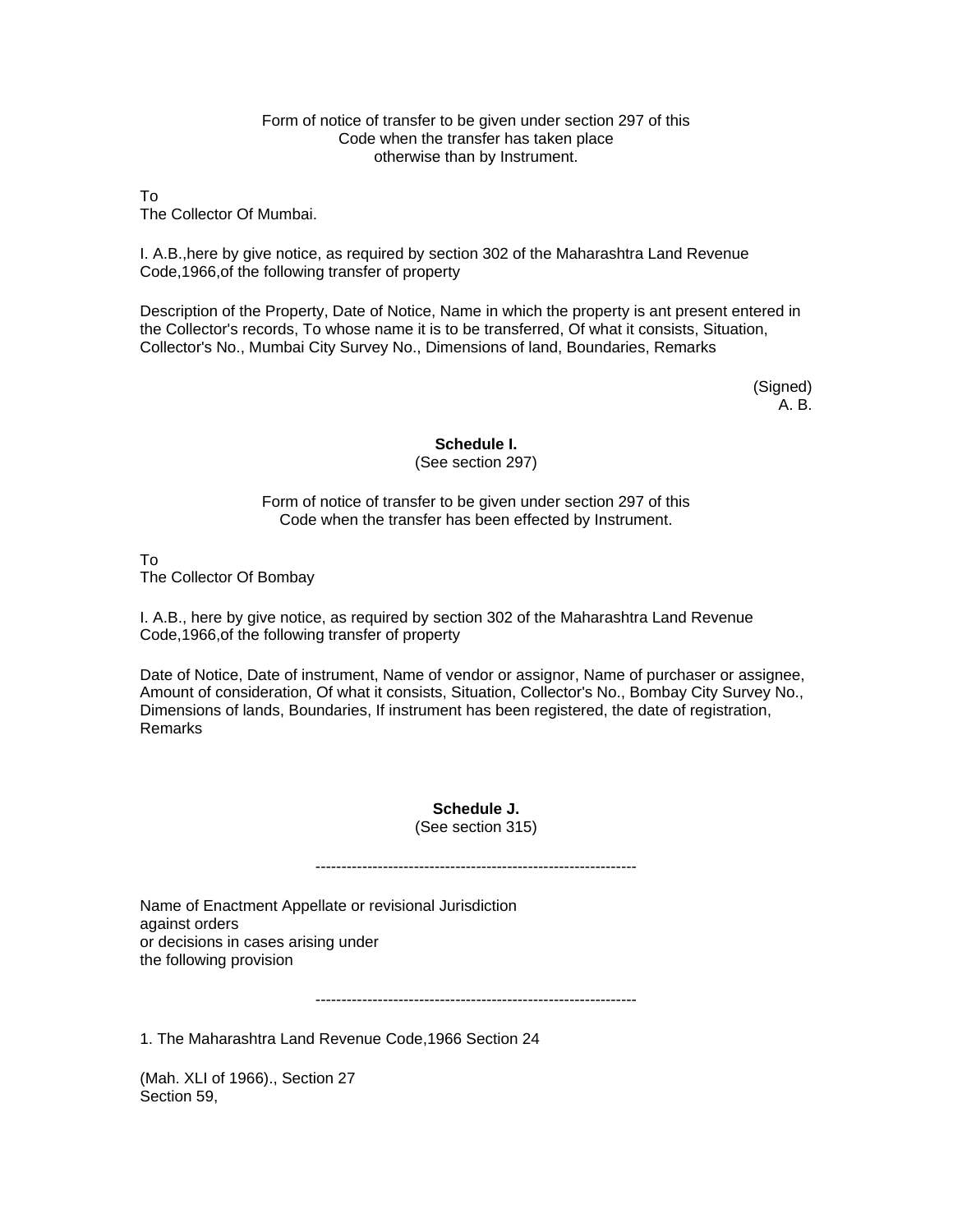Form of notice of transfer to be given under section 297 of this Code when the transfer has taken place otherwise than by Instrument.

To
The Collector Of Mumbai.

I. A.B.,here by give notice, as required by section 302 of the Maharashtra Land Revenue Code,1966,of the following transfer of property

Description of the Property, Date of Notice, Name in which the property is ant present entered in the Collector's records, To whose name it is to be transferred, Of what it consists, Situation, Collector's No., Mumbai City Survey No., Dimensions of land, Boundaries, Remarks

(Signed)
A. B.

**Schedule I.**
(See section 297)

Form of notice of transfer to be given under section 297 of this Code when the transfer has been effected by Instrument.

To
The Collector Of Bombay

I. A.B., here by give notice, as required by section 302 of the Maharashtra Land Revenue Code,1966,of the following transfer of property

Date of Notice, Date of instrument, Name of vendor or assignor, Name of purchaser or assignee, Amount of consideration, Of what it consists, Situation, Collector's No., Bombay City Survey No., Dimensions of lands, Boundaries, If instrument has been registered, the date of registration, Remarks

**Schedule J.**
(See section 315)

--------------------------------------------------------------

Name of Enactment Appellate or revisional Jurisdiction against orders or decisions in cases arising under the following provision

--------------------------------------------------------------

1. The Maharashtra Land Revenue Code,1966 Section 24

(Mah. XLI of 1966)., Section 27
Section 59,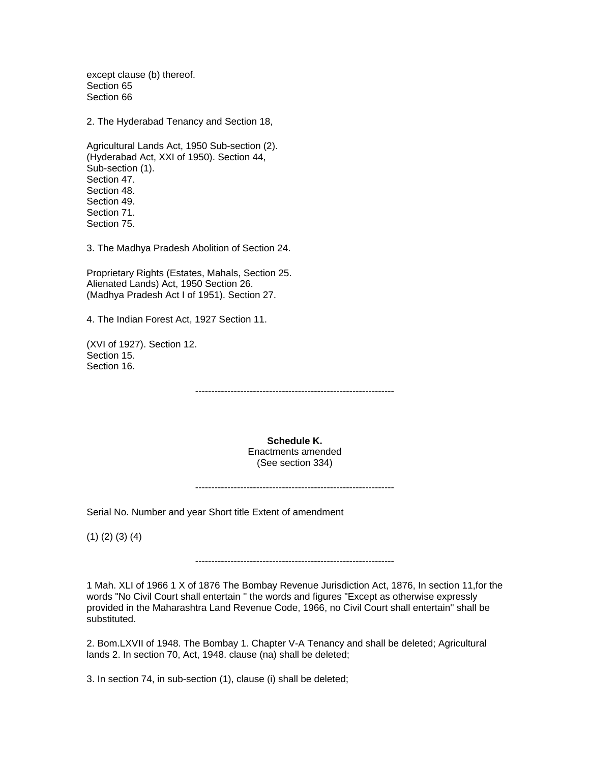except clause (b) thereof.
Section 65
Section 66

2. The Hyderabad Tenancy and Section 18,

Agricultural Lands Act, 1950 Sub-section (2).
(Hyderabad Act, XXI of 1950). Section 44,
Sub-section (1).
Section 47.
Section 48.
Section 49.
Section 71.
Section 75.

3. The Madhya Pradesh Abolition of Section 24.

Proprietary Rights (Estates, Mahals, Section 25.
Alienated Lands) Act, 1950 Section 26.
(Madhya Pradesh Act I of 1951). Section 27.

4. The Indian Forest Act, 1927 Section 11.

(XVI of 1927). Section 12.
Section 15.
Section 16.

--------------------------------------------------------------

**Schedule K.**
Enactments amended
(See section 334)

--------------------------------------------------------------

Serial No. Number and year Short title Extent of amendment

(1) (2) (3) (4)

--------------------------------------------------------------

1 Mah. XLI of 1966 1 X of 1876 The Bombay Revenue Jurisdiction Act, 1876, In section 11,for the words "No Civil Court shall entertain '' the words and figures "Except as otherwise expressly provided in the Maharashtra Land Revenue Code, 1966, no Civil Court shall entertain'' shall be substituted.

2. Bom.LXVII of 1948. The Bombay 1. Chapter V-A Tenancy and shall be deleted; Agricultural lands 2. In section 70, Act, 1948. clause (na) shall be deleted;

3. In section 74, in sub-section (1), clause (i) shall be deleted;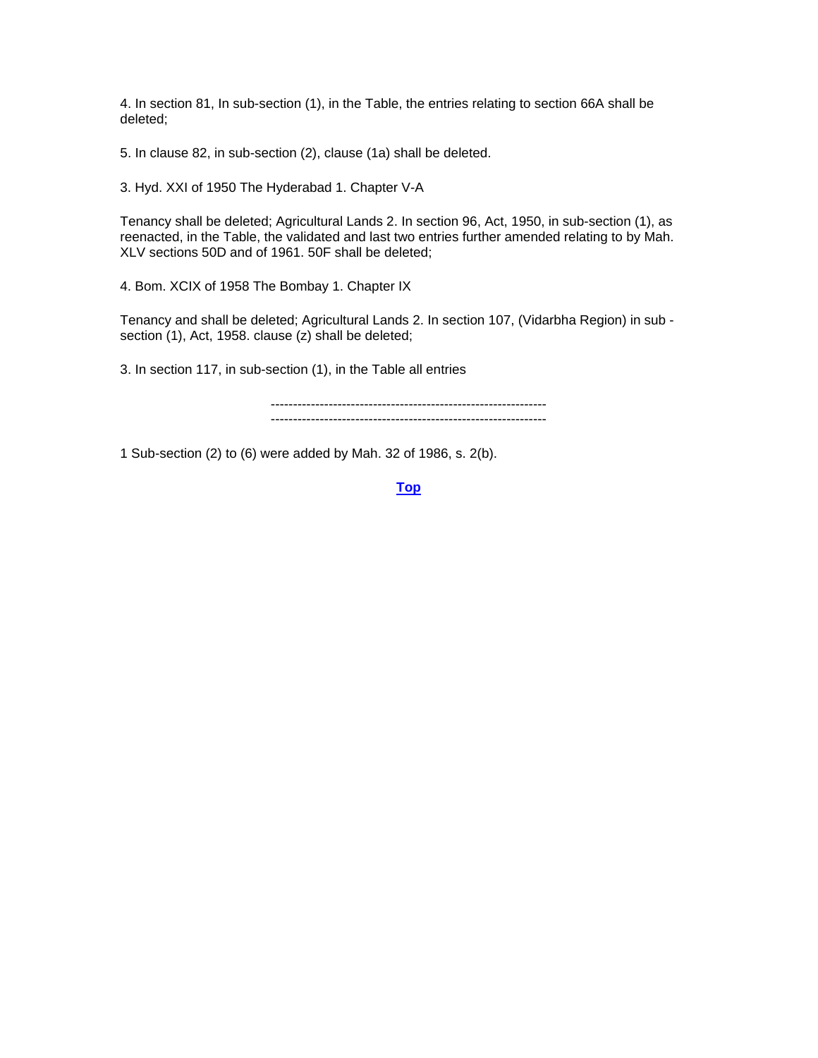4. In section 81, In sub-section (1), in the Table, the entries relating to section 66A shall be deleted;

5. In clause 82, in sub-section (2), clause (1a) shall be deleted.

3. Hyd. XXI of 1950 The Hyderabad 1. Chapter V-A

Tenancy shall be deleted; Agricultural Lands 2. In section 96, Act, 1950, in sub-section (1), as reenacted, in the Table, the validated and last two entries further amended relating to by Mah. XLV sections 50D and of 1961. 50F shall be deleted;

4. Bom. XCIX of 1958 The Bombay 1. Chapter IX

Tenancy and shall be deleted; Agricultural Lands 2. In section 107, (Vidarbha Region) in sub - section (1), Act, 1958. clause (z) shall be deleted;

3. In section 117, in sub-section (1), in the Table all entries

---------------------------------------------------------------
---------------------------------------------------------------

1 Sub-section (2) to (6) were added by Mah. 32 of 1986, s. 2(b).

**Top**